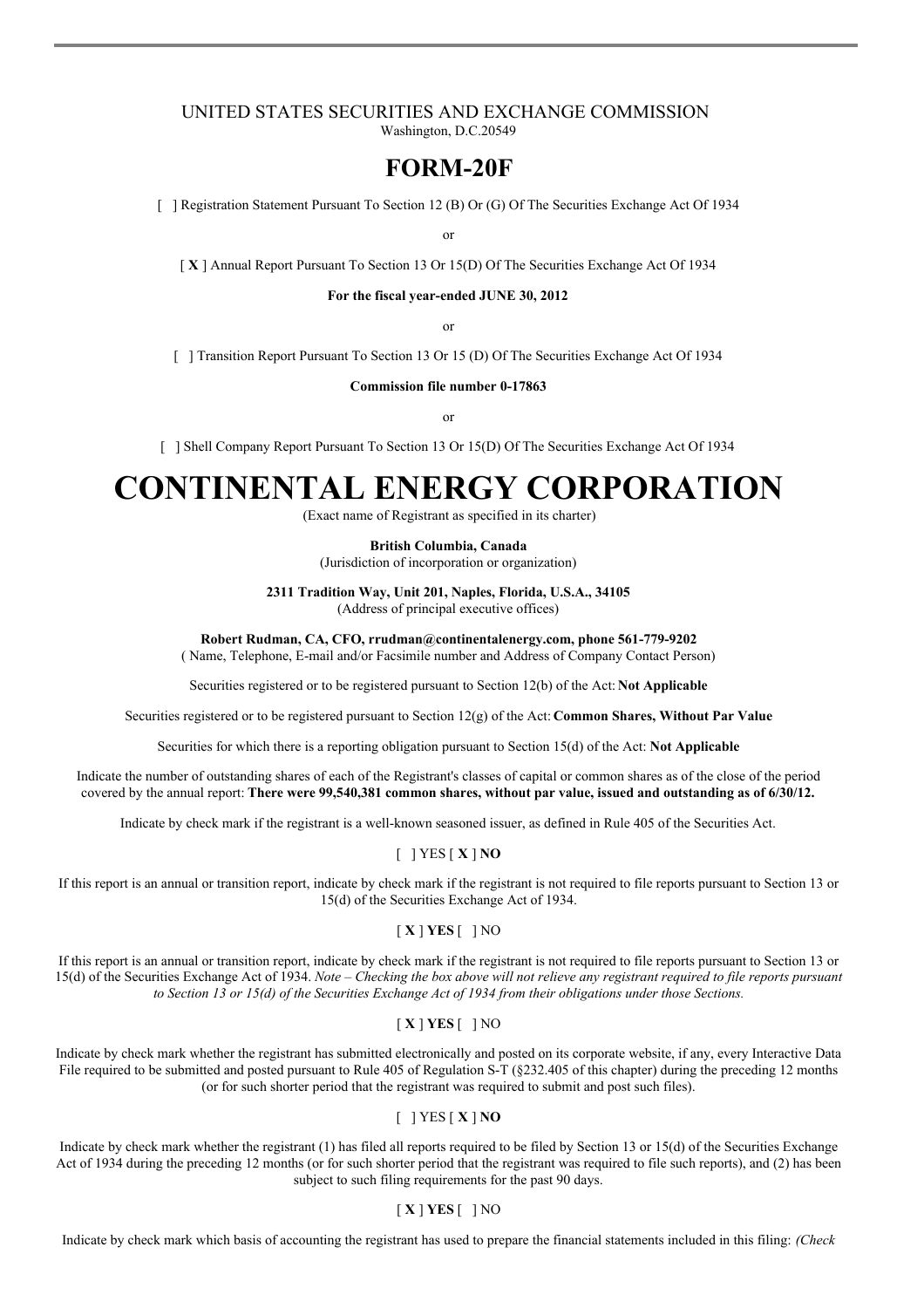UNITED STATES SECURITIES AND EXCHANGE COMMISSION
Washington, D.C.20549

# FORM-20F

[ ] Registration Statement Pursuant To Section 12 (B) Or (G) Of The Securities Exchange Act Of 1934

or

[ **X** ] Annual Report Pursuant To Section 13 Or 15(D) Of The Securities Exchange Act Of 1934

**For the fiscal year-ended JUNE 30, 2012**

or

[ ] Transition Report Pursuant To Section 13 Or 15 (D) Of The Securities Exchange Act Of 1934

**Commission file number 0-17863**

or

[ ] Shell Company Report Pursuant To Section 13 Or 15(D) Of The Securities Exchange Act Of 1934

# CONTINENTAL ENERGY CORPORATION

(Exact name of Registrant as specified in its charter)

**British Columbia, Canada**
(Jurisdiction of incorporation or organization)

**2311 Tradition Way, Unit 201, Naples, Florida, U.S.A., 34105**
(Address of principal executive offices)

**Robert Rudman, CA, CFO, rrudman@continentalenergy.com, phone 561-779-9202**
( Name, Telephone, E-mail and/or Facsimile number and Address of Company Contact Person)

Securities registered or to be registered pursuant to Section 12(b) of the Act: **Not Applicable**

Securities registered or to be registered pursuant to Section 12(g) of the Act: **Common Shares, Without Par Value**

Securities for which there is a reporting obligation pursuant to Section 15(d) of the Act: **Not Applicable**

Indicate the number of outstanding shares of each of the Registrant's classes of capital or common shares as of the close of the period covered by the annual report: **There were 99,540,381 common shares, without par value, issued and outstanding as of 6/30/12.**

Indicate by check mark if the registrant is a well-known seasoned issuer, as defined in Rule 405 of the Securities Act.

[ ] YES [ **X** ] **NO**

If this report is an annual or transition report, indicate by check mark if the registrant is not required to file reports pursuant to Section 13 or 15(d) of the Securities Exchange Act of 1934.

[ **X** ] **YES** [ ] NO

If this report is an annual or transition report, indicate by check mark if the registrant is not required to file reports pursuant to Section 13 or 15(d) of the Securities Exchange Act of 1934. *Note – Checking the box above will not relieve any registrant required to file reports pursuant to Section 13 or 15(d) of the Securities Exchange Act of 1934 from their obligations under those Sections.*

[ **X** ] **YES** [ ] NO

Indicate by check mark whether the registrant has submitted electronically and posted on its corporate website, if any, every Interactive Data File required to be submitted and posted pursuant to Rule 405 of Regulation S-T (§232.405 of this chapter) during the preceding 12 months (or for such shorter period that the registrant was required to submit and post such files).

[ ] YES [ **X** ] **NO**

Indicate by check mark whether the registrant (1) has filed all reports required to be filed by Section 13 or 15(d) of the Securities Exchange Act of 1934 during the preceding 12 months (or for such shorter period that the registrant was required to file such reports), and (2) has been subject to such filing requirements for the past 90 days.

[ **X** ] **YES** [ ] NO

Indicate by check mark which basis of accounting the registrant has used to prepare the financial statements included in this filing: *(Check*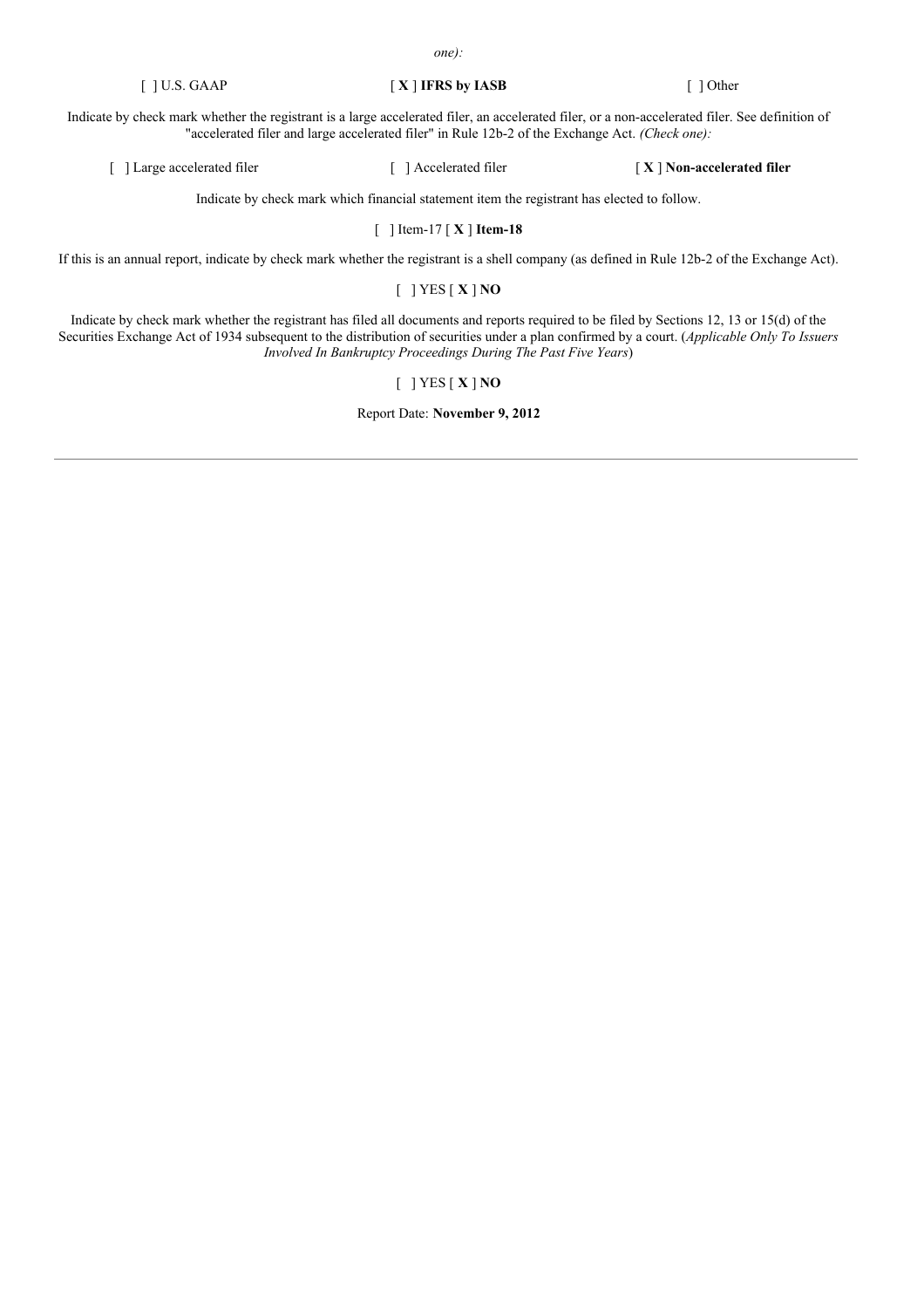*one):*

[ ] U.S. GAAP [ **X** ] **IFRS by IASB** [ ] Other

Indicate by check mark whether the registrant is a large accelerated filer, an accelerated filer, or a non-accelerated filer. See definition of "accelerated filer and large accelerated filer" in Rule 12b-2 of the Exchange Act. *(Check one):*

[ ] Large accelerated filer [ ] Accelerated filer [ **X** ] **Non-accelerated filer**

Indicate by check mark which financial statement item the registrant has elected to follow.

[ ] Item-17 [ **X** ] **Item-18**

If this is an annual report, indicate by check mark whether the registrant is a shell company (as defined in Rule 12b-2 of the Exchange Act).

[ ] YES [ **X** ] **NO**

Indicate by check mark whether the registrant has filed all documents and reports required to be filed by Sections 12, 13 or 15(d) of the Securities Exchange Act of 1934 subsequent to the distribution of securities under a plan confirmed by a court. (*Applicable Only To Issuers Involved In Bankruptcy Proceedings During The Past Five Years*)

[ ] YES [ **X** ] **NO**

Report Date: **November 9, 2012**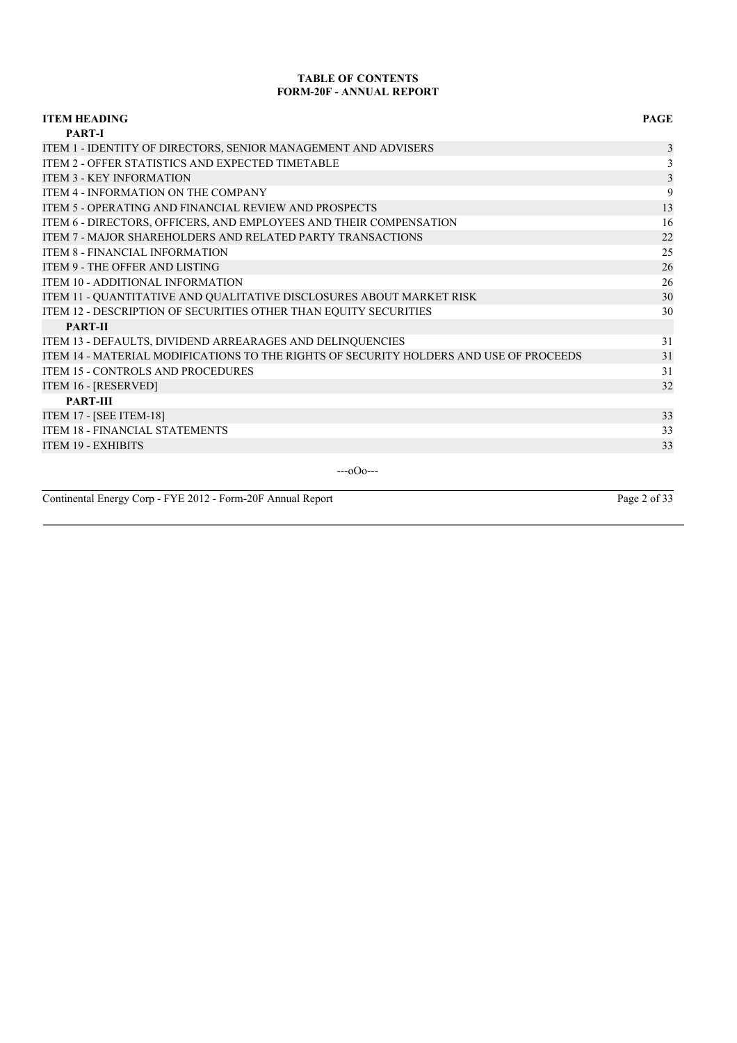**TABLE OF CONTENTS**
**FORM-20F - ANNUAL REPORT**

| ITEM HEADING | PAGE |
|---|---|
| **PART-I** | |
| ITEM 1 - IDENTITY OF DIRECTORS, SENIOR MANAGEMENT AND ADVISERS | 3 |
| ITEM 2 - OFFER STATISTICS AND EXPECTED TIMETABLE | 3 |
| ITEM 3 - KEY INFORMATION | 3 |
| ITEM 4 - INFORMATION ON THE COMPANY | 9 |
| ITEM 5 - OPERATING AND FINANCIAL REVIEW AND PROSPECTS | 13 |
| ITEM 6 - DIRECTORS, OFFICERS, AND EMPLOYEES AND THEIR COMPENSATION | 16 |
| ITEM 7 - MAJOR SHAREHOLDERS AND RELATED PARTY TRANSACTIONS | 22 |
| ITEM 8 - FINANCIAL INFORMATION | 25 |
| ITEM 9 - THE OFFER AND LISTING | 26 |
| ITEM 10 - ADDITIONAL INFORMATION | 26 |
| ITEM 11 - QUANTITATIVE AND QUALITATIVE DISCLOSURES ABOUT MARKET RISK | 30 |
| ITEM 12 - DESCRIPTION OF SECURITIES OTHER THAN EQUITY SECURITIES | 30 |
| **PART-II** | |
| ITEM 13 - DEFAULTS, DIVIDEND ARREARAGES AND DELINQUENCIES | 31 |
| ITEM 14 - MATERIAL MODIFICATIONS TO THE RIGHTS OF SECURITY HOLDERS AND USE OF PROCEEDS | 31 |
| ITEM 15 - CONTROLS AND PROCEDURES | 31 |
| ITEM 16 - [RESERVED] | 32 |
| **PART-III** | |
| ITEM 17 - [SEE ITEM-18] | 33 |
| ITEM 18 - FINANCIAL STATEMENTS | 33 |
| ITEM 19 - EXHIBITS | 33 |

---oOo---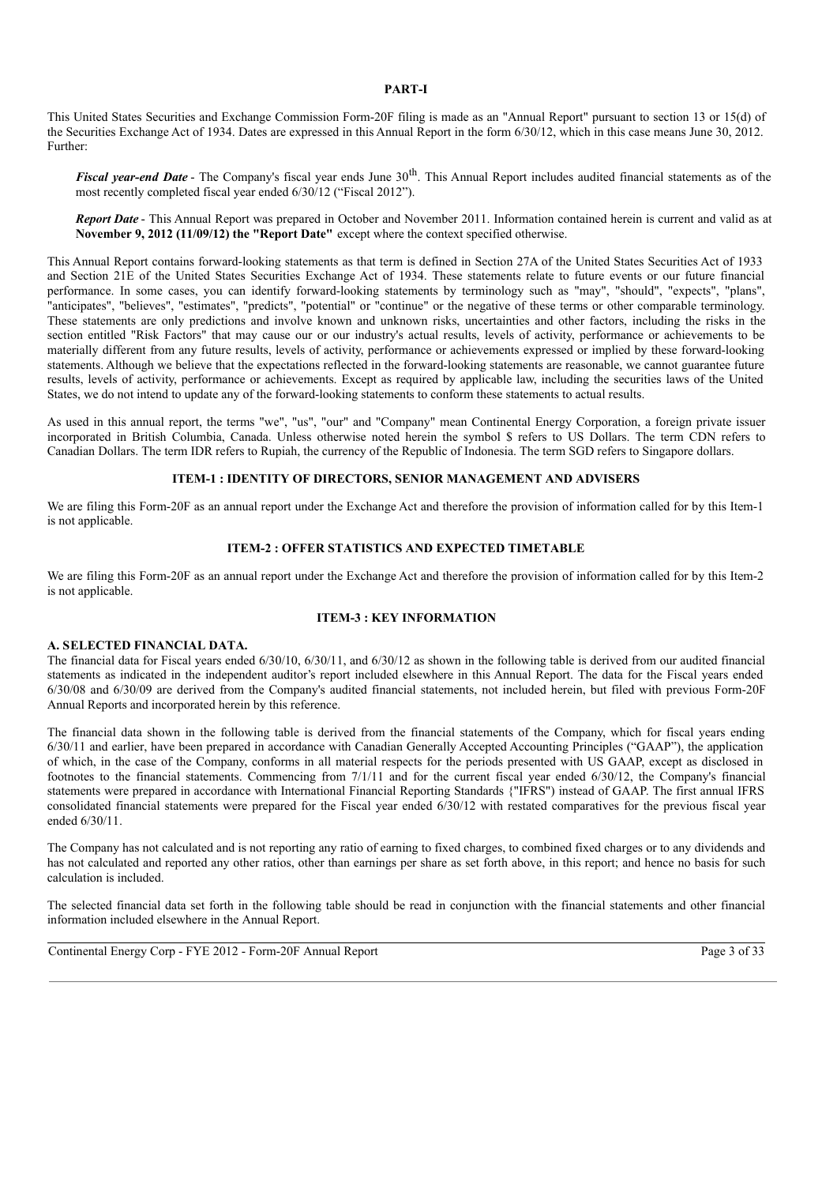## PART-I

This United States Securities and Exchange Commission Form-20F filing is made as an "Annual Report" pursuant to section 13 or 15(d) of the Securities Exchange Act of 1934. Dates are expressed in this Annual Report in the form 6/30/12, which in this case means June 30, 2012. Further:

***Fiscal year-end Date*** - The Company's fiscal year ends June 30th. This Annual Report includes audited financial statements as of the most recently completed fiscal year ended 6/30/12 ("Fiscal 2012").

***Report Date*** - This Annual Report was prepared in October and November 2011. Information contained herein is current and valid as at **November 9, 2012 (11/09/12) the "Report Date"** except where the context specified otherwise.

This Annual Report contains forward-looking statements as that term is defined in Section 27A of the United States Securities Act of 1933 and Section 21E of the United States Securities Exchange Act of 1934. These statements relate to future events or our future financial performance. In some cases, you can identify forward-looking statements by terminology such as "may", "should", "expects", "plans", "anticipates", "believes", "estimates", "predicts", "potential" or "continue" or the negative of these terms or other comparable terminology. These statements are only predictions and involve known and unknown risks, uncertainties and other factors, including the risks in the section entitled "Risk Factors" that may cause our or our industry's actual results, levels of activity, performance or achievements to be materially different from any future results, levels of activity, performance or achievements expressed or implied by these forward-looking statements. Although we believe that the expectations reflected in the forward-looking statements are reasonable, we cannot guarantee future results, levels of activity, performance or achievements. Except as required by applicable law, including the securities laws of the United States, we do not intend to update any of the forward-looking statements to conform these statements to actual results.

As used in this annual report, the terms "we", "us", "our" and "Company" mean Continental Energy Corporation, a foreign private issuer incorporated in British Columbia, Canada. Unless otherwise noted herein the symbol $ refers to US Dollars. The term CDN refers to Canadian Dollars. The term IDR refers to Rupiah, the currency of the Republic of Indonesia. The term SGD refers to Singapore dollars.

### ITEM-1 : IDENTITY OF DIRECTORS, SENIOR MANAGEMENT AND ADVISERS

We are filing this Form-20F as an annual report under the Exchange Act and therefore the provision of information called for by this Item-1 is not applicable.

### ITEM-2 : OFFER STATISTICS AND EXPECTED TIMETABLE

We are filing this Form-20F as an annual report under the Exchange Act and therefore the provision of information called for by this Item-2 is not applicable.

### ITEM-3 : KEY INFORMATION

**A. SELECTED FINANCIAL DATA.**

The financial data for Fiscal years ended 6/30/10, 6/30/11, and 6/30/12 as shown in the following table is derived from our audited financial statements as indicated in the independent auditor's report included elsewhere in this Annual Report. The data for the Fiscal years ended 6/30/08 and 6/30/09 are derived from the Company's audited financial statements, not included herein, but filed with previous Form-20F Annual Reports and incorporated herein by this reference.

The financial data shown in the following table is derived from the financial statements of the Company, which for fiscal years ending 6/30/11 and earlier, have been prepared in accordance with Canadian Generally Accepted Accounting Principles ("GAAP"), the application of which, in the case of the Company, conforms in all material respects for the periods presented with US GAAP, except as disclosed in footnotes to the financial statements. Commencing from 7/1/11 and for the current fiscal year ended 6/30/12, the Company's financial statements were prepared in accordance with International Financial Reporting Standards {"IFRS") instead of GAAP. The first annual IFRS consolidated financial statements were prepared for the Fiscal year ended 6/30/12 with restated comparatives for the previous fiscal year ended 6/30/11.

The Company has not calculated and is not reporting any ratio of earning to fixed charges, to combined fixed charges or to any dividends and has not calculated and reported any other ratios, other than earnings per share as set forth above, in this report; and hence no basis for such calculation is included.

The selected financial data set forth in the following table should be read in conjunction with the financial statements and other financial information included elsewhere in the Annual Report.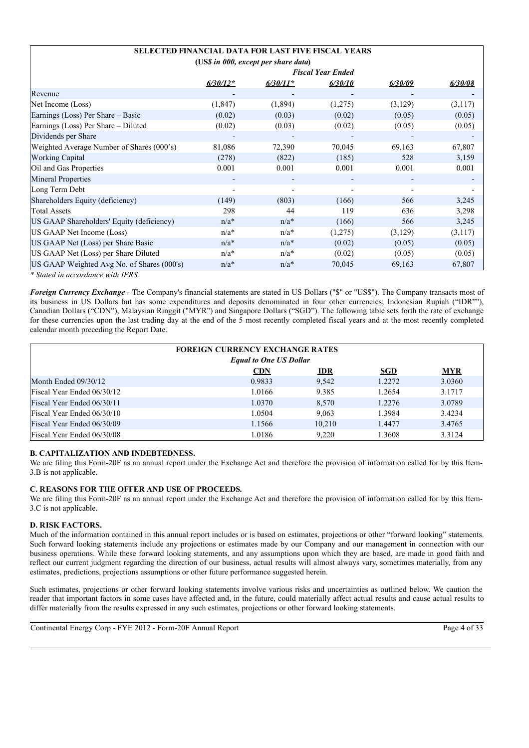| SELECTED FINANCIAL DATA FOR LAST FIVE FISCAL YEARS | | | | | |
|---|---|---|---|---|---|
| (US$ *in 000, except per share data*) | | | | | |
| | *Fiscal Year Ended* | | | | |
| | ***6/30/12**** | ***6/30/11**** | ***6/30/10*** | ***6/30/09*** | ***6/30/08*** |
| Revenue | - | - | - | - | - |
| Net Income (Loss) | (1,847) | (1,894) | (1,275) | (3,129) | (3,117) |
| Earnings (Loss) Per Share – Basic | (0.02) | (0.03) | (0.02) | (0.05) | (0.05) |
| Earnings (Loss) Per Share – Diluted | (0.02) | (0.03) | (0.02) | (0.05) | (0.05) |
| Dividends per Share | - | - | - | - | - |
| Weighted Average Number of Shares (000's) | 81,086 | 72,390 | 70,045 | 69,163 | 67,807 |
| Working Capital | (278) | (822) | (185) | 528 | 3,159 |
| Oil and Gas Properties | 0.001 | 0.001 | 0.001 | 0.001 | 0.001 |
| Mineral Properties | - | - | - | - | - |
| Long Term Debt | - | - | - | - | - |
| Shareholders Equity (deficiency) | (149) | (803) | (166) | 566 | 3,245 |
| Total Assets | 298 | 44 | 119 | 636 | 3,298 |
| US GAAP Shareholders' Equity (deficiency) | n/a* | n/a* | (166) | 566 | 3,245 |
| US GAAP Net Income (Loss) | n/a* | n/a* | (1,275) | (3,129) | (3,117) |
| US GAAP Net (Loss) per Share Basic | n/a* | n/a* | (0.02) | (0.05) | (0.05) |
| US GAAP Net (Loss) per Share Diluted | n/a* | n/a* | (0.02) | (0.05) | (0.05) |
| US GAAP Weighted Avg No. of Shares (000's) | n/a* | n/a* | 70,045 | 69,163 | 67,807 |

*\* Stated in accordance with IFRS.*

***Foreign Currency Exchange*** - The Company's financial statements are stated in US Dollars ("$" or "US$"). The Company transacts most of its business in US Dollars but has some expenditures and deposits denominated in four other currencies; Indonesian Rupiah ("IDR""), Canadian Dollars ("CDN"), Malaysian Ringgit ("MYR") and Singapore Dollars ("SGD"). The following table sets forth the rate of exchange for these currencies upon the last trading day at the end of the 5 most recently completed fiscal years and at the most recently completed calendar month preceding the Report Date.

| FOREIGN CURRENCY EXCHANGE RATES | | | | |
|---|---|---|---|---|
| *Equal to One US Dollar* | | | | |
| | **CDN** | **IDR** | **SGD** | **MYR** |
| Month Ended 09/30/12 | 0.9833 | 9,542 | 1.2272 | 3.0360 |
| Fiscal Year Ended 06/30/12 | 1.0166 | 9.385 | 1.2654 | 3.1717 |
| Fiscal Year Ended 06/30/11 | 1.0370 | 8,570 | 1.2276 | 3.0789 |
| Fiscal Year Ended 06/30/10 | 1.0504 | 9,063 | 1.3984 | 3.4234 |
| Fiscal Year Ended 06/30/09 | 1.1566 | 10,210 | 1.4477 | 3.4765 |
| Fiscal Year Ended 06/30/08 | 1.0186 | 9,220 | 1.3608 | 3.3124 |

### B. CAPITALIZATION AND INDEBTEDNESS.

We are filing this Form-20F as an annual report under the Exchange Act and therefore the provision of information called for by this Item-3.B is not applicable.

### C. REASONS FOR THE OFFER AND USE OF PROCEEDS.

We are filing this Form-20F as an annual report under the Exchange Act and therefore the provision of information called for by this Item-3.C is not applicable.

### D. RISK FACTORS.

Much of the information contained in this annual report includes or is based on estimates, projections or other "forward looking" statements. Such forward looking statements include any projections or estimates made by our Company and our management in connection with our business operations. While these forward looking statements, and any assumptions upon which they are based, are made in good faith and reflect our current judgment regarding the direction of our business, actual results will almost always vary, sometimes materially, from any estimates, predictions, projections assumptions or other future performance suggested herein.

Such estimates, projections or other forward looking statements involve various risks and uncertainties as outlined below. We caution the reader that important factors in some cases have affected and, in the future, could materially affect actual results and cause actual results to differ materially from the results expressed in any such estimates, projections or other forward looking statements.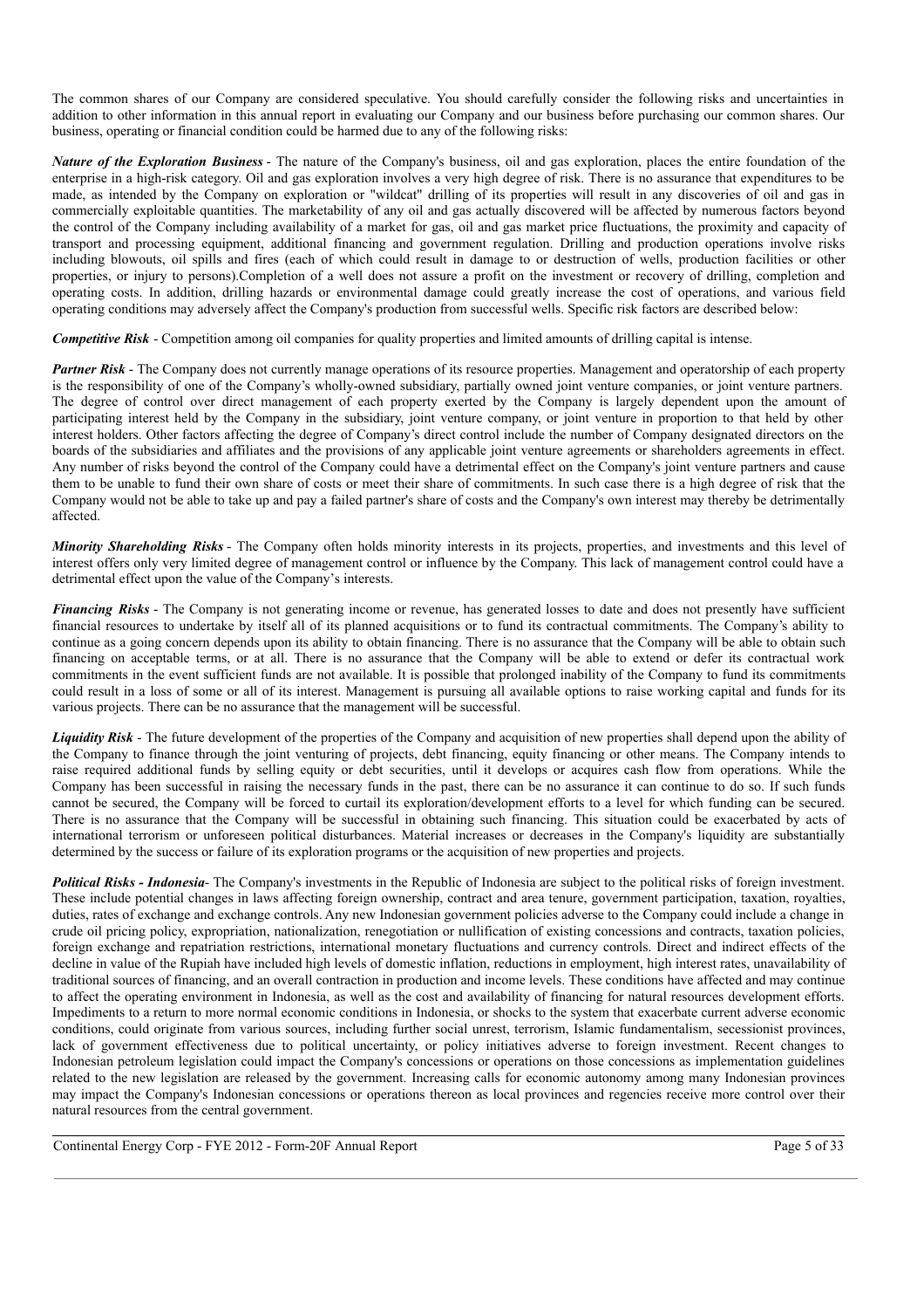The common shares of our Company are considered speculative. You should carefully consider the following risks and uncertainties in addition to other information in this annual report in evaluating our Company and our business before purchasing our common shares. Our business, operating or financial condition could be harmed due to any of the following risks:

***Nature of the Exploration Business*** - The nature of the Company's business, oil and gas exploration, places the entire foundation of the enterprise in a high-risk category. Oil and gas exploration involves a very high degree of risk. There is no assurance that expenditures to be made, as intended by the Company on exploration or "wildcat" drilling of its properties will result in any discoveries of oil and gas in commercially exploitable quantities. The marketability of any oil and gas actually discovered will be affected by numerous factors beyond the control of the Company including availability of a market for gas, oil and gas market price fluctuations, the proximity and capacity of transport and processing equipment, additional financing and government regulation. Drilling and production operations involve risks including blowouts, oil spills and fires (each of which could result in damage to or destruction of wells, production facilities or other properties, or injury to persons).Completion of a well does not assure a profit on the investment or recovery of drilling, completion and operating costs. In addition, drilling hazards or environmental damage could greatly increase the cost of operations, and various field operating conditions may adversely affect the Company's production from successful wells. Specific risk factors are described below:

***Competitive Risk*** - Competition among oil companies for quality properties and limited amounts of drilling capital is intense.

***Partner Risk*** - The Company does not currently manage operations of its resource properties. Management and operatorship of each property is the responsibility of one of the Company's wholly-owned subsidiary, partially owned joint venture companies, or joint venture partners. The degree of control over direct management of each property exerted by the Company is largely dependent upon the amount of participating interest held by the Company in the subsidiary, joint venture company, or joint venture in proportion to that held by other interest holders. Other factors affecting the degree of Company's direct control include the number of Company designated directors on the boards of the subsidiaries and affiliates and the provisions of any applicable joint venture agreements or shareholders agreements in effect. Any number of risks beyond the control of the Company could have a detrimental effect on the Company's joint venture partners and cause them to be unable to fund their own share of costs or meet their share of commitments. In such case there is a high degree of risk that the Company would not be able to take up and pay a failed partner's share of costs and the Company's own interest may thereby be detrimentally affected.

***Minority Shareholding Risks*** - The Company often holds minority interests in its projects, properties, and investments and this level of interest offers only very limited degree of management control or influence by the Company. This lack of management control could have a detrimental effect upon the value of the Company's interests.

***Financing Risks*** - The Company is not generating income or revenue, has generated losses to date and does not presently have sufficient financial resources to undertake by itself all of its planned acquisitions or to fund its contractual commitments. The Company's ability to continue as a going concern depends upon its ability to obtain financing. There is no assurance that the Company will be able to obtain such financing on acceptable terms, or at all. There is no assurance that the Company will be able to extend or defer its contractual work commitments in the event sufficient funds are not available. It is possible that prolonged inability of the Company to fund its commitments could result in a loss of some or all of its interest. Management is pursuing all available options to raise working capital and funds for its various projects. There can be no assurance that the management will be successful.

***Liquidity Risk*** - The future development of the properties of the Company and acquisition of new properties shall depend upon the ability of the Company to finance through the joint venturing of projects, debt financing, equity financing or other means. The Company intends to raise required additional funds by selling equity or debt securities, until it develops or acquires cash flow from operations. While the Company has been successful in raising the necessary funds in the past, there can be no assurance it can continue to do so. If such funds cannot be secured, the Company will be forced to curtail its exploration/development efforts to a level for which funding can be secured. There is no assurance that the Company will be successful in obtaining such financing. This situation could be exacerbated by acts of international terrorism or unforeseen political disturbances. Material increases or decreases in the Company's liquidity are substantially determined by the success or failure of its exploration programs or the acquisition of new properties and projects.

***Political Risks - Indonesia***- The Company's investments in the Republic of Indonesia are subject to the political risks of foreign investment. These include potential changes in laws affecting foreign ownership, contract and area tenure, government participation, taxation, royalties, duties, rates of exchange and exchange controls. Any new Indonesian government policies adverse to the Company could include a change in crude oil pricing policy, expropriation, nationalization, renegotiation or nullification of existing concessions and contracts, taxation policies, foreign exchange and repatriation restrictions, international monetary fluctuations and currency controls. Direct and indirect effects of the decline in value of the Rupiah have included high levels of domestic inflation, reductions in employment, high interest rates, unavailability of traditional sources of financing, and an overall contraction in production and income levels. These conditions have affected and may continue to affect the operating environment in Indonesia, as well as the cost and availability of financing for natural resources development efforts. Impediments to a return to more normal economic conditions in Indonesia, or shocks to the system that exacerbate current adverse economic conditions, could originate from various sources, including further social unrest, terrorism, Islamic fundamentalism, secessionist provinces, lack of government effectiveness due to political uncertainty, or policy initiatives adverse to foreign investment. Recent changes to Indonesian petroleum legislation could impact the Company's concessions or operations on those concessions as implementation guidelines related to the new legislation are released by the government. Increasing calls for economic autonomy among many Indonesian provinces may impact the Company's Indonesian concessions or operations thereon as local provinces and regencies receive more control over their natural resources from the central government.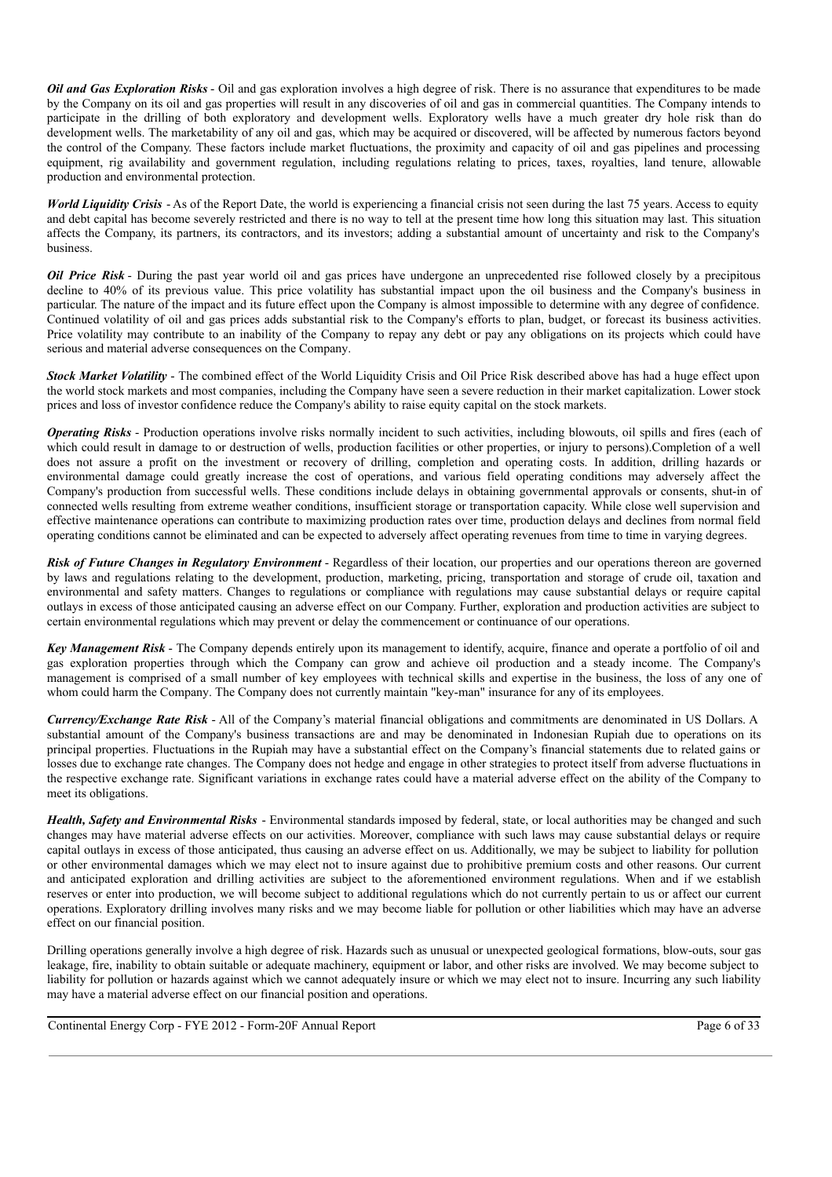***Oil and Gas Exploration Risks*** - Oil and gas exploration involves a high degree of risk. There is no assurance that expenditures to be made by the Company on its oil and gas properties will result in any discoveries of oil and gas in commercial quantities. The Company intends to participate in the drilling of both exploratory and development wells. Exploratory wells have a much greater dry hole risk than do development wells. The marketability of any oil and gas, which may be acquired or discovered, will be affected by numerous factors beyond the control of the Company. These factors include market fluctuations, the proximity and capacity of oil and gas pipelines and processing equipment, rig availability and government regulation, including regulations relating to prices, taxes, royalties, land tenure, allowable production and environmental protection.

***World Liquidity Crisis*** - As of the Report Date, the world is experiencing a financial crisis not seen during the last 75 years. Access to equity and debt capital has become severely restricted and there is no way to tell at the present time how long this situation may last. This situation affects the Company, its partners, its contractors, and its investors; adding a substantial amount of uncertainty and risk to the Company's business.

***Oil Price Risk*** - During the past year world oil and gas prices have undergone an unprecedented rise followed closely by a precipitous decline to 40% of its previous value. This price volatility has substantial impact upon the oil business and the Company's business in particular. The nature of the impact and its future effect upon the Company is almost impossible to determine with any degree of confidence. Continued volatility of oil and gas prices adds substantial risk to the Company's efforts to plan, budget, or forecast its business activities. Price volatility may contribute to an inability of the Company to repay any debt or pay any obligations on its projects which could have serious and material adverse consequences on the Company.

***Stock Market Volatility*** - The combined effect of the World Liquidity Crisis and Oil Price Risk described above has had a huge effect upon the world stock markets and most companies, including the Company have seen a severe reduction in their market capitalization. Lower stock prices and loss of investor confidence reduce the Company's ability to raise equity capital on the stock markets.

***Operating Risks*** - Production operations involve risks normally incident to such activities, including blowouts, oil spills and fires (each of which could result in damage to or destruction of wells, production facilities or other properties, or injury to persons).Completion of a well does not assure a profit on the investment or recovery of drilling, completion and operating costs. In addition, drilling hazards or environmental damage could greatly increase the cost of operations, and various field operating conditions may adversely affect the Company's production from successful wells. These conditions include delays in obtaining governmental approvals or consents, shut-in of connected wells resulting from extreme weather conditions, insufficient storage or transportation capacity. While close well supervision and effective maintenance operations can contribute to maximizing production rates over time, production delays and declines from normal field operating conditions cannot be eliminated and can be expected to adversely affect operating revenues from time to time in varying degrees.

***Risk of Future Changes in Regulatory Environment*** - Regardless of their location, our properties and our operations thereon are governed by laws and regulations relating to the development, production, marketing, pricing, transportation and storage of crude oil, taxation and environmental and safety matters. Changes to regulations or compliance with regulations may cause substantial delays or require capital outlays in excess of those anticipated causing an adverse effect on our Company. Further, exploration and production activities are subject to certain environmental regulations which may prevent or delay the commencement or continuance of our operations.

***Key Management Risk*** - The Company depends entirely upon its management to identify, acquire, finance and operate a portfolio of oil and gas exploration properties through which the Company can grow and achieve oil production and a steady income. The Company's management is comprised of a small number of key employees with technical skills and expertise in the business, the loss of any one of whom could harm the Company. The Company does not currently maintain "key-man" insurance for any of its employees.

***Currency/Exchange Rate Risk*** - All of the Company's material financial obligations and commitments are denominated in US Dollars. A substantial amount of the Company's business transactions are and may be denominated in Indonesian Rupiah due to operations on its principal properties. Fluctuations in the Rupiah may have a substantial effect on the Company's financial statements due to related gains or losses due to exchange rate changes. The Company does not hedge and engage in other strategies to protect itself from adverse fluctuations in the respective exchange rate. Significant variations in exchange rates could have a material adverse effect on the ability of the Company to meet its obligations.

***Health, Safety and Environmental Risks*** - Environmental standards imposed by federal, state, or local authorities may be changed and such changes may have material adverse effects on our activities. Moreover, compliance with such laws may cause substantial delays or require capital outlays in excess of those anticipated, thus causing an adverse effect on us. Additionally, we may be subject to liability for pollution or other environmental damages which we may elect not to insure against due to prohibitive premium costs and other reasons. Our current and anticipated exploration and drilling activities are subject to the aforementioned environment regulations. When and if we establish reserves or enter into production, we will become subject to additional regulations which do not currently pertain to us or affect our current operations. Exploratory drilling involves many risks and we may become liable for pollution or other liabilities which may have an adverse effect on our financial position.

Drilling operations generally involve a high degree of risk. Hazards such as unusual or unexpected geological formations, blow-outs, sour gas leakage, fire, inability to obtain suitable or adequate machinery, equipment or labor, and other risks are involved. We may become subject to liability for pollution or hazards against which we cannot adequately insure or which we may elect not to insure. Incurring any such liability may have a material adverse effect on our financial position and operations.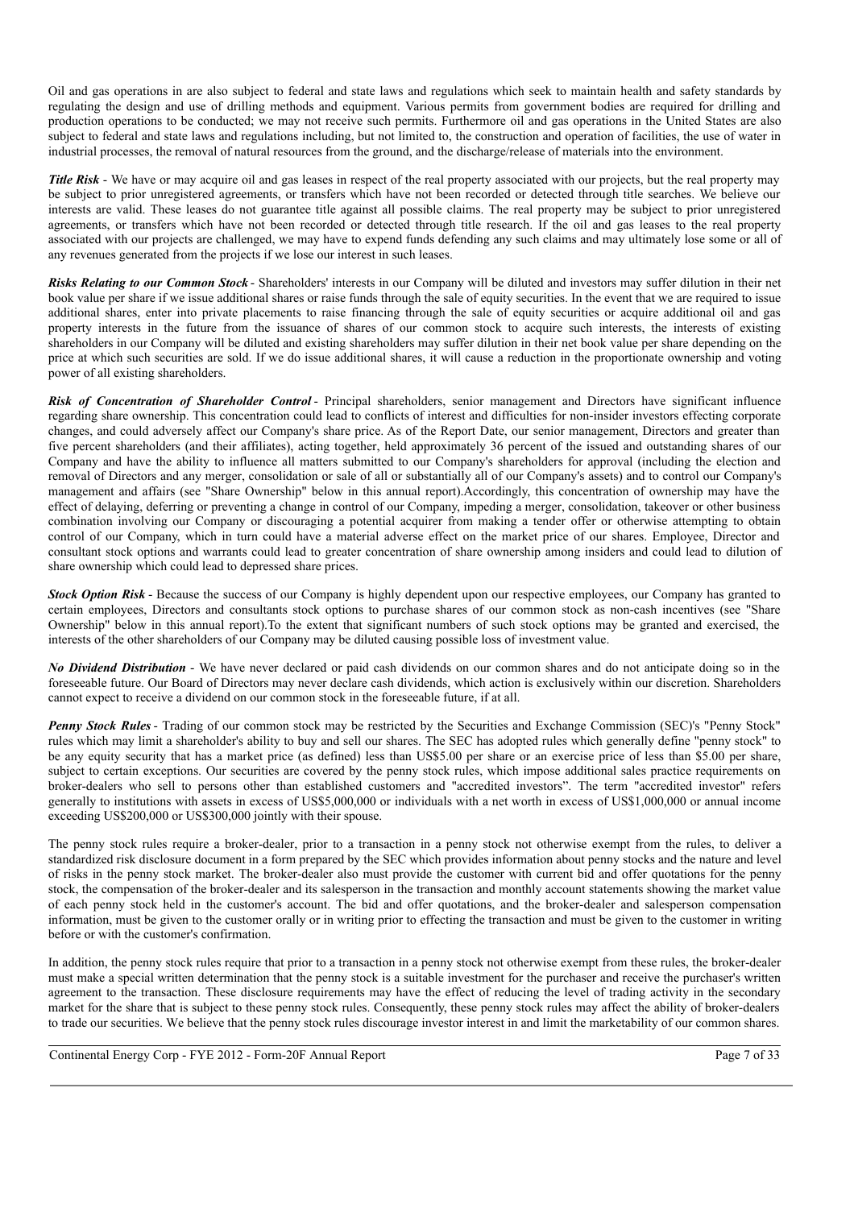Oil and gas operations in are also subject to federal and state laws and regulations which seek to maintain health and safety standards by regulating the design and use of drilling methods and equipment. Various permits from government bodies are required for drilling and production operations to be conducted; we may not receive such permits. Furthermore oil and gas operations in the United States are also subject to federal and state laws and regulations including, but not limited to, the construction and operation of facilities, the use of water in industrial processes, the removal of natural resources from the ground, and the discharge/release of materials into the environment.

***Title Risk*** - We have or may acquire oil and gas leases in respect of the real property associated with our projects, but the real property may be subject to prior unregistered agreements, or transfers which have not been recorded or detected through title searches. We believe our interests are valid. These leases do not guarantee title against all possible claims. The real property may be subject to prior unregistered agreements, or transfers which have not been recorded or detected through title research. If the oil and gas leases to the real property associated with our projects are challenged, we may have to expend funds defending any such claims and may ultimately lose some or all of any revenues generated from the projects if we lose our interest in such leases.

***Risks Relating to our Common Stock*** - Shareholders' interests in our Company will be diluted and investors may suffer dilution in their net book value per share if we issue additional shares or raise funds through the sale of equity securities. In the event that we are required to issue additional shares, enter into private placements to raise financing through the sale of equity securities or acquire additional oil and gas property interests in the future from the issuance of shares of our common stock to acquire such interests, the interests of existing shareholders in our Company will be diluted and existing shareholders may suffer dilution in their net book value per share depending on the price at which such securities are sold. If we do issue additional shares, it will cause a reduction in the proportionate ownership and voting power of all existing shareholders.

***Risk of Concentration of Shareholder Control*** - Principal shareholders, senior management and Directors have significant influence regarding share ownership. This concentration could lead to conflicts of interest and difficulties for non-insider investors effecting corporate changes, and could adversely affect our Company's share price. As of the Report Date, our senior management, Directors and greater than five percent shareholders (and their affiliates), acting together, held approximately 36 percent of the issued and outstanding shares of our Company and have the ability to influence all matters submitted to our Company's shareholders for approval (including the election and removal of Directors and any merger, consolidation or sale of all or substantially all of our Company's assets) and to control our Company's management and affairs (see "Share Ownership" below in this annual report).Accordingly, this concentration of ownership may have the effect of delaying, deferring or preventing a change in control of our Company, impeding a merger, consolidation, takeover or other business combination involving our Company or discouraging a potential acquirer from making a tender offer or otherwise attempting to obtain control of our Company, which in turn could have a material adverse effect on the market price of our shares. Employee, Director and consultant stock options and warrants could lead to greater concentration of share ownership among insiders and could lead to dilution of share ownership which could lead to depressed share prices.

***Stock Option Risk*** - Because the success of our Company is highly dependent upon our respective employees, our Company has granted to certain employees, Directors and consultants stock options to purchase shares of our common stock as non-cash incentives (see "Share Ownership" below in this annual report).To the extent that significant numbers of such stock options may be granted and exercised, the interests of the other shareholders of our Company may be diluted causing possible loss of investment value.

***No Dividend Distribution*** - We have never declared or paid cash dividends on our common shares and do not anticipate doing so in the foreseeable future. Our Board of Directors may never declare cash dividends, which action is exclusively within our discretion. Shareholders cannot expect to receive a dividend on our common stock in the foreseeable future, if at all.

***Penny Stock Rules*** - Trading of our common stock may be restricted by the Securities and Exchange Commission (SEC)'s "Penny Stock" rules which may limit a shareholder's ability to buy and sell our shares. The SEC has adopted rules which generally define "penny stock" to be any equity security that has a market price (as defined) less than US$5.00 per share or an exercise price of less than $5.00 per share, subject to certain exceptions. Our securities are covered by the penny stock rules, which impose additional sales practice requirements on broker-dealers who sell to persons other than established customers and "accredited investors". The term "accredited investor" refers generally to institutions with assets in excess of US$5,000,000 or individuals with a net worth in excess of US$1,000,000 or annual income exceeding US$200,000 or US$300,000 jointly with their spouse.

The penny stock rules require a broker-dealer, prior to a transaction in a penny stock not otherwise exempt from the rules, to deliver a standardized risk disclosure document in a form prepared by the SEC which provides information about penny stocks and the nature and level of risks in the penny stock market. The broker-dealer also must provide the customer with current bid and offer quotations for the penny stock, the compensation of the broker-dealer and its salesperson in the transaction and monthly account statements showing the market value of each penny stock held in the customer's account. The bid and offer quotations, and the broker-dealer and salesperson compensation information, must be given to the customer orally or in writing prior to effecting the transaction and must be given to the customer in writing before or with the customer's confirmation.

In addition, the penny stock rules require that prior to a transaction in a penny stock not otherwise exempt from these rules, the broker-dealer must make a special written determination that the penny stock is a suitable investment for the purchaser and receive the purchaser's written agreement to the transaction. These disclosure requirements may have the effect of reducing the level of trading activity in the secondary market for the share that is subject to these penny stock rules. Consequently, these penny stock rules may affect the ability of broker-dealers to trade our securities. We believe that the penny stock rules discourage investor interest in and limit the marketability of our common shares.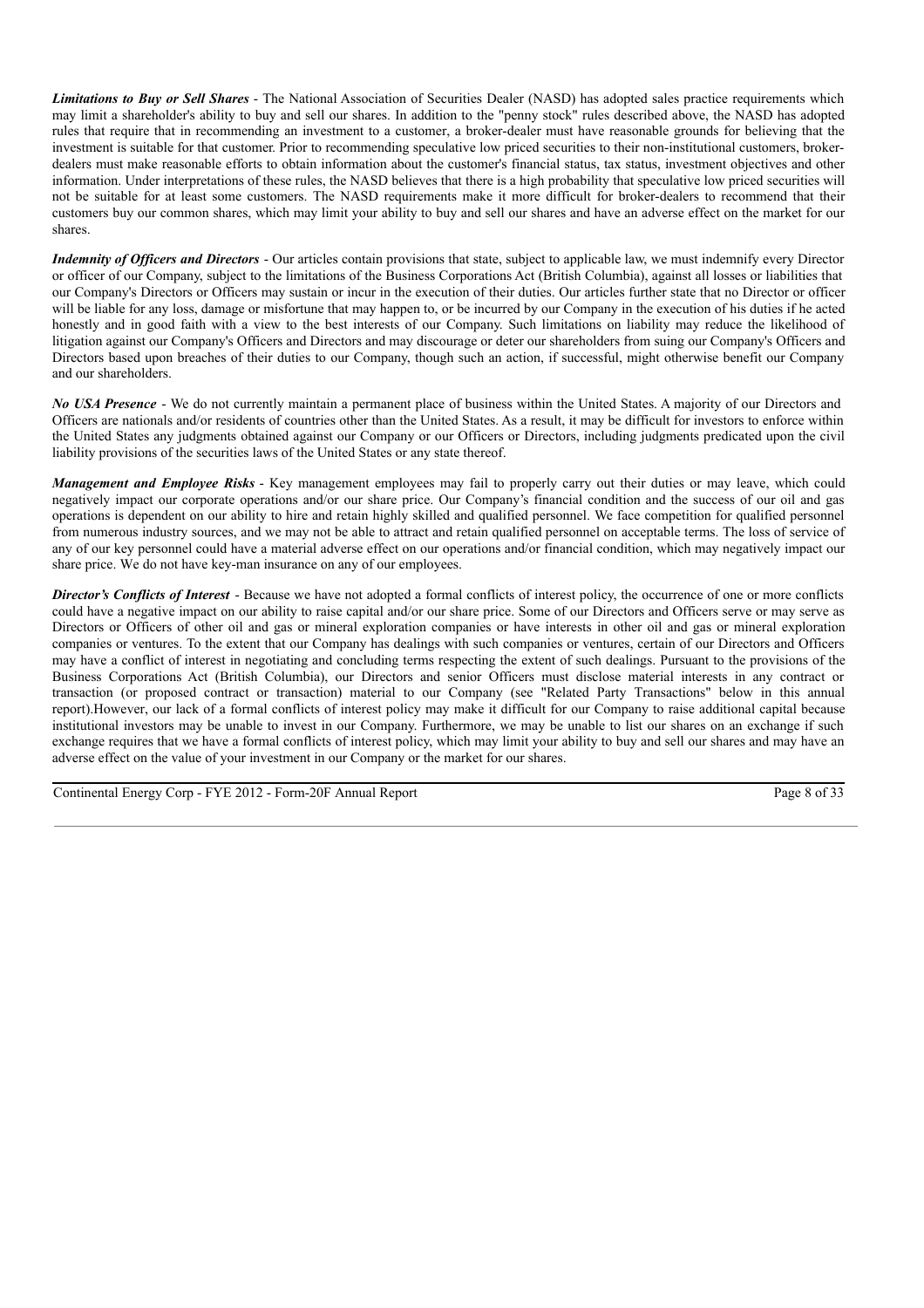***Limitations to Buy or Sell Shares*** - The National Association of Securities Dealer (NASD) has adopted sales practice requirements which may limit a shareholder's ability to buy and sell our shares. In addition to the "penny stock" rules described above, the NASD has adopted rules that require that in recommending an investment to a customer, a broker-dealer must have reasonable grounds for believing that the investment is suitable for that customer. Prior to recommending speculative low priced securities to their non-institutional customers, broker-dealers must make reasonable efforts to obtain information about the customer's financial status, tax status, investment objectives and other information. Under interpretations of these rules, the NASD believes that there is a high probability that speculative low priced securities will not be suitable for at least some customers. The NASD requirements make it more difficult for broker-dealers to recommend that their customers buy our common shares, which may limit your ability to buy and sell our shares and have an adverse effect on the market for our shares.

***Indemnity of Officers and Directors*** - Our articles contain provisions that state, subject to applicable law, we must indemnify every Director or officer of our Company, subject to the limitations of the Business Corporations Act (British Columbia), against all losses or liabilities that our Company's Directors or Officers may sustain or incur in the execution of their duties. Our articles further state that no Director or officer will be liable for any loss, damage or misfortune that may happen to, or be incurred by our Company in the execution of his duties if he acted honestly and in good faith with a view to the best interests of our Company. Such limitations on liability may reduce the likelihood of litigation against our Company's Officers and Directors and may discourage or deter our shareholders from suing our Company's Officers and Directors based upon breaches of their duties to our Company, though such an action, if successful, might otherwise benefit our Company and our shareholders.

***No USA Presence*** - We do not currently maintain a permanent place of business within the United States. A majority of our Directors and Officers are nationals and/or residents of countries other than the United States. As a result, it may be difficult for investors to enforce within the United States any judgments obtained against our Company or our Officers or Directors, including judgments predicated upon the civil liability provisions of the securities laws of the United States or any state thereof.

***Management and Employee Risks*** - Key management employees may fail to properly carry out their duties or may leave, which could negatively impact our corporate operations and/or our share price. Our Company's financial condition and the success of our oil and gas operations is dependent on our ability to hire and retain highly skilled and qualified personnel. We face competition for qualified personnel from numerous industry sources, and we may not be able to attract and retain qualified personnel on acceptable terms. The loss of service of any of our key personnel could have a material adverse effect on our operations and/or financial condition, which may negatively impact our share price. We do not have key-man insurance on any of our employees.

***Director's Conflicts of Interest*** - Because we have not adopted a formal conflicts of interest policy, the occurrence of one or more conflicts could have a negative impact on our ability to raise capital and/or our share price. Some of our Directors and Officers serve or may serve as Directors or Officers of other oil and gas or mineral exploration companies or have interests in other oil and gas or mineral exploration companies or ventures. To the extent that our Company has dealings with such companies or ventures, certain of our Directors and Officers may have a conflict of interest in negotiating and concluding terms respecting the extent of such dealings. Pursuant to the provisions of the Business Corporations Act (British Columbia), our Directors and senior Officers must disclose material interests in any contract or transaction (or proposed contract or transaction) material to our Company (see "Related Party Transactions" below in this annual report).However, our lack of a formal conflicts of interest policy may make it difficult for our Company to raise additional capital because institutional investors may be unable to invest in our Company. Furthermore, we may be unable to list our shares on an exchange if such exchange requires that we have a formal conflicts of interest policy, which may limit your ability to buy and sell our shares and may have an adverse effect on the value of your investment in our Company or the market for our shares.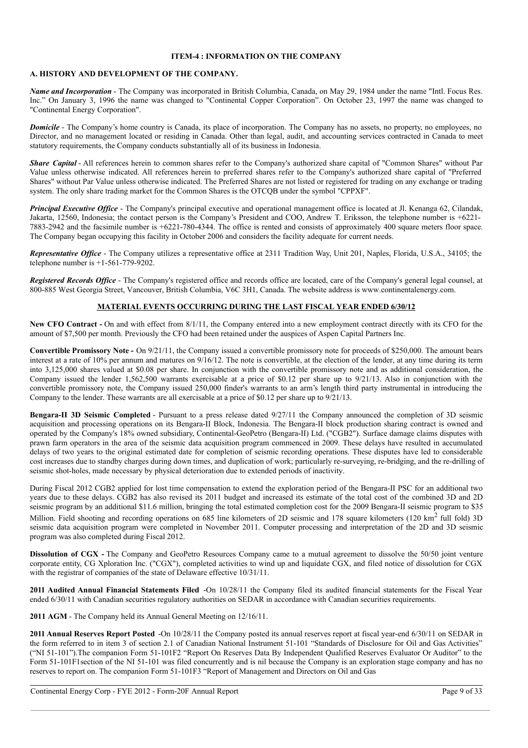## ITEM-4 : INFORMATION ON THE COMPANY

### A. HISTORY AND DEVELOPMENT OF THE COMPANY.

***Name and Incorporation*** - The Company was incorporated in British Columbia, Canada, on May 29, 1984 under the name "Intl. Focus Res. Inc." On January 3, 1996 the name was changed to "Continental Copper Corporation". On October 23, 1997 the name was changed to "Continental Energy Corporation".

***Domicile*** - The Company's home country is Canada, its place of incorporation. The Company has no assets, no property, no employees, no Director, and no management located or residing in Canada. Other than legal, audit, and accounting services contracted in Canada to meet statutory requirements, the Company conducts substantially all of its business in Indonesia.

***Share Capital*** - All references herein to common shares refer to the Company's authorized share capital of "Common Shares" without Par Value unless otherwise indicated. All references herein to preferred shares refer to the Company's authorized share capital of "Preferred Shares" without Par Value unless otherwise indicated. The Preferred Shares are not listed or registered for trading on any exchange or trading system. The only share trading market for the Common Shares is the OTCQB under the symbol "CPPXF".

***Principal Executive Office*** - The Company's principal executive and operational management office is located at Jl. Kenanga 62, Cilandak, Jakarta, 12560, Indonesia; the contact person is the Company's President and COO, Andrew T. Eriksson, the telephone number is +6221-7883-2942 and the facsimile number is +6221-780-4344. The office is rented and consists of approximately 400 square meters floor space. The Company began occupying this facility in October 2006 and considers the facility adequate for current needs.

***Representative Office*** - The Company utilizes a representative office at 2311 Tradition Way, Unit 201, Naples, Florida, U.S.A., 34105; the telephone number is +1-561-779-9202.

***Registered Records Office*** - The Company's registered office and records office are located, care of the Company's general legal counsel, at 800-885 West Georgia Street, Vancouver, British Columbia, V6C 3H1, Canada. The website address is www.continentalenergy.com.

#### MATERIAL EVENTS OCCURRING DURING THE LAST FISCAL YEAR ENDED 6/30/12

**New CFO Contract -** On and with effect from 8/1/11, the Company entered into a new employment contract directly with its CFO for the amount of $7,500 per month. Previously the CFO had been retained under the auspices of Aspen Capital Partners Inc.

**Convertible Promissory Note -** On 9/21/11, the Company issued a convertible promissory note for proceeds of $250,000. The amount bears interest at a rate of 10% per annum and matures on 9/16/12. The note is convertible, at the election of the lender, at any time during its term into 3,125,000 shares valued at $0.08 per share. In conjunction with the convertible promissory note and as additional consideration, the Company issued the lender 1,562,500 warrants exercisable at a price of $0.12 per share up to 9/21/13. Also in conjunction with the convertible promissory note, the Company issued 250,000 finder's warrants to an arm's length third party instrumental in introducing the Company to the lender. These warrants are all exercisable at a price of $0.12 per share up to 9/21/13.

**Bengara-II 3D Seismic Completed** - Pursuant to a press release dated 9/27/11 the Company announced the completion of 3D seismic acquisition and processing operations on its Bengara-II Block, Indonesia. The Bengara-II block production sharing contract is owned and operated by the Company's 18% owned subsidiary, Continental-GeoPetro (Bengara-II) Ltd. ("CGB2"). Surface damage claims disputes with prawn farm operators in the area of the seismic data acquisition program commenced in 2009. These delays have resulted in accumulated delays of two years to the original estimated date for completion of seismic recording operations. These disputes have led to considerable cost increases due to standby charges during down times, and duplication of work; particularly re-surveying, re-bridging, and the re-drilling of seismic shot-holes, made necessary by physical deterioration due to extended periods of inactivity.

During Fiscal 2012 CGB2 applied for lost time compensation to extend the exploration period of the Bengara-II PSC for an additional two years due to these delays. CGB2 has also revised its 2011 budget and increased its estimate of the total cost of the combined 3D and 2D seismic program by an additional $11.6 million, bringing the total estimated completion cost for the 2009 Bengara-II seismic program to $35 Million. Field shooting and recording operations on 685 line kilometers of 2D seismic and 178 square kilometers (120 $km^2$ full fold) 3D seismic data acquisition program were completed in November 2011. Computer processing and interpretation of the 2D and 3D seismic program was also completed during Fiscal 2012.

**Dissolution of CGX -** The Company and GeoPetro Resources Company came to a mutual agreement to dissolve the 50/50 joint venture corporate entity, CG Xploration Inc. ("CGX"), completed activities to wind up and liquidate CGX, and filed notice of dissolution for CGX with the registrar of companies of the state of Delaware effective 10/31/11.

**2011 Audited Annual Financial Statements Filed** -On 10/28/11 the Company filed its audited financial statements for the Fiscal Year ended 6/30/11 with Canadian securities regulatory authorities on SEDAR in accordance with Canadian securities requirements.

**2011 AGM** - The Company held its Annual General Meeting on 12/16/11.

**2011 Annual Reserves Report Posted** -On 10/28/11 the Company posted its annual reserves report at fiscal year-end 6/30/11 on SEDAR in the form referred to in item 3 of section 2.1 of Canadian National Instrument 51-101 "Standards of Disclosure for Oil and Gas Activities" ("NI 51-101").The companion Form 51-101F2 "Report On Reserves Data By Independent Qualified Reserves Evaluator Or Auditor" to the Form 51-101F1section of the NI 51-101 was filed concurrently and is nil because the Company is an exploration stage company and has no reserves to report on. The companion Form 51-101F3 "Report of Management and Directors on Oil and Gas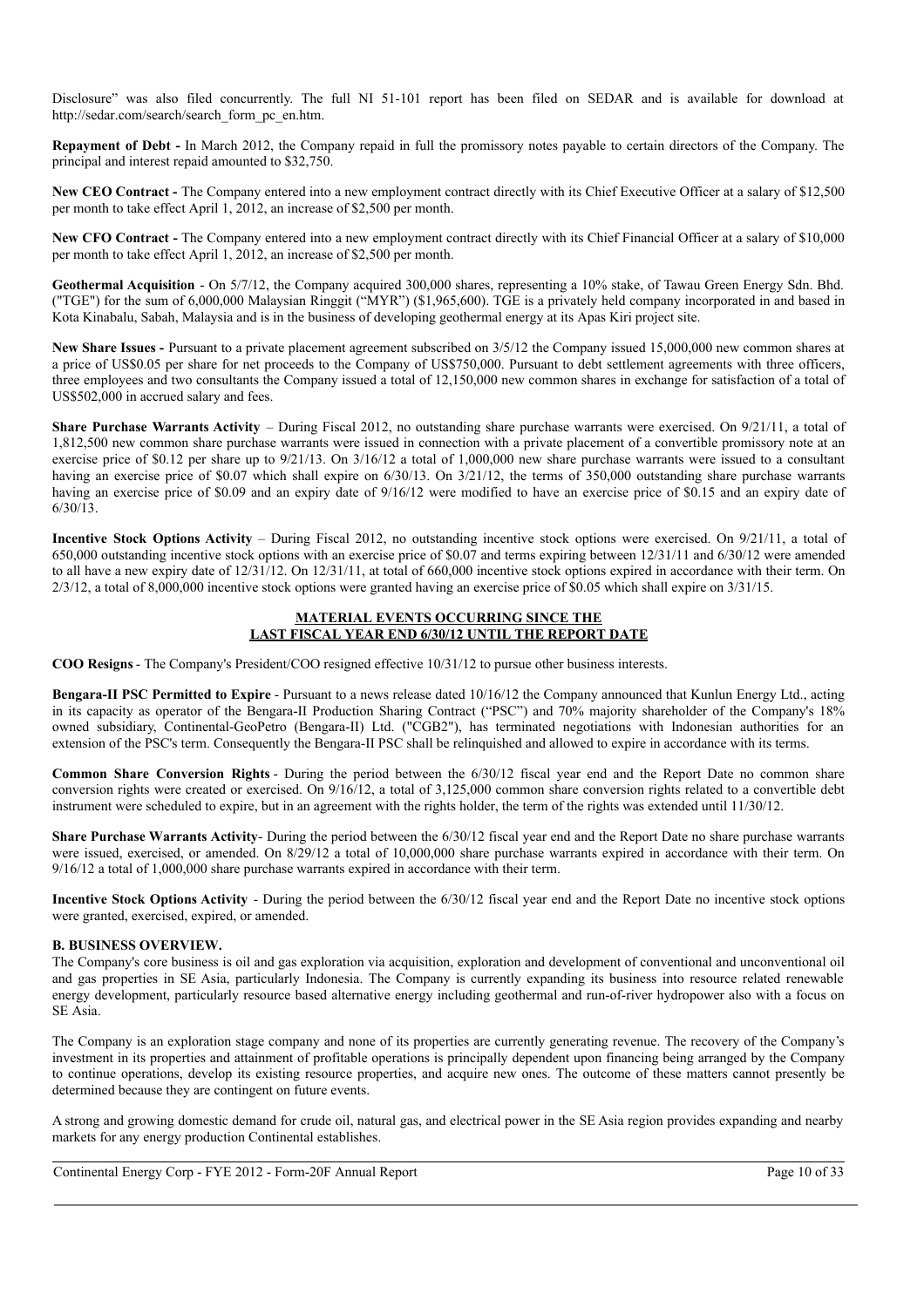Disclosure" was also filed concurrently. The full NI 51-101 report has been filed on SEDAR and is available for download at http://sedar.com/search/search_form_pc_en.htm.

**Repayment of Debt -** In March 2012, the Company repaid in full the promissory notes payable to certain directors of the Company. The principal and interest repaid amounted to $32,750.

**New CEO Contract -** The Company entered into a new employment contract directly with its Chief Executive Officer at a salary of $12,500 per month to take effect April 1, 2012, an increase of $2,500 per month.

**New CFO Contract -** The Company entered into a new employment contract directly with its Chief Financial Officer at a salary of $10,000 per month to take effect April 1, 2012, an increase of $2,500 per month.

**Geothermal Acquisition** - On 5/7/12, the Company acquired 300,000 shares, representing a 10% stake, of Tawau Green Energy Sdn. Bhd. ("TGE") for the sum of 6,000,000 Malaysian Ringgit ("MYR") ($1,965,600). TGE is a privately held company incorporated in and based in Kota Kinabalu, Sabah, Malaysia and is in the business of developing geothermal energy at its Apas Kiri project site.

**New Share Issues -** Pursuant to a private placement agreement subscribed on 3/5/12 the Company issued 15,000,000 new common shares at a price of US$0.05 per share for net proceeds to the Company of US$750,000. Pursuant to debt settlement agreements with three officers, three employees and two consultants the Company issued a total of 12,150,000 new common shares in exchange for satisfaction of a total of US$502,000 in accrued salary and fees.

**Share Purchase Warrants Activity** – During Fiscal 2012, no outstanding share purchase warrants were exercised. On 9/21/11, a total of 1,812,500 new common share purchase warrants were issued in connection with a private placement of a convertible promissory note at an exercise price of $0.12 per share up to 9/21/13. On 3/16/12 a total of 1,000,000 new share purchase warrants were issued to a consultant having an exercise price of $0.07 which shall expire on 6/30/13. On 3/21/12, the terms of 350,000 outstanding share purchase warrants having an exercise price of $0.09 and an expiry date of 9/16/12 were modified to have an exercise price of $0.15 and an expiry date of 6/30/13.

**Incentive Stock Options Activity** – During Fiscal 2012, no outstanding incentive stock options were exercised. On 9/21/11, a total of 650,000 outstanding incentive stock options with an exercise price of $0.07 and terms expiring between 12/31/11 and 6/30/12 were amended to all have a new expiry date of 12/31/12. On 12/31/11, at total of 660,000 incentive stock options expired in accordance with their term. On 2/3/12, a total of 8,000,000 incentive stock options were granted having an exercise price of $0.05 which shall expire on 3/31/15.

**MATERIAL EVENTS OCCURRING SINCE THE LAST FISCAL YEAR END 6/30/12 UNTIL THE REPORT DATE**

**COO Resigns** - The Company's President/COO resigned effective 10/31/12 to pursue other business interests.

**Bengara-II PSC Permitted to Expire** - Pursuant to a news release dated 10/16/12 the Company announced that Kunlun Energy Ltd., acting in its capacity as operator of the Bengara-II Production Sharing Contract ("PSC") and 70% majority shareholder of the Company's 18% owned subsidiary, Continental-GeoPetro (Bengara-II) Ltd. ("CGB2"), has terminated negotiations with Indonesian authorities for an extension of the PSC's term. Consequently the Bengara-II PSC shall be relinquished and allowed to expire in accordance with its terms.

**Common Share Conversion Rights** - During the period between the 6/30/12 fiscal year end and the Report Date no common share conversion rights were created or exercised. On 9/16/12, a total of 3,125,000 common share conversion rights related to a convertible debt instrument were scheduled to expire, but in an agreement with the rights holder, the term of the rights was extended until 11/30/12.

**Share Purchase Warrants Activity**- During the period between the 6/30/12 fiscal year end and the Report Date no share purchase warrants were issued, exercised, or amended. On 8/29/12 a total of 10,000,000 share purchase warrants expired in accordance with their term. On 9/16/12 a total of 1,000,000 share purchase warrants expired in accordance with their term.

**Incentive Stock Options Activity** - During the period between the 6/30/12 fiscal year end and the Report Date no incentive stock options were granted, exercised, expired, or amended.

### B. BUSINESS OVERVIEW.

The Company's core business is oil and gas exploration via acquisition, exploration and development of conventional and unconventional oil and gas properties in SE Asia, particularly Indonesia. The Company is currently expanding its business into resource related renewable energy development, particularly resource based alternative energy including geothermal and run-of-river hydropower also with a focus on SE Asia.

The Company is an exploration stage company and none of its properties are currently generating revenue. The recovery of the Company's investment in its properties and attainment of profitable operations is principally dependent upon financing being arranged by the Company to continue operations, develop its existing resource properties, and acquire new ones. The outcome of these matters cannot presently be determined because they are contingent on future events.

A strong and growing domestic demand for crude oil, natural gas, and electrical power in the SE Asia region provides expanding and nearby markets for any energy production Continental establishes.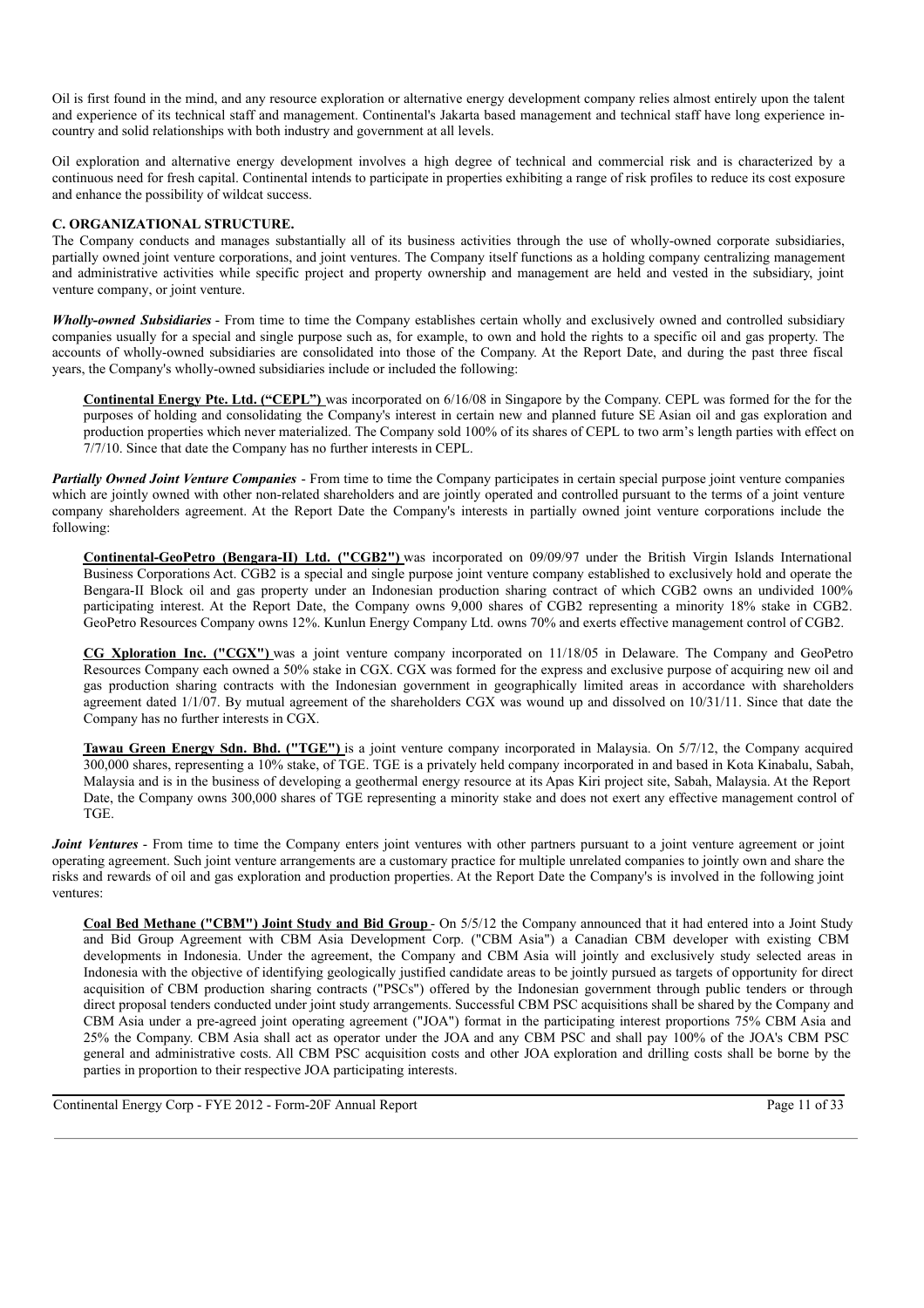Oil is first found in the mind, and any resource exploration or alternative energy development company relies almost entirely upon the talent and experience of its technical staff and management. Continental's Jakarta based management and technical staff have long experience in-country and solid relationships with both industry and government at all levels.

Oil exploration and alternative energy development involves a high degree of technical and commercial risk and is characterized by a continuous need for fresh capital. Continental intends to participate in properties exhibiting a range of risk profiles to reduce its cost exposure and enhance the possibility of wildcat success.

### C. ORGANIZATIONAL STRUCTURE.

The Company conducts and manages substantially all of its business activities through the use of wholly-owned corporate subsidiaries, partially owned joint venture corporations, and joint ventures. The Company itself functions as a holding company centralizing management and administrative activities while specific project and property ownership and management are held and vested in the subsidiary, joint venture company, or joint venture.

***Wholly-owned Subsidiaries*** - From time to time the Company establishes certain wholly and exclusively owned and controlled subsidiary companies usually for a special and single purpose such as, for example, to own and hold the rights to a specific oil and gas property. The accounts of wholly-owned subsidiaries are consolidated into those of the Company. At the Report Date, and during the past three fiscal years, the Company's wholly-owned subsidiaries include or included the following:

**Continental Energy Pte. Ltd. ("CEPL")** was incorporated on 6/16/08 in Singapore by the Company. CEPL was formed for the for the purposes of holding and consolidating the Company's interest in certain new and planned future SE Asian oil and gas exploration and production properties which never materialized. The Company sold 100% of its shares of CEPL to two arm's length parties with effect on 7/7/10. Since that date the Company has no further interests in CEPL.

***Partially Owned Joint Venture Companies*** - From time to time the Company participates in certain special purpose joint venture companies which are jointly owned with other non-related shareholders and are jointly operated and controlled pursuant to the terms of a joint venture company shareholders agreement. At the Report Date the Company's interests in partially owned joint venture corporations include the following:

**Continental-GeoPetro (Bengara-II) Ltd. ("CGB2")** was incorporated on 09/09/97 under the British Virgin Islands International Business Corporations Act. CGB2 is a special and single purpose joint venture company established to exclusively hold and operate the Bengara-II Block oil and gas property under an Indonesian production sharing contract of which CGB2 owns an undivided 100% participating interest. At the Report Date, the Company owns 9,000 shares of CGB2 representing a minority 18% stake in CGB2. GeoPetro Resources Company owns 12%. Kunlun Energy Company Ltd. owns 70% and exerts effective management control of CGB2.

**CG Xploration Inc. ("CGX")** was a joint venture company incorporated on 11/18/05 in Delaware. The Company and GeoPetro Resources Company each owned a 50% stake in CGX. CGX was formed for the express and exclusive purpose of acquiring new oil and gas production sharing contracts with the Indonesian government in geographically limited areas in accordance with shareholders agreement dated 1/1/07. By mutual agreement of the shareholders CGX was wound up and dissolved on 10/31/11. Since that date the Company has no further interests in CGX.

**Tawau Green Energy Sdn. Bhd. ("TGE")** is a joint venture company incorporated in Malaysia. On 5/7/12, the Company acquired 300,000 shares, representing a 10% stake, of TGE. TGE is a privately held company incorporated in and based in Kota Kinabalu, Sabah, Malaysia and is in the business of developing a geothermal energy resource at its Apas Kiri project site, Sabah, Malaysia. At the Report Date, the Company owns 300,000 shares of TGE representing a minority stake and does not exert any effective management control of TGE.

***Joint Ventures*** - From time to time the Company enters joint ventures with other partners pursuant to a joint venture agreement or joint operating agreement. Such joint venture arrangements are a customary practice for multiple unrelated companies to jointly own and share the risks and rewards of oil and gas exploration and production properties. At the Report Date the Company's is involved in the following joint ventures:

**Coal Bed Methane ("CBM") Joint Study and Bid Group** - On 5/5/12 the Company announced that it had entered into a Joint Study and Bid Group Agreement with CBM Asia Development Corp. ("CBM Asia") a Canadian CBM developer with existing CBM developments in Indonesia. Under the agreement, the Company and CBM Asia will jointly and exclusively study selected areas in Indonesia with the objective of identifying geologically justified candidate areas to be jointly pursued as targets of opportunity for direct acquisition of CBM production sharing contracts ("PSCs") offered by the Indonesian government through public tenders or through direct proposal tenders conducted under joint study arrangements. Successful CBM PSC acquisitions shall be shared by the Company and CBM Asia under a pre-agreed joint operating agreement ("JOA") format in the participating interest proportions 75% CBM Asia and 25% the Company. CBM Asia shall act as operator under the JOA and any CBM PSC and shall pay 100% of the JOA's CBM PSC general and administrative costs. All CBM PSC acquisition costs and other JOA exploration and drilling costs shall be borne by the parties in proportion to their respective JOA participating interests.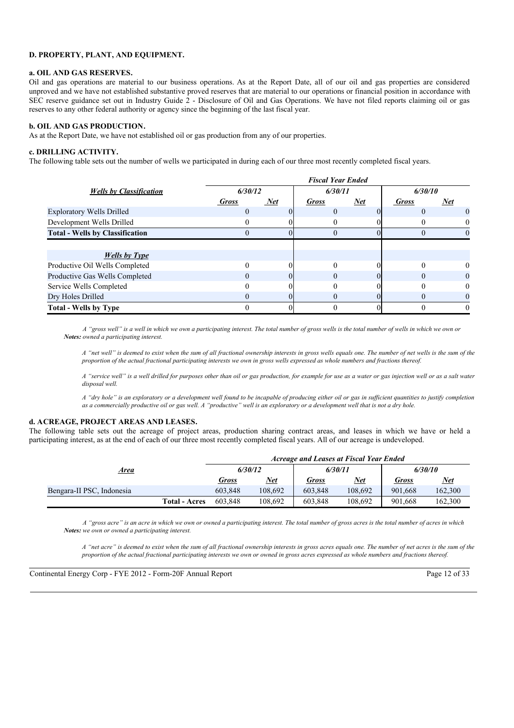### D. PROPERTY, PLANT, AND EQUIPMENT.

#### a. OIL AND GAS RESERVES.

Oil and gas operations are material to our business operations. As at the Report Date, all of our oil and gas properties are considered unproved and we have not established substantive proved reserves that are material to our operations or financial position in accordance with SEC reserve guidance set out in Industry Guide 2 - Disclosure of Oil and Gas Operations. We have not filed reports claiming oil or gas reserves to any other federal authority or agency since the beginning of the last fiscal year.

#### b. OIL AND GAS PRODUCTION.

As at the Report Date, we have not established oil or gas production from any of our properties.

#### c. DRILLING ACTIVITY.

The following table sets out the number of wells we participated in during each of our three most recently completed fiscal years.

| | *Fiscal Year Ended* | | | | | |
|---|---|---|---|---|---|---|
| ***Wells by Classification*** | ***6/30/12*** | | ***6/30/11*** | | ***6/30/10*** | |
| | ***Gross*** | ***Net*** | ***Gross*** | ***Net*** | ***Gross*** | ***Net*** |
| Exploratory Wells Drilled | 0 | 0 | 0 | 0 | 0 | 0 |
| Development Wells Drilled | 0 | 0 | 0 | 0 | 0 | 0 |
| **Total - Wells by Classification** | 0 | 0 | 0 | 0 | 0 | 0 |
| ***Wells by Type*** | | | | | | |
| Productive Oil Wells Completed | 0 | 0 | 0 | 0 | 0 | 0 |
| Productive Gas Wells Completed | 0 | 0 | 0 | 0 | 0 | 0 |
| Service Wells Completed | 0 | 0 | 0 | 0 | 0 | 0 |
| Dry Holes Drilled | 0 | 0 | 0 | 0 | 0 | 0 |
| **Total - Wells by Type** | 0 | 0 | 0 | 0 | 0 | 0 |

***Notes:*** *A "gross well" is a well in which we own a participating interest. The total number of gross wells is the total number of wells in which we own or owned a participating interest.*

*A "net well" is deemed to exist when the sum of all fractional ownership interests in gross wells equals one. The number of net wells is the sum of the proportion of the actual fractional participating interests we own in gross wells expressed as whole numbers and fractions thereof.*

*A "service well" is a well drilled for purposes other than oil or gas production, for example for use as a water or gas injection well or as a salt water disposal well.*

*A "dry hole" is an exploratory or a development well found to be incapable of producing either oil or gas in sufficient quantities to justify completion as a commercially productive oil or gas well. A "productive" well is an exploratory or a development well that is not a dry hole.*

#### d. ACREAGE, PROJECT AREAS AND LEASES.

The following table sets out the acreage of project areas, production sharing contract areas, and leases in which we have or held a participating interest, as at the end of each of our three most recently completed fiscal years. All of our acreage is undeveloped.

| | | *Acreage and Leases at Fiscal Year Ended* | | | | | |
|---|---|---|---|---|---|---|---|
| ***Area*** | | ***6/30/12*** | | ***6/30/11*** | | ***6/30/10*** | |
| | | ***Gross*** | ***Net*** | ***Gross*** | ***Net*** | ***Gross*** | ***Net*** |
| Bengara-II PSC, Indonesia | | 603,848 | 108,692 | 603,848 | 108,692 | 901,668 | 162,300 |
| | **Total - Acres** | 603,848 | 108,692 | 603,848 | 108,692 | 901,668 | 162,300 |

***Notes:*** *A "gross acre" is an acre in which we own or owned a participating interest. The total number of gross acres is the total number of acres in which we own or owned a participating interest.*

*A "net acre" is deemed to exist when the sum of all fractional ownership interests in gross acres equals one. The number of net acres is the sum of the proportion of the actual fractional participating interests we own or owned in gross acres expressed as whole numbers and fractions thereof.*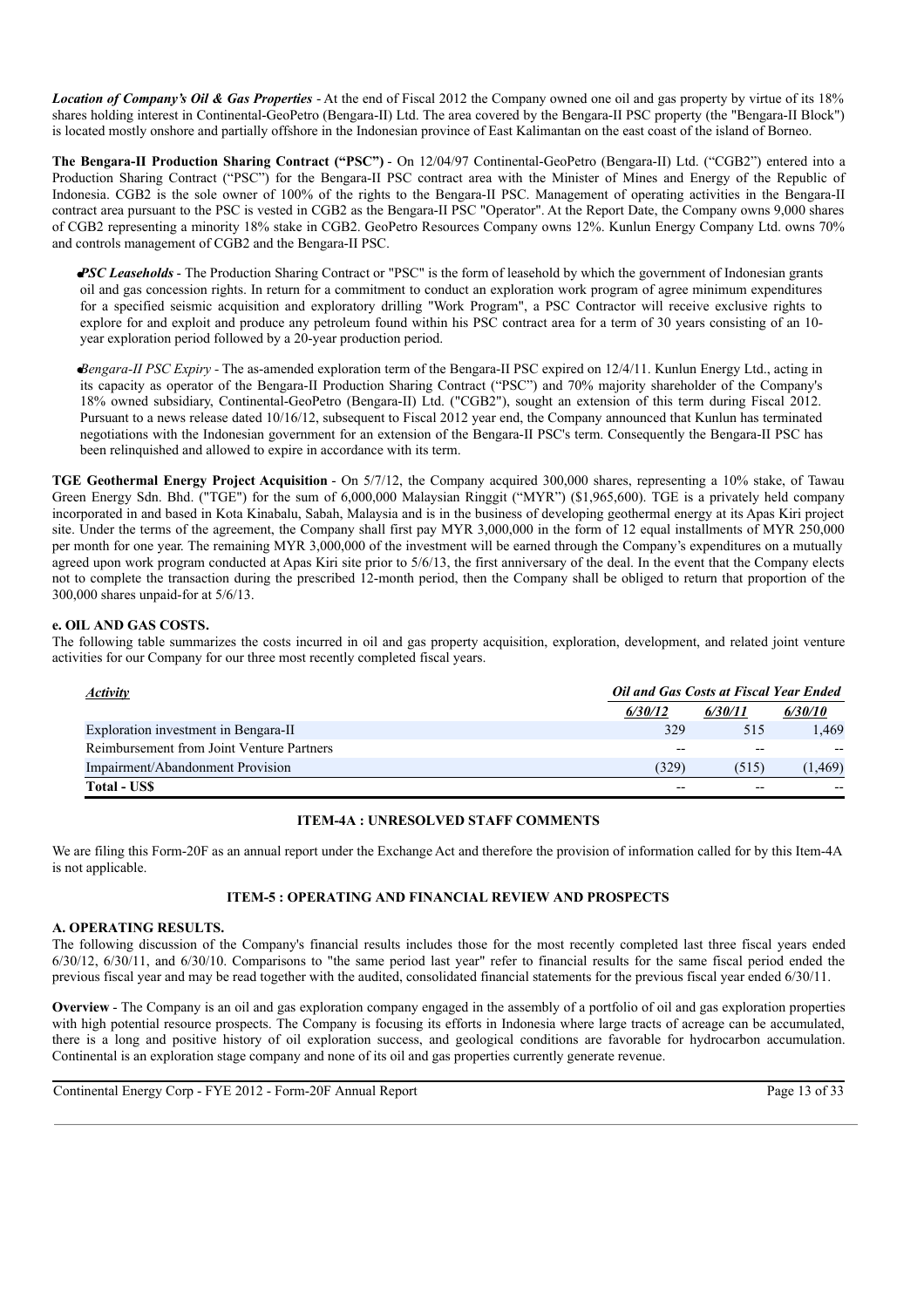***Location of Company's Oil & Gas Properties*** - At the end of Fiscal 2012 the Company owned one oil and gas property by virtue of its 18% shares holding interest in Continental-GeoPetro (Bengara-II) Ltd. The area covered by the Bengara-II PSC property (the "Bengara-II Block") is located mostly onshore and partially offshore in the Indonesian province of East Kalimantan on the east coast of the island of Borneo.

**The Bengara-II Production Sharing Contract ("PSC")** - On 12/04/97 Continental-GeoPetro (Bengara-II) Ltd. ("CGB2") entered into a Production Sharing Contract ("PSC") for the Bengara-II PSC contract area with the Minister of Mines and Energy of the Republic of Indonesia. CGB2 is the sole owner of 100% of the rights to the Bengara-II PSC. Management of operating activities in the Bengara-II contract area pursuant to the PSC is vested in CGB2 as the Bengara-II PSC "Operator". At the Report Date, the Company owns 9,000 shares of CGB2 representing a minority 18% stake in CGB2. GeoPetro Resources Company owns 12%. Kunlun Energy Company Ltd. owns 70% and controls management of CGB2 and the Bengara-II PSC.

- ***PSC Leaseholds*** - The Production Sharing Contract or "PSC" is the form of leasehold by which the government of Indonesian grants oil and gas concession rights. In return for a commitment to conduct an exploration work program of agree minimum expenditures for a specified seismic acquisition and exploratory drilling "Work Program", a PSC Contractor will receive exclusive rights to explore for and exploit and produce any petroleum found within his PSC contract area for a term of 30 years consisting of an 10-year exploration period followed by a 20-year production period.

- *Bengara-II PSC Expiry* - The as-amended exploration term of the Bengara-II PSC expired on 12/4/11. Kunlun Energy Ltd., acting in its capacity as operator of the Bengara-II Production Sharing Contract ("PSC") and 70% majority shareholder of the Company's 18% owned subsidiary, Continental-GeoPetro (Bengara-II) Ltd. ("CGB2"), sought an extension of this term during Fiscal 2012. Pursuant to a news release dated 10/16/12, subsequent to Fiscal 2012 year end, the Company announced that Kunlun has terminated negotiations with the Indonesian government for an extension of the Bengara-II PSC's term. Consequently the Bengara-II PSC has been relinquished and allowed to expire in accordance with its term.

**TGE Geothermal Energy Project Acquisition** - On 5/7/12, the Company acquired 300,000 shares, representing a 10% stake, of Tawau Green Energy Sdn. Bhd. ("TGE") for the sum of 6,000,000 Malaysian Ringgit ("MYR") ($1,965,600). TGE is a privately held company incorporated in and based in Kota Kinabalu, Sabah, Malaysia and is in the business of developing geothermal energy at its Apas Kiri project site. Under the terms of the agreement, the Company shall first pay MYR 3,000,000 in the form of 12 equal installments of MYR 250,000 per month for one year. The remaining MYR 3,000,000 of the investment will be earned through the Company's expenditures on a mutually agreed upon work program conducted at Apas Kiri site prior to 5/6/13, the first anniversary of the deal. In the event that the Company elects not to complete the transaction during the prescribed 12-month period, then the Company shall be obliged to return that proportion of the 300,000 shares unpaid-for at 5/6/13.

**e. OIL AND GAS COSTS.**

The following table summarizes the costs incurred in oil and gas property acquisition, exploration, development, and related joint venture activities for our Company for our three most recently completed fiscal years.

| *Activity* | *Oil and Gas Costs at Fiscal Year Ended* | | |
|---|---|---|---|
| | *6/30/12* | *6/30/11* | *6/30/10* |
| Exploration investment in Bengara-II | 329 | 515 | 1,469 |
| Reimbursement from Joint Venture Partners | -- | -- | -- |
| Impairment/Abandonment Provision | (329) | (515) | (1,469) |
| **Total - US$** | -- | -- | -- |

**ITEM-4A : UNRESOLVED STAFF COMMENTS**

We are filing this Form-20F as an annual report under the Exchange Act and therefore the provision of information called for by this Item-4A is not applicable.

**ITEM-5 : OPERATING AND FINANCIAL REVIEW AND PROSPECTS**

**A. OPERATING RESULTS.**

The following discussion of the Company's financial results includes those for the most recently completed last three fiscal years ended 6/30/12, 6/30/11, and 6/30/10. Comparisons to "the same period last year" refer to financial results for the same fiscal period ended the previous fiscal year and may be read together with the audited, consolidated financial statements for the previous fiscal year ended 6/30/11.

**Overview** - The Company is an oil and gas exploration company engaged in the assembly of a portfolio of oil and gas exploration properties with high potential resource prospects. The Company is focusing its efforts in Indonesia where large tracts of acreage can be accumulated, there is a long and positive history of oil exploration success, and geological conditions are favorable for hydrocarbon accumulation. Continental is an exploration stage company and none of its oil and gas properties currently generate revenue.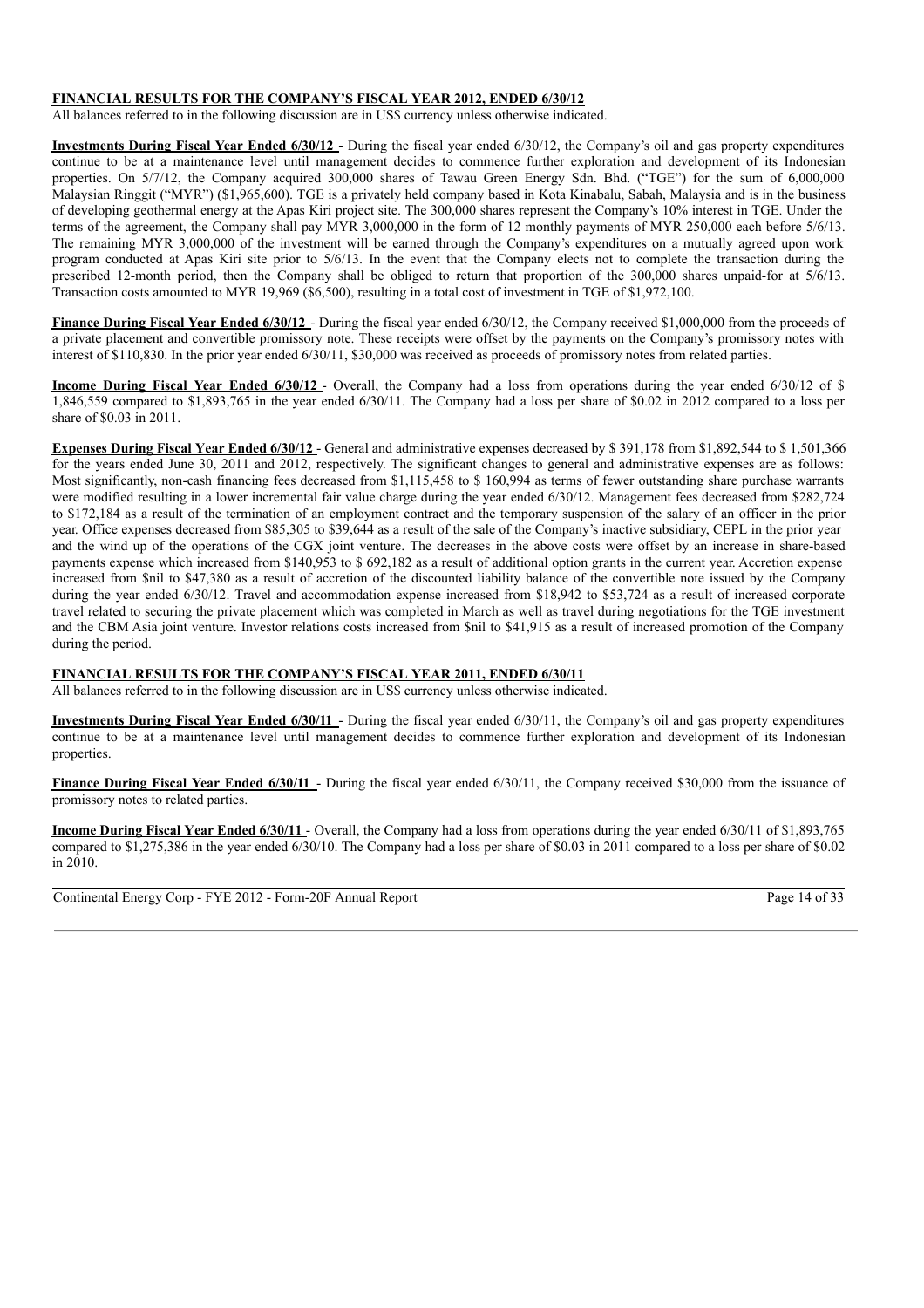**FINANCIAL RESULTS FOR THE COMPANY'S FISCAL YEAR 2012, ENDED 6/30/12**

All balances referred to in the following discussion are in US$ currency unless otherwise indicated.

**Investments During Fiscal Year Ended 6/30/12** - During the fiscal year ended 6/30/12, the Company's oil and gas property expenditures continue to be at a maintenance level until management decides to commence further exploration and development of its Indonesian properties. On 5/7/12, the Company acquired 300,000 shares of Tawau Green Energy Sdn. Bhd. ("TGE") for the sum of 6,000,000 Malaysian Ringgit ("MYR") ($1,965,600). TGE is a privately held company based in Kota Kinabalu, Sabah, Malaysia and is in the business of developing geothermal energy at the Apas Kiri project site. The 300,000 shares represent the Company's 10% interest in TGE. Under the terms of the agreement, the Company shall pay MYR 3,000,000 in the form of 12 monthly payments of MYR 250,000 each before 5/6/13. The remaining MYR 3,000,000 of the investment will be earned through the Company's expenditures on a mutually agreed upon work program conducted at Apas Kiri site prior to 5/6/13. In the event that the Company elects not to complete the transaction during the prescribed 12-month period, then the Company shall be obliged to return that proportion of the 300,000 shares unpaid-for at 5/6/13. Transaction costs amounted to MYR 19,969 ($6,500), resulting in a total cost of investment in TGE of $1,972,100.

**Finance During Fiscal Year Ended 6/30/12** - During the fiscal year ended 6/30/12, the Company received $1,000,000 from the proceeds of a private placement and convertible promissory note. These receipts were offset by the payments on the Company's promissory notes with interest of $110,830. In the prior year ended 6/30/11, $30,000 was received as proceeds of promissory notes from related parties.

**Income During Fiscal Year Ended 6/30/12** - Overall, the Company had a loss from operations during the year ended 6/30/12 of $ 1,846,559 compared to $1,893,765 in the year ended 6/30/11. The Company had a loss per share of $0.02 in 2012 compared to a loss per share of $0.03 in 2011.

**Expenses During Fiscal Year Ended 6/30/12** - General and administrative expenses decreased by $ 391,178 from $1,892,544 to $ 1,501,366 for the years ended June 30, 2011 and 2012, respectively. The significant changes to general and administrative expenses are as follows: Most significantly, non-cash financing fees decreased from $1,115,458 to $ 160,994 as terms of fewer outstanding share purchase warrants were modified resulting in a lower incremental fair value charge during the year ended 6/30/12. Management fees decreased from $282,724 to $172,184 as a result of the termination of an employment contract and the temporary suspension of the salary of an officer in the prior year. Office expenses decreased from $85,305 to $39,644 as a result of the sale of the Company's inactive subsidiary, CEPL in the prior year and the wind up of the operations of the CGX joint venture. The decreases in the above costs were offset by an increase in share-based payments expense which increased from $140,953 to $ 692,182 as a result of additional option grants in the current year. Accretion expense increased from $nil to $47,380 as a result of accretion of the discounted liability balance of the convertible note issued by the Company during the year ended 6/30/12. Travel and accommodation expense increased from $18,942 to $53,724 as a result of increased corporate travel related to securing the private placement which was completed in March as well as travel during negotiations for the TGE investment and the CBM Asia joint venture. Investor relations costs increased from $nil to $41,915 as a result of increased promotion of the Company during the period.

**FINANCIAL RESULTS FOR THE COMPANY'S FISCAL YEAR 2011, ENDED 6/30/11**

All balances referred to in the following discussion are in US$ currency unless otherwise indicated.

**Investments During Fiscal Year Ended 6/30/11** - During the fiscal year ended 6/30/11, the Company's oil and gas property expenditures continue to be at a maintenance level until management decides to commence further exploration and development of its Indonesian properties.

**Finance During Fiscal Year Ended 6/30/11** - During the fiscal year ended 6/30/11, the Company received $30,000 from the issuance of promissory notes to related parties.

**Income During Fiscal Year Ended 6/30/11** - Overall, the Company had a loss from operations during the year ended 6/30/11 of $1,893,765 compared to $1,275,386 in the year ended 6/30/10. The Company had a loss per share of $0.03 in 2011 compared to a loss per share of $0.02 in 2010.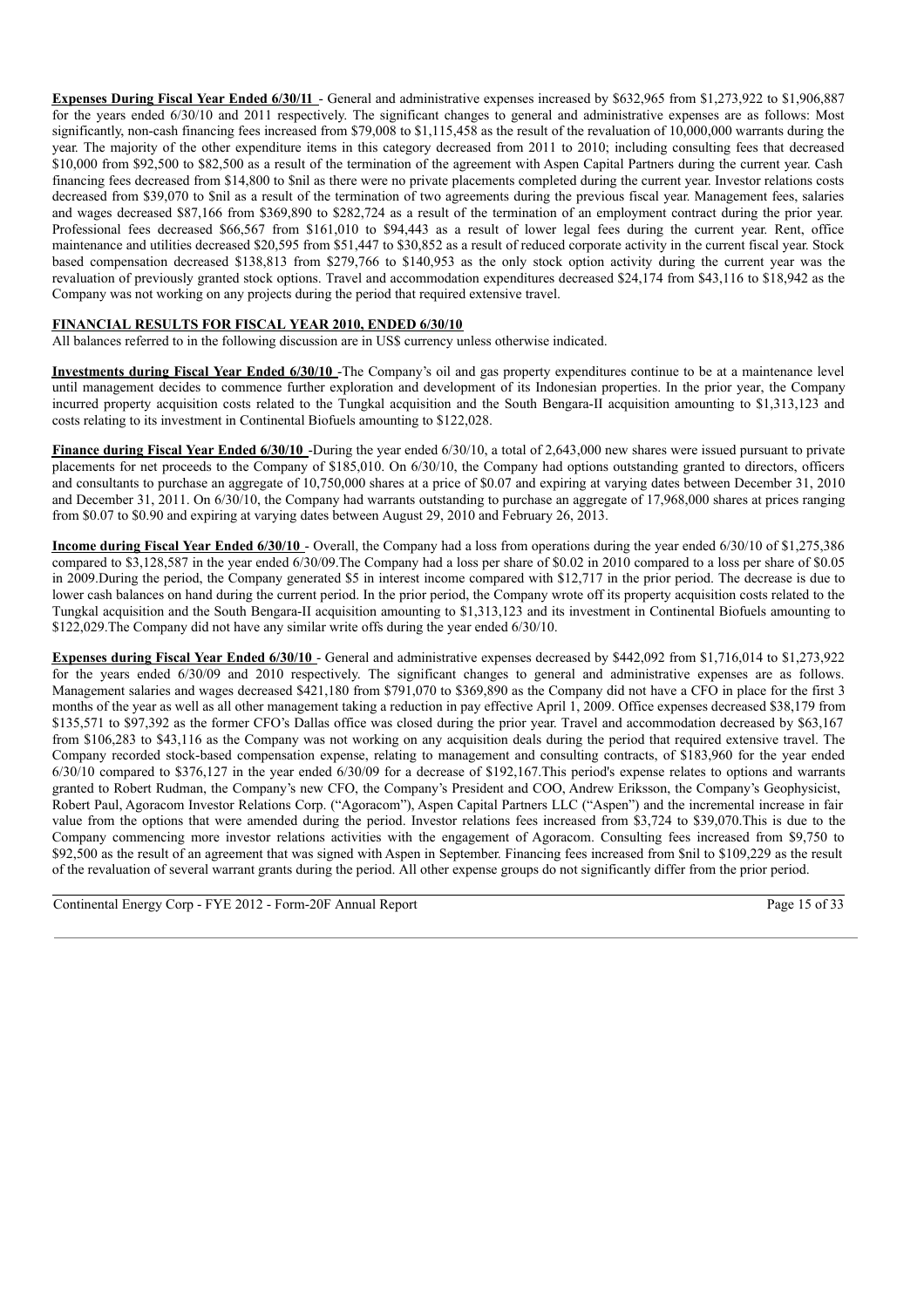**Expenses During Fiscal Year Ended 6/30/11** - General and administrative expenses increased by $632,965 from $1,273,922 to $1,906,887 for the years ended 6/30/10 and 2011 respectively. The significant changes to general and administrative expenses are as follows: Most significantly, non-cash financing fees increased from $79,008 to $1,115,458 as the result of the revaluation of 10,000,000 warrants during the year. The majority of the other expenditure items in this category decreased from 2011 to 2010; including consulting fees that decreased $10,000 from $92,500 to $82,500 as a result of the termination of the agreement with Aspen Capital Partners during the current year. Cash financing fees decreased from $14,800 to $nil as there were no private placements completed during the current year. Investor relations costs decreased from $39,070 to $nil as a result of the termination of two agreements during the previous fiscal year. Management fees, salaries and wages decreased $87,166 from $369,890 to $282,724 as a result of the termination of an employment contract during the prior year. Professional fees decreased $66,567 from $161,010 to $94,443 as a result of lower legal fees during the current year. Rent, office maintenance and utilities decreased $20,595 from $51,447 to $30,852 as a result of reduced corporate activity in the current fiscal year. Stock based compensation decreased $138,813 from $279,766 to $140,953 as the only stock option activity during the current year was the revaluation of previously granted stock options. Travel and accommodation expenditures decreased $24,174 from $43,116 to $18,942 as the Company was not working on any projects during the period that required extensive travel.

**FINANCIAL RESULTS FOR FISCAL YEAR 2010, ENDED 6/30/10**

All balances referred to in the following discussion are in US$ currency unless otherwise indicated.

**Investments during Fiscal Year Ended 6/30/10** -The Company's oil and gas property expenditures continue to be at a maintenance level until management decides to commence further exploration and development of its Indonesian properties. In the prior year, the Company incurred property acquisition costs related to the Tungkal acquisition and the South Bengara-II acquisition amounting to $1,313,123 and costs relating to its investment in Continental Biofuels amounting to $122,028.

**Finance during Fiscal Year Ended 6/30/10** -During the year ended 6/30/10, a total of 2,643,000 new shares were issued pursuant to private placements for net proceeds to the Company of $185,010. On 6/30/10, the Company had options outstanding granted to directors, officers and consultants to purchase an aggregate of 10,750,000 shares at a price of $0.07 and expiring at varying dates between December 31, 2010 and December 31, 2011. On 6/30/10, the Company had warrants outstanding to purchase an aggregate of 17,968,000 shares at prices ranging from $0.07 to $0.90 and expiring at varying dates between August 29, 2010 and February 26, 2013.

**Income during Fiscal Year Ended 6/30/10** - Overall, the Company had a loss from operations during the year ended 6/30/10 of $1,275,386 compared to $3,128,587 in the year ended 6/30/09.The Company had a loss per share of $0.02 in 2010 compared to a loss per share of $0.05 in 2009.During the period, the Company generated $5 in interest income compared with $12,717 in the prior period. The decrease is due to lower cash balances on hand during the current period. In the prior period, the Company wrote off its property acquisition costs related to the Tungkal acquisition and the South Bengara-II acquisition amounting to $1,313,123 and its investment in Continental Biofuels amounting to $122,029.The Company did not have any similar write offs during the year ended 6/30/10.

**Expenses during Fiscal Year Ended 6/30/10** - General and administrative expenses decreased by $442,092 from $1,716,014 to $1,273,922 for the years ended 6/30/09 and 2010 respectively. The significant changes to general and administrative expenses are as follows. Management salaries and wages decreased $421,180 from $791,070 to $369,890 as the Company did not have a CFO in place for the first 3 months of the year as well as all other management taking a reduction in pay effective April 1, 2009. Office expenses decreased $38,179 from $135,571 to $97,392 as the former CFO's Dallas office was closed during the prior year. Travel and accommodation decreased by $63,167 from $106,283 to $43,116 as the Company was not working on any acquisition deals during the period that required extensive travel. The Company recorded stock-based compensation expense, relating to management and consulting contracts, of $183,960 for the year ended 6/30/10 compared to $376,127 in the year ended 6/30/09 for a decrease of $192,167.This period's expense relates to options and warrants granted to Robert Rudman, the Company's new CFO, the Company's President and COO, Andrew Eriksson, the Company's Geophysicist, Robert Paul, Agoracom Investor Relations Corp. ("Agoracom"), Aspen Capital Partners LLC ("Aspen") and the incremental increase in fair value from the options that were amended during the period. Investor relations fees increased from $3,724 to $39,070.This is due to the Company commencing more investor relations activities with the engagement of Agoracom. Consulting fees increased from $9,750 to $92,500 as the result of an agreement that was signed with Aspen in September. Financing fees increased from $nil to $109,229 as the result of the revaluation of several warrant grants during the period. All other expense groups do not significantly differ from the prior period.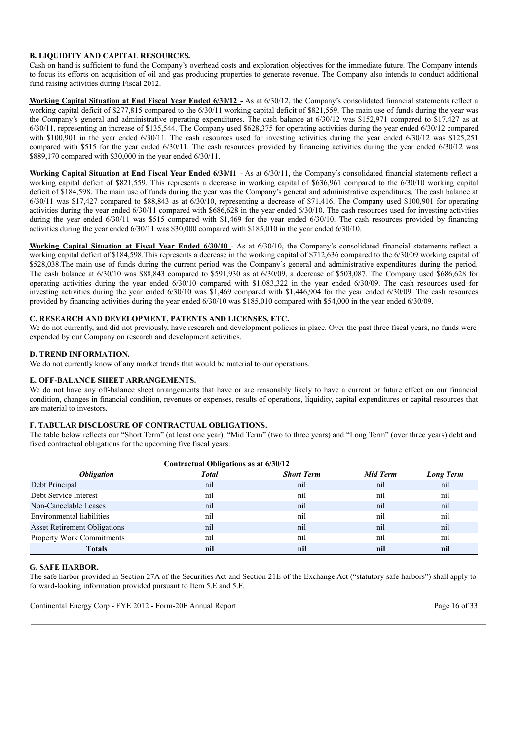### B. LIQUIDITY AND CAPITAL RESOURCES.

Cash on hand is sufficient to fund the Company's overhead costs and exploration objectives for the immediate future. The Company intends to focus its efforts on acquisition of oil and gas producing properties to generate revenue. The Company also intends to conduct additional fund raising activities during Fiscal 2012.

**Working Capital Situation at End Fiscal Year Ended 6/30/12 -** As at 6/30/12, the Company's consolidated financial statements reflect a working capital deficit of $277,815 compared to the 6/30/11 working capital deficit of $821,559. The main use of funds during the year was the Company's general and administrative operating expenditures. The cash balance at 6/30/12 was $152,971 compared to $17,427 as at 6/30/11, representing an increase of $135,544. The Company used $628,375 for operating activities during the year ended 6/30/12 compared with $100,901 in the year ended 6/30/11. The cash resources used for investing activities during the year ended 6/30/12 was $125,251 compared with $515 for the year ended 6/30/11. The cash resources provided by financing activities during the year ended 6/30/12 was $889,170 compared with $30,000 in the year ended 6/30/11.

**Working Capital Situation at End Fiscal Year Ended 6/30/11** - As at 6/30/11, the Company's consolidated financial statements reflect a working capital deficit of $821,559. This represents a decrease in working capital of $636,961 compared to the 6/30/10 working capital deficit of $184,598. The main use of funds during the year was the Company's general and administrative expenditures. The cash balance at 6/30/11 was $17,427 compared to $88,843 as at 6/30/10, representing a decrease of $71,416. The Company used $100,901 for operating activities during the year ended 6/30/11 compared with $686,628 in the year ended 6/30/10. The cash resources used for investing activities during the year ended 6/30/11 was $515 compared with $1,469 for the year ended 6/30/10. The cash resources provided by financing activities during the year ended 6/30/11 was $30,000 compared with $185,010 in the year ended 6/30/10.

**Working Capital Situation at Fiscal Year Ended 6/30/10** - As at 6/30/10, the Company's consolidated financial statements reflect a working capital deficit of $184,598.This represents a decrease in the working capital of $712,636 compared to the 6/30/09 working capital of $528,038.The main use of funds during the current period was the Company's general and administrative expenditures during the period. The cash balance at 6/30/10 was $88,843 compared to $591,930 as at 6/30/09, a decrease of $503,087. The Company used $686,628 for operating activities during the year ended 6/30/10 compared with $1,083,322 in the year ended 6/30/09. The cash resources used for investing activities during the year ended 6/30/10 was $1,469 compared with $1,446,904 for the year ended 6/30/09. The cash resources provided by financing activities during the year ended 6/30/10 was $185,010 compared with $54,000 in the year ended 6/30/09.

### C. RESEARCH AND DEVELOPMENT, PATENTS AND LICENSES, ETC.

We do not currently, and did not previously, have research and development policies in place. Over the past three fiscal years, no funds were expended by our Company on research and development activities.

### D. TREND INFORMATION.

We do not currently know of any market trends that would be material to our operations.

### E. OFF-BALANCE SHEET ARRANGEMENTS.

We do not have any off-balance sheet arrangements that have or are reasonably likely to have a current or future effect on our financial condition, changes in financial condition, revenues or expenses, results of operations, liquidity, capital expenditures or capital resources that are material to investors.

### F. TABULAR DISCLOSURE OF CONTRACTUAL OBLIGATIONS.

The table below reflects our "Short Term" (at least one year), "Mid Term" (two to three years) and "Long Term" (over three years) debt and fixed contractual obligations for the upcoming five fiscal years:

| Contractual Obligations as at 6/30/12 | | | | |
|---|---|---|---|---|
| ***Obligation*** | ***Total*** | ***Short Term*** | ***Mid Term*** | ***Long Term*** |
| Debt Principal | nil | nil | nil | nil |
| Debt Service Interest | nil | nil | nil | nil |
| Non-Cancelable Leases | nil | nil | nil | nil |
| Environmental liabilities | nil | nil | nil | nil |
| Asset Retirement Obligations | nil | nil | nil | nil |
| Property Work Commitments | nil | nil | nil | nil |
| **Totals** | **nil** | **nil** | **nil** | **nil** |

### G. SAFE HARBOR.

The safe harbor provided in Section 27A of the Securities Act and Section 21E of the Exchange Act ("statutory safe harbors") shall apply to forward-looking information provided pursuant to Item 5.E and 5.F.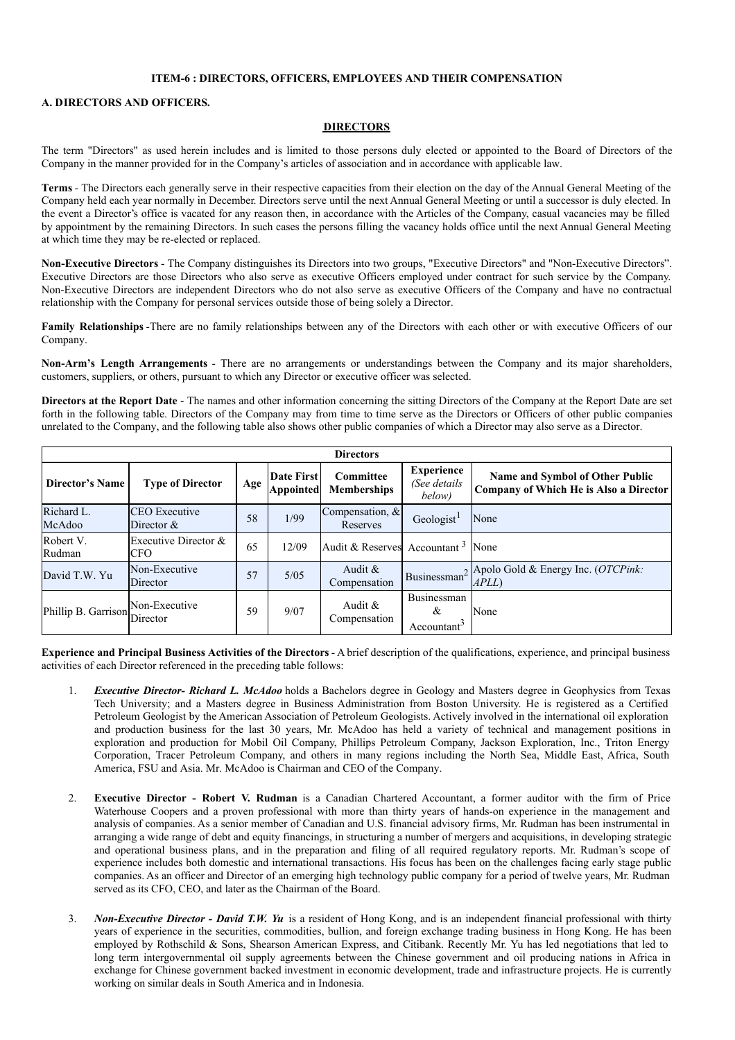**ITEM-6 : DIRECTORS, OFFICERS, EMPLOYEES AND THEIR COMPENSATION**

**A. DIRECTORS AND OFFICERS.**

**DIRECTORS**

The term "Directors" as used herein includes and is limited to those persons duly elected or appointed to the Board of Directors of the Company in the manner provided for in the Company's articles of association and in accordance with applicable law.

**Terms** - The Directors each generally serve in their respective capacities from their election on the day of the Annual General Meeting of the Company held each year normally in December. Directors serve until the next Annual General Meeting or until a successor is duly elected. In the event a Director's office is vacated for any reason then, in accordance with the Articles of the Company, casual vacancies may be filled by appointment by the remaining Directors. In such cases the persons filling the vacancy holds office until the next Annual General Meeting at which time they may be re-elected or replaced.

**Non-Executive Directors** - The Company distinguishes its Directors into two groups, "Executive Directors" and "Non-Executive Directors". Executive Directors are those Directors who also serve as executive Officers employed under contract for such service by the Company. Non-Executive Directors are independent Directors who do not also serve as executive Officers of the Company and have no contractual relationship with the Company for personal services outside those of being solely a Director.

**Family Relationships** -There are no family relationships between any of the Directors with each other or with executive Officers of our Company.

**Non-Arm's Length Arrangements** - There are no arrangements or understandings between the Company and its major shareholders, customers, suppliers, or others, pursuant to which any Director or executive officer was selected.

**Directors at the Report Date** - The names and other information concerning the sitting Directors of the Company at the Report Date are set forth in the following table. Directors of the Company may from time to time serve as the Directors or Officers of other public companies unrelated to the Company, and the following table also shows other public companies of which a Director may also serve as a Director.

| **Directors** | | | | | | |
|---|---|---|---|---|---|---|
| **Director's Name** | **Type of Director** | **Age** | **Date First Appointed** | **Committee Memberships** | **Experience** *(See details below)* | **Name and Symbol of Other Public Company of Which He is Also a Director** |
| Richard L. McAdoo | CEO Executive Director & | 58 | 1/99 | Compensation, & Reserves | Geologist[1] | None |
| Robert V. Rudman | Executive Director & CFO | 65 | 12/09 | Audit & Reserves | Accountant [3] | None |
| David T.W. Yu | Non-Executive Director | 57 | 5/05 | Audit & Compensation | Businessman[2] | Apolo Gold & Energy Inc. (*OTCPink: APLL*) |
| Phillip B. Garrison | Non-Executive Director | 59 | 9/07 | Audit & Compensation | Businessman & Accountant[3] | None |

**Experience and Principal Business Activities of the Directors** - A brief description of the qualifications, experience, and principal business activities of each Director referenced in the preceding table follows:

1. ***Executive Director- Richard L. McAdoo*** holds a Bachelors degree in Geology and Masters degree in Geophysics from Texas Tech University; and a Masters degree in Business Administration from Boston University. He is registered as a Certified Petroleum Geologist by the American Association of Petroleum Geologists. Actively involved in the international oil exploration and production business for the last 30 years, Mr. McAdoo has held a variety of technical and management positions in exploration and production for Mobil Oil Company, Phillips Petroleum Company, Jackson Exploration, Inc., Triton Energy Corporation, Tracer Petroleum Company, and others in many regions including the North Sea, Middle East, Africa, South America, FSU and Asia. Mr. McAdoo is Chairman and CEO of the Company.

2. **Executive Director - Robert V. Rudman** is a Canadian Chartered Accountant, a former auditor with the firm of Price Waterhouse Coopers and a proven professional with more than thirty years of hands-on experience in the management and analysis of companies. As a senior member of Canadian and U.S. financial advisory firms, Mr. Rudman has been instrumental in arranging a wide range of debt and equity financings, in structuring a number of mergers and acquisitions, in developing strategic and operational business plans, and in the preparation and filing of all required regulatory reports. Mr. Rudman's scope of experience includes both domestic and international transactions. His focus has been on the challenges facing early stage public companies. As an officer and Director of an emerging high technology public company for a period of twelve years, Mr. Rudman served as its CFO, CEO, and later as the Chairman of the Board.

3. ***Non-Executive Director - David T.W. Yu*** is a resident of Hong Kong, and is an independent financial professional with thirty years of experience in the securities, commodities, bullion, and foreign exchange trading business in Hong Kong. He has been employed by Rothschild & Sons, Shearson American Express, and Citibank. Recently Mr. Yu has led negotiations that led to long term intergovernmental oil supply agreements between the Chinese government and oil producing nations in Africa in exchange for Chinese government backed investment in economic development, trade and infrastructure projects. He is currently working on similar deals in South America and in Indonesia.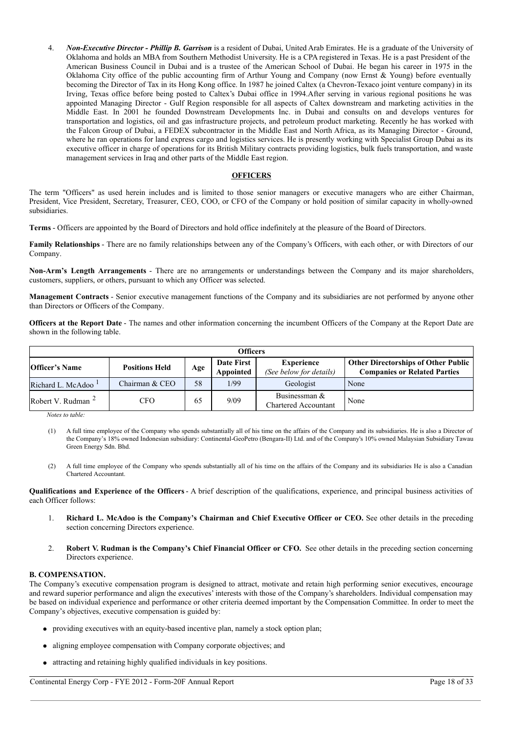4. ***Non-Executive Director - Phillip B. Garrison*** is a resident of Dubai, United Arab Emirates. He is a graduate of the University of Oklahoma and holds an MBA from Southern Methodist University. He is a CPA registered in Texas. He is a past President of the American Business Council in Dubai and is a trustee of the American School of Dubai. He began his career in 1975 in the Oklahoma City office of the public accounting firm of Arthur Young and Company (now Ernst & Young) before eventually becoming the Director of Tax in its Hong Kong office. In 1987 he joined Caltex (a Chevron-Texaco joint venture company) in its Irving, Texas office before being posted to Caltex's Dubai office in 1994.After serving in various regional positions he was appointed Managing Director - Gulf Region responsible for all aspects of Caltex downstream and marketing activities in the Middle East. In 2001 he founded Downstream Developments Inc. in Dubai and consults on and develops ventures for transportation and logistics, oil and gas infrastructure projects, and petroleum product marketing. Recently he has worked with the Falcon Group of Dubai, a FEDEX subcontractor in the Middle East and North Africa, as its Managing Director - Ground, where he ran operations for land express cargo and logistics services. He is presently working with Specialist Group Dubai as its executive officer in charge of operations for its British Military contracts providing logistics, bulk fuels transportation, and waste management services in Iraq and other parts of the Middle East region.

## OFFICERS

The term "Officers" as used herein includes and is limited to those senior managers or executive managers who are either Chairman, President, Vice President, Secretary, Treasurer, CEO, COO, or CFO of the Company or hold position of similar capacity in wholly-owned subsidiaries.

**Terms** - Officers are appointed by the Board of Directors and hold office indefinitely at the pleasure of the Board of Directors.

**Family Relationships** - There are no family relationships between any of the Company's Officers, with each other, or with Directors of our Company.

**Non-Arm's Length Arrangements** - There are no arrangements or understandings between the Company and its major shareholders, customers, suppliers, or others, pursuant to which any Officer was selected.

**Management Contracts** - Senior executive management functions of the Company and its subsidiaries are not performed by anyone other than Directors or Officers of the Company.

**Officers at the Report Date** - The names and other information concerning the incumbent Officers of the Company at the Report Date are shown in the following table.

| Officers | | | | | |
|---|---|---|---|---|---|
| **Officer's Name** | **Positions Held** | **Age** | **Date First Appointed** | **Experience** *(See below for details)* | **Other Directorships of Other Public Companies or Related Parties** |
| Richard L. McAdoo [1] | Chairman & CEO | 58 | 1/99 | Geologist | None |
| Robert V. Rudman [2] | CFO | 65 | 9/09 | Businessman & Chartered Accountant | None |

*Notes to table:*

(1) A full time employee of the Company who spends substantially all of his time on the affairs of the Company and its subsidiaries. He is also a Director of the Company's 18% owned Indonesian subsidiary: Continental-GeoPetro (Bengara-II) Ltd. and of the Company's 10% owned Malaysian Subsidiary Tawau Green Energy Sdn. Bhd.

(2) A full time employee of the Company who spends substantially all of his time on the affairs of the Company and its subsidiaries He is also a Canadian Chartered Accountant.

**Qualifications and Experience of the Officers** - A brief description of the qualifications, experience, and principal business activities of each Officer follows:

1. **Richard L. McAdoo is the Company's Chairman and Chief Executive Officer or CEO.** See other details in the preceding section concerning Directors experience.

2. **Robert V. Rudman is the Company's Chief Financial Officer or CFO.** See other details in the preceding section concerning Directors experience.

### B. COMPENSATION.

The Company's executive compensation program is designed to attract, motivate and retain high performing senior executives, encourage and reward superior performance and align the executives' interests with those of the Company's shareholders. Individual compensation may be based on individual experience and performance or other criteria deemed important by the Compensation Committee. In order to meet the Company's objectives, executive compensation is guided by:

- providing executives with an equity-based incentive plan, namely a stock option plan;
- aligning employee compensation with Company corporate objectives; and
- attracting and retaining highly qualified individuals in key positions.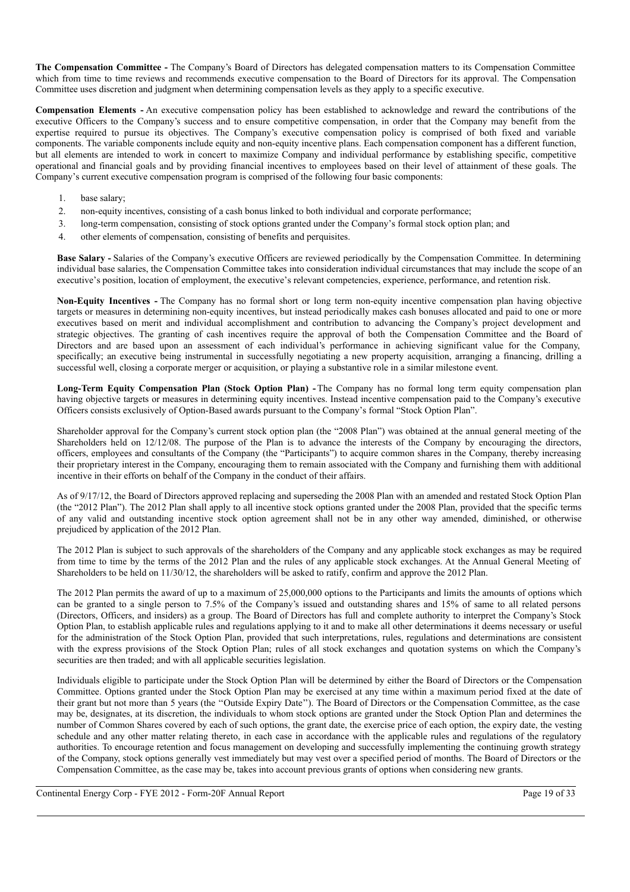**The Compensation Committee -** The Company's Board of Directors has delegated compensation matters to its Compensation Committee which from time to time reviews and recommends executive compensation to the Board of Directors for its approval. The Compensation Committee uses discretion and judgment when determining compensation levels as they apply to a specific executive.

**Compensation Elements -** An executive compensation policy has been established to acknowledge and reward the contributions of the executive Officers to the Company's success and to ensure competitive compensation, in order that the Company may benefit from the expertise required to pursue its objectives. The Company's executive compensation policy is comprised of both fixed and variable components. The variable components include equity and non-equity incentive plans. Each compensation component has a different function, but all elements are intended to work in concert to maximize Company and individual performance by establishing specific, competitive operational and financial goals and by providing financial incentives to employees based on their level of attainment of these goals. The Company's current executive compensation program is comprised of the following four basic components:

1. base salary;
2. non-equity incentives, consisting of a cash bonus linked to both individual and corporate performance;
3. long-term compensation, consisting of stock options granted under the Company's formal stock option plan; and
4. other elements of compensation, consisting of benefits and perquisites.

**Base Salary -** Salaries of the Company's executive Officers are reviewed periodically by the Compensation Committee. In determining individual base salaries, the Compensation Committee takes into consideration individual circumstances that may include the scope of an executive's position, location of employment, the executive's relevant competencies, experience, performance, and retention risk.

**Non-Equity Incentives -** The Company has no formal short or long term non-equity incentive compensation plan having objective targets or measures in determining non-equity incentives, but instead periodically makes cash bonuses allocated and paid to one or more executives based on merit and individual accomplishment and contribution to advancing the Company's project development and strategic objectives. The granting of cash incentives require the approval of both the Compensation Committee and the Board of Directors and are based upon an assessment of each individual's performance in achieving significant value for the Company, specifically; an executive being instrumental in successfully negotiating a new property acquisition, arranging a financing, drilling a successful well, closing a corporate merger or acquisition, or playing a substantive role in a similar milestone event.

**Long-Term Equity Compensation Plan (Stock Option Plan) -** The Company has no formal long term equity compensation plan having objective targets or measures in determining equity incentives. Instead incentive compensation paid to the Company's executive Officers consists exclusively of Option-Based awards pursuant to the Company's formal "Stock Option Plan".

Shareholder approval for the Company's current stock option plan (the "2008 Plan") was obtained at the annual general meeting of the Shareholders held on 12/12/08. The purpose of the Plan is to advance the interests of the Company by encouraging the directors, officers, employees and consultants of the Company (the "Participants") to acquire common shares in the Company, thereby increasing their proprietary interest in the Company, encouraging them to remain associated with the Company and furnishing them with additional incentive in their efforts on behalf of the Company in the conduct of their affairs.

As of 9/17/12, the Board of Directors approved replacing and superseding the 2008 Plan with an amended and restated Stock Option Plan (the "2012 Plan"). The 2012 Plan shall apply to all incentive stock options granted under the 2008 Plan, provided that the specific terms of any valid and outstanding incentive stock option agreement shall not be in any other way amended, diminished, or otherwise prejudiced by application of the 2012 Plan.

The 2012 Plan is subject to such approvals of the shareholders of the Company and any applicable stock exchanges as may be required from time to time by the terms of the 2012 Plan and the rules of any applicable stock exchanges. At the Annual General Meeting of Shareholders to be held on 11/30/12, the shareholders will be asked to ratify, confirm and approve the 2012 Plan.

The 2012 Plan permits the award of up to a maximum of 25,000,000 options to the Participants and limits the amounts of options which can be granted to a single person to 7.5% of the Company's issued and outstanding shares and 15% of same to all related persons (Directors, Officers, and insiders) as a group. The Board of Directors has full and complete authority to interpret the Company's Stock Option Plan, to establish applicable rules and regulations applying to it and to make all other determinations it deems necessary or useful for the administration of the Stock Option Plan, provided that such interpretations, rules, regulations and determinations are consistent with the express provisions of the Stock Option Plan; rules of all stock exchanges and quotation systems on which the Company's securities are then traded; and with all applicable securities legislation.

Individuals eligible to participate under the Stock Option Plan will be determined by either the Board of Directors or the Compensation Committee. Options granted under the Stock Option Plan may be exercised at any time within a maximum period fixed at the date of their grant but not more than 5 years (the "Outside Expiry Date"). The Board of Directors or the Compensation Committee, as the case may be, designates, at its discretion, the individuals to whom stock options are granted under the Stock Option Plan and determines the number of Common Shares covered by each of such options, the grant date, the exercise price of each option, the expiry date, the vesting schedule and any other matter relating thereto, in each case in accordance with the applicable rules and regulations of the regulatory authorities. To encourage retention and focus management on developing and successfully implementing the continuing growth strategy of the Company, stock options generally vest immediately but may vest over a specified period of months. The Board of Directors or the Compensation Committee, as the case may be, takes into account previous grants of options when considering new grants.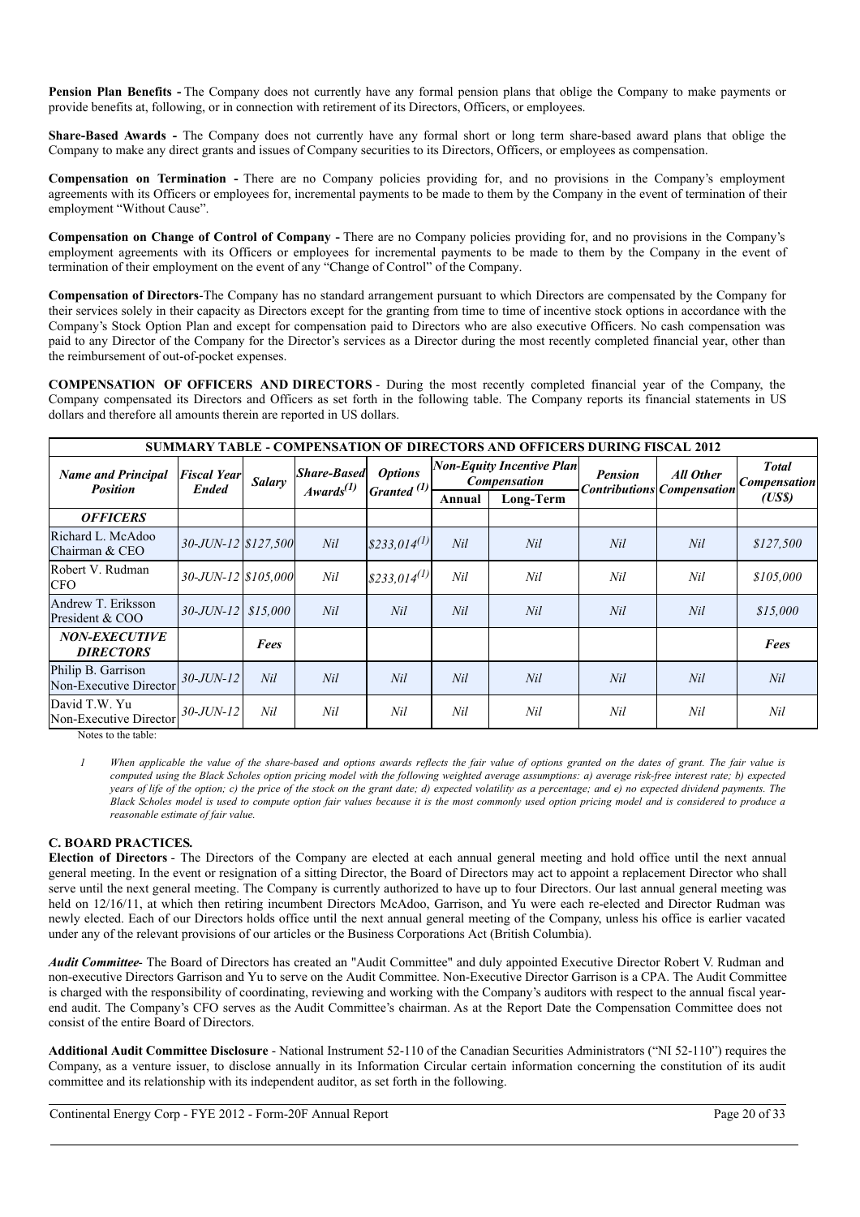**Pension Plan Benefits -** The Company does not currently have any formal pension plans that oblige the Company to make payments or provide benefits at, following, or in connection with retirement of its Directors, Officers, or employees.

**Share-Based Awards -** The Company does not currently have any formal short or long term share-based award plans that oblige the Company to make any direct grants and issues of Company securities to its Directors, Officers, or employees as compensation.

**Compensation on Termination -** There are no Company policies providing for, and no provisions in the Company's employment agreements with its Officers or employees for, incremental payments to be made to them by the Company in the event of termination of their employment "Without Cause".

**Compensation on Change of Control of Company -** There are no Company policies providing for, and no provisions in the Company's employment agreements with its Officers or employees for incremental payments to be made to them by the Company in the event of termination of their employment on the event of any "Change of Control" of the Company.

**Compensation of Directors**-The Company has no standard arrangement pursuant to which Directors are compensated by the Company for their services solely in their capacity as Directors except for the granting from time to time of incentive stock options in accordance with the Company's Stock Option Plan and except for compensation paid to Directors who are also executive Officers. No cash compensation was paid to any Director of the Company for the Director's services as a Director during the most recently completed financial year, other than the reimbursement of out-of-pocket expenses.

**COMPENSATION OF OFFICERS AND DIRECTORS** - During the most recently completed financial year of the Company, the Company compensated its Directors and Officers as set forth in the following table. The Company reports its financial statements in US dollars and therefore all amounts therein are reported in US dollars.

**SUMMARY TABLE - COMPENSATION OF DIRECTORS AND OFFICERS DURING FISCAL 2012**

| *Name and Principal Position* | *Fiscal Year Ended* | *Salary* | *Share-Based Awards(1)* | *Options Granted (1)* | *Non-Equity Incentive Plan Compensation* | | *Pension Contributions* | *All Other Compensation* | *Total Compensation (US$)* |
|---|---|---|---|---|---|---|---|---|---|
| | | | | | **Annual** | **Long-Term** | | | |
| ***OFFICERS*** | | | | | | | | | |
| Richard L. McAdoo Chairman & CEO | *30-JUN-12* | *$127,500* | *Nil* | *$233,014(1)* | *Nil* | *Nil* | *Nil* | *Nil* | *$127,500* |
| Robert V. Rudman CFO | *30-JUN-12* | *$105,000* | *Nil* | *$233,014(1)* | *Nil* | *Nil* | *Nil* | *Nil* | *$105,000* |
| Andrew T. Eriksson President & COO | *30-JUN-12* | *$15,000* | *Nil* | *Nil* | *Nil* | *Nil* | *Nil* | *Nil* | *$15,000* |
| ***NON-EXECUTIVE DIRECTORS*** | | ***Fees*** | | | | | | | ***Fees*** |
| Philip B. Garrison Non-Executive Director | *30-JUN-12* | *Nil* | *Nil* | *Nil* | *Nil* | *Nil* | *Nil* | *Nil* | *Nil* |
| David T.W. Yu Non-Executive Director | *30-JUN-12* | *Nil* | *Nil* | *Nil* | *Nil* | *Nil* | *Nil* | *Nil* | *Nil* |

Notes to the table:

*1 When applicable the value of the share-based and options awards reflects the fair value of options granted on the dates of grant. The fair value is computed using the Black Scholes option pricing model with the following weighted average assumptions: a) average risk-free interest rate; b) expected years of life of the option; c) the price of the stock on the grant date; d) expected volatility as a percentage; and e) no expected dividend payments. The Black Scholes model is used to compute option fair values because it is the most commonly used option pricing model and is considered to produce a reasonable estimate of fair value.*

### C. BOARD PRACTICES.

**Election of Directors** - The Directors of the Company are elected at each annual general meeting and hold office until the next annual general meeting. In the event or resignation of a sitting Director, the Board of Directors may act to appoint a replacement Director who shall serve until the next general meeting. The Company is currently authorized to have up to four Directors. Our last annual general meeting was held on 12/16/11, at which then retiring incumbent Directors McAdoo, Garrison, and Yu were each re-elected and Director Rudman was newly elected. Each of our Directors holds office until the next annual general meeting of the Company, unless his office is earlier vacated under any of the relevant provisions of our articles or the Business Corporations Act (British Columbia).

***Audit Committee***- The Board of Directors has created an "Audit Committee" and duly appointed Executive Director Robert V. Rudman and non-executive Directors Garrison and Yu to serve on the Audit Committee. Non-Executive Director Garrison is a CPA. The Audit Committee is charged with the responsibility of coordinating, reviewing and working with the Company's auditors with respect to the annual fiscal year-end audit. The Company's CFO serves as the Audit Committee's chairman. As at the Report Date the Compensation Committee does not consist of the entire Board of Directors.

**Additional Audit Committee Disclosure** - National Instrument 52-110 of the Canadian Securities Administrators ("NI 52-110") requires the Company, as a venture issuer, to disclose annually in its Information Circular certain information concerning the constitution of its audit committee and its relationship with its independent auditor, as set forth in the following.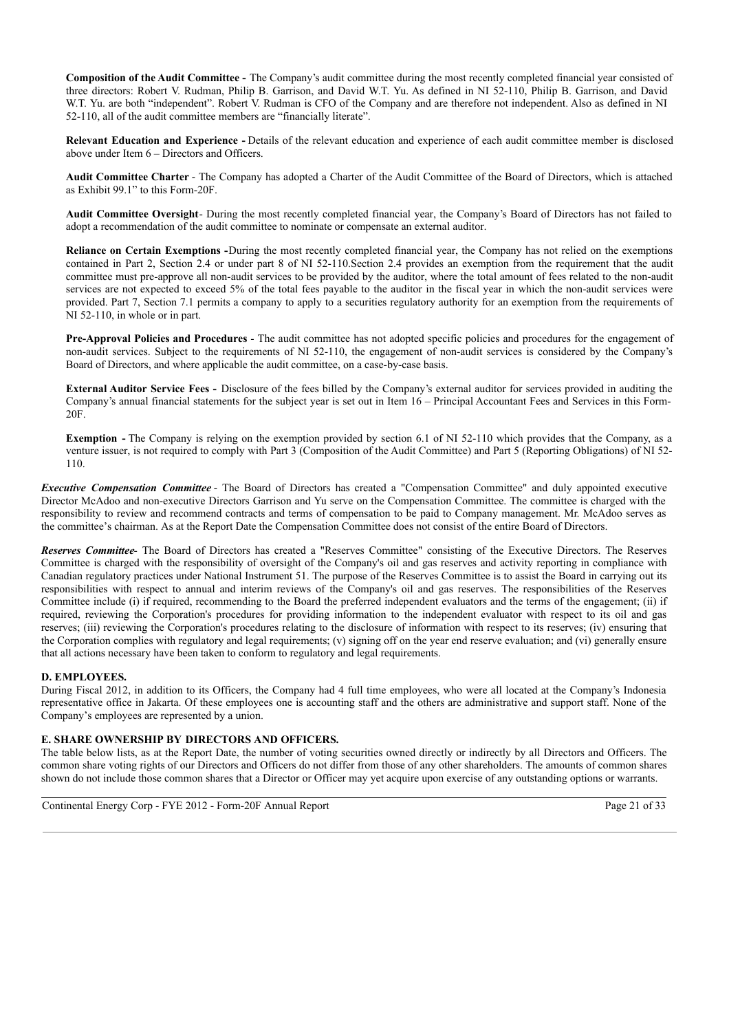**Composition of the Audit Committee -** The Company's audit committee during the most recently completed financial year consisted of three directors: Robert V. Rudman, Philip B. Garrison, and David W.T. Yu. As defined in NI 52-110, Philip B. Garrison, and David W.T. Yu. are both "independent". Robert V. Rudman is CFO of the Company and are therefore not independent. Also as defined in NI 52-110, all of the audit committee members are "financially literate".

**Relevant Education and Experience -** Details of the relevant education and experience of each audit committee member is disclosed above under Item 6 – Directors and Officers.

**Audit Committee Charter** - The Company has adopted a Charter of the Audit Committee of the Board of Directors, which is attached as Exhibit 99.1" to this Form-20F.

**Audit Committee Oversight**- During the most recently completed financial year, the Company's Board of Directors has not failed to adopt a recommendation of the audit committee to nominate or compensate an external auditor.

**Reliance on Certain Exemptions -**During the most recently completed financial year, the Company has not relied on the exemptions contained in Part 2, Section 2.4 or under part 8 of NI 52-110.Section 2.4 provides an exemption from the requirement that the audit committee must pre-approve all non-audit services to be provided by the auditor, where the total amount of fees related to the non-audit services are not expected to exceed 5% of the total fees payable to the auditor in the fiscal year in which the non-audit services were provided. Part 7, Section 7.1 permits a company to apply to a securities regulatory authority for an exemption from the requirements of NI 52-110, in whole or in part.

**Pre-Approval Policies and Procedures** - The audit committee has not adopted specific policies and procedures for the engagement of non-audit services. Subject to the requirements of NI 52-110, the engagement of non-audit services is considered by the Company's Board of Directors, and where applicable the audit committee, on a case-by-case basis.

**External Auditor Service Fees -** Disclosure of the fees billed by the Company's external auditor for services provided in auditing the Company's annual financial statements for the subject year is set out in Item 16 – Principal Accountant Fees and Services in this Form-20F.

**Exemption -** The Company is relying on the exemption provided by section 6.1 of NI 52-110 which provides that the Company, as a venture issuer, is not required to comply with Part 3 (Composition of the Audit Committee) and Part 5 (Reporting Obligations) of NI 52-110.

***Executive Compensation Committee*** - The Board of Directors has created a "Compensation Committee" and duly appointed executive Director McAdoo and non-executive Directors Garrison and Yu serve on the Compensation Committee. The committee is charged with the responsibility to review and recommend contracts and terms of compensation to be paid to Company management. Mr. McAdoo serves as the committee's chairman. As at the Report Date the Compensation Committee does not consist of the entire Board of Directors.

***Reserves Committee***- The Board of Directors has created a "Reserves Committee" consisting of the Executive Directors. The Reserves Committee is charged with the responsibility of oversight of the Company's oil and gas reserves and activity reporting in compliance with Canadian regulatory practices under National Instrument 51. The purpose of the Reserves Committee is to assist the Board in carrying out its responsibilities with respect to annual and interim reviews of the Company's oil and gas reserves. The responsibilities of the Reserves Committee include (i) if required, recommending to the Board the preferred independent evaluators and the terms of the engagement; (ii) if required, reviewing the Corporation's procedures for providing information to the independent evaluator with respect to its oil and gas reserves; (iii) reviewing the Corporation's procedures relating to the disclosure of information with respect to its reserves; (iv) ensuring that the Corporation complies with regulatory and legal requirements; (v) signing off on the year end reserve evaluation; and (vi) generally ensure that all actions necessary have been taken to conform to regulatory and legal requirements.

### D. EMPLOYEES.

During Fiscal 2012, in addition to its Officers, the Company had 4 full time employees, who were all located at the Company's Indonesia representative office in Jakarta. Of these employees one is accounting staff and the others are administrative and support staff. None of the Company's employees are represented by a union.

### E. SHARE OWNERSHIP BY DIRECTORS AND OFFICERS.

The table below lists, as at the Report Date, the number of voting securities owned directly or indirectly by all Directors and Officers. The common share voting rights of our Directors and Officers do not differ from those of any other shareholders. The amounts of common shares shown do not include those common shares that a Director or Officer may yet acquire upon exercise of any outstanding options or warrants.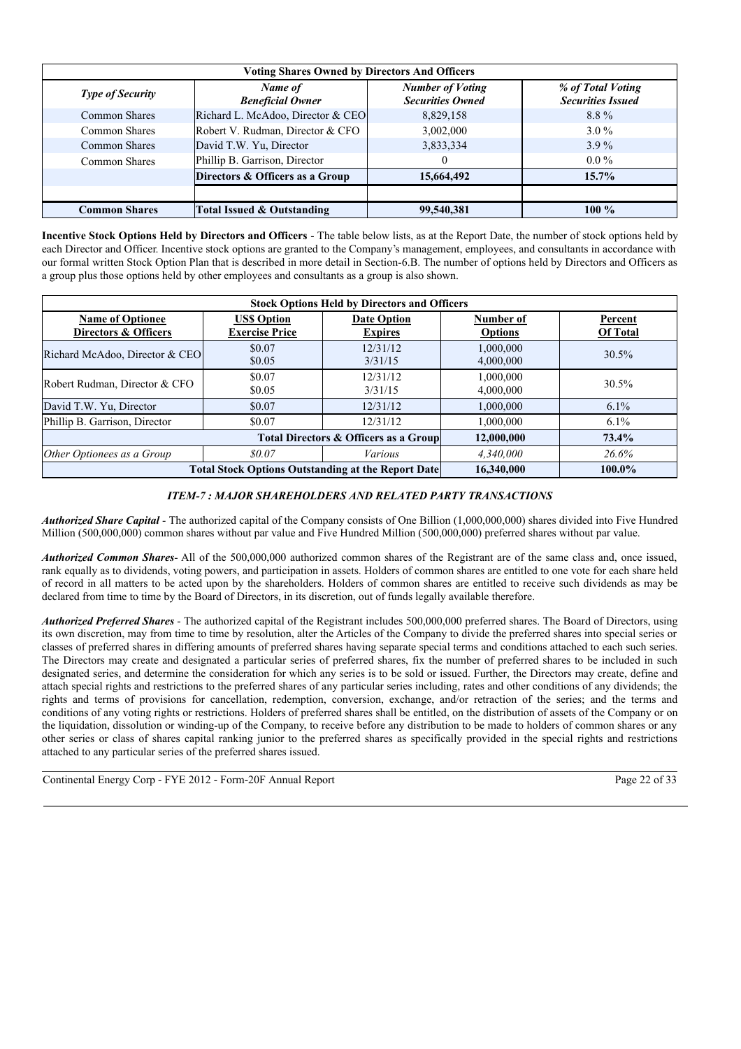| Voting Shares Owned by Directors And Officers | | | |
|---|---|---|---|
| *Type of Security* | *Name of Beneficial Owner* | *Number of Voting Securities Owned* | *% of Total Voting Securities Issued* |
| Common Shares | Richard L. McAdoo, Director & CEO | 8,829,158 | 8.8 % |
| Common Shares | Robert V. Rudman, Director & CFO | 3,002,000 | 3.0 % |
| Common Shares | David T.W. Yu, Director | 3,833,334 | 3.9 % |
| Common Shares | Phillip B. Garrison, Director | 0 | 0.0 % |
| | **Directors & Officers as a Group** | **15,664,492** | **15.7%** |
| | | | |
| **Common Shares** | **Total Issued & Outstanding** | **99,540,381** | **100 %** |

**Incentive Stock Options Held by Directors and Officers** - The table below lists, as at the Report Date, the number of stock options held by each Director and Officer. Incentive stock options are granted to the Company's management, employees, and consultants in accordance with our formal written Stock Option Plan that is described in more detail in Section-6.B. The number of options held by Directors and Officers as a group plus those options held by other employees and consultants as a group is also shown.

| Stock Options Held by Directors and Officers | | | | |
|---|---|---|---|---|
| **Name of Optionee Directors & Officers** | **US$ Option Exercise Price** | **Date Option Expires** | **Number of Options** | **Percent Of Total** |
| Richard McAdoo, Director & CEO | \$0.07<br>\$0.05 | 12/31/12<br>3/31/15 | 1,000,000<br>4,000,000 | 30.5% |
| Robert Rudman, Director & CFO | \$0.07<br>\$0.05 | 12/31/12<br>3/31/15 | 1,000,000<br>4,000,000 | 30.5% |
| David T.W. Yu, Director | \$0.07 | 12/31/12 | 1,000,000 | 6.1% |
| Phillip B. Garrison, Director | \$0.07 | 12/31/12 | 1,000,000 | 6.1% |
| | | **Total Directors & Officers as a Group** | **12,000,000** | **73.4%** |
| *Other Optionees as a Group* | *\$0.07* | *Various* | *4,340,000* | *26.6%* |
| | | **Total Stock Options Outstanding at the Report Date** | **16,340,000** | **100.0%** |

### *ITEM-7 : MAJOR SHAREHOLDERS AND RELATED PARTY TRANSACTIONS*

***Authorized Share Capital*** - The authorized capital of the Company consists of One Billion (1,000,000,000) shares divided into Five Hundred Million (500,000,000) common shares without par value and Five Hundred Million (500,000,000) preferred shares without par value.

***Authorized Common Shares***- All of the 500,000,000 authorized common shares of the Registrant are of the same class and, once issued, rank equally as to dividends, voting powers, and participation in assets. Holders of common shares are entitled to one vote for each share held of record in all matters to be acted upon by the shareholders. Holders of common shares are entitled to receive such dividends as may be declared from time to time by the Board of Directors, in its discretion, out of funds legally available therefore.

***Authorized Preferred Shares*** - The authorized capital of the Registrant includes 500,000,000 preferred shares. The Board of Directors, using its own discretion, may from time to time by resolution, alter the Articles of the Company to divide the preferred shares into special series or classes of preferred shares in differing amounts of preferred shares having separate special terms and conditions attached to each such series. The Directors may create and designated a particular series of preferred shares, fix the number of preferred shares to be included in such designated series, and determine the consideration for which any series is to be sold or issued. Further, the Directors may create, define and attach special rights and restrictions to the preferred shares of any particular series including, rates and other conditions of any dividends; the rights and terms of provisions for cancellation, redemption, conversion, exchange, and/or retraction of the series; and the terms and conditions of any voting rights or restrictions. Holders of preferred shares shall be entitled, on the distribution of assets of the Company or on the liquidation, dissolution or winding-up of the Company, to receive before any distribution to be made to holders of common shares or any other series or class of shares capital ranking junior to the preferred shares as specifically provided in the special rights and restrictions attached to any particular series of the preferred shares issued.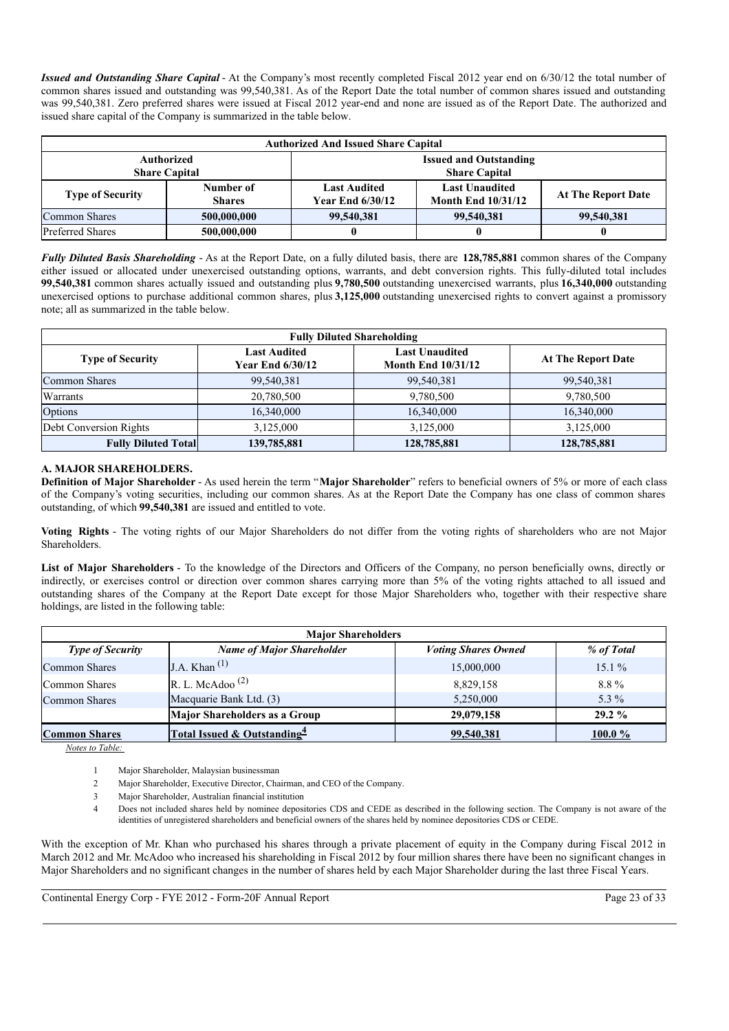***Issued and Outstanding Share Capital*** - At the Company's most recently completed Fiscal 2012 year end on 6/30/12 the total number of common shares issued and outstanding was 99,540,381. As of the Report Date the total number of common shares issued and outstanding was 99,540,381. Zero preferred shares were issued at Fiscal 2012 year-end and none are issued as of the Report Date. The authorized and issued share capital of the Company is summarized in the table below.

| **Authorized And Issued Share Capital** | | | | |
|---|---|---|---|---|
| **Authorized Share Capital** | | **Issued and Outstanding Share Capital** | | |
| **Type of Security** | **Number of Shares** | **Last Audited Year End 6/30/12** | **Last Unaudited Month End 10/31/12** | **At The Report Date** |
| Common Shares | **500,000,000** | **99,540,381** | **99,540,381** | **99,540,381** |
| Preferred Shares | **500,000,000** | **0** | **0** | **0** |

***Fully Diluted Basis Shareholding*** - As at the Report Date, on a fully diluted basis, there are **128,785,881** common shares of the Company either issued or allocated under unexercised outstanding options, warrants, and debt conversion rights. This fully-diluted total includes **99,540,381** common shares actually issued and outstanding plus **9,780,500** outstanding unexercised warrants, plus **16,340,000** outstanding unexercised options to purchase additional common shares, plus **3,125,000** outstanding unexercised rights to convert against a promissory note; all as summarized in the table below.

| **Fully Diluted Shareholding** | | | |
|---|---|---|---|
| **Type of Security** | **Last Audited Year End 6/30/12** | **Last Unaudited Month End 10/31/12** | **At The Report Date** |
| Common Shares | 99,540,381 | 99,540,381 | 99,540,381 |
| Warrants | 20,780,500 | 9,780,500 | 9,780,500 |
| Options | 16,340,000 | 16,340,000 | 16,340,000 |
| Debt Conversion Rights | 3,125,000 | 3,125,000 | 3,125,000 |
| **Fully Diluted Total** | **139,785,881** | **128,785,881** | **128,785,881** |

## A. MAJOR SHAREHOLDERS.

**Definition of Major Shareholder** - As used herein the term "**Major Shareholder**" refers to beneficial owners of 5% or more of each class of the Company's voting securities, including our common shares. As at the Report Date the Company has one class of common shares outstanding, of which **99,540,381** are issued and entitled to vote.

**Voting Rights** - The voting rights of our Major Shareholders do not differ from the voting rights of shareholders who are not Major Shareholders.

**List of Major Shareholders** - To the knowledge of the Directors and Officers of the Company, no person beneficially owns, directly or indirectly, or exercises control or direction over common shares carrying more than 5% of the voting rights attached to all issued and outstanding shares of the Company at the Report Date except for those Major Shareholders who, together with their respective share holdings, are listed in the following table:

| **Major Shareholders** | | | |
|---|---|---|---|
| ***Type of Security*** | ***Name of Major Shareholder*** | ***Voting Shares Owned*** | ***% of Total*** |
| Common Shares | J.A. Khan (1) | 15,000,000 | 15.1 % |
| Common Shares | R. L. McAdoo (2) | 8,829,158 | 8.8 % |
| Common Shares | Macquarie Bank Ltd. (3) | 5,250,000 | 5.3 % |
| | **Major Shareholders as a Group** | **29,079,158** | **29.2 %** |
| **Common Shares** | **Total Issued & Outstanding[4]** | **99,540,381** | **100.0 %** |

*Notes to Table:*

1. Major Shareholder, Malaysian businessman
2. Major Shareholder, Executive Director, Chairman, and CEO of the Company.
3. Major Shareholder, Australian financial institution
4. Does not included shares held by nominee depositories CDS and CEDE as described in the following section. The Company is not aware of the identities of unregistered shareholders and beneficial owners of the shares held by nominee depositories CDS or CEDE.

With the exception of Mr. Khan who purchased his shares through a private placement of equity in the Company during Fiscal 2012 in March 2012 and Mr. McAdoo who increased his shareholding in Fiscal 2012 by four million shares there have been no significant changes in Major Shareholders and no significant changes in the number of shares held by each Major Shareholder during the last three Fiscal Years.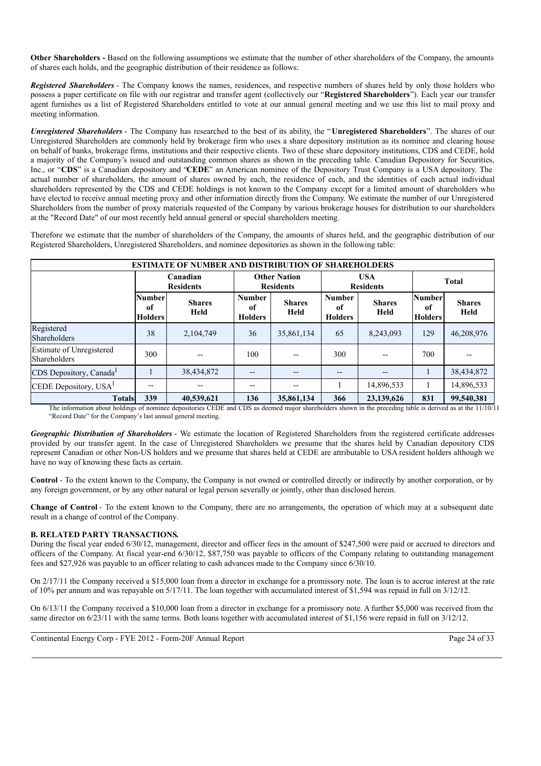**Other Shareholders -** Based on the following assumptions we estimate that the number of other shareholders of the Company, the amounts of shares each holds, and the geographic distribution of their residence as follows:

***Registered Shareholders*** - The Company knows the names, residences, and respective numbers of shares held by only those holders who possess a paper certificate on file with our registrar and transfer agent (collectively our "**Registered Shareholders**"). Each year our transfer agent furnishes us a list of Registered Shareholders entitled to vote at our annual general meeting and we use this list to mail proxy and meeting information.

***Unregistered Shareholders*** - The Company has researched to the best of its ability, the "**Unregistered Shareholders**". The shares of our Unregistered Shareholders are commonly held by brokerage firm who uses a share depository institution as its nominee and clearing house on behalf of banks, brokerage firms, institutions and their respective clients. Two of these share depository institutions, CDS and CEDE, hold a majority of the Company's issued and outstanding common shares as shown in the preceding table. Canadian Depository for Securities, Inc., or "**CDS**" is a Canadian depository and "**CEDE**" an American nominee of the Depository Trust Company is a USA depository. The actual number of shareholders, the amount of shares owned by each, the residence of each, and the identities of each actual individual shareholders represented by the CDS and CEDE holdings is not known to the Company except for a limited amount of shareholders who have elected to receive annual meeting proxy and other information directly from the Company. We estimate the number of our Unregistered Shareholders from the number of proxy materials requested of the Company by various brokerage houses for distribution to our shareholders at the "Record Date" of our most recently held annual general or special shareholders meeting.

Therefore we estimate that the number of shareholders of the Company, the amounts of shares held, and the geographic distribution of our Registered Shareholders, Unregistered Shareholders, and nominee depositories as shown in the following table:

| ESTIMATE OF NUMBER AND DISTRIBUTION OF SHAREHOLDERS | | | | | | | | |
|---|---|---|---|---|---|---|---|---|
| | Canadian Residents | | Other Nation Residents | | USA Residents | | Total | |
| | Number of Holders | Shares Held | Number of Holders | Shares Held | Number of Holders | Shares Held | Number of Holders | Shares Held |
| Registered Shareholders | 38 | 2,104,749 | 36 | 35,861,134 | 65 | 8,243,093 | 129 | 46,208,976 |
| Estimate of Unregistered Shareholders | 300 | -- | 100 | -- | 300 | -- | 700 | -- |
| CDS Depository, Canada[1] | 1 | 38,434,872 | -- | -- | -- | -- | 1 | 38,434,872 |
| CEDE Depository, USA[1] | -- | -- | -- | -- | 1 | 14,896,533 | 1 | 14,896,533 |
| **Totals** | **339** | **40,539,621** | **136** | **35,861,134** | **366** | **23,139,626** | **831** | **99,540,381** |

The information about holdings of nominee depositories CEDE and CDS as deemed major shareholders shown in the preceding table is derived as at the 11/10/11 "Record Date" for the Company's last annual general meeting.

***Geographic Distribution of Shareholders*** - We estimate the location of Registered Shareholders from the registered certificate addresses provided by our transfer agent. In the case of Unregistered Shareholders we presume that the shares held by Canadian depository CDS represent Canadian or other Non-US holders and we presume that shares held at CEDE are attributable to USA resident holders although we have no way of knowing these facts as certain.

**Control** - To the extent known to the Company, the Company is not owned or controlled directly or indirectly by another corporation, or by any foreign government, or by any other natural or legal person severally or jointly, other than disclosed herein.

**Change of Control** - To the extent known to the Company, there are no arrangements, the operation of which may at a subsequent date result in a change of control of the Company.

### B. RELATED PARTY TRANSACTIONS.

During the fiscal year ended 6/30/12, management, director and officer fees in the amount of $247,500 were paid or accrued to directors and officers of the Company. At fiscal year-end 6/30/12, $87,750 was payable to officers of the Company relating to outstanding management fees and $27,926 was payable to an officer relating to cash advances made to the Company since 6/30/10.

On 2/17/11 the Company received a $15,000 loan from a director in exchange for a promissory note. The loan is to accrue interest at the rate of 10% per annum and was repayable on 5/17/11. The loan together with accumulated interest of $1,594 was repaid in full on 3/12/12.

On 6/13/11 the Company received a $10,000 loan from a director in exchange for a promissory note. A further $5,000 was received from the same director on 6/23/11 with the same terms. Both loans together with accumulated interest of $1,156 were repaid in full on 3/12/12.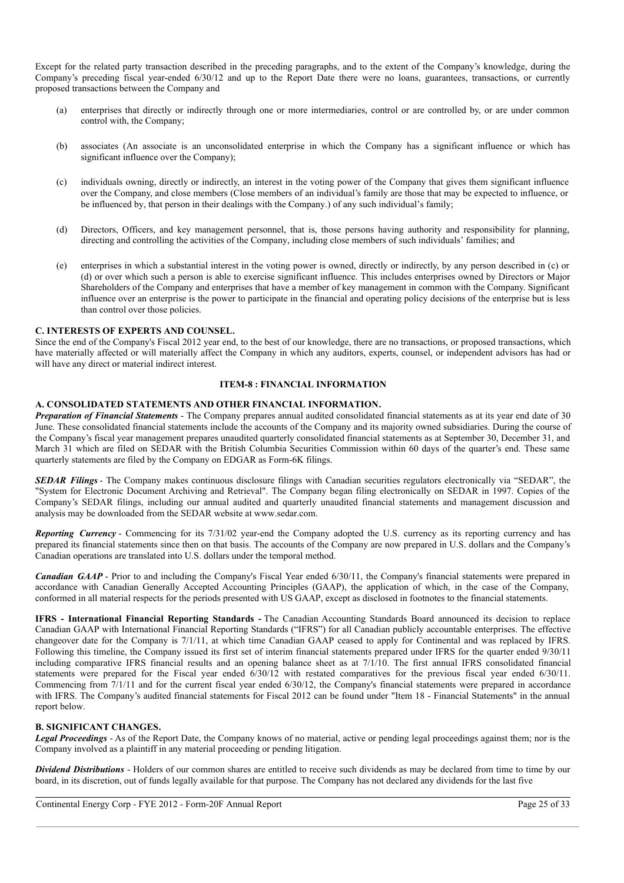Except for the related party transaction described in the preceding paragraphs, and to the extent of the Company's knowledge, during the Company's preceding fiscal year-ended 6/30/12 and up to the Report Date there were no loans, guarantees, transactions, or currently proposed transactions between the Company and

(a) enterprises that directly or indirectly through one or more intermediaries, control or are controlled by, or are under common control with, the Company;

(b) associates (An associate is an unconsolidated enterprise in which the Company has a significant influence or which has significant influence over the Company);

(c) individuals owning, directly or indirectly, an interest in the voting power of the Company that gives them significant influence over the Company, and close members (Close members of an individual's family are those that may be expected to influence, or be influenced by, that person in their dealings with the Company.) of any such individual's family;

(d) Directors, Officers, and key management personnel, that is, those persons having authority and responsibility for planning, directing and controlling the activities of the Company, including close members of such individuals' families; and

(e) enterprises in which a substantial interest in the voting power is owned, directly or indirectly, by any person described in (c) or (d) or over which such a person is able to exercise significant influence. This includes enterprises owned by Directors or Major Shareholders of the Company and enterprises that have a member of key management in common with the Company. Significant influence over an enterprise is the power to participate in the financial and operating policy decisions of the enterprise but is less than control over those policies.

### C. INTERESTS OF EXPERTS AND COUNSEL.

Since the end of the Company's Fiscal 2012 year end, to the best of our knowledge, there are no transactions, or proposed transactions, which have materially affected or will materially affect the Company in which any auditors, experts, counsel, or independent advisors has had or will have any direct or material indirect interest.

## ITEM-8 : FINANCIAL INFORMATION

### A. CONSOLIDATED STATEMENTS AND OTHER FINANCIAL INFORMATION.

***Preparation of Financial Statements*** - The Company prepares annual audited consolidated financial statements as at its year end date of 30 June. These consolidated financial statements include the accounts of the Company and its majority owned subsidiaries. During the course of the Company's fiscal year management prepares unaudited quarterly consolidated financial statements as at September 30, December 31, and March 31 which are filed on SEDAR with the British Columbia Securities Commission within 60 days of the quarter's end. These same quarterly statements are filed by the Company on EDGAR as Form-6K filings.

***SEDAR Filings*** - The Company makes continuous disclosure filings with Canadian securities regulators electronically via "SEDAR", the "System for Electronic Document Archiving and Retrieval". The Company began filing electronically on SEDAR in 1997. Copies of the Company's SEDAR filings, including our annual audited and quarterly unaudited financial statements and management discussion and analysis may be downloaded from the SEDAR website at www.sedar.com.

***Reporting Currency*** - Commencing for its 7/31/02 year-end the Company adopted the U.S. currency as its reporting currency and has prepared its financial statements since then on that basis. The accounts of the Company are now prepared in U.S. dollars and the Company's Canadian operations are translated into U.S. dollars under the temporal method.

***Canadian GAAP*** - Prior to and including the Company's Fiscal Year ended 6/30/11, the Company's financial statements were prepared in accordance with Canadian Generally Accepted Accounting Principles (GAAP), the application of which, in the case of the Company, conformed in all material respects for the periods presented with US GAAP, except as disclosed in footnotes to the financial statements.

**IFRS - International Financial Reporting Standards -** The Canadian Accounting Standards Board announced its decision to replace Canadian GAAP with International Financial Reporting Standards ("IFRS") for all Canadian publicly accountable enterprises. The effective changeover date for the Company is 7/1/11, at which time Canadian GAAP ceased to apply for Continental and was replaced by IFRS. Following this timeline, the Company issued its first set of interim financial statements prepared under IFRS for the quarter ended 9/30/11 including comparative IFRS financial results and an opening balance sheet as at 7/1/10. The first annual IFRS consolidated financial statements were prepared for the Fiscal year ended 6/30/12 with restated comparatives for the previous fiscal year ended 6/30/11. Commencing from 7/1/11 and for the current fiscal year ended 6/30/12, the Company's financial statements were prepared in accordance with IFRS. The Company's audited financial statements for Fiscal 2012 can be found under "Item 18 - Financial Statements" in the annual report below.

### B. SIGNIFICANT CHANGES.

***Legal Proceedings*** - As of the Report Date, the Company knows of no material, active or pending legal proceedings against them; nor is the Company involved as a plaintiff in any material proceeding or pending litigation.

***Dividend Distributions*** - Holders of our common shares are entitled to receive such dividends as may be declared from time to time by our board, in its discretion, out of funds legally available for that purpose. The Company has not declared any dividends for the last five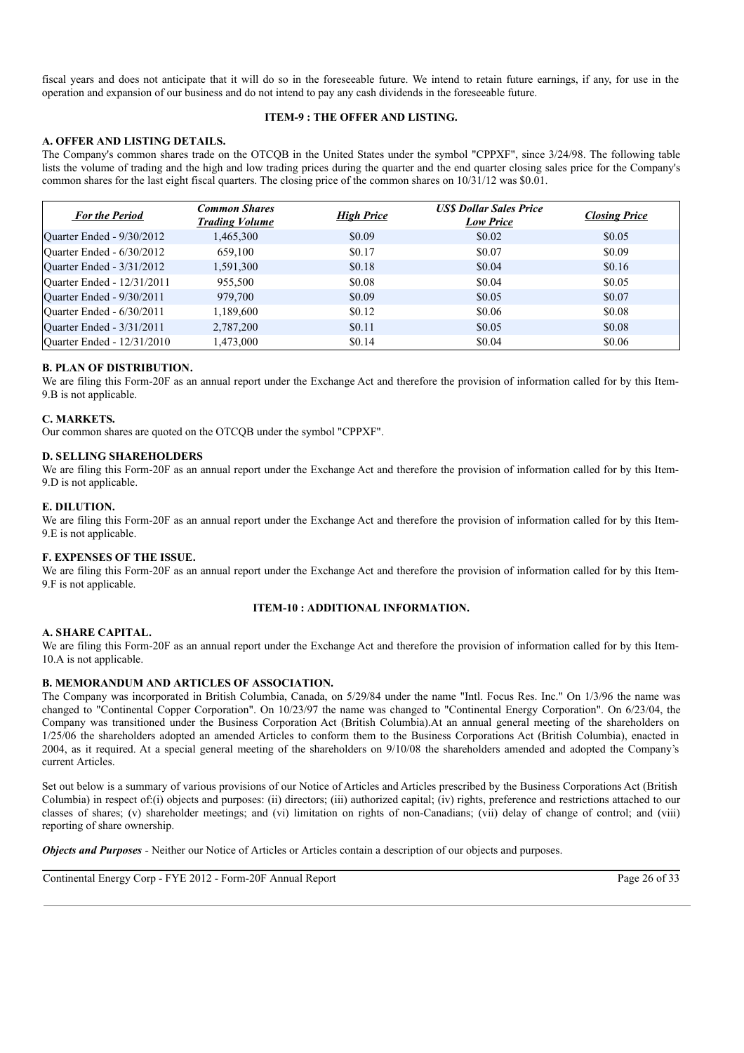fiscal years and does not anticipate that it will do so in the foreseeable future. We intend to retain future earnings, if any, for use in the operation and expansion of our business and do not intend to pay any cash dividends in the foreseeable future.

## ITEM-9 : THE OFFER AND LISTING.

### A. OFFER AND LISTING DETAILS.

The Company's common shares trade on the OTCQB in the United States under the symbol "CPPXF", since 3/24/98. The following table lists the volume of trading and the high and low trading prices during the quarter and the end quarter closing sales price for the Company's common shares for the last eight fiscal quarters. The closing price of the common shares on 10/31/12 was $0.01.

| *For the Period* | *Common Shares Trading Volume* | *High Price* | *US$ Dollar Sales Price Low Price* | *Closing Price* |
|---|---|---|---|---|
| Quarter Ended - 9/30/2012 | 1,465,300 | $0.09 | $0.02 | $0.05 |
| Quarter Ended - 6/30/2012 | 659,100 | $0.17 | $0.07 | $0.09 |
| Quarter Ended - 3/31/2012 | 1,591,300 | $0.18 | $0.04 | $0.16 |
| Quarter Ended - 12/31/2011 | 955,500 | $0.08 | $0.04 | $0.05 |
| Quarter Ended - 9/30/2011 | 979,700 | $0.09 | $0.05 | $0.07 |
| Quarter Ended - 6/30/2011 | 1,189,600 | $0.12 | $0.06 | $0.08 |
| Quarter Ended - 3/31/2011 | 2,787,200 | $0.11 | $0.05 | $0.08 |
| Quarter Ended - 12/31/2010 | 1,473,000 | $0.14 | $0.04 | $0.06 |

### B. PLAN OF DISTRIBUTION.

We are filing this Form-20F as an annual report under the Exchange Act and therefore the provision of information called for by this Item-9.B is not applicable.

### C. MARKETS.

Our common shares are quoted on the OTCQB under the symbol "CPPXF".

### D. SELLING SHAREHOLDERS

We are filing this Form-20F as an annual report under the Exchange Act and therefore the provision of information called for by this Item-9.D is not applicable.

### E. DILUTION.

We are filing this Form-20F as an annual report under the Exchange Act and therefore the provision of information called for by this Item-9.E is not applicable.

### F. EXPENSES OF THE ISSUE.

We are filing this Form-20F as an annual report under the Exchange Act and therefore the provision of information called for by this Item-9.F is not applicable.

## ITEM-10 : ADDITIONAL INFORMATION.

### A. SHARE CAPITAL.

We are filing this Form-20F as an annual report under the Exchange Act and therefore the provision of information called for by this Item-10.A is not applicable.

### B. MEMORANDUM AND ARTICLES OF ASSOCIATION.

The Company was incorporated in British Columbia, Canada, on 5/29/84 under the name "Intl. Focus Res. Inc." On 1/3/96 the name was changed to "Continental Copper Corporation". On 10/23/97 the name was changed to "Continental Energy Corporation". On 6/23/04, the Company was transitioned under the Business Corporation Act (British Columbia).At an annual general meeting of the shareholders on 1/25/06 the shareholders adopted an amended Articles to conform them to the Business Corporations Act (British Columbia), enacted in 2004, as it required. At a special general meeting of the shareholders on 9/10/08 the shareholders amended and adopted the Company's current Articles.

Set out below is a summary of various provisions of our Notice of Articles and Articles prescribed by the Business Corporations Act (British Columbia) in respect of:(i) objects and purposes: (ii) directors; (iii) authorized capital; (iv) rights, preference and restrictions attached to our classes of shares; (v) shareholder meetings; and (vi) limitation on rights of non-Canadians; (vii) delay of change of control; and (viii) reporting of share ownership.

***Objects and Purposes*** - Neither our Notice of Articles or Articles contain a description of our objects and purposes.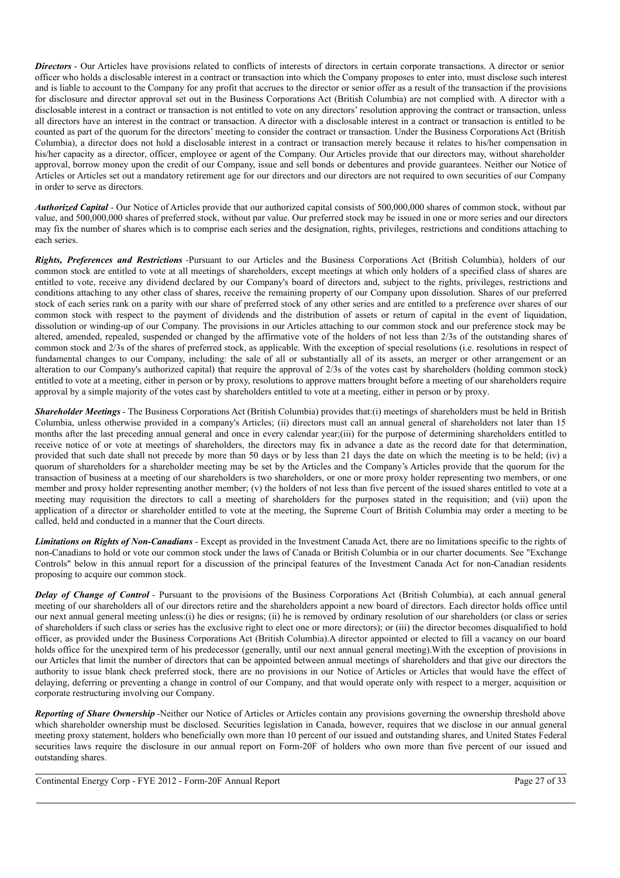***Directors*** - Our Articles have provisions related to conflicts of interests of directors in certain corporate transactions. A director or senior officer who holds a disclosable interest in a contract or transaction into which the Company proposes to enter into, must disclose such interest and is liable to account to the Company for any profit that accrues to the director or senior offer as a result of the transaction if the provisions for disclosure and director approval set out in the Business Corporations Act (British Columbia) are not complied with. A director with a disclosable interest in a contract or transaction is not entitled to vote on any directors' resolution approving the contract or transaction, unless all directors have an interest in the contract or transaction. A director with a disclosable interest in a contract or transaction is entitled to be counted as part of the quorum for the directors' meeting to consider the contract or transaction. Under the Business Corporations Act (British Columbia), a director does not hold a disclosable interest in a contract or transaction merely because it relates to his/her compensation in his/her capacity as a director, officer, employee or agent of the Company. Our Articles provide that our directors may, without shareholder approval, borrow money upon the credit of our Company, issue and sell bonds or debentures and provide guarantees. Neither our Notice of Articles or Articles set out a mandatory retirement age for our directors and our directors are not required to own securities of our Company in order to serve as directors.

***Authorized Capital*** - Our Notice of Articles provide that our authorized capital consists of 500,000,000 shares of common stock, without par value, and 500,000,000 shares of preferred stock, without par value. Our preferred stock may be issued in one or more series and our directors may fix the number of shares which is to comprise each series and the designation, rights, privileges, restrictions and conditions attaching to each series.

***Rights, Preferences and Restrictions*** -Pursuant to our Articles and the Business Corporations Act (British Columbia), holders of our common stock are entitled to vote at all meetings of shareholders, except meetings at which only holders of a specified class of shares are entitled to vote, receive any dividend declared by our Company's board of directors and, subject to the rights, privileges, restrictions and conditions attaching to any other class of shares, receive the remaining property of our Company upon dissolution. Shares of our preferred stock of each series rank on a parity with our share of preferred stock of any other series and are entitled to a preference over shares of our common stock with respect to the payment of dividends and the distribution of assets or return of capital in the event of liquidation, dissolution or winding-up of our Company. The provisions in our Articles attaching to our common stock and our preference stock may be altered, amended, repealed, suspended or changed by the affirmative vote of the holders of not less than 2/3s of the outstanding shares of common stock and 2/3s of the shares of preferred stock, as applicable. With the exception of special resolutions (i.e. resolutions in respect of fundamental changes to our Company, including: the sale of all or substantially all of its assets, an merger or other arrangement or an alteration to our Company's authorized capital) that require the approval of 2/3s of the votes cast by shareholders (holding common stock) entitled to vote at a meeting, either in person or by proxy, resolutions to approve matters brought before a meeting of our shareholders require approval by a simple majority of the votes cast by shareholders entitled to vote at a meeting, either in person or by proxy.

***Shareholder Meetings*** - The Business Corporations Act (British Columbia) provides that:(i) meetings of shareholders must be held in British Columbia, unless otherwise provided in a company's Articles; (ii) directors must call an annual general of shareholders not later than 15 months after the last preceding annual general and once in every calendar year;(iii) for the purpose of determining shareholders entitled to receive notice of or vote at meetings of shareholders, the directors may fix in advance a date as the record date for that determination, provided that such date shall not precede by more than 50 days or by less than 21 days the date on which the meeting is to be held; (iv) a quorum of shareholders for a shareholder meeting may be set by the Articles and the Company's Articles provide that the quorum for the transaction of business at a meeting of our shareholders is two shareholders, or one or more proxy holder representing two members, or one member and proxy holder representing another member; (v) the holders of not less than five percent of the issued shares entitled to vote at a meeting may requisition the directors to call a meeting of shareholders for the purposes stated in the requisition; and (vii) upon the application of a director or shareholder entitled to vote at the meeting, the Supreme Court of British Columbia may order a meeting to be called, held and conducted in a manner that the Court directs.

***Limitations on Rights of Non-Canadians*** - Except as provided in the Investment Canada Act, there are no limitations specific to the rights of non-Canadians to hold or vote our common stock under the laws of Canada or British Columbia or in our charter documents. See "Exchange Controls" below in this annual report for a discussion of the principal features of the Investment Canada Act for non-Canadian residents proposing to acquire our common stock.

***Delay of Change of Control*** - Pursuant to the provisions of the Business Corporations Act (British Columbia), at each annual general meeting of our shareholders all of our directors retire and the shareholders appoint a new board of directors. Each director holds office until our next annual general meeting unless:(i) he dies or resigns; (ii) he is removed by ordinary resolution of our shareholders (or class or series of shareholders if such class or series has the exclusive right to elect one or more directors); or (iii) the director becomes disqualified to hold officer, as provided under the Business Corporations Act (British Columbia).A director appointed or elected to fill a vacancy on our board holds office for the unexpired term of his predecessor (generally, until our next annual general meeting).With the exception of provisions in our Articles that limit the number of directors that can be appointed between annual meetings of shareholders and that give our directors the authority to issue blank check preferred stock, there are no provisions in our Notice of Articles or Articles that would have the effect of delaying, deferring or preventing a change in control of our Company, and that would operate only with respect to a merger, acquisition or corporate restructuring involving our Company.

***Reporting of Share Ownership*** -Neither our Notice of Articles or Articles contain any provisions governing the ownership threshold above which shareholder ownership must be disclosed. Securities legislation in Canada, however, requires that we disclose in our annual general meeting proxy statement, holders who beneficially own more than 10 percent of our issued and outstanding shares, and United States Federal securities laws require the disclosure in our annual report on Form-20F of holders who own more than five percent of our issued and outstanding shares.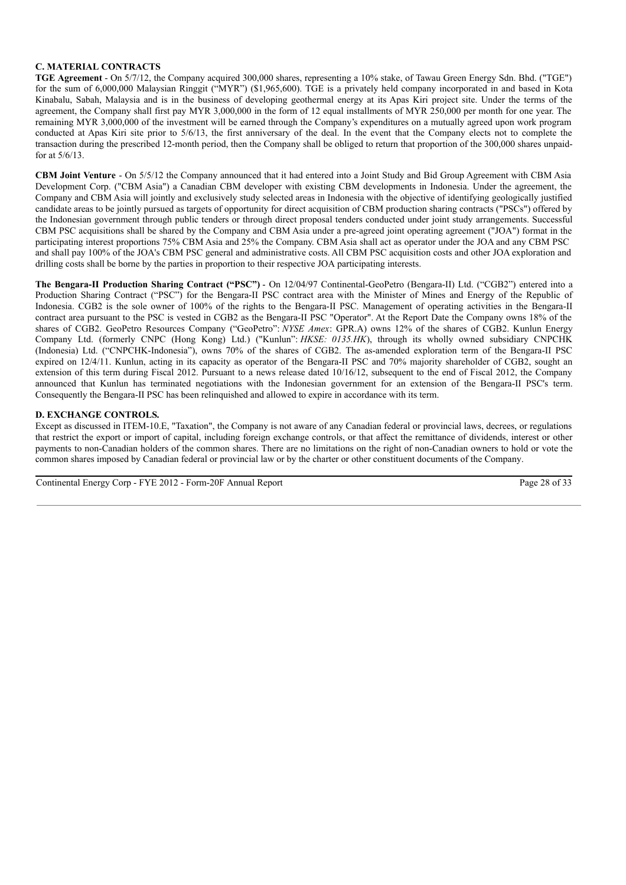### C. MATERIAL CONTRACTS

**TGE Agreement** - On 5/7/12, the Company acquired 300,000 shares, representing a 10% stake, of Tawau Green Energy Sdn. Bhd. ("TGE") for the sum of 6,000,000 Malaysian Ringgit ("MYR") ($1,965,600). TGE is a privately held company incorporated in and based in Kota Kinabalu, Sabah, Malaysia and is in the business of developing geothermal energy at its Apas Kiri project site. Under the terms of the agreement, the Company shall first pay MYR 3,000,000 in the form of 12 equal installments of MYR 250,000 per month for one year. The remaining MYR 3,000,000 of the investment will be earned through the Company's expenditures on a mutually agreed upon work program conducted at Apas Kiri site prior to 5/6/13, the first anniversary of the deal. In the event that the Company elects not to complete the transaction during the prescribed 12-month period, then the Company shall be obliged to return that proportion of the 300,000 shares unpaid-for at 5/6/13.

**CBM Joint Venture** - On 5/5/12 the Company announced that it had entered into a Joint Study and Bid Group Agreement with CBM Asia Development Corp. ("CBM Asia") a Canadian CBM developer with existing CBM developments in Indonesia. Under the agreement, the Company and CBM Asia will jointly and exclusively study selected areas in Indonesia with the objective of identifying geologically justified candidate areas to be jointly pursued as targets of opportunity for direct acquisition of CBM production sharing contracts ("PSCs") offered by the Indonesian government through public tenders or through direct proposal tenders conducted under joint study arrangements. Successful CBM PSC acquisitions shall be shared by the Company and CBM Asia under a pre-agreed joint operating agreement ("JOA") format in the participating interest proportions 75% CBM Asia and 25% the Company. CBM Asia shall act as operator under the JOA and any CBM PSC and shall pay 100% of the JOA's CBM PSC general and administrative costs. All CBM PSC acquisition costs and other JOA exploration and drilling costs shall be borne by the parties in proportion to their respective JOA participating interests.

**The Bengara-II Production Sharing Contract ("PSC")** - On 12/04/97 Continental-GeoPetro (Bengara-II) Ltd. ("CGB2") entered into a Production Sharing Contract ("PSC") for the Bengara-II PSC contract area with the Minister of Mines and Energy of the Republic of Indonesia. CGB2 is the sole owner of 100% of the rights to the Bengara-II PSC. Management of operating activities in the Bengara-II contract area pursuant to the PSC is vested in CGB2 as the Bengara-II PSC "Operator". At the Report Date the Company owns 18% of the shares of CGB2. GeoPetro Resources Company ("GeoPetro": *NYSE Amex*: GPR.A) owns 12% of the shares of CGB2. Kunlun Energy Company Ltd. (formerly CNPC (Hong Kong) Ltd.) ("Kunlun": *HKSE: 0135.HK*), through its wholly owned subsidiary CNPCHK (Indonesia) Ltd. ("CNPCHK-Indonesia"), owns 70% of the shares of CGB2. The as-amended exploration term of the Bengara-II PSC expired on 12/4/11. Kunlun, acting in its capacity as operator of the Bengara-II PSC and 70% majority shareholder of CGB2, sought an extension of this term during Fiscal 2012. Pursuant to a news release dated 10/16/12, subsequent to the end of Fiscal 2012, the Company announced that Kunlun has terminated negotiations with the Indonesian government for an extension of the Bengara-II PSC's term. Consequently the Bengara-II PSC has been relinquished and allowed to expire in accordance with its term.

### D. EXCHANGE CONTROLS.

Except as discussed in ITEM-10.E, "Taxation", the Company is not aware of any Canadian federal or provincial laws, decrees, or regulations that restrict the export or import of capital, including foreign exchange controls, or that affect the remittance of dividends, interest or other payments to non-Canadian holders of the common shares. There are no limitations on the right of non-Canadian owners to hold or vote the common shares imposed by Canadian federal or provincial law or by the charter or other constituent documents of the Company.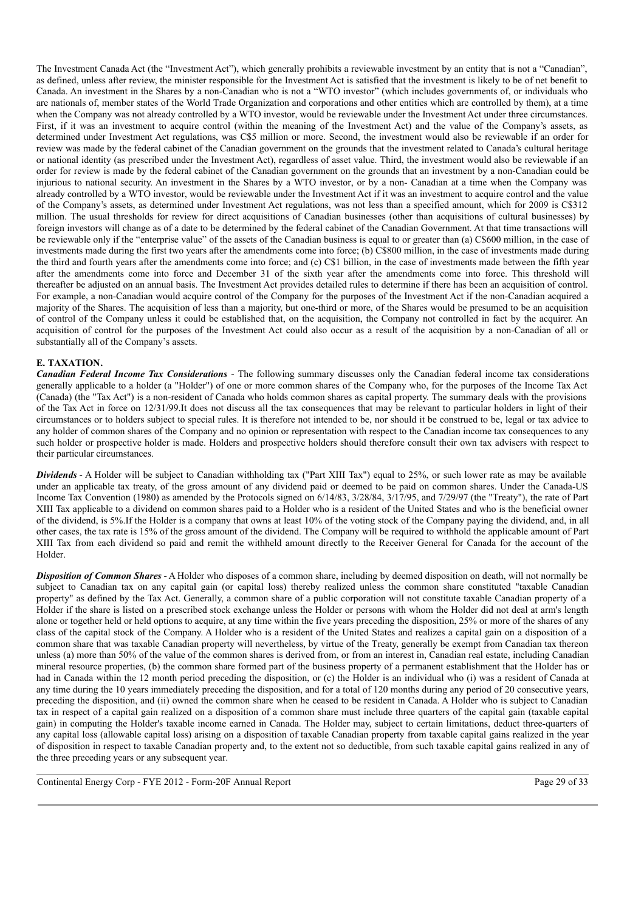The Investment Canada Act (the "Investment Act"), which generally prohibits a reviewable investment by an entity that is not a "Canadian", as defined, unless after review, the minister responsible for the Investment Act is satisfied that the investment is likely to be of net benefit to Canada. An investment in the Shares by a non-Canadian who is not a "WTO investor" (which includes governments of, or individuals who are nationals of, member states of the World Trade Organization and corporations and other entities which are controlled by them), at a time when the Company was not already controlled by a WTO investor, would be reviewable under the Investment Act under three circumstances. First, if it was an investment to acquire control (within the meaning of the Investment Act) and the value of the Company's assets, as determined under Investment Act regulations, was C$5 million or more. Second, the investment would also be reviewable if an order for review was made by the federal cabinet of the Canadian government on the grounds that the investment related to Canada's cultural heritage or national identity (as prescribed under the Investment Act), regardless of asset value. Third, the investment would also be reviewable if an order for review is made by the federal cabinet of the Canadian government on the grounds that an investment by a non-Canadian could be injurious to national security. An investment in the Shares by a WTO investor, or by a non- Canadian at a time when the Company was already controlled by a WTO investor, would be reviewable under the Investment Act if it was an investment to acquire control and the value of the Company's assets, as determined under Investment Act regulations, was not less than a specified amount, which for 2009 is C$312 million. The usual thresholds for review for direct acquisitions of Canadian businesses (other than acquisitions of cultural businesses) by foreign investors will change as of a date to be determined by the federal cabinet of the Canadian Government. At that time transactions will be reviewable only if the "enterprise value" of the assets of the Canadian business is equal to or greater than (a) C$600 million, in the case of investments made during the first two years after the amendments come into force; (b) C$800 million, in the case of investments made during the third and fourth years after the amendments come into force; and (c) C$1 billion, in the case of investments made between the fifth year after the amendments come into force and December 31 of the sixth year after the amendments come into force. This threshold will thereafter be adjusted on an annual basis. The Investment Act provides detailed rules to determine if there has been an acquisition of control. For example, a non-Canadian would acquire control of the Company for the purposes of the Investment Act if the non-Canadian acquired a majority of the Shares. The acquisition of less than a majority, but one-third or more, of the Shares would be presumed to be an acquisition of control of the Company unless it could be established that, on the acquisition, the Company not controlled in fact by the acquirer. An acquisition of control for the purposes of the Investment Act could also occur as a result of the acquisition by a non-Canadian of all or substantially all of the Company's assets.

## E. TAXATION.

***Canadian Federal Income Tax Considerations*** - The following summary discusses only the Canadian federal income tax considerations generally applicable to a holder (a "Holder") of one or more common shares of the Company who, for the purposes of the Income Tax Act (Canada) (the "Tax Act") is a non-resident of Canada who holds common shares as capital property. The summary deals with the provisions of the Tax Act in force on 12/31/99.It does not discuss all the tax consequences that may be relevant to particular holders in light of their circumstances or to holders subject to special rules. It is therefore not intended to be, nor should it be construed to be, legal or tax advice to any holder of common shares of the Company and no opinion or representation with respect to the Canadian income tax consequences to any such holder or prospective holder is made. Holders and prospective holders should therefore consult their own tax advisers with respect to their particular circumstances.

***Dividends*** - A Holder will be subject to Canadian withholding tax ("Part XIII Tax") equal to 25%, or such lower rate as may be available under an applicable tax treaty, of the gross amount of any dividend paid or deemed to be paid on common shares. Under the Canada-US Income Tax Convention (1980) as amended by the Protocols signed on 6/14/83, 3/28/84, 3/17/95, and 7/29/97 (the "Treaty"), the rate of Part XIII Tax applicable to a dividend on common shares paid to a Holder who is a resident of the United States and who is the beneficial owner of the dividend, is 5%.If the Holder is a company that owns at least 10% of the voting stock of the Company paying the dividend, and, in all other cases, the tax rate is 15% of the gross amount of the dividend. The Company will be required to withhold the applicable amount of Part XIII Tax from each dividend so paid and remit the withheld amount directly to the Receiver General for Canada for the account of the Holder.

***Disposition of Common Shares*** - A Holder who disposes of a common share, including by deemed disposition on death, will not normally be subject to Canadian tax on any capital gain (or capital loss) thereby realized unless the common share constituted "taxable Canadian property" as defined by the Tax Act. Generally, a common share of a public corporation will not constitute taxable Canadian property of a Holder if the share is listed on a prescribed stock exchange unless the Holder or persons with whom the Holder did not deal at arm's length alone or together held or held options to acquire, at any time within the five years preceding the disposition, 25% or more of the shares of any class of the capital stock of the Company. A Holder who is a resident of the United States and realizes a capital gain on a disposition of a common share that was taxable Canadian property will nevertheless, by virtue of the Treaty, generally be exempt from Canadian tax thereon unless (a) more than 50% of the value of the common shares is derived from, or from an interest in, Canadian real estate, including Canadian mineral resource properties, (b) the common share formed part of the business property of a permanent establishment that the Holder has or had in Canada within the 12 month period preceding the disposition, or (c) the Holder is an individual who (i) was a resident of Canada at any time during the 10 years immediately preceding the disposition, and for a total of 120 months during any period of 20 consecutive years, preceding the disposition, and (ii) owned the common share when he ceased to be resident in Canada. A Holder who is subject to Canadian tax in respect of a capital gain realized on a disposition of a common share must include three quarters of the capital gain (taxable capital gain) in computing the Holder's taxable income earned in Canada. The Holder may, subject to certain limitations, deduct three-quarters of any capital loss (allowable capital loss) arising on a disposition of taxable Canadian property from taxable capital gains realized in the year of disposition in respect to taxable Canadian property and, to the extent not so deductible, from such taxable capital gains realized in any of the three preceding years or any subsequent year.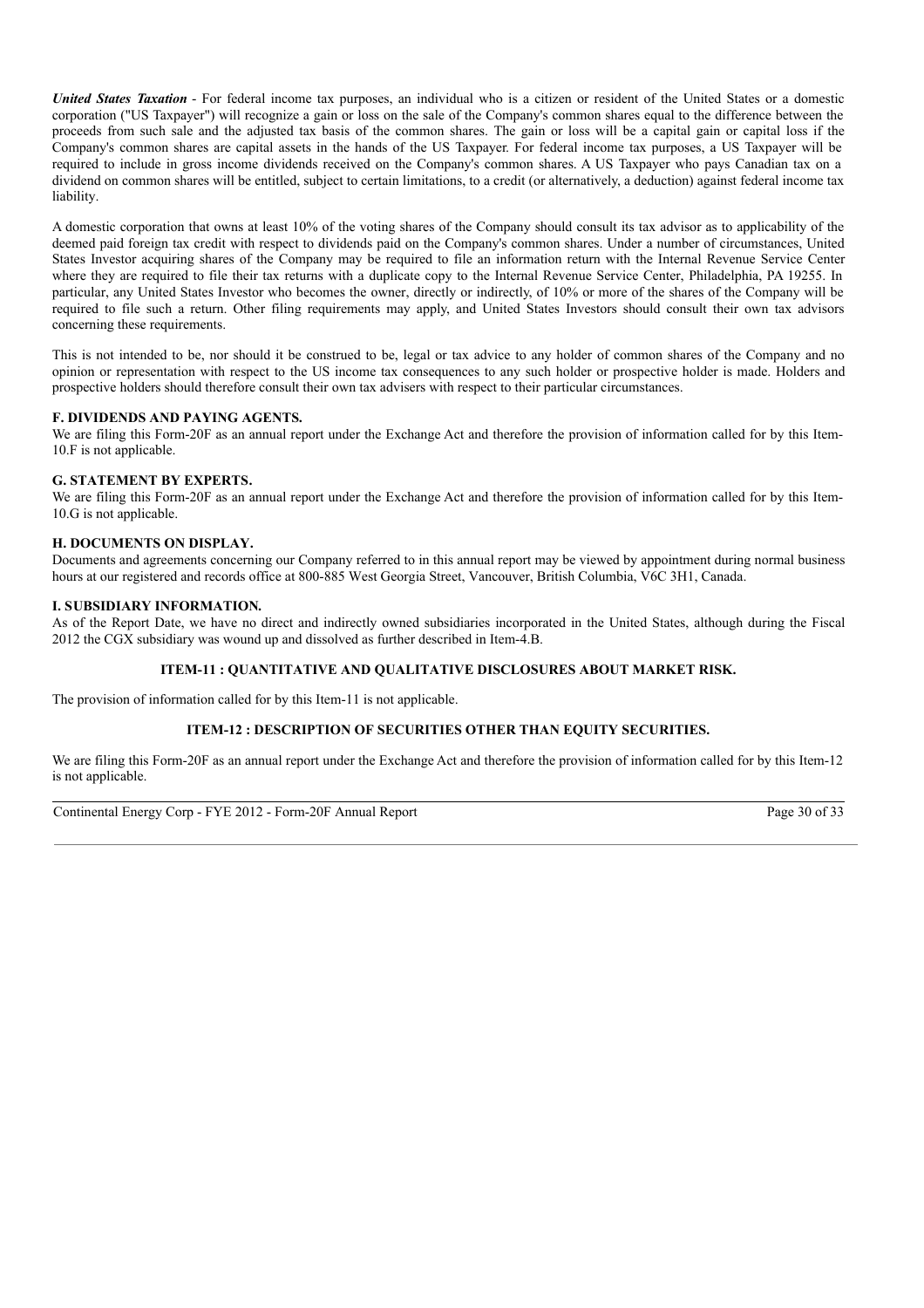***United States Taxation*** - For federal income tax purposes, an individual who is a citizen or resident of the United States or a domestic corporation ("US Taxpayer") will recognize a gain or loss on the sale of the Company's common shares equal to the difference between the proceeds from such sale and the adjusted tax basis of the common shares. The gain or loss will be a capital gain or capital loss if the Company's common shares are capital assets in the hands of the US Taxpayer. For federal income tax purposes, a US Taxpayer will be required to include in gross income dividends received on the Company's common shares. A US Taxpayer who pays Canadian tax on a dividend on common shares will be entitled, subject to certain limitations, to a credit (or alternatively, a deduction) against federal income tax liability.

A domestic corporation that owns at least 10% of the voting shares of the Company should consult its tax advisor as to applicability of the deemed paid foreign tax credit with respect to dividends paid on the Company's common shares. Under a number of circumstances, United States Investor acquiring shares of the Company may be required to file an information return with the Internal Revenue Service Center where they are required to file their tax returns with a duplicate copy to the Internal Revenue Service Center, Philadelphia, PA 19255. In particular, any United States Investor who becomes the owner, directly or indirectly, of 10% or more of the shares of the Company will be required to file such a return. Other filing requirements may apply, and United States Investors should consult their own tax advisors concerning these requirements.

This is not intended to be, nor should it be construed to be, legal or tax advice to any holder of common shares of the Company and no opinion or representation with respect to the US income tax consequences to any such holder or prospective holder is made. Holders and prospective holders should therefore consult their own tax advisers with respect to their particular circumstances.

### F. DIVIDENDS AND PAYING AGENTS.

We are filing this Form-20F as an annual report under the Exchange Act and therefore the provision of information called for by this Item-10.F is not applicable.

### G. STATEMENT BY EXPERTS.

We are filing this Form-20F as an annual report under the Exchange Act and therefore the provision of information called for by this Item-10.G is not applicable.

### H. DOCUMENTS ON DISPLAY.

Documents and agreements concerning our Company referred to in this annual report may be viewed by appointment during normal business hours at our registered and records office at 800-885 West Georgia Street, Vancouver, British Columbia, V6C 3H1, Canada.

### I. SUBSIDIARY INFORMATION.

As of the Report Date, we have no direct and indirectly owned subsidiaries incorporated in the United States, although during the Fiscal 2012 the CGX subsidiary was wound up and dissolved as further described in Item-4.B.

## ITEM-11 : QUANTITATIVE AND QUALITATIVE DISCLOSURES ABOUT MARKET RISK.

The provision of information called for by this Item-11 is not applicable.

## ITEM-12 : DESCRIPTION OF SECURITIES OTHER THAN EQUITY SECURITIES.

We are filing this Form-20F as an annual report under the Exchange Act and therefore the provision of information called for by this Item-12 is not applicable.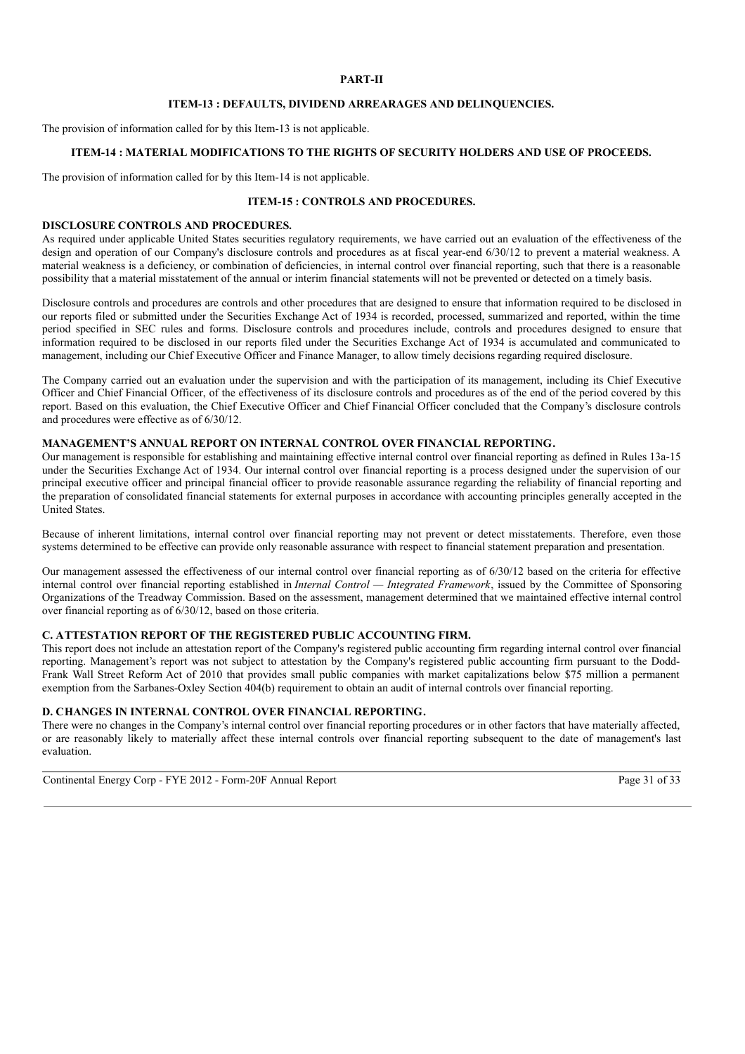# PART-II

## ITEM-13 : DEFAULTS, DIVIDEND ARREARAGES AND DELINQUENCIES.

The provision of information called for by this Item-13 is not applicable.

## ITEM-14 : MATERIAL MODIFICATIONS TO THE RIGHTS OF SECURITY HOLDERS AND USE OF PROCEEDS.

The provision of information called for by this Item-14 is not applicable.

## ITEM-15 : CONTROLS AND PROCEDURES.

### DISCLOSURE CONTROLS AND PROCEDURES.

As required under applicable United States securities regulatory requirements, we have carried out an evaluation of the effectiveness of the design and operation of our Company's disclosure controls and procedures as at fiscal year-end 6/30/12 to prevent a material weakness. A material weakness is a deficiency, or combination of deficiencies, in internal control over financial reporting, such that there is a reasonable possibility that a material misstatement of the annual or interim financial statements will not be prevented or detected on a timely basis.

Disclosure controls and procedures are controls and other procedures that are designed to ensure that information required to be disclosed in our reports filed or submitted under the Securities Exchange Act of 1934 is recorded, processed, summarized and reported, within the time period specified in SEC rules and forms. Disclosure controls and procedures include, controls and procedures designed to ensure that information required to be disclosed in our reports filed under the Securities Exchange Act of 1934 is accumulated and communicated to management, including our Chief Executive Officer and Finance Manager, to allow timely decisions regarding required disclosure.

The Company carried out an evaluation under the supervision and with the participation of its management, including its Chief Executive Officer and Chief Financial Officer, of the effectiveness of its disclosure controls and procedures as of the end of the period covered by this report. Based on this evaluation, the Chief Executive Officer and Chief Financial Officer concluded that the Company's disclosure controls and procedures were effective as of 6/30/12.

### MANAGEMENT'S ANNUAL REPORT ON INTERNAL CONTROL OVER FINANCIAL REPORTING.

Our management is responsible for establishing and maintaining effective internal control over financial reporting as defined in Rules 13a-15 under the Securities Exchange Act of 1934. Our internal control over financial reporting is a process designed under the supervision of our principal executive officer and principal financial officer to provide reasonable assurance regarding the reliability of financial reporting and the preparation of consolidated financial statements for external purposes in accordance with accounting principles generally accepted in the United States.

Because of inherent limitations, internal control over financial reporting may not prevent or detect misstatements. Therefore, even those systems determined to be effective can provide only reasonable assurance with respect to financial statement preparation and presentation.

Our management assessed the effectiveness of our internal control over financial reporting as of 6/30/12 based on the criteria for effective internal control over financial reporting established in *Internal Control — Integrated Framework*, issued by the Committee of Sponsoring Organizations of the Treadway Commission. Based on the assessment, management determined that we maintained effective internal control over financial reporting as of 6/30/12, based on those criteria.

### C. ATTESTATION REPORT OF THE REGISTERED PUBLIC ACCOUNTING FIRM.

This report does not include an attestation report of the Company's registered public accounting firm regarding internal control over financial reporting. Management's report was not subject to attestation by the Company's registered public accounting firm pursuant to the Dodd-Frank Wall Street Reform Act of 2010 that provides small public companies with market capitalizations below $75 million a permanent exemption from the Sarbanes-Oxley Section 404(b) requirement to obtain an audit of internal controls over financial reporting.

### D. CHANGES IN INTERNAL CONTROL OVER FINANCIAL REPORTING.

There were no changes in the Company's internal control over financial reporting procedures or in other factors that have materially affected, or are reasonably likely to materially affect these internal controls over financial reporting subsequent to the date of management's last evaluation.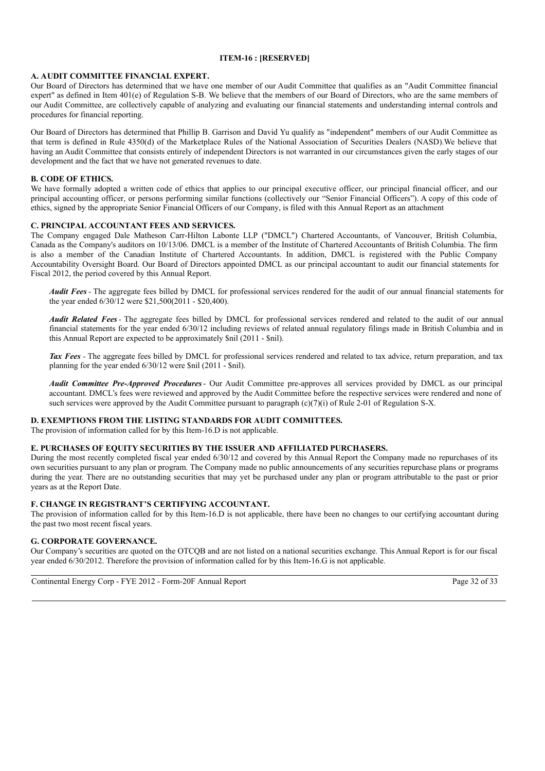## ITEM-16 : [RESERVED]

### A. AUDIT COMMITTEE FINANCIAL EXPERT.

Our Board of Directors has determined that we have one member of our Audit Committee that qualifies as an "Audit Committee financial expert" as defined in Item 401(e) of Regulation S-B. We believe that the members of our Board of Directors, who are the same members of our Audit Committee, are collectively capable of analyzing and evaluating our financial statements and understanding internal controls and procedures for financial reporting.

Our Board of Directors has determined that Phillip B. Garrison and David Yu qualify as "independent" members of our Audit Committee as that term is defined in Rule 4350(d) of the Marketplace Rules of the National Association of Securities Dealers (NASD).We believe that having an Audit Committee that consists entirely of independent Directors is not warranted in our circumstances given the early stages of our development and the fact that we have not generated revenues to date.

### B. CODE OF ETHICS.

We have formally adopted a written code of ethics that applies to our principal executive officer, our principal financial officer, and our principal accounting officer, or persons performing similar functions (collectively our "Senior Financial Officers"). A copy of this code of ethics, signed by the appropriate Senior Financial Officers of our Company, is filed with this Annual Report as an attachment

### C. PRINCIPAL ACCOUNTANT FEES AND SERVICES.

The Company engaged Dale Matheson Carr-Hilton Labonte LLP ("DMCL") Chartered Accountants, of Vancouver, British Columbia, Canada as the Company's auditors on 10/13/06. DMCL is a member of the Institute of Chartered Accountants of British Columbia. The firm is also a member of the Canadian Institute of Chartered Accountants. In addition, DMCL is registered with the Public Company Accountability Oversight Board. Our Board of Directors appointed DMCL as our principal accountant to audit our financial statements for Fiscal 2012, the period covered by this Annual Report.

***Audit Fees*** - The aggregate fees billed by DMCL for professional services rendered for the audit of our annual financial statements for the year ended 6/30/12 were $21,500(2011 - $20,400).

***Audit Related Fees*** - The aggregate fees billed by DMCL for professional services rendered and related to the audit of our annual financial statements for the year ended 6/30/12 including reviews of related annual regulatory filings made in British Columbia and in this Annual Report are expected to be approximately $nil (2011 - $nil).

***Tax Fees*** - The aggregate fees billed by DMCL for professional services rendered and related to tax advice, return preparation, and tax planning for the year ended 6/30/12 were $nil (2011 - $nil).

***Audit Committee Pre-Approved Procedures*** - Our Audit Committee pre-approves all services provided by DMCL as our principal accountant. DMCL's fees were reviewed and approved by the Audit Committee before the respective services were rendered and none of such services were approved by the Audit Committee pursuant to paragraph (c)(7)(i) of Rule 2-01 of Regulation S-X.

### D. EXEMPTIONS FROM THE LISTING STANDARDS FOR AUDIT COMMITTEES.

The provision of information called for by this Item-16.D is not applicable.

### E. PURCHASES OF EQUITY SECURITIES BY THE ISSUER AND AFFILIATED PURCHASERS.

During the most recently completed fiscal year ended 6/30/12 and covered by this Annual Report the Company made no repurchases of its own securities pursuant to any plan or program. The Company made no public announcements of any securities repurchase plans or programs during the year. There are no outstanding securities that may yet be purchased under any plan or program attributable to the past or prior years as at the Report Date.

### F. CHANGE IN REGISTRANT'S CERTIFYING ACCOUNTANT.

The provision of information called for by this Item-16.D is not applicable, there have been no changes to our certifying accountant during the past two most recent fiscal years.

### G. CORPORATE GOVERNANCE.

Our Company's securities are quoted on the OTCQB and are not listed on a national securities exchange. This Annual Report is for our fiscal year ended 6/30/2012. Therefore the provision of information called for by this Item-16.G is not applicable.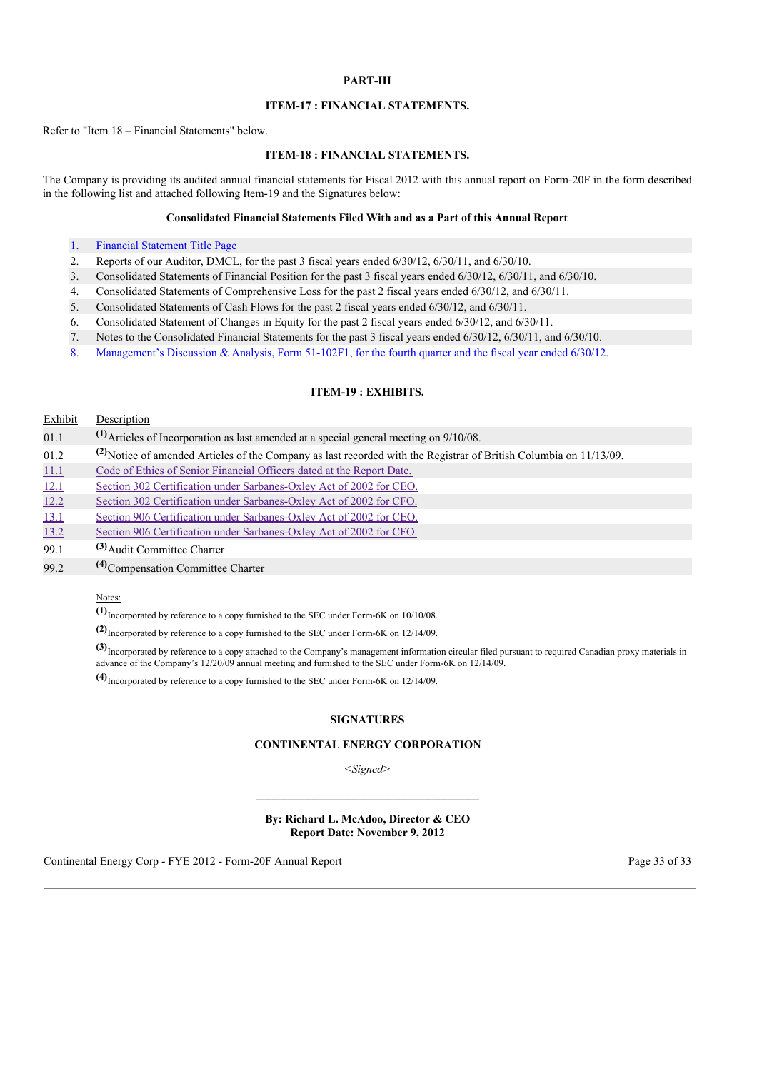## PART-III

### ITEM-17 : FINANCIAL STATEMENTS.

Refer to "Item 18 – Financial Statements" below.

### ITEM-18 : FINANCIAL STATEMENTS.

The Company is providing its audited annual financial statements for Fiscal 2012 with this annual report on Form-20F in the form described in the following list and attached following Item-19 and the Signatures below:

**Consolidated Financial Statements Filed With and as a Part of this Annual Report**

1. Financial Statement Title Page
2. Reports of our Auditor, DMCL, for the past 3 fiscal years ended 6/30/12, 6/30/11, and 6/30/10.
3. Consolidated Statements of Financial Position for the past 3 fiscal years ended 6/30/12, 6/30/11, and 6/30/10.
4. Consolidated Statements of Comprehensive Loss for the past 2 fiscal years ended 6/30/12, and 6/30/11.
5. Consolidated Statements of Cash Flows for the past 2 fiscal years ended 6/30/12, and 6/30/11.
6. Consolidated Statement of Changes in Equity for the past 2 fiscal years ended 6/30/12, and 6/30/11.
7. Notes to the Consolidated Financial Statements for the past 3 fiscal years ended 6/30/12, 6/30/11, and 6/30/10.
8. Management's Discussion & Analysis, Form 51-102F1, for the fourth quarter and the fiscal year ended 6/30/12.

### ITEM-19 : EXHIBITS.

| Exhibit | Description |
|---|---|
| 01.1 | [(1)]Articles of Incorporation as last amended at a special general meeting on 9/10/08. |
| 01.2 | [(2)]Notice of amended Articles of the Company as last recorded with the Registrar of British Columbia on 11/13/09. |
| 11.1 | Code of Ethics of Senior Financial Officers dated at the Report Date. |
| 12.1 | Section 302 Certification under Sarbanes-Oxley Act of 2002 for CEO. |
| 12.2 | Section 302 Certification under Sarbanes-Oxley Act of 2002 for CFO. |
| 13.1 | Section 906 Certification under Sarbanes-Oxley Act of 2002 for CEO. |
| 13.2 | Section 906 Certification under Sarbanes-Oxley Act of 2002 for CFO. |
| 99.1 | [(3)]Audit Committee Charter |
| 99.2 | [(4)]Compensation Committee Charter |

Notes:

[(1)]Incorporated by reference to a copy furnished to the SEC under Form-6K on 10/10/08.

[(2)]Incorporated by reference to a copy furnished to the SEC under Form-6K on 12/14/09.

[(3)]Incorporated by reference to a copy attached to the Company's management information circular filed pursuant to required Canadian proxy materials in advance of the Company's 12/20/09 annual meeting and furnished to the SEC under Form-6K on 12/14/09.

[(4)]Incorporated by reference to a copy furnished to the SEC under Form-6K on 12/14/09.

### SIGNATURES

**CONTINENTAL ENERGY CORPORATION**

*<Signed>*

**By: Richard L. McAdoo, Director & CEO**
**Report Date: November 9, 2012**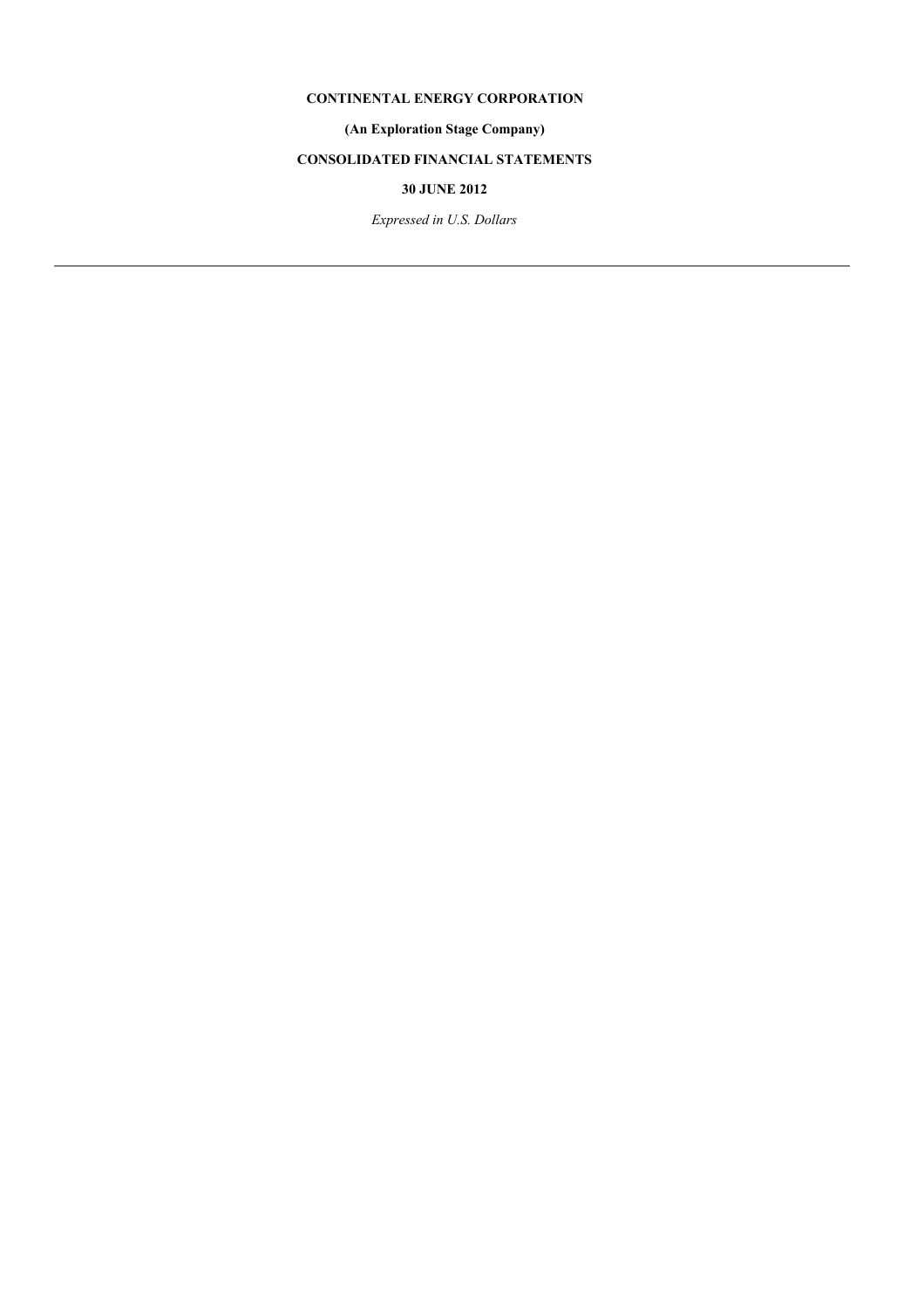**CONTINENTAL ENERGY CORPORATION**

**(An Exploration Stage Company)**

**CONSOLIDATED FINANCIAL STATEMENTS**

**30 JUNE 2012**

*Expressed in U.S. Dollars*

---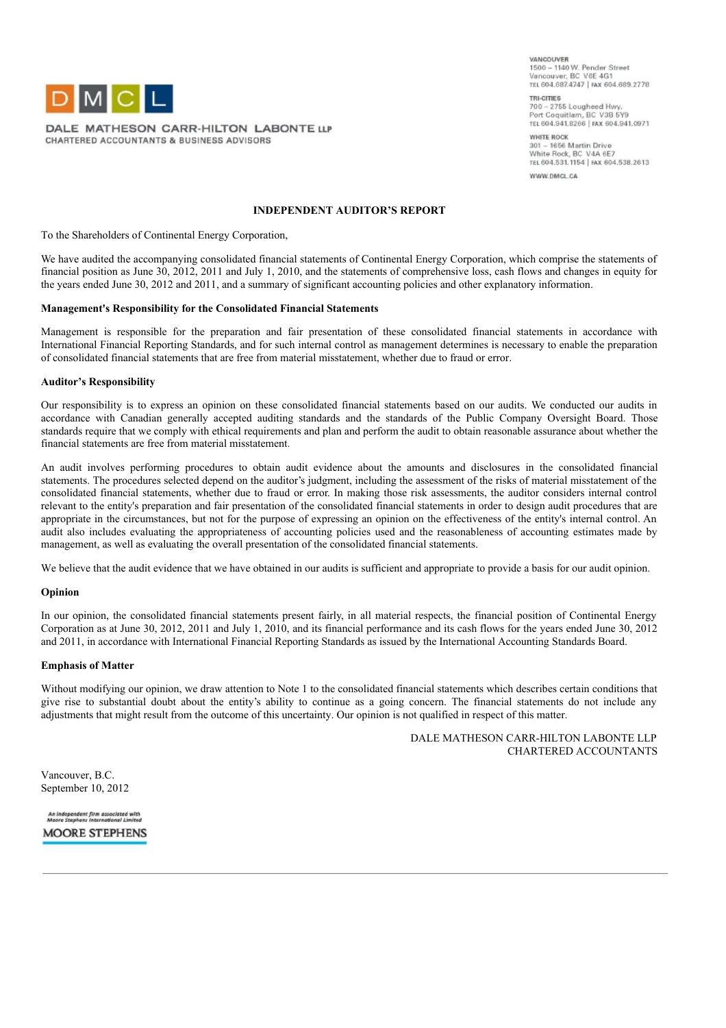DMCL

DALE MATHESON CARR-HILTON LABONTE LLP
CHARTERED ACCOUNTANTS & BUSINESS ADVISORS

VANCOUVER
1500 – 1140 W. Pender Street
Vancouver, BC V6E 4G1
TEL 604.687.4747 | FAX 604.689.2778

TRI-CITIES
700 – 2755 Lougheed Hwy.
Port Coquitlam, BC V3B 5Y9
TEL 604.941.8266 | FAX 604.941.0971

WHITE ROCK
301 – 1656 Martin Drive
White Rock, BC V4A 6E7
TEL 604.531.1154 | FAX 604.538.2613

WWW.DMCL.CA

## INDEPENDENT AUDITOR'S REPORT

To the Shareholders of Continental Energy Corporation,

We have audited the accompanying consolidated financial statements of Continental Energy Corporation, which comprise the statements of financial position as June 30, 2012, 2011 and July 1, 2010, and the statements of comprehensive loss, cash flows and changes in equity for the years ended June 30, 2012 and 2011, and a summary of significant accounting policies and other explanatory information.

**Management's Responsibility for the Consolidated Financial Statements**

Management is responsible for the preparation and fair presentation of these consolidated financial statements in accordance with International Financial Reporting Standards, and for such internal control as management determines is necessary to enable the preparation of consolidated financial statements that are free from material misstatement, whether due to fraud or error.

**Auditor's Responsibility**

Our responsibility is to express an opinion on these consolidated financial statements based on our audits. We conducted our audits in accordance with Canadian generally accepted auditing standards and the standards of the Public Company Oversight Board. Those standards require that we comply with ethical requirements and plan and perform the audit to obtain reasonable assurance about whether the financial statements are free from material misstatement.

An audit involves performing procedures to obtain audit evidence about the amounts and disclosures in the consolidated financial statements. The procedures selected depend on the auditor's judgment, including the assessment of the risks of material misstatement of the consolidated financial statements, whether due to fraud or error. In making those risk assessments, the auditor considers internal control relevant to the entity's preparation and fair presentation of the consolidated financial statements in order to design audit procedures that are appropriate in the circumstances, but not for the purpose of expressing an opinion on the effectiveness of the entity's internal control. An audit also includes evaluating the appropriateness of accounting policies used and the reasonableness of accounting estimates made by management, as well as evaluating the overall presentation of the consolidated financial statements.

We believe that the audit evidence that we have obtained in our audits is sufficient and appropriate to provide a basis for our audit opinion.

**Opinion**

In our opinion, the consolidated financial statements present fairly, in all material respects, the financial position of Continental Energy Corporation as at June 30, 2012, 2011 and July 1, 2010, and its financial performance and its cash flows for the years ended June 30, 2012 and 2011, in accordance with International Financial Reporting Standards as issued by the International Accounting Standards Board.

**Emphasis of Matter**

Without modifying our opinion, we draw attention to Note 1 to the consolidated financial statements which describes certain conditions that give rise to substantial doubt about the entity's ability to continue as a going concern. The financial statements do not include any adjustments that might result from the outcome of this uncertainty. Our opinion is not qualified in respect of this matter.

DALE MATHESON CARR-HILTON LABONTE LLP
CHARTERED ACCOUNTANTS

Vancouver, B.C.
September 10, 2012

An independent firm associated with Moore Stephens International Limited
MOORE STEPHENS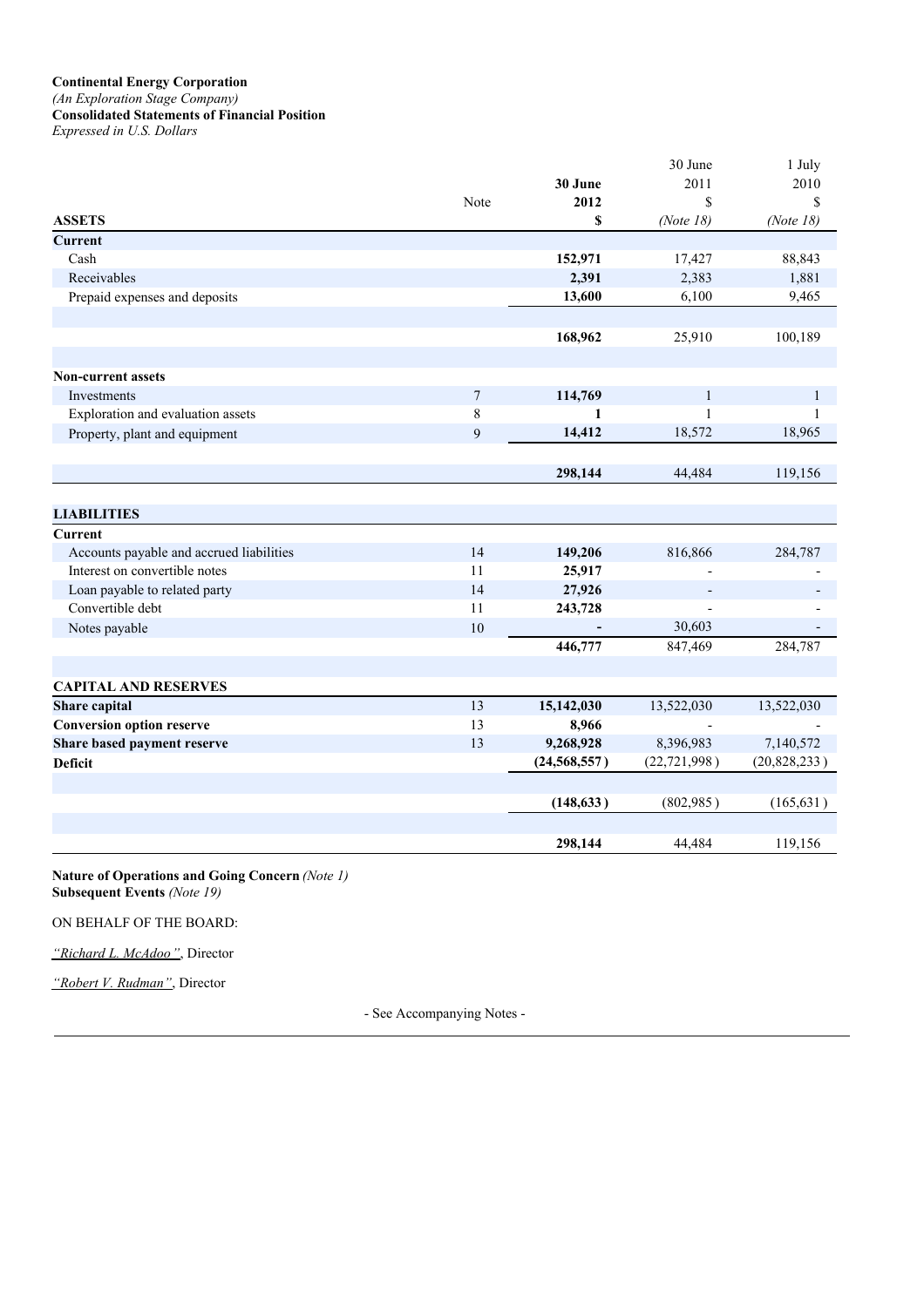**Continental Energy Corporation**
*(An Exploration Stage Company)*
**Consolidated Statements of Financial Position**
*Expressed in U.S. Dollars*

| | Note | **30 June 2012 $** | 30 June 2011 $ *(Note 18)* | 1 July 2010 $ *(Note 18)* |
|---|---|---|---|---|
| **ASSETS** | | | | |
| **Current** | | | | |
| Cash | | **152,971** | 17,427 | 88,843 |
| Receivables | | **2,391** | 2,383 | 1,881 |
| Prepaid expenses and deposits | | **13,600** | 6,100 | 9,465 |
| | | **168,962** | 25,910 | 100,189 |
| **Non-current assets** | | | | |
| Investments | 7 | **114,769** | 1 | 1 |
| Exploration and evaluation assets | 8 | **1** | 1 | 1 |
| Property, plant and equipment | 9 | **14,412** | 18,572 | 18,965 |
| | | **298,144** | 44,484 | 119,156 |
| **LIABILITIES** | | | | |
| **Current** | | | | |
| Accounts payable and accrued liabilities | 14 | **149,206** | 816,866 | 284,787 |
| Interest on convertible notes | 11 | **25,917** | - | - |
| Loan payable to related party | 14 | **27,926** | - | - |
| Convertible debt | 11 | **243,728** | - | - |
| Notes payable | 10 | **-** | 30,603 | - |
| | | **446,777** | 847,469 | 284,787 |
| **CAPITAL AND RESERVES** | | | | |
| **Share capital** | 13 | **15,142,030** | 13,522,030 | 13,522,030 |
| **Conversion option reserve** | 13 | **8,966** | - | - |
| **Share based payment reserve** | 13 | **9,268,928** | 8,396,983 | 7,140,572 |
| **Deficit** | | **(24,568,557)** | (22,721,998) | (20,828,233) |
| | | **(148,633)** | (802,985) | (165,631) |
| | | **298,144** | 44,484 | 119,156 |

**Nature of Operations and Going Concern** *(Note 1)*
**Subsequent Events** *(Note 19)*

ON BEHALF OF THE BOARD:

*"Richard L. McAdoo"*, Director

*"Robert V. Rudman"*, Director

- See Accompanying Notes -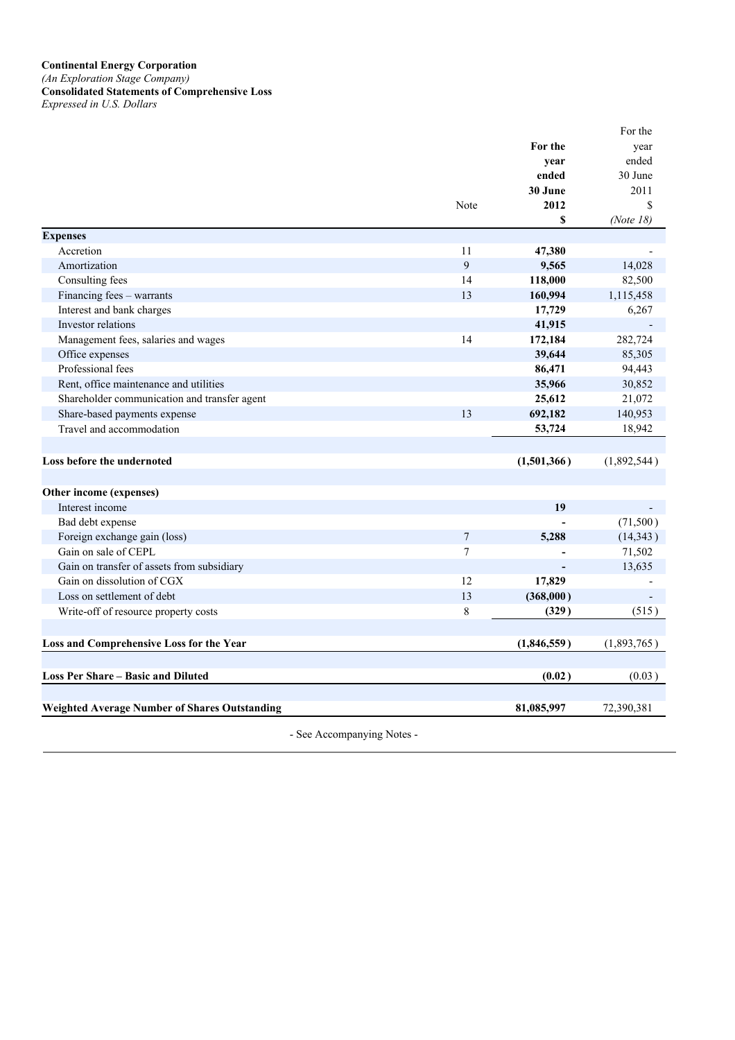**Continental Energy Corporation**
*(An Exploration Stage Company)*
**Consolidated Statements of Comprehensive Loss**
*Expressed in U.S. Dollars*

| | Note | **For the year ended 30 June 2012 $** | For the year ended 30 June 2011 $ *(Note 18)* |
|---|---|---|---|
| **Expenses** | | | |
| Accretion | 11 | **47,380** | - |
| Amortization | 9 | **9,565** | 14,028 |
| Consulting fees | 14 | **118,000** | 82,500 |
| Financing fees – warrants | 13 | **160,994** | 1,115,458 |
| Interest and bank charges | | **17,729** | 6,267 |
| Investor relations | | **41,915** | - |
| Management fees, salaries and wages | 14 | **172,184** | 282,724 |
| Office expenses | | **39,644** | 85,305 |
| Professional fees | | **86,471** | 94,443 |
| Rent, office maintenance and utilities | | **35,966** | 30,852 |
| Shareholder communication and transfer agent | | **25,612** | 21,072 |
| Share-based payments expense | 13 | **692,182** | 140,953 |
| Travel and accommodation | | **53,724** | 18,942 |
| | | | |
| **Loss before the undernoted** | | **(1,501,366)** | (1,892,544) |
| | | | |
| **Other income (expenses)** | | | |
| Interest income | | **19** | - |
| Bad debt expense | | **-** | (71,500) |
| Foreign exchange gain (loss) | 7 | **5,288** | (14,343) |
| Gain on sale of CEPL | 7 | **-** | 71,502 |
| Gain on transfer of assets from subsidiary | | **-** | 13,635 |
| Gain on dissolution of CGX | 12 | **17,829** | - |
| Loss on settlement of debt | 13 | **(368,000)** | - |
| Write-off of resource property costs | 8 | **(329)** | (515) |
| | | | |
| **Loss and Comprehensive Loss for the Year** | | **(1,846,559)** | (1,893,765) |
| | | | |
| **Loss Per Share – Basic and Diluted** | | **(0.02)** | (0.03) |
| | | | |
| **Weighted Average Number of Shares Outstanding** | | **81,085,997** | 72,390,381 |

- See Accompanying Notes -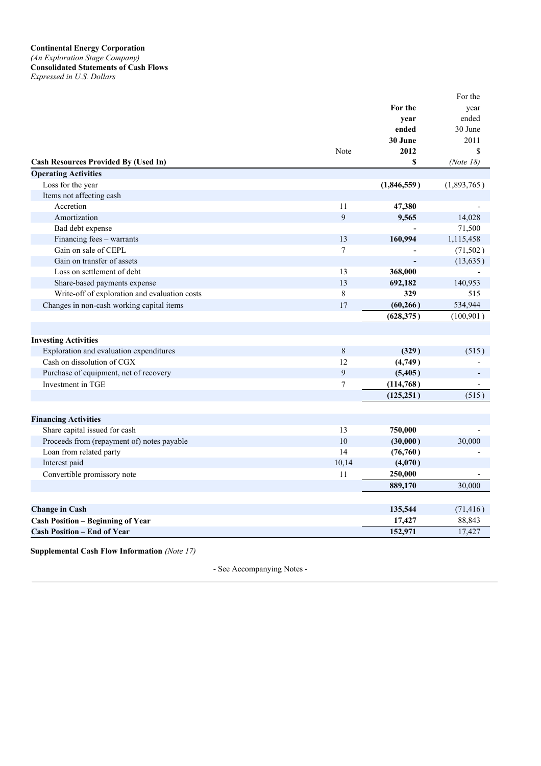**Continental Energy Corporation**
*(An Exploration Stage Company)*
**Consolidated Statements of Cash Flows**
*Expressed in U.S. Dollars*

| Cash Resources Provided By (Used In) | Note | For the year ended 30 June 2012 $ | For the year ended 30 June 2011 $ *(Note 18)* |
|---|---|---|---|
| **Operating Activities** | | | |
| Loss for the year | | **(1,846,559)** | (1,893,765) |
| Items not affecting cash | | | |
| Accretion | 11 | **47,380** | - |
| Amortization | 9 | **9,565** | 14,028 |
| Bad debt expense | | **-** | 71,500 |
| Financing fees – warrants | 13 | **160,994** | 1,115,458 |
| Gain on sale of CEPL | 7 | **-** | (71,502) |
| Gain on transfer of assets | | **-** | (13,635) |
| Loss on settlement of debt | 13 | **368,000** | - |
| Share-based payments expense | 13 | **692,182** | 140,953 |
| Write-off of exploration and evaluation costs | 8 | **329** | 515 |
| Changes in non-cash working capital items | 17 | **(60,266)** | 534,944 |
| | | **(628,375)** | (100,901) |
| **Investing Activities** | | | |
| Exploration and evaluation expenditures | 8 | **(329)** | (515) |
| Cash on dissolution of CGX | 12 | **(4,749)** | - |
| Purchase of equipment, net of recovery | 9 | **(5,405)** | - |
| Investment in TGE | 7 | **(114,768)** | - |
| | | **(125,251)** | (515) |
| **Financing Activities** | | | |
| Share capital issued for cash | 13 | **750,000** | - |
| Proceeds from (repayment of) notes payable | 10 | **(30,000)** | 30,000 |
| Loan from related party | 14 | **(76,760)** | - |
| Interest paid | 10,14 | **(4,070)** | |
| Convertible promissory note | 11 | **250,000** | - |
| | | **889,170** | 30,000 |
| **Change in Cash** | | **135,544** | (71,416) |
| **Cash Position – Beginning of Year** | | **17,427** | 88,843 |
| **Cash Position – End of Year** | | **152,971** | 17,427 |

**Supplemental Cash Flow Information** *(Note 17)*

- See Accompanying Notes -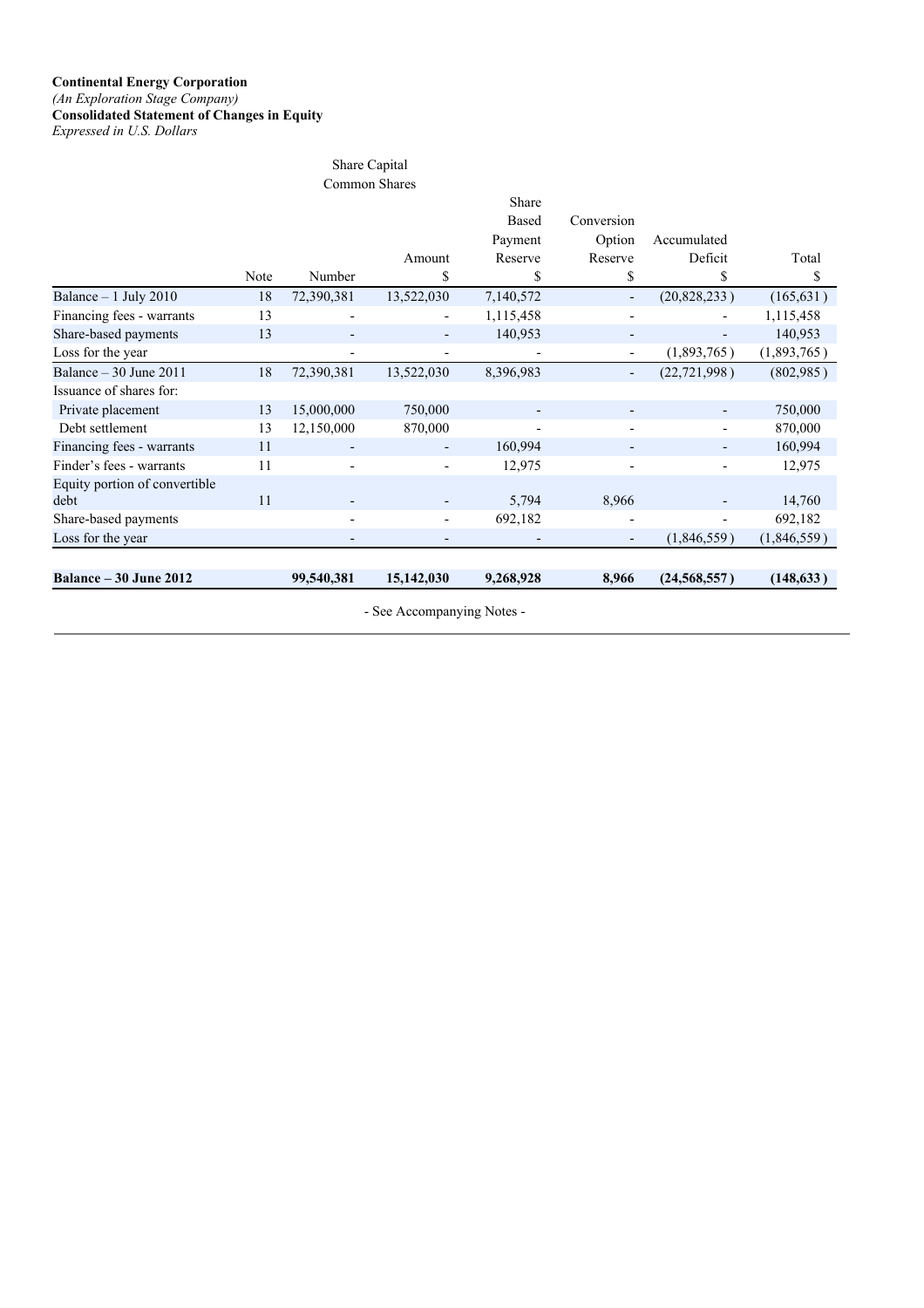**Continental Energy Corporation**
*(An Exploration Stage Company)*
**Consolidated Statement of Changes in Equity**
*Expressed in U.S. Dollars*

| | | Share Capital Common Shares | | | | | |
|---|---|---|---|---|---|---|---|
| | Note | Number | Amount $ | Share Based Payment Reserve $ | Conversion Option Reserve $ | Accumulated Deficit $ | Total $ |
| Balance – 1 July 2010 | 18 | 72,390,381 | 13,522,030 | 7,140,572 | - | (20,828,233 ) | (165,631 ) |
| Financing fees - warrants | 13 | - | - | 1,115,458 | - | - | 1,115,458 |
| Share-based payments | 13 | - | - | 140,953 | - | - | 140,953 |
| Loss for the year | | - | - | - | - | (1,893,765 ) | (1,893,765 ) |
| Balance – 30 June 2011 | 18 | 72,390,381 | 13,522,030 | 8,396,983 | - | (22,721,998 ) | (802,985 ) |
| Issuance of shares for: | | | | | | | |
| Private placement | 13 | 15,000,000 | 750,000 | - | - | - | 750,000 |
| Debt settlement | 13 | 12,150,000 | 870,000 | - | - | - | 870,000 |
| Financing fees - warrants | 11 | - | - | 160,994 | - | - | 160,994 |
| Finder's fees - warrants | 11 | - | - | 12,975 | - | - | 12,975 |
| Equity portion of convertible debt | 11 | - | - | 5,794 | 8,966 | - | 14,760 |
| Share-based payments | | - | - | 692,182 | - | - | 692,182 |
| Loss for the year | | - | - | - | - | (1,846,559 ) | (1,846,559 ) |
| **Balance – 30 June 2012** | | **99,540,381** | **15,142,030** | **9,268,928** | **8,966** | **(24,568,557 )** | **(148,633 )** |

\- See Accompanying Notes -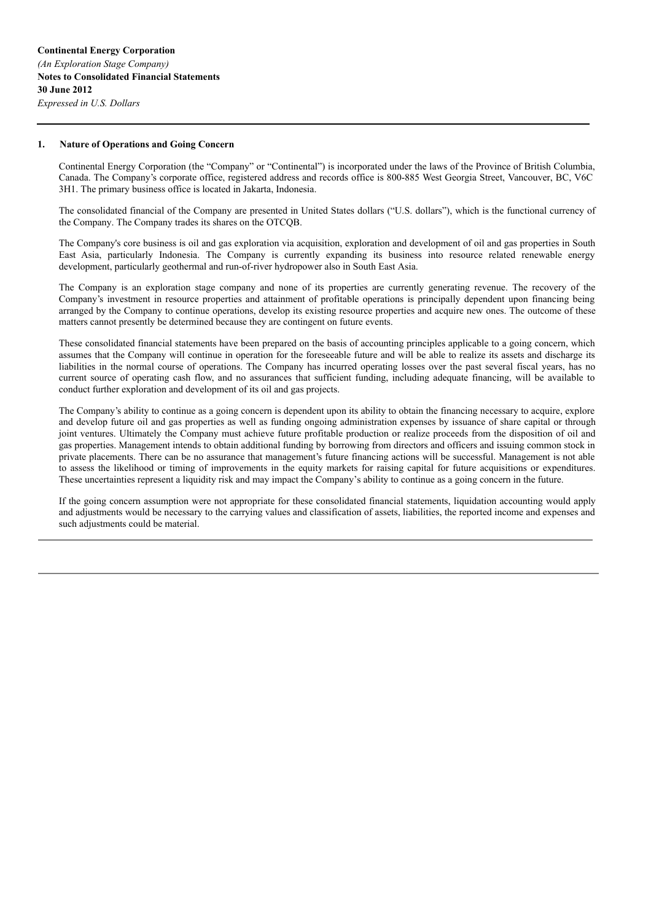**Continental Energy Corporation**
*(An Exploration Stage Company)*
**Notes to Consolidated Financial Statements**
**30 June 2012**
*Expressed in U.S. Dollars*

## 1. Nature of Operations and Going Concern

Continental Energy Corporation (the "Company" or "Continental") is incorporated under the laws of the Province of British Columbia, Canada. The Company's corporate office, registered address and records office is 800-885 West Georgia Street, Vancouver, BC, V6C 3H1. The primary business office is located in Jakarta, Indonesia.

The consolidated financial of the Company are presented in United States dollars ("U.S. dollars"), which is the functional currency of the Company. The Company trades its shares on the OTCQB.

The Company's core business is oil and gas exploration via acquisition, exploration and development of oil and gas properties in South East Asia, particularly Indonesia. The Company is currently expanding its business into resource related renewable energy development, particularly geothermal and run-of-river hydropower also in South East Asia.

The Company is an exploration stage company and none of its properties are currently generating revenue. The recovery of the Company's investment in resource properties and attainment of profitable operations is principally dependent upon financing being arranged by the Company to continue operations, develop its existing resource properties and acquire new ones. The outcome of these matters cannot presently be determined because they are contingent on future events.

These consolidated financial statements have been prepared on the basis of accounting principles applicable to a going concern, which assumes that the Company will continue in operation for the foreseeable future and will be able to realize its assets and discharge its liabilities in the normal course of operations. The Company has incurred operating losses over the past several fiscal years, has no current source of operating cash flow, and no assurances that sufficient funding, including adequate financing, will be available to conduct further exploration and development of its oil and gas projects.

The Company's ability to continue as a going concern is dependent upon its ability to obtain the financing necessary to acquire, explore and develop future oil and gas properties as well as funding ongoing administration expenses by issuance of share capital or through joint ventures. Ultimately the Company must achieve future profitable production or realize proceeds from the disposition of oil and gas properties. Management intends to obtain additional funding by borrowing from directors and officers and issuing common stock in private placements. There can be no assurance that management's future financing actions will be successful. Management is not able to assess the likelihood or timing of improvements in the equity markets for raising capital for future acquisitions or expenditures. These uncertainties represent a liquidity risk and may impact the Company's ability to continue as a going concern in the future.

If the going concern assumption were not appropriate for these consolidated financial statements, liquidation accounting would apply and adjustments would be necessary to the carrying values and classification of assets, liabilities, the reported income and expenses and such adjustments could be material.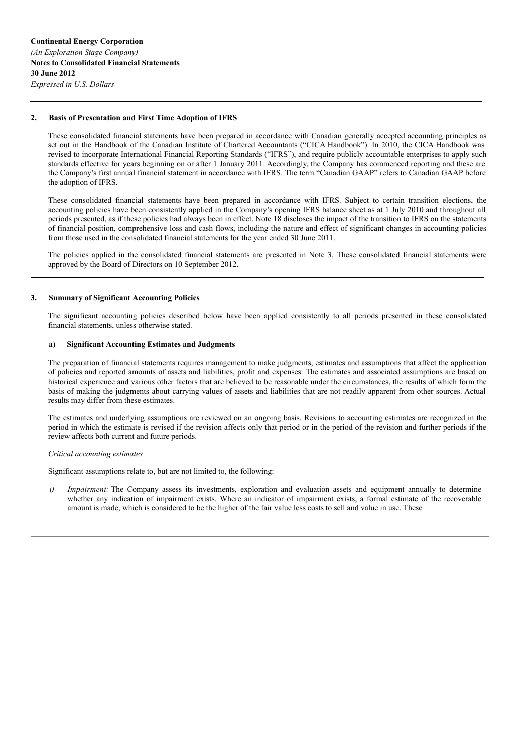## 2. Basis of Presentation and First Time Adoption of IFRS

These consolidated financial statements have been prepared in accordance with Canadian generally accepted accounting principles as set out in the Handbook of the Canadian Institute of Chartered Accountants ("CICA Handbook"). In 2010, the CICA Handbook was revised to incorporate International Financial Reporting Standards ("IFRS"), and require publicly accountable enterprises to apply such standards effective for years beginning on or after 1 January 2011. Accordingly, the Company has commenced reporting and these are the Company's first annual financial statement in accordance with IFRS. The term "Canadian GAAP" refers to Canadian GAAP before the adoption of IFRS.

These consolidated financial statements have been prepared in accordance with IFRS. Subject to certain transition elections, the accounting policies have been consistently applied in the Company's opening IFRS balance sheet as at 1 July 2010 and throughout all periods presented, as if these policies had always been in effect. Note 18 discloses the impact of the transition to IFRS on the statements of financial position, comprehensive loss and cash flows, including the nature and effect of significant changes in accounting policies from those used in the consolidated financial statements for the year ended 30 June 2011.

The policies applied in the consolidated financial statements are presented in Note 3. These consolidated financial statements were approved by the Board of Directors on 10 September 2012.

## 3. Summary of Significant Accounting Policies

The significant accounting policies described below have been applied consistently to all periods presented in these consolidated financial statements, unless otherwise stated.

### a) Significant Accounting Estimates and Judgments

The preparation of financial statements requires management to make judgments, estimates and assumptions that affect the application of policies and reported amounts of assets and liabilities, profit and expenses. The estimates and associated assumptions are based on historical experience and various other factors that are believed to be reasonable under the circumstances, the results of which form the basis of making the judgments about carrying values of assets and liabilities that are not readily apparent from other sources. Actual results may differ from these estimates.

The estimates and underlying assumptions are reviewed on an ongoing basis. Revisions to accounting estimates are recognized in the period in which the estimate is revised if the revision affects only that period or in the period of the revision and further periods if the review affects both current and future periods.

*Critical accounting estimates*

Significant assumptions relate to, but are not limited to, the following:

*i) Impairment:* The Company assess its investments, exploration and evaluation assets and equipment annually to determine whether any indication of impairment exists. Where an indicator of impairment exists, a formal estimate of the recoverable amount is made, which is considered to be the higher of the fair value less costs to sell and value in use. These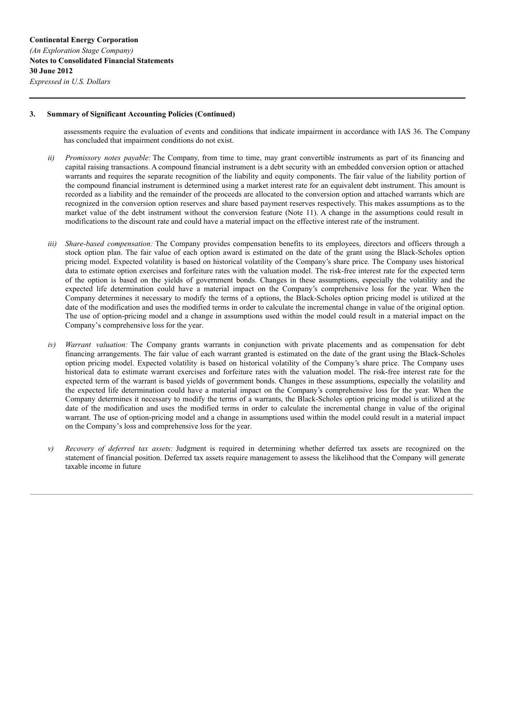### 3. Summary of Significant Accounting Policies (Continued)

assessments require the evaluation of events and conditions that indicate impairment in accordance with IAS 36. The Company has concluded that impairment conditions do not exist.

*ii) Promissory notes payable:* The Company, from time to time, may grant convertible instruments as part of its financing and capital raising transactions. A compound financial instrument is a debt security with an embedded conversion option or attached warrants and requires the separate recognition of the liability and equity components. The fair value of the liability portion of the compound financial instrument is determined using a market interest rate for an equivalent debt instrument. This amount is recorded as a liability and the remainder of the proceeds are allocated to the conversion option and attached warrants which are recognized in the conversion option reserves and share based payment reserves respectively. This makes assumptions as to the market value of the debt instrument without the conversion feature (Note 11). A change in the assumptions could result in modifications to the discount rate and could have a material impact on the effective interest rate of the instrument.

*iii) Share-based compensation:* The Company provides compensation benefits to its employees, directors and officers through a stock option plan. The fair value of each option award is estimated on the date of the grant using the Black-Scholes option pricing model. Expected volatility is based on historical volatility of the Company's share price. The Company uses historical data to estimate option exercises and forfeiture rates with the valuation model. The risk-free interest rate for the expected term of the option is based on the yields of government bonds. Changes in these assumptions, especially the volatility and the expected life determination could have a material impact on the Company's comprehensive loss for the year. When the Company determines it necessary to modify the terms of a options, the Black-Scholes option pricing model is utilized at the date of the modification and uses the modified terms in order to calculate the incremental change in value of the original option. The use of option-pricing model and a change in assumptions used within the model could result in a material impact on the Company's comprehensive loss for the year.

*iv) Warrant valuation:* The Company grants warrants in conjunction with private placements and as compensation for debt financing arrangements. The fair value of each warrant granted is estimated on the date of the grant using the Black-Scholes option pricing model. Expected volatility is based on historical volatility of the Company's share price. The Company uses historical data to estimate warrant exercises and forfeiture rates with the valuation model. The risk-free interest rate for the expected term of the warrant is based yields of government bonds. Changes in these assumptions, especially the volatility and the expected life determination could have a material impact on the Company's comprehensive loss for the year. When the Company determines it necessary to modify the terms of a warrants, the Black-Scholes option pricing model is utilized at the date of the modification and uses the modified terms in order to calculate the incremental change in value of the original warrant. The use of option-pricing model and a change in assumptions used within the model could result in a material impact on the Company's loss and comprehensive loss for the year.

*v) Recovery of deferred tax assets:* Judgment is required in determining whether deferred tax assets are recognized on the statement of financial position. Deferred tax assets require management to assess the likelihood that the Company will generate taxable income in future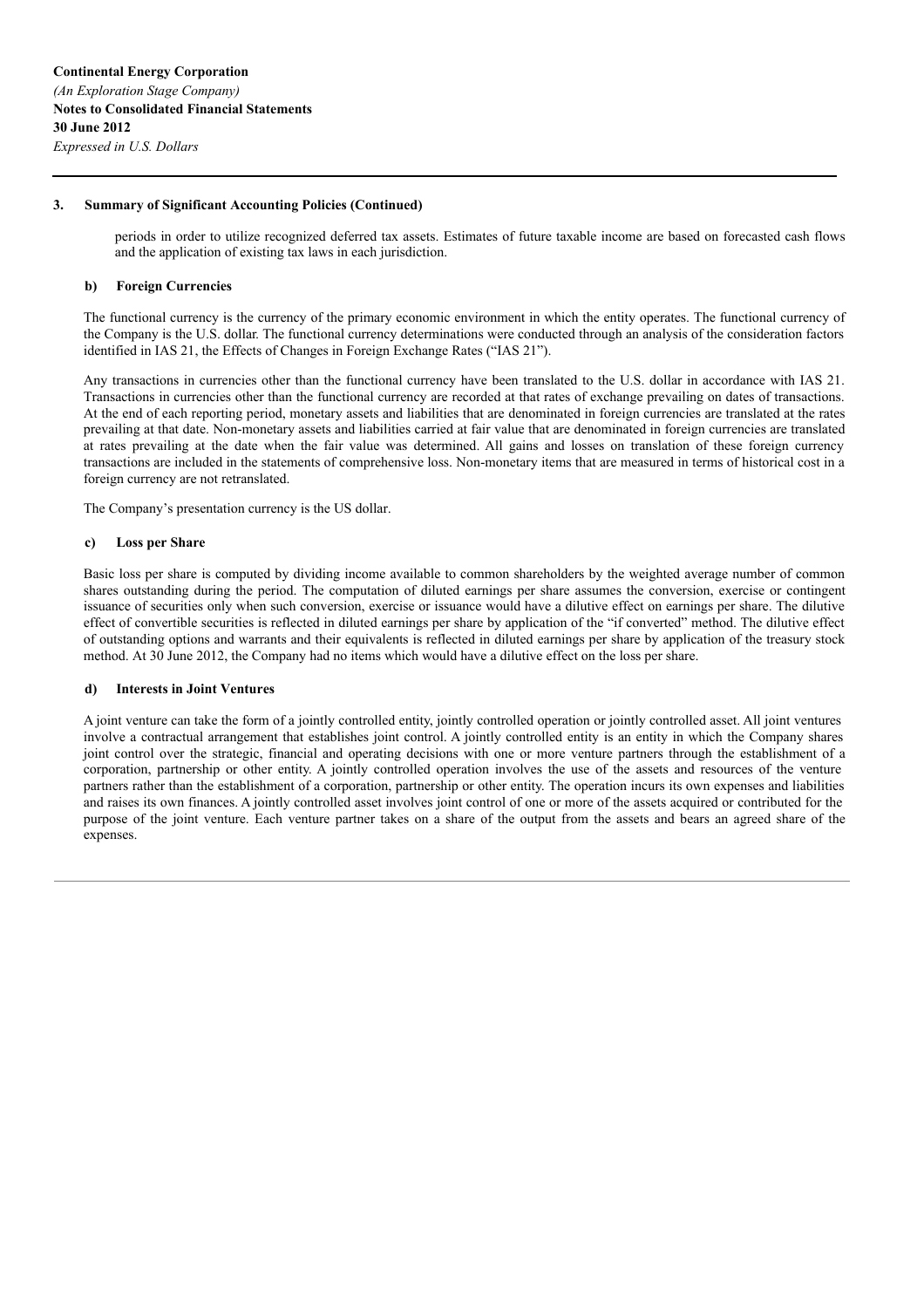## 3. Summary of Significant Accounting Policies (Continued)

periods in order to utilize recognized deferred tax assets. Estimates of future taxable income are based on forecasted cash flows and the application of existing tax laws in each jurisdiction.

### b) Foreign Currencies

The functional currency is the currency of the primary economic environment in which the entity operates. The functional currency of the Company is the U.S. dollar. The functional currency determinations were conducted through an analysis of the consideration factors identified in IAS 21, the Effects of Changes in Foreign Exchange Rates ("IAS 21").

Any transactions in currencies other than the functional currency have been translated to the U.S. dollar in accordance with IAS 21. Transactions in currencies other than the functional currency are recorded at that rates of exchange prevailing on dates of transactions. At the end of each reporting period, monetary assets and liabilities that are denominated in foreign currencies are translated at the rates prevailing at that date. Non-monetary assets and liabilities carried at fair value that are denominated in foreign currencies are translated at rates prevailing at the date when the fair value was determined. All gains and losses on translation of these foreign currency transactions are included in the statements of comprehensive loss. Non-monetary items that are measured in terms of historical cost in a foreign currency are not retranslated.

The Company's presentation currency is the US dollar.

### c) Loss per Share

Basic loss per share is computed by dividing income available to common shareholders by the weighted average number of common shares outstanding during the period. The computation of diluted earnings per share assumes the conversion, exercise or contingent issuance of securities only when such conversion, exercise or issuance would have a dilutive effect on earnings per share. The dilutive effect of convertible securities is reflected in diluted earnings per share by application of the "if converted" method. The dilutive effect of outstanding options and warrants and their equivalents is reflected in diluted earnings per share by application of the treasury stock method. At 30 June 2012, the Company had no items which would have a dilutive effect on the loss per share.

### d) Interests in Joint Ventures

A joint venture can take the form of a jointly controlled entity, jointly controlled operation or jointly controlled asset. All joint ventures involve a contractual arrangement that establishes joint control. A jointly controlled entity is an entity in which the Company shares joint control over the strategic, financial and operating decisions with one or more venture partners through the establishment of a corporation, partnership or other entity. A jointly controlled operation involves the use of the assets and resources of the venture partners rather than the establishment of a corporation, partnership or other entity. The operation incurs its own expenses and liabilities and raises its own finances. A jointly controlled asset involves joint control of one or more of the assets acquired or contributed for the purpose of the joint venture. Each venture partner takes on a share of the output from the assets and bears an agreed share of the expenses.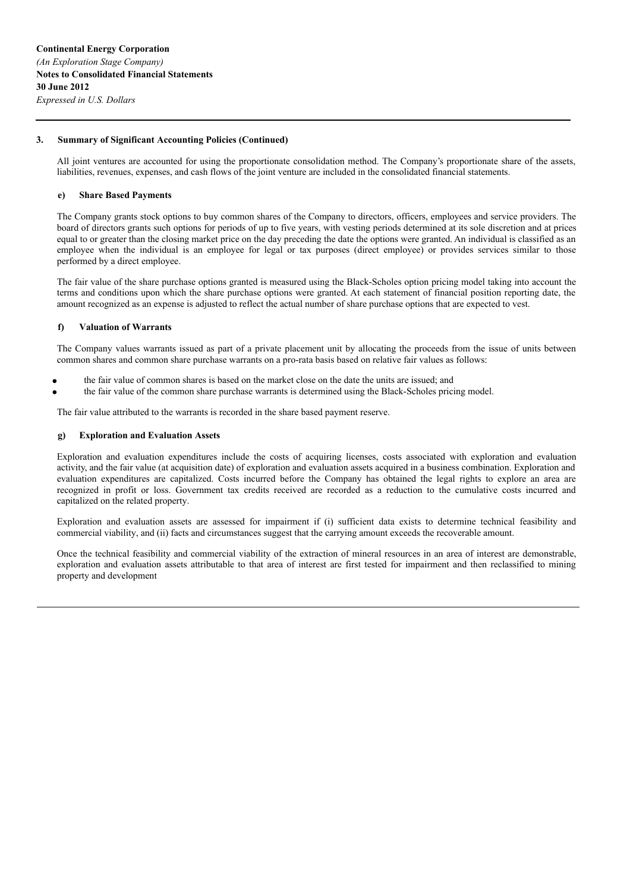## 3. Summary of Significant Accounting Policies (Continued)

All joint ventures are accounted for using the proportionate consolidation method. The Company's proportionate share of the assets, liabilities, revenues, expenses, and cash flows of the joint venture are included in the consolidated financial statements.

### e) Share Based Payments

The Company grants stock options to buy common shares of the Company to directors, officers, employees and service providers. The board of directors grants such options for periods of up to five years, with vesting periods determined at its sole discretion and at prices equal to or greater than the closing market price on the day preceding the date the options were granted. An individual is classified as an employee when the individual is an employee for legal or tax purposes (direct employee) or provides services similar to those performed by a direct employee.

The fair value of the share purchase options granted is measured using the Black-Scholes option pricing model taking into account the terms and conditions upon which the share purchase options were granted. At each statement of financial position reporting date, the amount recognized as an expense is adjusted to reflect the actual number of share purchase options that are expected to vest.

### f) Valuation of Warrants

The Company values warrants issued as part of a private placement unit by allocating the proceeds from the issue of units between common shares and common share purchase warrants on a pro-rata basis based on relative fair values as follows:

- the fair value of common shares is based on the market close on the date the units are issued; and
- the fair value of the common share purchase warrants is determined using the Black-Scholes pricing model.

The fair value attributed to the warrants is recorded in the share based payment reserve.

### g) Exploration and Evaluation Assets

Exploration and evaluation expenditures include the costs of acquiring licenses, costs associated with exploration and evaluation activity, and the fair value (at acquisition date) of exploration and evaluation assets acquired in a business combination. Exploration and evaluation expenditures are capitalized. Costs incurred before the Company has obtained the legal rights to explore an area are recognized in profit or loss. Government tax credits received are recorded as a reduction to the cumulative costs incurred and capitalized on the related property.

Exploration and evaluation assets are assessed for impairment if (i) sufficient data exists to determine technical feasibility and commercial viability, and (ii) facts and circumstances suggest that the carrying amount exceeds the recoverable amount.

Once the technical feasibility and commercial viability of the extraction of mineral resources in an area of interest are demonstrable, exploration and evaluation assets attributable to that area of interest are first tested for impairment and then reclassified to mining property and development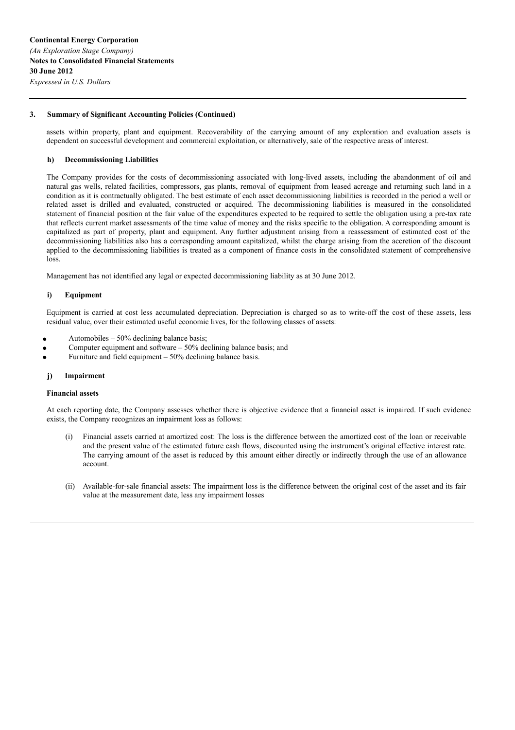## 3. Summary of Significant Accounting Policies (Continued)

assets within property, plant and equipment. Recoverability of the carrying amount of any exploration and evaluation assets is dependent on successful development and commercial exploitation, or alternatively, sale of the respective areas of interest.

### h) Decommissioning Liabilities

The Company provides for the costs of decommissioning associated with long-lived assets, including the abandonment of oil and natural gas wells, related facilities, compressors, gas plants, removal of equipment from leased acreage and returning such land in a condition as it is contractually obligated. The best estimate of each asset decommissioning liabilities is recorded in the period a well or related asset is drilled and evaluated, constructed or acquired. The decommissioning liabilities is measured in the consolidated statement of financial position at the fair value of the expenditures expected to be required to settle the obligation using a pre-tax rate that reflects current market assessments of the time value of money and the risks specific to the obligation. A corresponding amount is capitalized as part of property, plant and equipment. Any further adjustment arising from a reassessment of estimated cost of the decommissioning liabilities also has a corresponding amount capitalized, whilst the charge arising from the accretion of the discount applied to the decommissioning liabilities is treated as a component of finance costs in the consolidated statement of comprehensive loss.

Management has not identified any legal or expected decommissioning liability as at 30 June 2012.

### i) Equipment

Equipment is carried at cost less accumulated depreciation. Depreciation is charged so as to write-off the cost of these assets, less residual value, over their estimated useful economic lives, for the following classes of assets:

- Automobiles – 50% declining balance basis;
- Computer equipment and software – 50% declining balance basis; and
- Furniture and field equipment – 50% declining balance basis.

### j) Impairment

**Financial assets**

At each reporting date, the Company assesses whether there is objective evidence that a financial asset is impaired. If such evidence exists, the Company recognizes an impairment loss as follows:

(i) Financial assets carried at amortized cost: The loss is the difference between the amortized cost of the loan or receivable and the present value of the estimated future cash flows, discounted using the instrument's original effective interest rate. The carrying amount of the asset is reduced by this amount either directly or indirectly through the use of an allowance account.

(ii) Available-for-sale financial assets: The impairment loss is the difference between the original cost of the asset and its fair value at the measurement date, less any impairment losses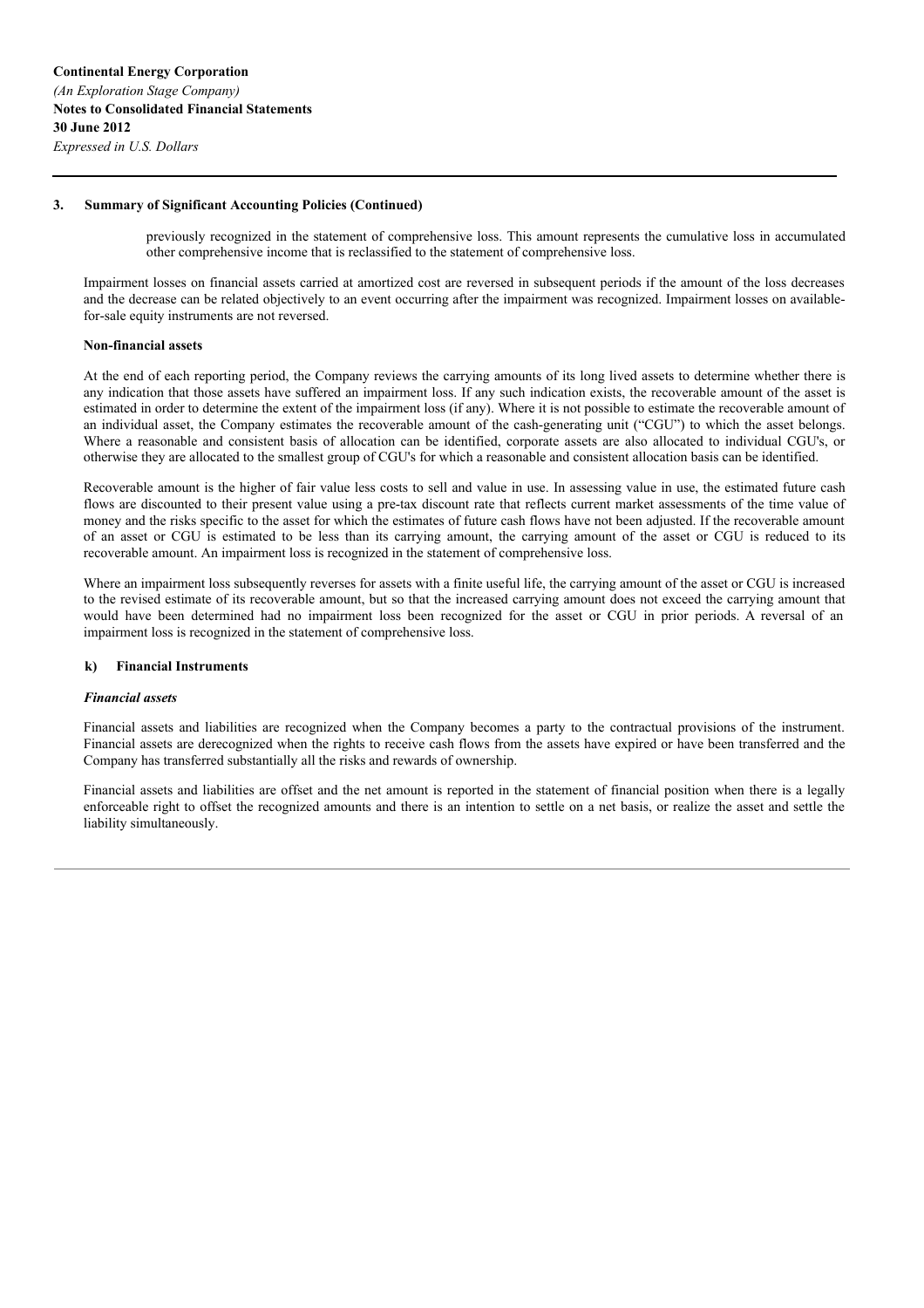## 3. Summary of Significant Accounting Policies (Continued)

previously recognized in the statement of comprehensive loss. This amount represents the cumulative loss in accumulated other comprehensive income that is reclassified to the statement of comprehensive loss.

Impairment losses on financial assets carried at amortized cost are reversed in subsequent periods if the amount of the loss decreases and the decrease can be related objectively to an event occurring after the impairment was recognized. Impairment losses on available-for-sale equity instruments are not reversed.

**Non-financial assets**

At the end of each reporting period, the Company reviews the carrying amounts of its long lived assets to determine whether there is any indication that those assets have suffered an impairment loss. If any such indication exists, the recoverable amount of the asset is estimated in order to determine the extent of the impairment loss (if any). Where it is not possible to estimate the recoverable amount of an individual asset, the Company estimates the recoverable amount of the cash-generating unit ("CGU") to which the asset belongs. Where a reasonable and consistent basis of allocation can be identified, corporate assets are also allocated to individual CGU's, or otherwise they are allocated to the smallest group of CGU's for which a reasonable and consistent allocation basis can be identified.

Recoverable amount is the higher of fair value less costs to sell and value in use. In assessing value in use, the estimated future cash flows are discounted to their present value using a pre-tax discount rate that reflects current market assessments of the time value of money and the risks specific to the asset for which the estimates of future cash flows have not been adjusted. If the recoverable amount of an asset or CGU is estimated to be less than its carrying amount, the carrying amount of the asset or CGU is reduced to its recoverable amount. An impairment loss is recognized in the statement of comprehensive loss.

Where an impairment loss subsequently reverses for assets with a finite useful life, the carrying amount of the asset or CGU is increased to the revised estimate of its recoverable amount, but so that the increased carrying amount does not exceed the carrying amount that would have been determined had no impairment loss been recognized for the asset or CGU in prior periods. A reversal of an impairment loss is recognized in the statement of comprehensive loss.

### k) Financial Instruments

***Financial assets***

Financial assets and liabilities are recognized when the Company becomes a party to the contractual provisions of the instrument. Financial assets are derecognized when the rights to receive cash flows from the assets have expired or have been transferred and the Company has transferred substantially all the risks and rewards of ownership.

Financial assets and liabilities are offset and the net amount is reported in the statement of financial position when there is a legally enforceable right to offset the recognized amounts and there is an intention to settle on a net basis, or realize the asset and settle the liability simultaneously.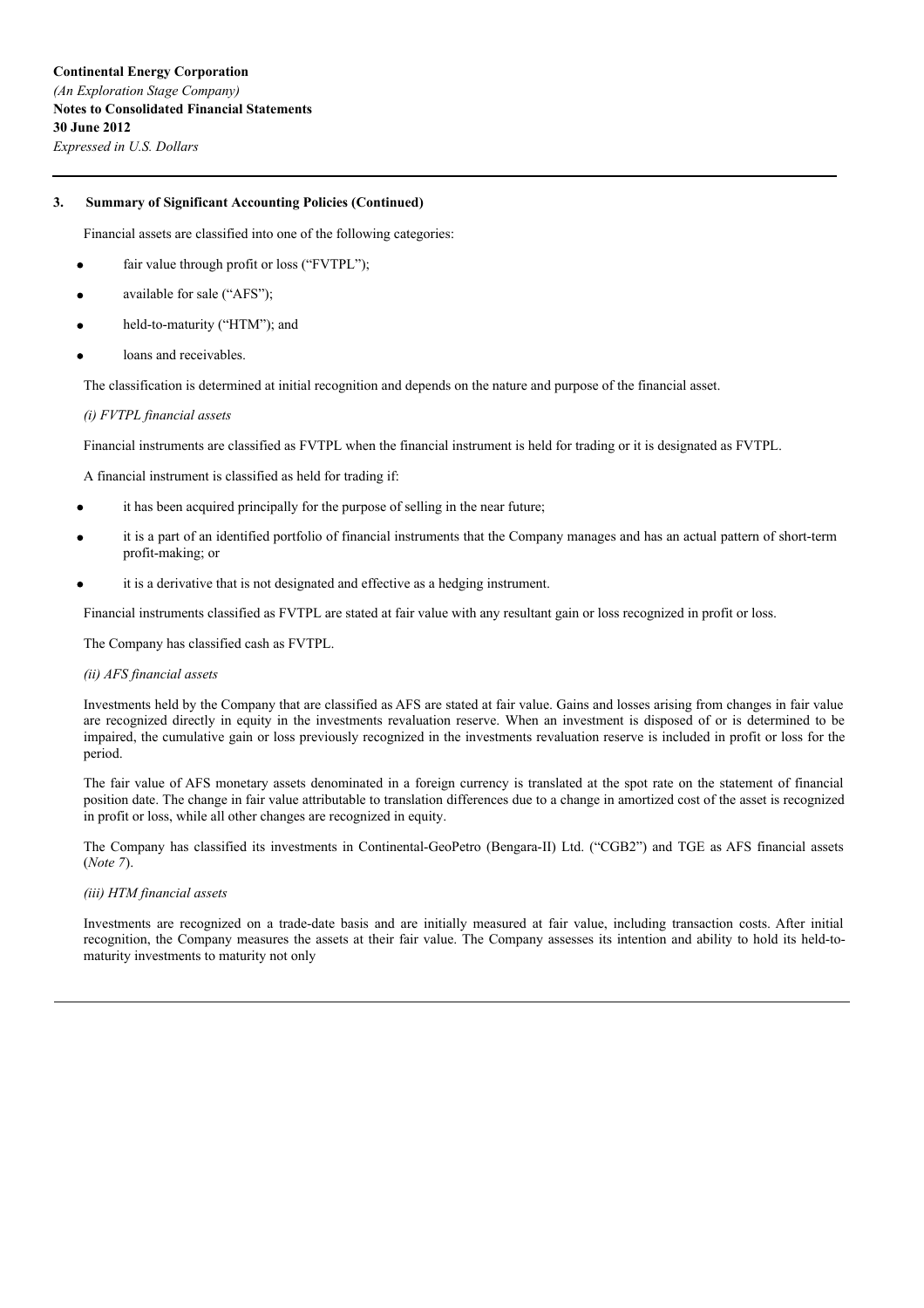## 3. Summary of Significant Accounting Policies (Continued)

Financial assets are classified into one of the following categories:

- fair value through profit or loss ("FVTPL");
- available for sale ("AFS");
- held-to-maturity ("HTM"); and
- loans and receivables.

The classification is determined at initial recognition and depends on the nature and purpose of the financial asset.

*(i) FVTPL financial assets*

Financial instruments are classified as FVTPL when the financial instrument is held for trading or it is designated as FVTPL.

A financial instrument is classified as held for trading if:

- it has been acquired principally for the purpose of selling in the near future;
- it is a part of an identified portfolio of financial instruments that the Company manages and has an actual pattern of short-term profit-making; or
- it is a derivative that is not designated and effective as a hedging instrument.

Financial instruments classified as FVTPL are stated at fair value with any resultant gain or loss recognized in profit or loss.

The Company has classified cash as FVTPL.

*(ii) AFS financial assets*

Investments held by the Company that are classified as AFS are stated at fair value. Gains and losses arising from changes in fair value are recognized directly in equity in the investments revaluation reserve. When an investment is disposed of or is determined to be impaired, the cumulative gain or loss previously recognized in the investments revaluation reserve is included in profit or loss for the period.

The fair value of AFS monetary assets denominated in a foreign currency is translated at the spot rate on the statement of financial position date. The change in fair value attributable to translation differences due to a change in amortized cost of the asset is recognized in profit or loss, while all other changes are recognized in equity.

The Company has classified its investments in Continental-GeoPetro (Bengara-II) Ltd. ("CGB2") and TGE as AFS financial assets (*Note 7*).

*(iii) HTM financial assets*

Investments are recognized on a trade-date basis and are initially measured at fair value, including transaction costs. After initial recognition, the Company measures the assets at their fair value. The Company assesses its intention and ability to hold its held-to-maturity investments to maturity not only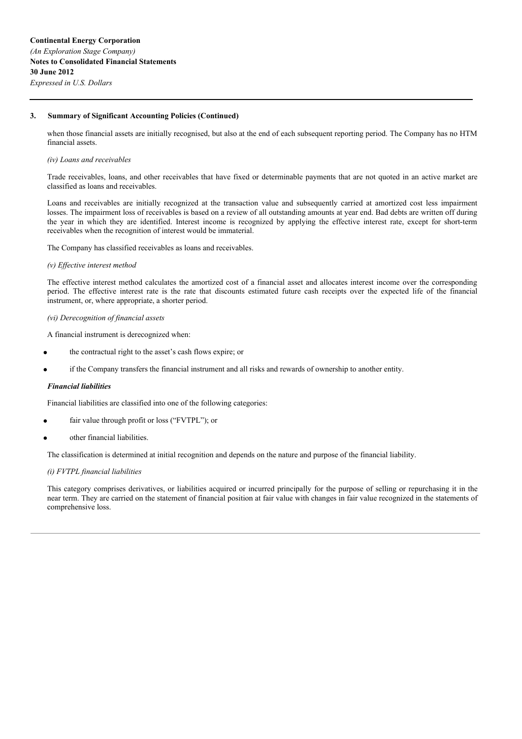## 3. Summary of Significant Accounting Policies (Continued)

when those financial assets are initially recognised, but also at the end of each subsequent reporting period. The Company has no HTM financial assets.

*(iv) Loans and receivables*

Trade receivables, loans, and other receivables that have fixed or determinable payments that are not quoted in an active market are classified as loans and receivables.

Loans and receivables are initially recognized at the transaction value and subsequently carried at amortized cost less impairment losses. The impairment loss of receivables is based on a review of all outstanding amounts at year end. Bad debts are written off during the year in which they are identified. Interest income is recognized by applying the effective interest rate, except for short-term receivables when the recognition of interest would be immaterial.

The Company has classified receivables as loans and receivables.

*(v) Effective interest method*

The effective interest method calculates the amortized cost of a financial asset and allocates interest income over the corresponding period. The effective interest rate is the rate that discounts estimated future cash receipts over the expected life of the financial instrument, or, where appropriate, a shorter period.

*(vi) Derecognition of financial assets*

A financial instrument is derecognized when:

- the contractual right to the asset's cash flows expire; or
- if the Company transfers the financial instrument and all risks and rewards of ownership to another entity.

***Financial liabilities***

Financial liabilities are classified into one of the following categories:

- fair value through profit or loss ("FVTPL"); or
- other financial liabilities.

The classification is determined at initial recognition and depends on the nature and purpose of the financial liability.

*(i) FVTPL financial liabilities*

This category comprises derivatives, or liabilities acquired or incurred principally for the purpose of selling or repurchasing it in the near term. They are carried on the statement of financial position at fair value with changes in fair value recognized in the statements of comprehensive loss.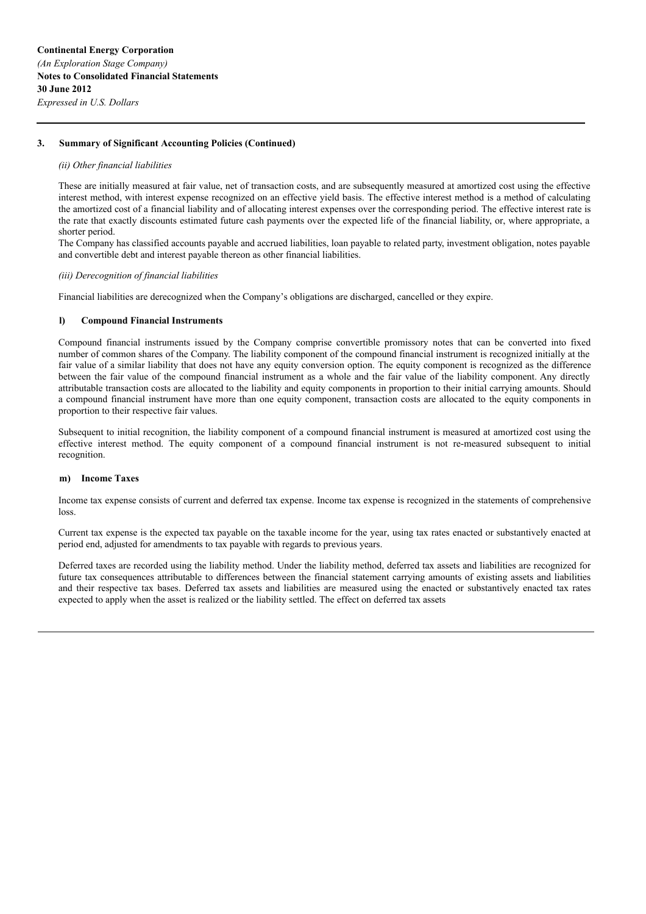### 3. Summary of Significant Accounting Policies (Continued)

*(ii) Other financial liabilities*

These are initially measured at fair value, net of transaction costs, and are subsequently measured at amortized cost using the effective interest method, with interest expense recognized on an effective yield basis. The effective interest method is a method of calculating the amortized cost of a financial liability and of allocating interest expenses over the corresponding period. The effective interest rate is the rate that exactly discounts estimated future cash payments over the expected life of the financial liability, or, where appropriate, a shorter period.

The Company has classified accounts payable and accrued liabilities, loan payable to related party, investment obligation, notes payable and convertible debt and interest payable thereon as other financial liabilities.

*(iii) Derecognition of financial liabilities*

Financial liabilities are derecognized when the Company's obligations are discharged, cancelled or they expire.

#### l) Compound Financial Instruments

Compound financial instruments issued by the Company comprise convertible promissory notes that can be converted into fixed number of common shares of the Company. The liability component of the compound financial instrument is recognized initially at the fair value of a similar liability that does not have any equity conversion option. The equity component is recognized as the difference between the fair value of the compound financial instrument as a whole and the fair value of the liability component. Any directly attributable transaction costs are allocated to the liability and equity components in proportion to their initial carrying amounts. Should a compound financial instrument have more than one equity component, transaction costs are allocated to the equity components in proportion to their respective fair values.

Subsequent to initial recognition, the liability component of a compound financial instrument is measured at amortized cost using the effective interest method. The equity component of a compound financial instrument is not re-measured subsequent to initial recognition.

#### m) Income Taxes

Income tax expense consists of current and deferred tax expense. Income tax expense is recognized in the statements of comprehensive loss.

Current tax expense is the expected tax payable on the taxable income for the year, using tax rates enacted or substantively enacted at period end, adjusted for amendments to tax payable with regards to previous years.

Deferred taxes are recorded using the liability method. Under the liability method, deferred tax assets and liabilities are recognized for future tax consequences attributable to differences between the financial statement carrying amounts of existing assets and liabilities and their respective tax bases. Deferred tax assets and liabilities are measured using the enacted or substantively enacted tax rates expected to apply when the asset is realized or the liability settled. The effect on deferred tax assets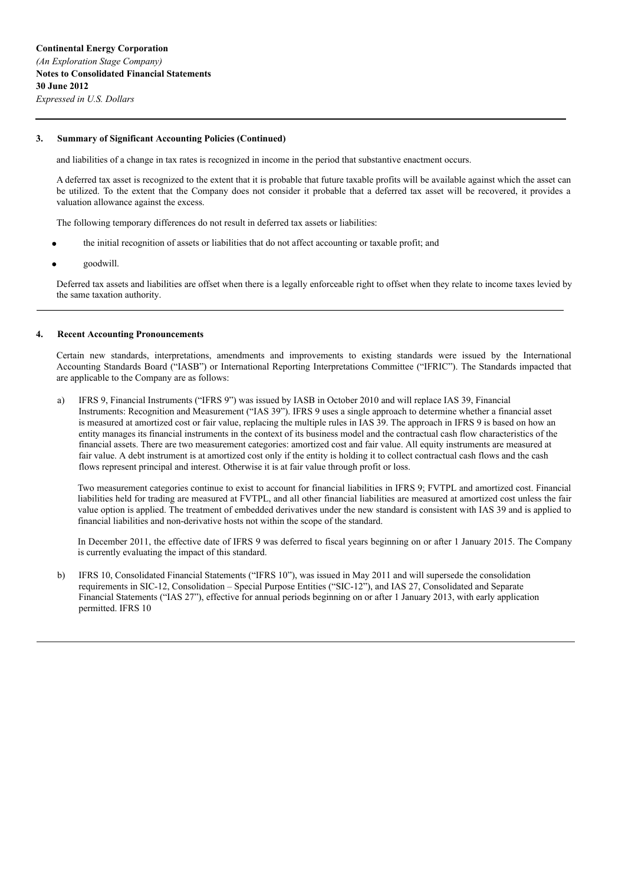**Continental Energy Corporation**
*(An Exploration Stage Company)*
**Notes to Consolidated Financial Statements**
**30 June 2012**
*Expressed in U.S. Dollars*

**3. Summary of Significant Accounting Policies (Continued)**

and liabilities of a change in tax rates is recognized in income in the period that substantive enactment occurs.

A deferred tax asset is recognized to the extent that it is probable that future taxable profits will be available against which the asset can be utilized. To the extent that the Company does not consider it probable that a deferred tax asset will be recovered, it provides a valuation allowance against the excess.

The following temporary differences do not result in deferred tax assets or liabilities:

- the initial recognition of assets or liabilities that do not affect accounting or taxable profit; and
- goodwill.

Deferred tax assets and liabilities are offset when there is a legally enforceable right to offset when they relate to income taxes levied by the same taxation authority.

**4. Recent Accounting Pronouncements**

Certain new standards, interpretations, amendments and improvements to existing standards were issued by the International Accounting Standards Board ("IASB") or International Reporting Interpretations Committee ("IFRIC"). The Standards impacted that are applicable to the Company are as follows:

a) IFRS 9, Financial Instruments ("IFRS 9") was issued by IASB in October 2010 and will replace IAS 39, Financial Instruments: Recognition and Measurement ("IAS 39"). IFRS 9 uses a single approach to determine whether a financial asset is measured at amortized cost or fair value, replacing the multiple rules in IAS 39. The approach in IFRS 9 is based on how an entity manages its financial instruments in the context of its business model and the contractual cash flow characteristics of the financial assets. There are two measurement categories: amortized cost and fair value. All equity instruments are measured at fair value. A debt instrument is at amortized cost only if the entity is holding it to collect contractual cash flows and the cash flows represent principal and interest. Otherwise it is at fair value through profit or loss.

   Two measurement categories continue to exist to account for financial liabilities in IFRS 9; FVTPL and amortized cost. Financial liabilities held for trading are measured at FVTPL, and all other financial liabilities are measured at amortized cost unless the fair value option is applied. The treatment of embedded derivatives under the new standard is consistent with IAS 39 and is applied to financial liabilities and non-derivative hosts not within the scope of the standard.

   In December 2011, the effective date of IFRS 9 was deferred to fiscal years beginning on or after 1 January 2015. The Company is currently evaluating the impact of this standard.

b) IFRS 10, Consolidated Financial Statements ("IFRS 10"), was issued in May 2011 and will supersede the consolidation requirements in SIC-12, Consolidation – Special Purpose Entities ("SIC-12"), and IAS 27, Consolidated and Separate Financial Statements ("IAS 27"), effective for annual periods beginning on or after 1 January 2013, with early application permitted. IFRS 10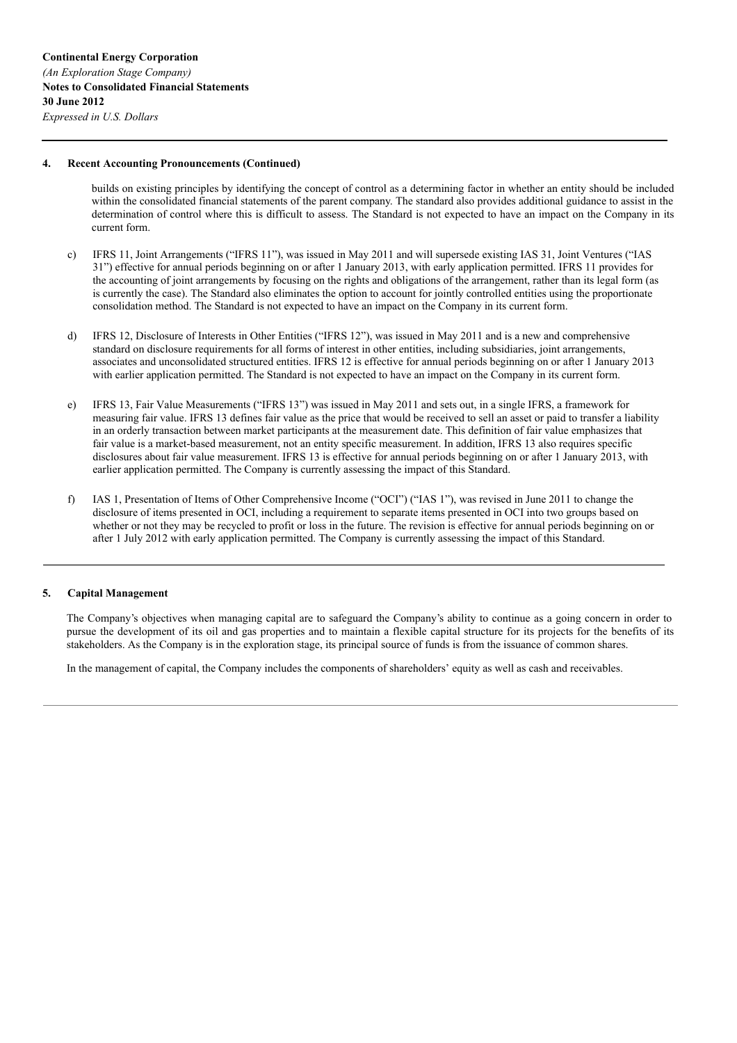## 4. Recent Accounting Pronouncements (Continued)

builds on existing principles by identifying the concept of control as a determining factor in whether an entity should be included within the consolidated financial statements of the parent company. The standard also provides additional guidance to assist in the determination of control where this is difficult to assess. The Standard is not expected to have an impact on the Company in its current form.

c) IFRS 11, Joint Arrangements ("IFRS 11"), was issued in May 2011 and will supersede existing IAS 31, Joint Ventures ("IAS 31") effective for annual periods beginning on or after 1 January 2013, with early application permitted. IFRS 11 provides for the accounting of joint arrangements by focusing on the rights and obligations of the arrangement, rather than its legal form (as is currently the case). The Standard also eliminates the option to account for jointly controlled entities using the proportionate consolidation method. The Standard is not expected to have an impact on the Company in its current form.

d) IFRS 12, Disclosure of Interests in Other Entities ("IFRS 12"), was issued in May 2011 and is a new and comprehensive standard on disclosure requirements for all forms of interest in other entities, including subsidiaries, joint arrangements, associates and unconsolidated structured entities. IFRS 12 is effective for annual periods beginning on or after 1 January 2013 with earlier application permitted. The Standard is not expected to have an impact on the Company in its current form.

e) IFRS 13, Fair Value Measurements ("IFRS 13") was issued in May 2011 and sets out, in a single IFRS, a framework for measuring fair value. IFRS 13 defines fair value as the price that would be received to sell an asset or paid to transfer a liability in an orderly transaction between market participants at the measurement date. This definition of fair value emphasizes that fair value is a market-based measurement, not an entity specific measurement. In addition, IFRS 13 also requires specific disclosures about fair value measurement. IFRS 13 is effective for annual periods beginning on or after 1 January 2013, with earlier application permitted. The Company is currently assessing the impact of this Standard.

f) IAS 1, Presentation of Items of Other Comprehensive Income ("OCI") ("IAS 1"), was revised in June 2011 to change the disclosure of items presented in OCI, including a requirement to separate items presented in OCI into two groups based on whether or not they may be recycled to profit or loss in the future. The revision is effective for annual periods beginning on or after 1 July 2012 with early application permitted. The Company is currently assessing the impact of this Standard.

## 5. Capital Management

The Company's objectives when managing capital are to safeguard the Company's ability to continue as a going concern in order to pursue the development of its oil and gas properties and to maintain a flexible capital structure for its projects for the benefits of its stakeholders. As the Company is in the exploration stage, its principal source of funds is from the issuance of common shares.

In the management of capital, the Company includes the components of shareholders' equity as well as cash and receivables.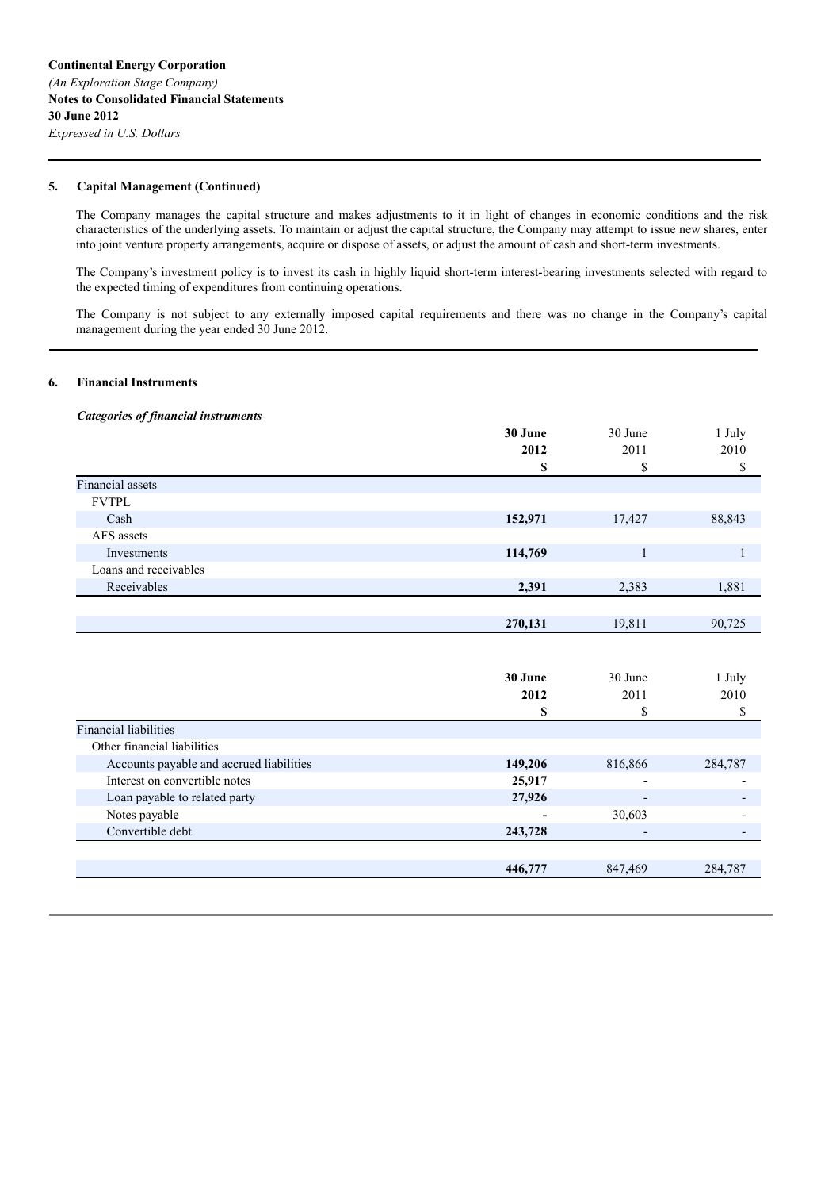**Continental Energy Corporation**
*(An Exploration Stage Company)*
**Notes to Consolidated Financial Statements**
**30 June 2012**
*Expressed in U.S. Dollars*

## 5. Capital Management (Continued)

The Company manages the capital structure and makes adjustments to it in light of changes in economic conditions and the risk characteristics of the underlying assets. To maintain or adjust the capital structure, the Company may attempt to issue new shares, enter into joint venture property arrangements, acquire or dispose of assets, or adjust the amount of cash and short-term investments.

The Company's investment policy is to invest its cash in highly liquid short-term interest-bearing investments selected with regard to the expected timing of expenditures from continuing operations.

The Company is not subject to any externally imposed capital requirements and there was no change in the Company's capital management during the year ended 30 June 2012.

## 6. Financial Instruments

***Categories of financial instruments***

| | **30 June 2012 $** | 30 June 2011 $ | 1 July 2010 $ |
|---|---|---|---|
| Financial assets | | | |
| FVTPL | | | |
| Cash | **152,971** | 17,427 | 88,843 |
| AFS assets | | | |
| Investments | **114,769** | 1 | 1 |
| Loans and receivables | | | |
| Receivables | **2,391** | 2,383 | 1,881 |
| | **270,131** | 19,811 | 90,725 |

| | **30 June 2012 $** | 30 June 2011 $ | 1 July 2010 $ |
|---|---|---|---|
| Financial liabilities | | | |
| Other financial liabilities | | | |
| Accounts payable and accrued liabilities | **149,206** | 816,866 | 284,787 |
| Interest on convertible notes | **25,917** | - | - |
| Loan payable to related party | **27,926** | - | - |
| Notes payable | **-** | 30,603 | - |
| Convertible debt | **243,728** | - | - |
| | **446,777** | 847,469 | 284,787 |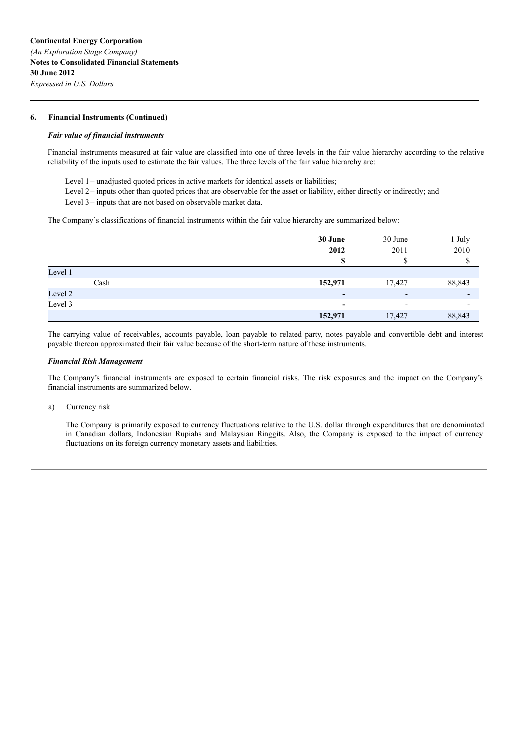**Continental Energy Corporation**
*(An Exploration Stage Company)*
**Notes to Consolidated Financial Statements**
**30 June 2012**
*Expressed in U.S. Dollars*

### 6. Financial Instruments (Continued)

***Fair value of financial instruments***

Financial instruments measured at fair value are classified into one of three levels in the fair value hierarchy according to the relative reliability of the inputs used to estimate the fair values. The three levels of the fair value hierarchy are:

Level 1 – unadjusted quoted prices in active markets for identical assets or liabilities;
Level 2 – inputs other than quoted prices that are observable for the asset or liability, either directly or indirectly; and
Level 3 – inputs that are not based on observable market data.

The Company's classifications of financial instruments within the fair value hierarchy are summarized below:

| | **30 June 2012 $** | 30 June 2011 $ | 1 July 2010 $ |
|---|---|---|---|
| Level 1 | | | |
| Cash | **152,971** | 17,427 | 88,843 |
| Level 2 | **-** | - | - |
| Level 3 | **-** | - | - |
| | **152,971** | 17,427 | 88,843 |

The carrying value of receivables, accounts payable, loan payable to related party, notes payable and convertible debt and interest payable thereon approximated their fair value because of the short-term nature of these instruments.

***Financial Risk Management***

The Company's financial instruments are exposed to certain financial risks. The risk exposures and the impact on the Company's financial instruments are summarized below.

a) Currency risk

The Company is primarily exposed to currency fluctuations relative to the U.S. dollar through expenditures that are denominated in Canadian dollars, Indonesian Rupiahs and Malaysian Ringgits. Also, the Company is exposed to the impact of currency fluctuations on its foreign currency monetary assets and liabilities.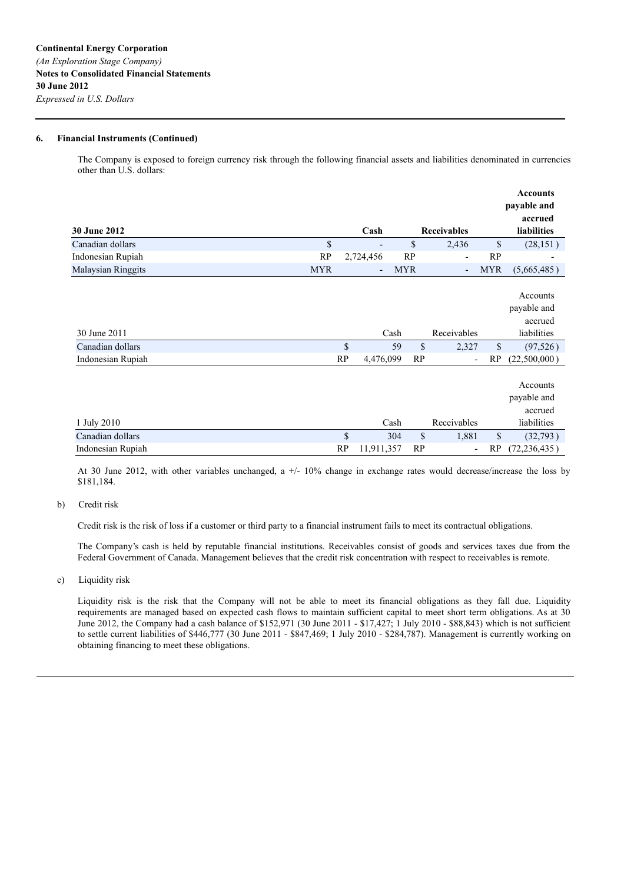**Continental Energy Corporation**
*(An Exploration Stage Company)*
**Notes to Consolidated Financial Statements**
**30 June 2012**
*Expressed in U.S. Dollars*

**6. Financial Instruments (Continued)**

The Company is exposed to foreign currency risk through the following financial assets and liabilities denominated in currencies other than U.S. dollars:

| **30 June 2012** | | **Cash** | | **Receivables** | | **Accounts payable and accrued liabilities** |
|---|---|---|---|---|---|---|
| Canadian dollars | $ | - | $ | 2,436 | $ | (28,151 ) |
| Indonesian Rupiah | RP | 2,724,456 | RP | - | RP | - |
| Malaysian Ringgits | MYR | - | MYR | - | MYR | (5,665,485 ) |

| 30 June 2011 | | Cash | | Receivables | | Accounts payable and accrued liabilities |
|---|---|---|---|---|---|---|
| Canadian dollars | $ | 59 | $ | 2,327 | $ | (97,526 ) |
| Indonesian Rupiah | RP | 4,476,099 | RP | - | RP | (22,500,000 ) |

| 1 July 2010 | | Cash | | Receivables | | Accounts payable and accrued liabilities |
|---|---|---|---|---|---|---|
| Canadian dollars | $ | 304 | $ | 1,881 | $ | (32,793 ) |
| Indonesian Rupiah | RP | 11,911,357 | RP | - | RP | (72,236,435 ) |

At 30 June 2012, with other variables unchanged, a +/- 10% change in exchange rates would decrease/increase the loss by $181,184.

b) Credit risk

Credit risk is the risk of loss if a customer or third party to a financial instrument fails to meet its contractual obligations.

The Company's cash is held by reputable financial institutions. Receivables consist of goods and services taxes due from the Federal Government of Canada. Management believes that the credit risk concentration with respect to receivables is remote.

c) Liquidity risk

Liquidity risk is the risk that the Company will not be able to meet its financial obligations as they fall due. Liquidity requirements are managed based on expected cash flows to maintain sufficient capital to meet short term obligations. As at 30 June 2012, the Company had a cash balance of $152,971 (30 June 2011 - $17,427; 1 July 2010 - $88,843) which is not sufficient to settle current liabilities of $446,777 (30 June 2011 - $847,469; 1 July 2010 - $284,787). Management is currently working on obtaining financing to meet these obligations.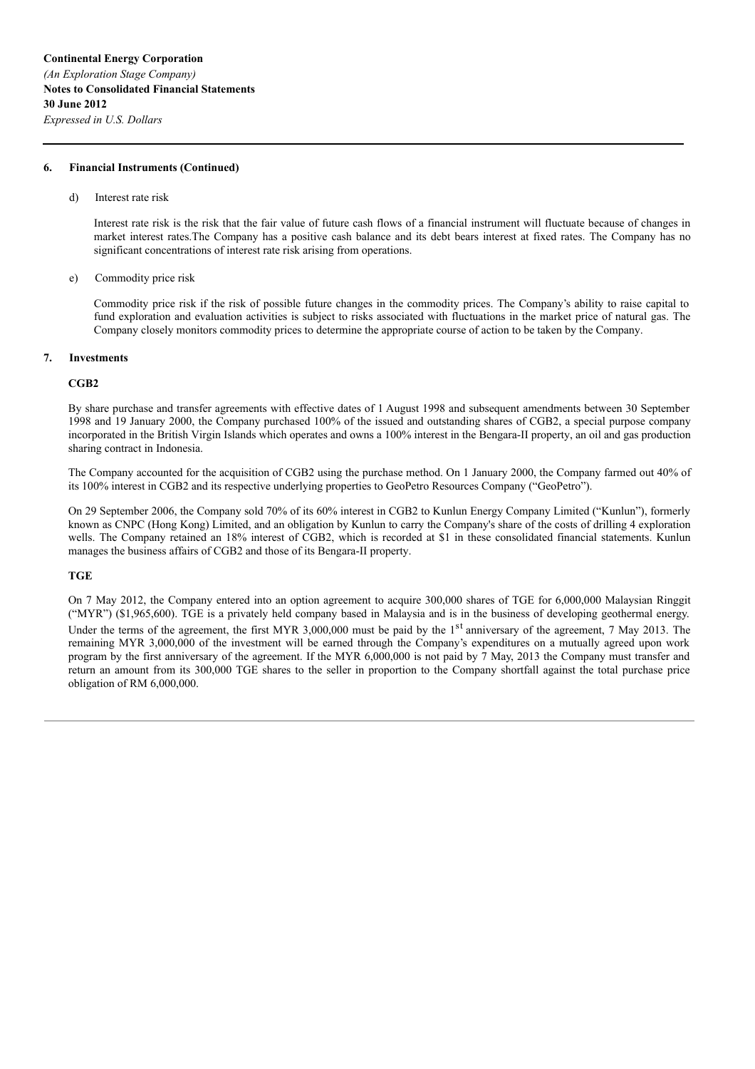**Continental Energy Corporation**
*(An Exploration Stage Company)*
**Notes to Consolidated Financial Statements**
**30 June 2012**
*Expressed in U.S. Dollars*

**6. Financial Instruments (Continued)**

d) Interest rate risk

Interest rate risk is the risk that the fair value of future cash flows of a financial instrument will fluctuate because of changes in market interest rates.The Company has a positive cash balance and its debt bears interest at fixed rates. The Company has no significant concentrations of interest rate risk arising from operations.

e) Commodity price risk

Commodity price risk if the risk of possible future changes in the commodity prices. The Company's ability to raise capital to fund exploration and evaluation activities is subject to risks associated with fluctuations in the market price of natural gas. The Company closely monitors commodity prices to determine the appropriate course of action to be taken by the Company.

**7. Investments**

**CGB2**

By share purchase and transfer agreements with effective dates of 1 August 1998 and subsequent amendments between 30 September 1998 and 19 January 2000, the Company purchased 100% of the issued and outstanding shares of CGB2, a special purpose company incorporated in the British Virgin Islands which operates and owns a 100% interest in the Bengara-II property, an oil and gas production sharing contract in Indonesia.

The Company accounted for the acquisition of CGB2 using the purchase method. On 1 January 2000, the Company farmed out 40% of its 100% interest in CGB2 and its respective underlying properties to GeoPetro Resources Company ("GeoPetro").

On 29 September 2006, the Company sold 70% of its 60% interest in CGB2 to Kunlun Energy Company Limited ("Kunlun"), formerly known as CNPC (Hong Kong) Limited, and an obligation by Kunlun to carry the Company's share of the costs of drilling 4 exploration wells. The Company retained an 18% interest of CGB2, which is recorded at $1 in these consolidated financial statements. Kunlun manages the business affairs of CGB2 and those of its Bengara-II property.

**TGE**

On 7 May 2012, the Company entered into an option agreement to acquire 300,000 shares of TGE for 6,000,000 Malaysian Ringgit ("MYR") ($1,965,600). TGE is a privately held company based in Malaysia and is in the business of developing geothermal energy. Under the terms of the agreement, the first MYR 3,000,000 must be paid by the 1st anniversary of the agreement, 7 May 2013. The remaining MYR 3,000,000 of the investment will be earned through the Company's expenditures on a mutually agreed upon work program by the first anniversary of the agreement. If the MYR 6,000,000 is not paid by 7 May, 2013 the Company must transfer and return an amount from its 300,000 TGE shares to the seller in proportion to the Company shortfall against the total purchase price obligation of RM 6,000,000.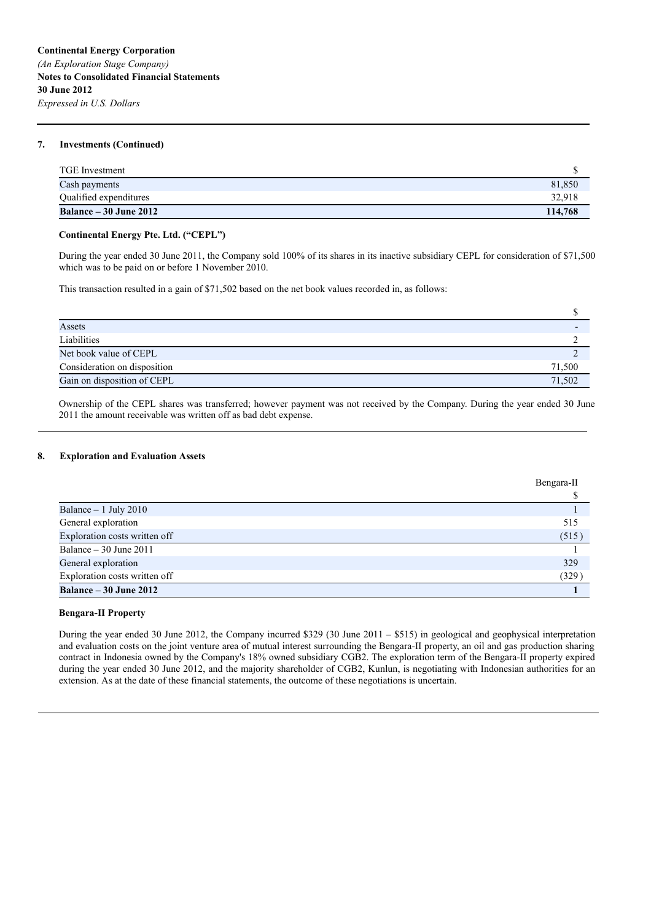**Continental Energy Corporation**
*(An Exploration Stage Company)*
**Notes to Consolidated Financial Statements**
**30 June 2012**
*Expressed in U.S. Dollars*

## 7. Investments (Continued)

| TGE Investment | $ |
|---|---|
| Cash payments | 81,850 |
| Qualified expenditures | 32,918 |
| **Balance – 30 June 2012** | **114,768** |

### Continental Energy Pte. Ltd. ("CEPL")

During the year ended 30 June 2011, the Company sold 100% of its shares in its inactive subsidiary CEPL for consideration of $71,500 which was to be paid on or before 1 November 2010.

This transaction resulted in a gain of $71,502 based on the net book values recorded in, as follows:

| | $ |
|---|---|
| Assets | - |
| Liabilities | 2 |
| Net book value of CEPL | 2 |
| Consideration on disposition | 71,500 |
| Gain on disposition of CEPL | 71,502 |

Ownership of the CEPL shares was transferred; however payment was not received by the Company. During the year ended 30 June 2011 the amount receivable was written off as bad debt expense.

## 8. Exploration and Evaluation Assets

| | Bengara-II |
|---|---|
| | $ |
| Balance – 1 July 2010 | 1 |
| General exploration | 515 |
| Exploration costs written off | (515) |
| Balance – 30 June 2011 | 1 |
| General exploration | 329 |
| Exploration costs written off | (329) |
| **Balance – 30 June 2012** | **1** |

### Bengara-II Property

During the year ended 30 June 2012, the Company incurred $329 (30 June 2011 – $515) in geological and geophysical interpretation and evaluation costs on the joint venture area of mutual interest surrounding the Bengara-II property, an oil and gas production sharing contract in Indonesia owned by the Company's 18% owned subsidiary CGB2. The exploration term of the Bengara-II property expired during the year ended 30 June 2012, and the majority shareholder of CGB2, Kunlun, is negotiating with Indonesian authorities for an extension. As at the date of these financial statements, the outcome of these negotiations is uncertain.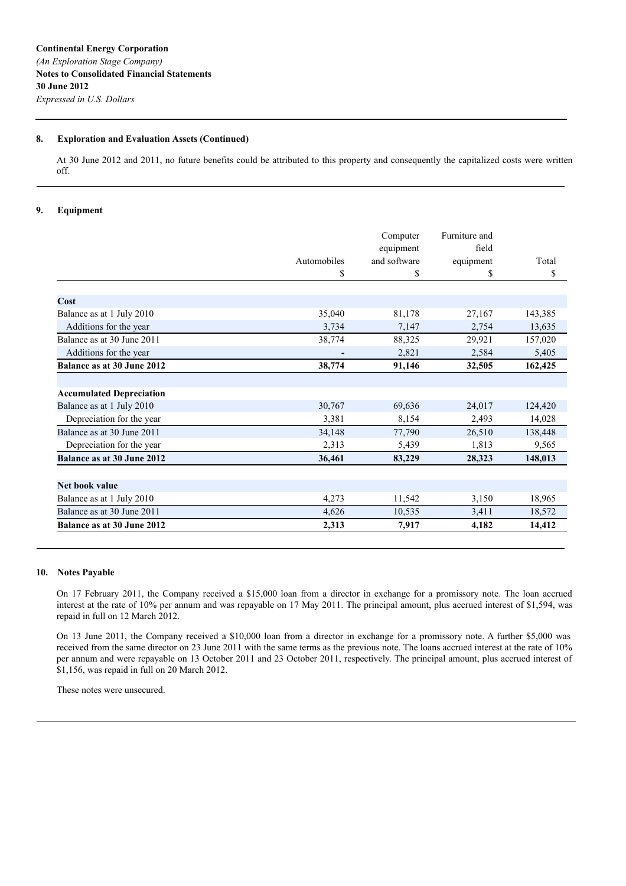**Continental Energy Corporation**
*(An Exploration Stage Company)*
**Notes to Consolidated Financial Statements**
**30 June 2012**
*Expressed in U.S. Dollars*

## 8. Exploration and Evaluation Assets (Continued)

At 30 June 2012 and 2011, no future benefits could be attributed to this property and consequently the capitalized costs were written off.

## 9. Equipment

| | Automobiles<br>$ | Computer equipment and software<br>$ | Furniture and field equipment<br>$ | Total<br>$ |
|---|---|---|---|---|
| **Cost** | | | | |
| Balance as at 1 July 2010 | 35,040 | 81,178 | 27,167 | 143,385 |
| Additions for the year | 3,734 | 7,147 | 2,754 | 13,635 |
| Balance as at 30 June 2011 | 38,774 | 88,325 | 29,921 | 157,020 |
| Additions for the year | - | 2,821 | 2,584 | 5,405 |
| **Balance as at 30 June 2012** | **38,774** | **91,146** | **32,505** | **162,425** |
| **Accumulated Depreciation** | | | | |
| Balance as at 1 July 2010 | 30,767 | 69,636 | 24,017 | 124,420 |
| Depreciation for the year | 3,381 | 8,154 | 2,493 | 14,028 |
| Balance as at 30 June 2011 | 34,148 | 77,790 | 26,510 | 138,448 |
| Depreciation for the year | 2,313 | 5,439 | 1,813 | 9,565 |
| **Balance as at 30 June 2012** | **36,461** | **83,229** | **28,323** | **148,013** |
| **Net book value** | | | | |
| Balance as at 1 July 2010 | 4,273 | 11,542 | 3,150 | 18,965 |
| Balance as at 30 June 2011 | 4,626 | 10,535 | 3,411 | 18,572 |
| **Balance as at 30 June 2012** | **2,313** | **7,917** | **4,182** | **14,412** |

## 10. Notes Payable

On 17 February 2011, the Company received a $15,000 loan from a director in exchange for a promissory note. The loan accrued interest at the rate of 10% per annum and was repayable on 17 May 2011. The principal amount, plus accrued interest of $1,594, was repaid in full on 12 March 2012.

On 13 June 2011, the Company received a $10,000 loan from a director in exchange for a promissory note. A further $5,000 was received from the same director on 23 June 2011 with the same terms as the previous note. The loans accrued interest at the rate of 10% per annum and were repayable on 13 October 2011 and 23 October 2011, respectively. The principal amount, plus accrued interest of $1,156, was repaid in full on 20 March 2012.

These notes were unsecured.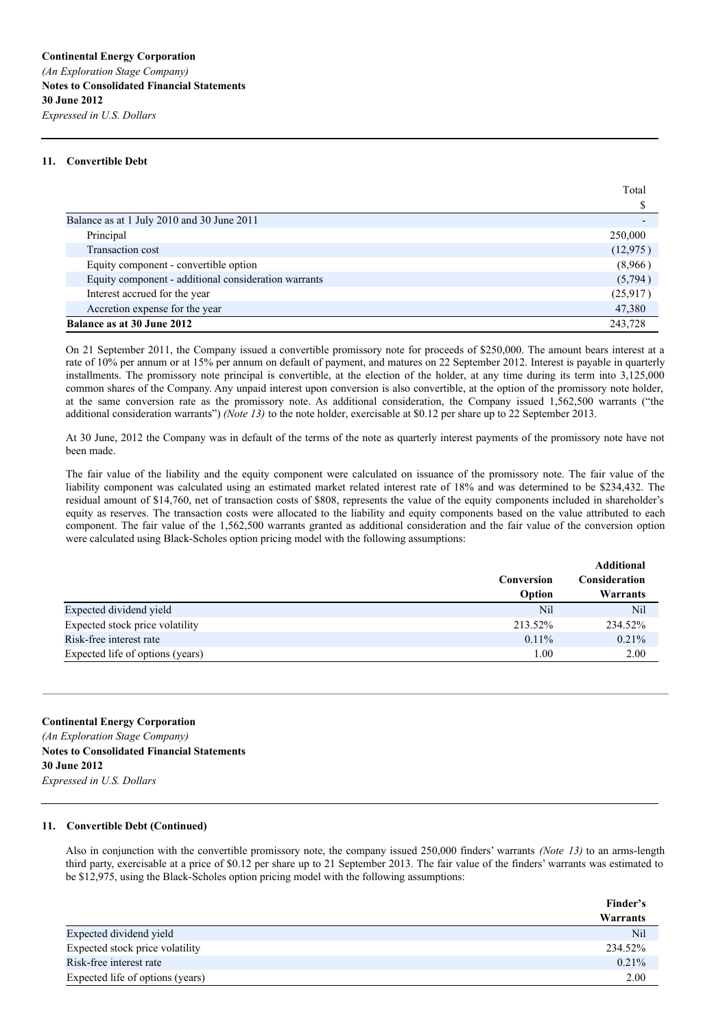## 11. Convertible Debt

| | Total |
|---|---|
| | $ |
| Balance as at 1 July 2010 and 30 June 2011 | - |
| Principal | 250,000 |
| Transaction cost | (12,975) |
| Equity component - convertible option | (8,966) |
| Equity component - additional consideration warrants | (5,794) |
| Interest accrued for the year | (25,917) |
| Accretion expense for the year | 47,380 |
| **Balance as at 30 June 2012** | 243,728 |

On 21 September 2011, the Company issued a convertible promissory note for proceeds of $250,000. The amount bears interest at a rate of 10% per annum or at 15% per annum on default of payment, and matures on 22 September 2012. Interest is payable in quarterly installments. The promissory note principal is convertible, at the election of the holder, at any time during its term into 3,125,000 common shares of the Company. Any unpaid interest upon conversion is also convertible, at the option of the promissory note holder, at the same conversion rate as the promissory note. As additional consideration, the Company issued 1,562,500 warrants ("the additional consideration warrants") *(Note 13)* to the note holder, exercisable at $0.12 per share up to 22 September 2013.

At 30 June, 2012 the Company was in default of the terms of the note as quarterly interest payments of the promissory note have not been made.

The fair value of the liability and the equity component were calculated on issuance of the promissory note. The fair value of the liability component was calculated using an estimated market related interest rate of 18% and was determined to be $234,432. The residual amount of $14,760, net of transaction costs of $808, represents the value of the equity components included in shareholder's equity as reserves. The transaction costs were allocated to the liability and equity components based on the value attributed to each component. The fair value of the 1,562,500 warrants granted as additional consideration and the fair value of the conversion option were calculated using Black-Scholes option pricing model with the following assumptions:

| | Conversion Option | Additional Consideration Warrants |
|---|---|---|
| Expected dividend yield | Nil | Nil |
| Expected stock price volatility | 213.52% | 234.52% |
| Risk-free interest rate | 0.11% | 0.21% |
| Expected life of options (years) | 1.00 | 2.00 |

## 11. Convertible Debt (Continued)

Also in conjunction with the convertible promissory note, the company issued 250,000 finders' warrants *(Note 13)* to an arms-length third party, exercisable at a price of $0.12 per share up to 21 September 2013. The fair value of the finders' warrants was estimated to be $12,975, using the Black-Scholes option pricing model with the following assumptions:

| | Finder's Warrants |
|---|---|
| Expected dividend yield | Nil |
| Expected stock price volatility | 234.52% |
| Risk-free interest rate | 0.21% |
| Expected life of options (years) | 2.00 |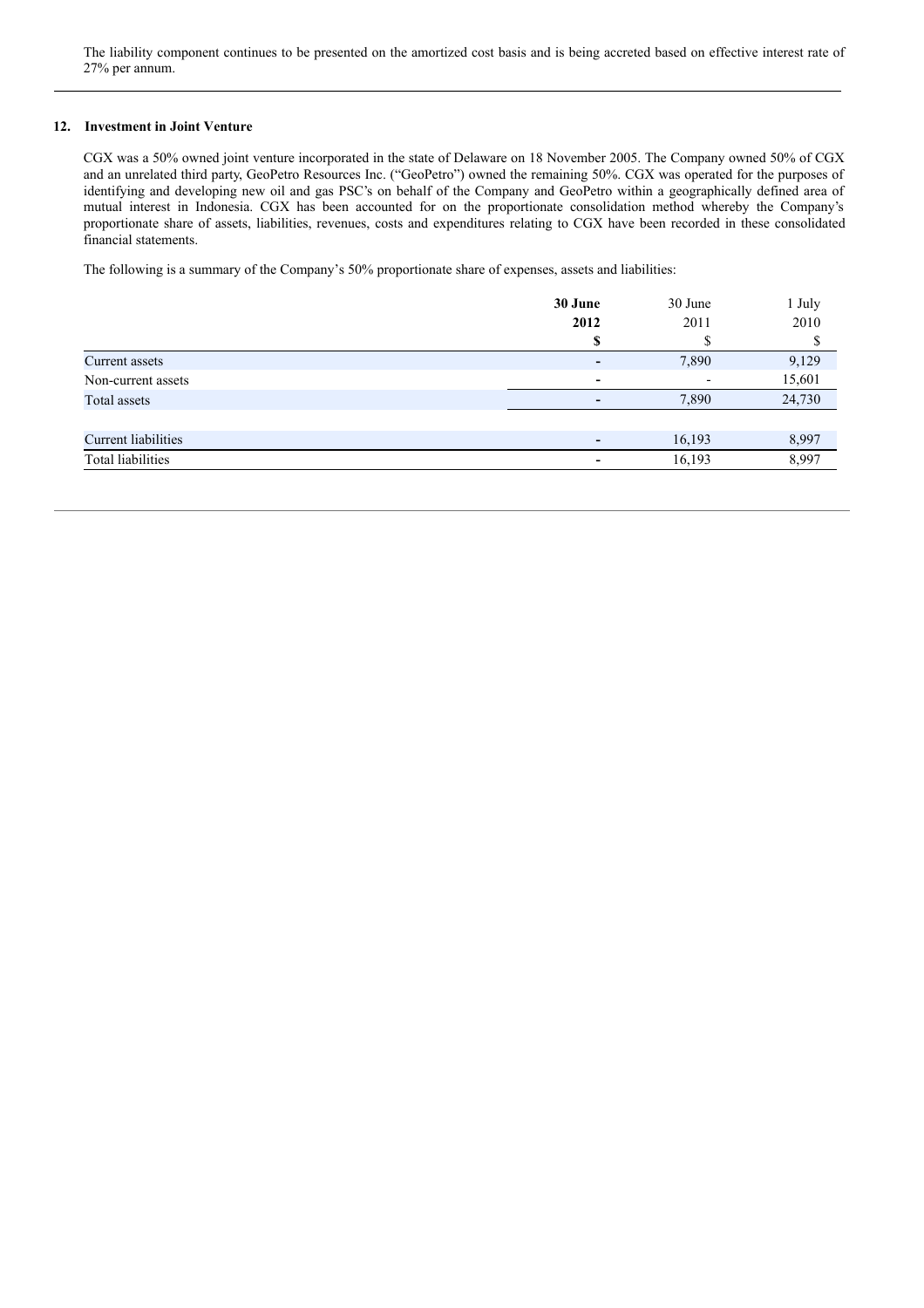The liability component continues to be presented on the amortized cost basis and is being accreted based on effective interest rate of 27% per annum.

## 12. Investment in Joint Venture

CGX was a 50% owned joint venture incorporated in the state of Delaware on 18 November 2005. The Company owned 50% of CGX and an unrelated third party, GeoPetro Resources Inc. ("GeoPetro") owned the remaining 50%. CGX was operated for the purposes of identifying and developing new oil and gas PSC's on behalf of the Company and GeoPetro within a geographically defined area of mutual interest in Indonesia. CGX has been accounted for on the proportionate consolidation method whereby the Company's proportionate share of assets, liabilities, revenues, costs and expenditures relating to CGX have been recorded in these consolidated financial statements.

The following is a summary of the Company's 50% proportionate share of expenses, assets and liabilities:

| | **30 June 2012** | 30 June 2011 | 1 July 2010 |
|---|---|---|---|
| | **$** | $ | $ |
| Current assets | **-** | 7,890 | 9,129 |
| Non-current assets | **-** | - | 15,601 |
| Total assets | **-** | 7,890 | 24,730 |
| | | | |
| Current liabilities | **-** | 16,193 | 8,997 |
| Total liabilities | **-** | 16,193 | 8,997 |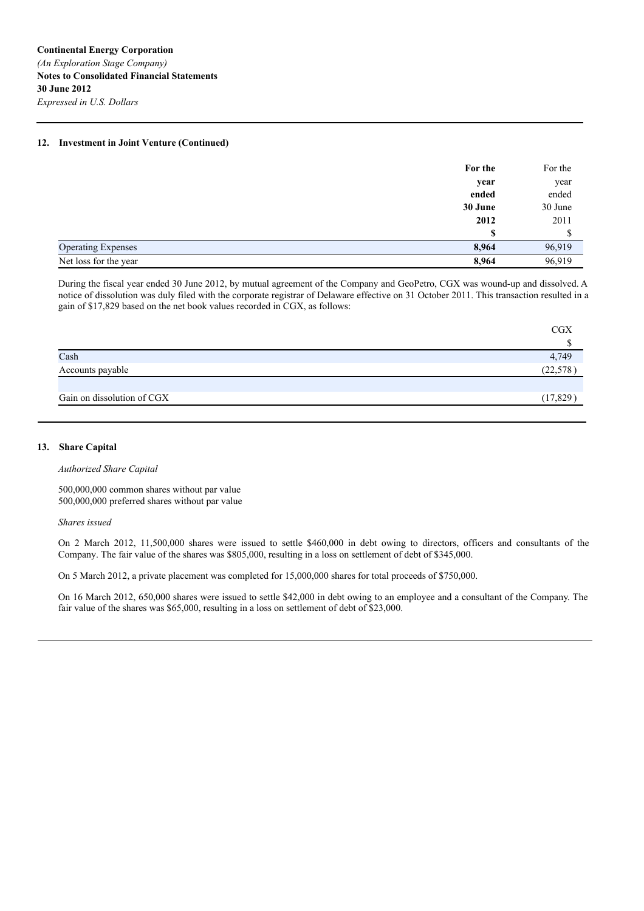**Continental Energy Corporation**
*(An Exploration Stage Company)*
**Notes to Consolidated Financial Statements**
**30 June 2012**
*Expressed in U.S. Dollars*

## 12. Investment in Joint Venture (Continued)

| | **For the year ended 30 June 2012** | For the year ended 30 June 2011 |
|---|---|---|
| | **$** | $ |
| Operating Expenses | **8,964** | 96,919 |
| Net loss for the year | **8,964** | 96,919 |

During the fiscal year ended 30 June 2012, by mutual agreement of the Company and GeoPetro, CGX was wound-up and dissolved. A notice of dissolution was duly filed with the corporate registrar of Delaware effective on 31 October 2011. This transaction resulted in a gain of $17,829 based on the net book values recorded in CGX, as follows:

| | CGX |
|---|---|
| | $ |
| Cash | 4,749 |
| Accounts payable | (22,578 ) |
| | |
| Gain on dissolution of CGX | (17,829 ) |

## 13. Share Capital

*Authorized Share Capital*

500,000,000 common shares without par value
500,000,000 preferred shares without par value

*Shares issued*

On 2 March 2012, 11,500,000 shares were issued to settle $460,000 in debt owing to directors, officers and consultants of the Company. The fair value of the shares was $805,000, resulting in a loss on settlement of debt of $345,000.

On 5 March 2012, a private placement was completed for 15,000,000 shares for total proceeds of $750,000.

On 16 March 2012, 650,000 shares were issued to settle $42,000 in debt owing to an employee and a consultant of the Company. The fair value of the shares was $65,000, resulting in a loss on settlement of debt of $23,000.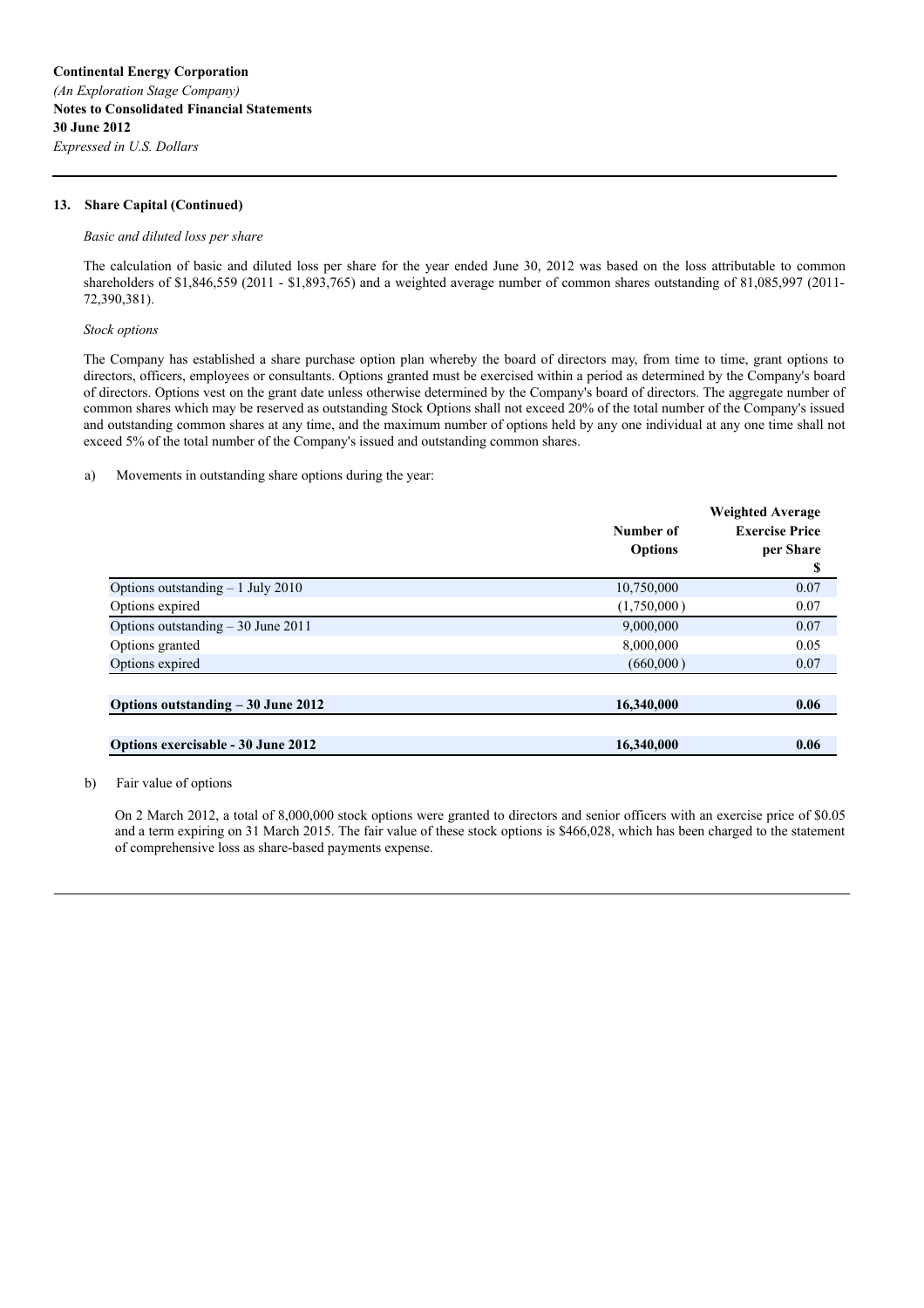**Continental Energy Corporation**
*(An Exploration Stage Company)*
**Notes to Consolidated Financial Statements**
**30 June 2012**
*Expressed in U.S. Dollars*

### 13. Share Capital (Continued)

*Basic and diluted loss per share*

The calculation of basic and diluted loss per share for the year ended June 30, 2012 was based on the loss attributable to common shareholders of $1,846,559 (2011 - $1,893,765) and a weighted average number of common shares outstanding of 81,085,997 (2011- 72,390,381).

*Stock options*

The Company has established a share purchase option plan whereby the board of directors may, from time to time, grant options to directors, officers, employees or consultants. Options granted must be exercised within a period as determined by the Company's board of directors. Options vest on the grant date unless otherwise determined by the Company's board of directors. The aggregate number of common shares which may be reserved as outstanding Stock Options shall not exceed 20% of the total number of the Company's issued and outstanding common shares at any time, and the maximum number of options held by any one individual at any one time shall not exceed 5% of the total number of the Company's issued and outstanding common shares.

a) Movements in outstanding share options during the year:

| | Number of Options | Weighted Average Exercise Price per Share $ |
|---|---|---|
| Options outstanding – 1 July 2010 | 10,750,000 | 0.07 |
| Options expired | (1,750,000 ) | 0.07 |
| Options outstanding – 30 June 2011 | 9,000,000 | 0.07 |
| Options granted | 8,000,000 | 0.05 |
| Options expired | (660,000 ) | 0.07 |
| **Options outstanding – 30 June 2012** | **16,340,000** | **0.06** |
| **Options exercisable - 30 June 2012** | **16,340,000** | **0.06** |

b) Fair value of options

On 2 March 2012, a total of 8,000,000 stock options were granted to directors and senior officers with an exercise price of $0.05 and a term expiring on 31 March 2015. The fair value of these stock options is $466,028, which has been charged to the statement of comprehensive loss as share-based payments expense.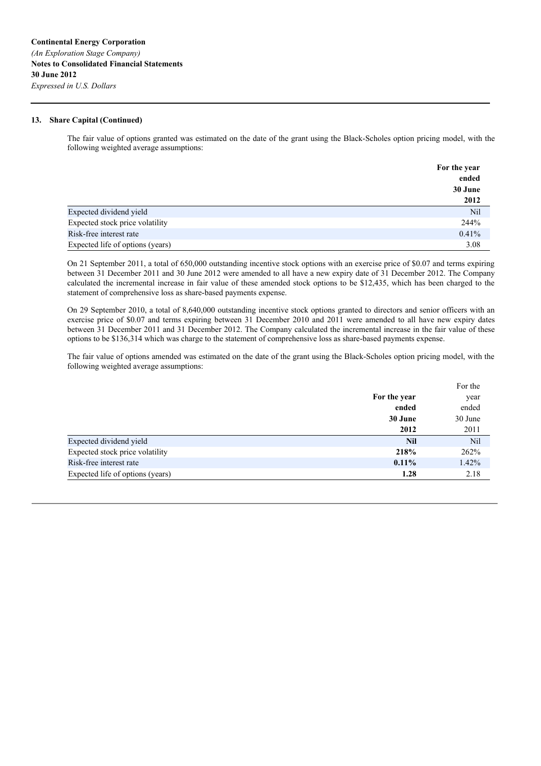**Continental Energy Corporation**
*(An Exploration Stage Company)*
**Notes to Consolidated Financial Statements**
**30 June 2012**
*Expressed in U.S. Dollars*

### 13. Share Capital (Continued)

The fair value of options granted was estimated on the date of the grant using the Black-Scholes option pricing model, with the following weighted average assumptions:

| | **For the year ended 30 June 2012** |
|---|---|
| Expected dividend yield | Nil |
| Expected stock price volatility | 244% |
| Risk-free interest rate | 0.41% |
| Expected life of options (years) | 3.08 |

On 21 September 2011, a total of 650,000 outstanding incentive stock options with an exercise price of $0.07 and terms expiring between 31 December 2011 and 30 June 2012 were amended to all have a new expiry date of 31 December 2012. The Company calculated the incremental increase in fair value of these amended stock options to be $12,435, which has been charged to the statement of comprehensive loss as share-based payments expense.

On 29 September 2010, a total of 8,640,000 outstanding incentive stock options granted to directors and senior officers with an exercise price of $0.07 and terms expiring between 31 December 2010 and 2011 were amended to all have new expiry dates between 31 December 2011 and 31 December 2012. The Company calculated the incremental increase in the fair value of these options to be $136,314 which was charge to the statement of comprehensive loss as share-based payments expense.

The fair value of options amended was estimated on the date of the grant using the Black-Scholes option pricing model, with the following weighted average assumptions:

| | **For the year ended 30 June 2012** | For the year ended 30 June 2011 |
|---|---|---|
| Expected dividend yield | **Nil** | Nil |
| Expected stock price volatility | **218%** | 262% |
| Risk-free interest rate | **0.11%** | 1.42% |
| Expected life of options (years) | **1.28** | 2.18 |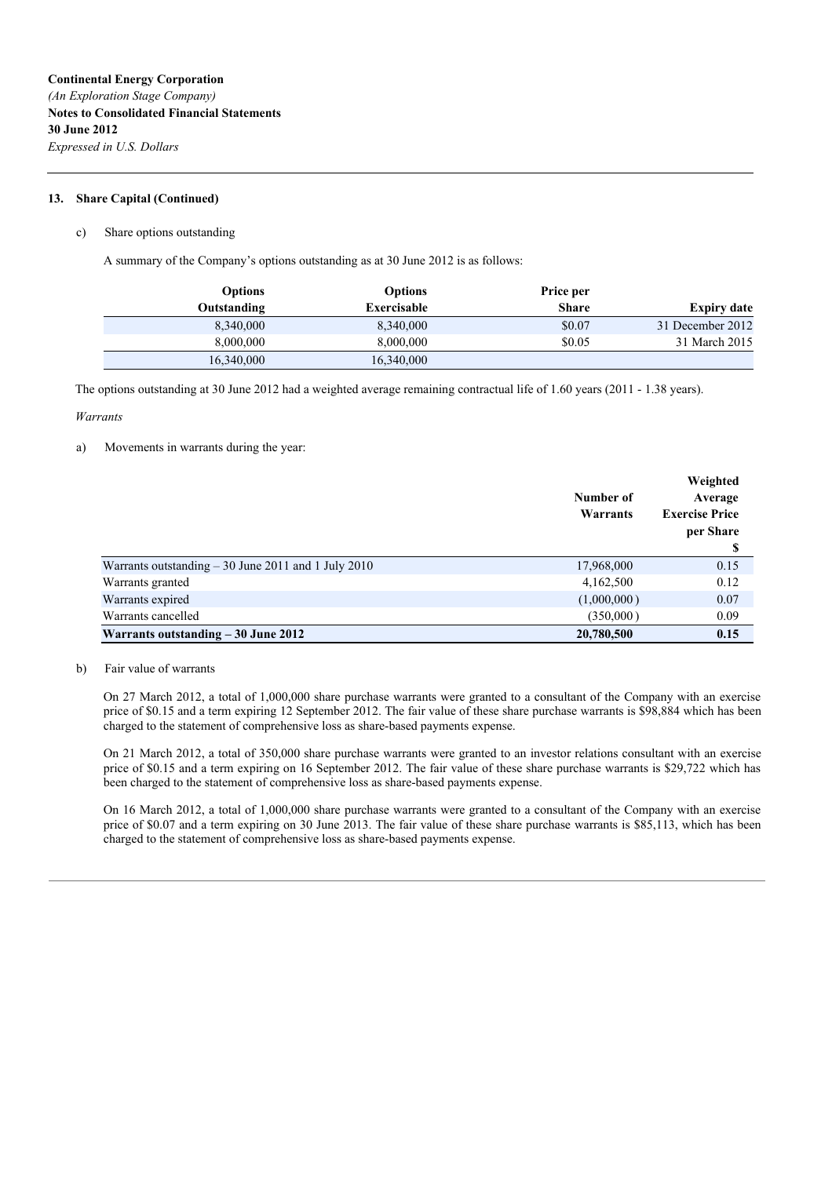**Continental Energy Corporation**
*(An Exploration Stage Company)*
**Notes to Consolidated Financial Statements**
**30 June 2012**
*Expressed in U.S. Dollars*

## 13. Share Capital (Continued)

c) Share options outstanding

A summary of the Company's options outstanding as at 30 June 2012 is as follows:

| Options Outstanding | Options Exercisable | Price per Share | Expiry date |
|---|---|---|---|
| 8,340,000 | 8,340,000 | $0.07 | 31 December 2012 |
| 8,000,000 | 8,000,000 | $0.05 | 31 March 2015 |
| 16,340,000 | 16,340,000 | | |

The options outstanding at 30 June 2012 had a weighted average remaining contractual life of 1.60 years (2011 - 1.38 years).

*Warrants*

a) Movements in warrants during the year:

| | Number of Warrants | Weighted Average Exercise Price per Share $ |
|---|---|---|
| Warrants outstanding – 30 June 2011 and 1 July 2010 | 17,968,000 | 0.15 |
| Warrants granted | 4,162,500 | 0.12 |
| Warrants expired | (1,000,000 ) | 0.07 |
| Warrants cancelled | (350,000 ) | 0.09 |
| **Warrants outstanding – 30 June 2012** | **20,780,500** | **0.15** |

b) Fair value of warrants

On 27 March 2012, a total of 1,000,000 share purchase warrants were granted to a consultant of the Company with an exercise price of $0.15 and a term expiring 12 September 2012. The fair value of these share purchase warrants is $98,884 which has been charged to the statement of comprehensive loss as share-based payments expense.

On 21 March 2012, a total of 350,000 share purchase warrants were granted to an investor relations consultant with an exercise price of $0.15 and a term expiring on 16 September 2012. The fair value of these share purchase warrants is $29,722 which has been charged to the statement of comprehensive loss as share-based payments expense.

On 16 March 2012, a total of 1,000,000 share purchase warrants were granted to a consultant of the Company with an exercise price of $0.07 and a term expiring on 30 June 2013. The fair value of these share purchase warrants is $85,113, which has been charged to the statement of comprehensive loss as share-based payments expense.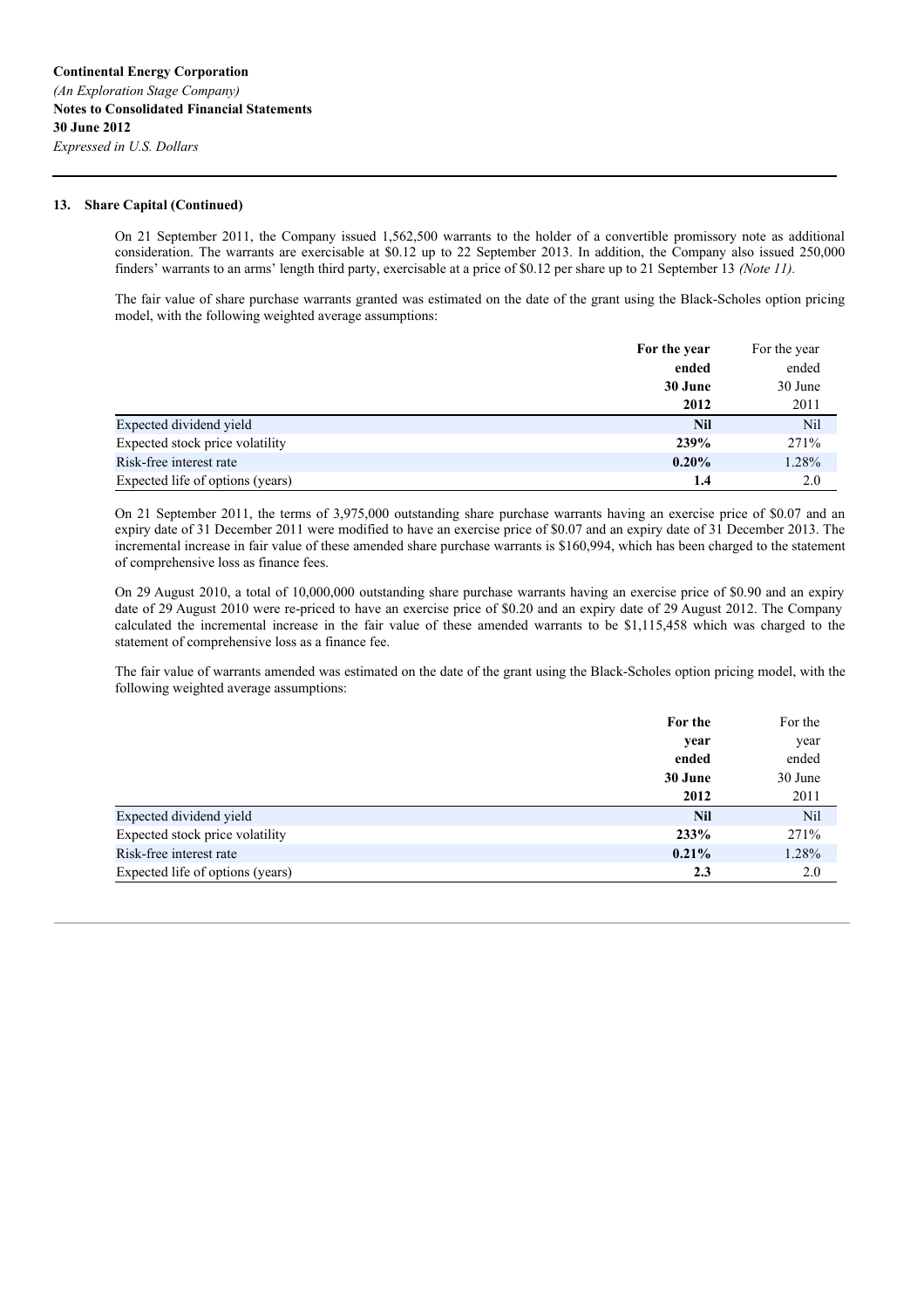**Continental Energy Corporation**
*(An Exploration Stage Company)*
**Notes to Consolidated Financial Statements**
**30 June 2012**
*Expressed in U.S. Dollars*

### 13. Share Capital (Continued)

On 21 September 2011, the Company issued 1,562,500 warrants to the holder of a convertible promissory note as additional consideration. The warrants are exercisable at $0.12 up to 22 September 2013. In addition, the Company also issued 250,000 finders' warrants to an arms' length third party, exercisable at a price of $0.12 per share up to 21 September 13 *(Note 11).*

The fair value of share purchase warrants granted was estimated on the date of the grant using the Black-Scholes option pricing model, with the following weighted average assumptions:

| | **For the year ended 30 June 2012** | For the year ended 30 June 2011 |
|---|---|---|
| Expected dividend yield | **Nil** | Nil |
| Expected stock price volatility | **239%** | 271% |
| Risk-free interest rate | **0.20%** | 1.28% |
| Expected life of options (years) | **1.4** | 2.0 |

On 21 September 2011, the terms of 3,975,000 outstanding share purchase warrants having an exercise price of $0.07 and an expiry date of 31 December 2011 were modified to have an exercise price of $0.07 and an expiry date of 31 December 2013. The incremental increase in fair value of these amended share purchase warrants is $160,994, which has been charged to the statement of comprehensive loss as finance fees.

On 29 August 2010, a total of 10,000,000 outstanding share purchase warrants having an exercise price of $0.90 and an expiry date of 29 August 2010 were re-priced to have an exercise price of $0.20 and an expiry date of 29 August 2012. The Company calculated the incremental increase in the fair value of these amended warrants to be $1,115,458 which was charged to the statement of comprehensive loss as a finance fee.

The fair value of warrants amended was estimated on the date of the grant using the Black-Scholes option pricing model, with the following weighted average assumptions:

| | **For the year ended 30 June 2012** | For the year ended 30 June 2011 |
|---|---|---|
| Expected dividend yield | **Nil** | Nil |
| Expected stock price volatility | **233%** | 271% |
| Risk-free interest rate | **0.21%** | 1.28% |
| Expected life of options (years) | **2.3** | 2.0 |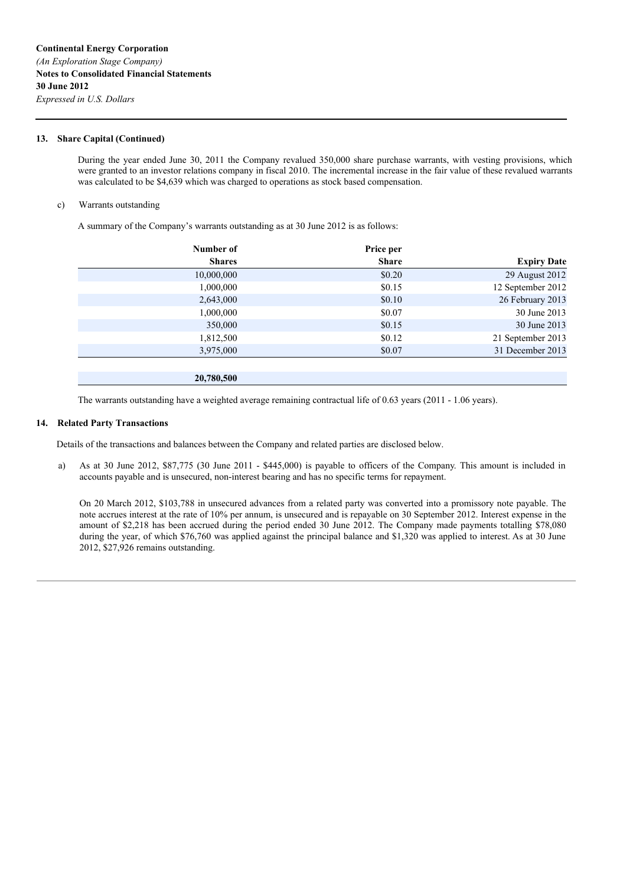**Continental Energy Corporation**

*(An Exploration Stage Company)*

**Notes to Consolidated Financial Statements**

**30 June 2012**

*Expressed in U.S. Dollars*

## 13. Share Capital (Continued)

During the year ended June 30, 2011 the Company revalued 350,000 share purchase warrants, with vesting provisions, which were granted to an investor relations company in fiscal 2010. The incremental increase in the fair value of these revalued warrants was calculated to be $4,639 which was charged to operations as stock based compensation.

c) Warrants outstanding

A summary of the Company's warrants outstanding as at 30 June 2012 is as follows:

| Number of Shares | Price per Share | Expiry Date |
|---|---|---|
| 10,000,000 | $0.20 | 29 August 2012 |
| 1,000,000 | $0.15 | 12 September 2012 |
| 2,643,000 | $0.10 | 26 February 2013 |
| 1,000,000 | $0.07 | 30 June 2013 |
| 350,000 | $0.15 | 30 June 2013 |
| 1,812,500 | $0.12 | 21 September 2013 |
| 3,975,000 | $0.07 | 31 December 2013 |
| **20,780,500** | | |

The warrants outstanding have a weighted average remaining contractual life of 0.63 years (2011 - 1.06 years).

## 14. Related Party Transactions

Details of the transactions and balances between the Company and related parties are disclosed below.

a) As at 30 June 2012, $87,775 (30 June 2011 - $445,000) is payable to officers of the Company. This amount is included in accounts payable and is unsecured, non-interest bearing and has no specific terms for repayment.

On 20 March 2012, $103,788 in unsecured advances from a related party was converted into a promissory note payable. The note accrues interest at the rate of 10% per annum, is unsecured and is repayable on 30 September 2012. Interest expense in the amount of $2,218 has been accrued during the period ended 30 June 2012. The Company made payments totalling $78,080 during the year, of which $76,760 was applied against the principal balance and $1,320 was applied to interest. As at 30 June 2012, $27,926 remains outstanding.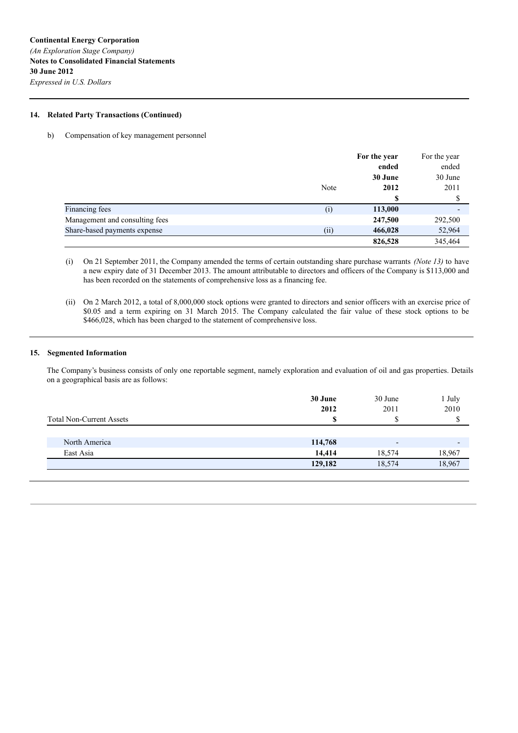**Continental Energy Corporation**
*(An Exploration Stage Company)*
**Notes to Consolidated Financial Statements**
**30 June 2012**
*Expressed in U.S. Dollars*

## 14. Related Party Transactions (Continued)

b) Compensation of key management personnel

| | Note | **For the year ended 30 June 2012** | For the year ended 30 June 2011 |
|---|---|---|---|
| | | **$** | $ |
| Financing fees | (i) | **113,000** | - |
| Management and consulting fees | | **247,500** | 292,500 |
| Share-based payments expense | (ii) | **466,028** | 52,964 |
| | | **826,528** | 345,464 |

(i) On 21 September 2011, the Company amended the terms of certain outstanding share purchase warrants *(Note 13)* to have a new expiry date of 31 December 2013. The amount attributable to directors and officers of the Company is $113,000 and has been recorded on the statements of comprehensive loss as a financing fee.

(ii) On 2 March 2012, a total of 8,000,000 stock options were granted to directors and senior officers with an exercise price of $0.05 and a term expiring on 31 March 2015. The Company calculated the fair value of these stock options to be $466,028, which has been charged to the statement of comprehensive loss.

## 15. Segmented Information

The Company's business consists of only one reportable segment, namely exploration and evaluation of oil and gas properties. Details on a geographical basis are as follows:

| Total Non-Current Assets | **30 June 2012** | 30 June 2011 | 1 July 2010 |
|---|---|---|---|
| | **$** | $ | $ |
| North America | **114,768** | - | - |
| East Asia | **14,414** | 18,574 | 18,967 |
| | **129,182** | 18,574 | 18,967 |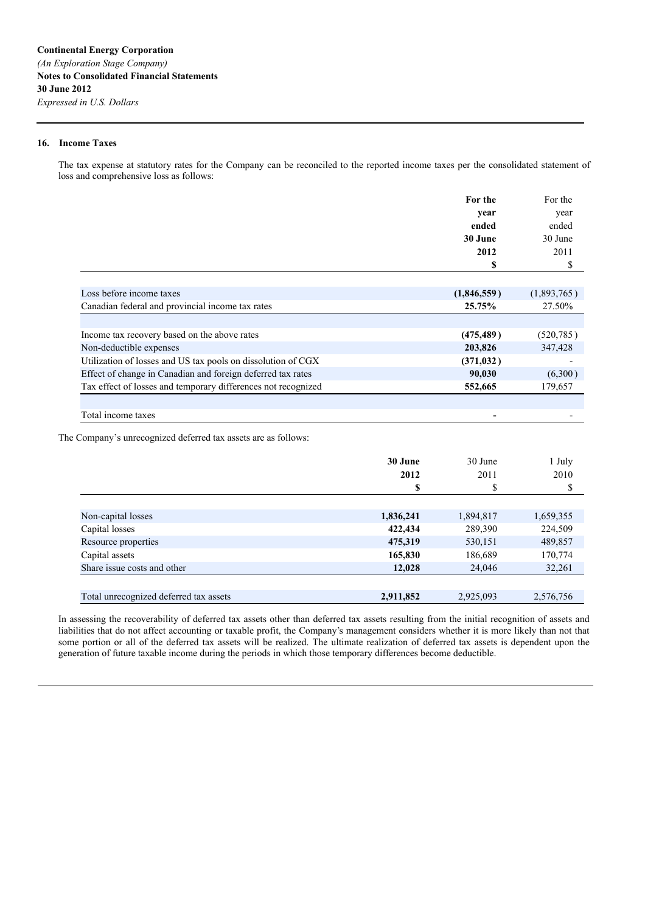**Continental Energy Corporation**
*(An Exploration Stage Company)*
**Notes to Consolidated Financial Statements**
**30 June 2012**
*Expressed in U.S. Dollars*

## 16. Income Taxes

The tax expense at statutory rates for the Company can be reconciled to the reported income taxes per the consolidated statement of loss and comprehensive loss as follows:

| | **For the year ended 30 June 2012** | For the year ended 30 June 2011 |
|---|---|---|
| | **\$** | \$ |
| Loss before income taxes | **(1,846,559)** | (1,893,765) |
| Canadian federal and provincial income tax rates | **25.75%** | 27.50% |
| | | |
| Income tax recovery based on the above rates | **(475,489)** | (520,785) |
| Non-deductible expenses | **203,826** | 347,428 |
| Utilization of losses and US tax pools on dissolution of CGX | **(371,032)** | - |
| Effect of change in Canadian and foreign deferred tax rates | **90,030** | (6,300) |
| Tax effect of losses and temporary differences not recognized | **552,665** | 179,657 |
| | | |
| Total income taxes | **-** | - |

The Company's unrecognized deferred tax assets are as follows:

| | **30 June 2012** | 30 June 2011 | 1 July 2010 |
|---|---|---|---|
| | **\$** | \$ | \$ |
| Non-capital losses | **1,836,241** | 1,894,817 | 1,659,355 |
| Capital losses | **422,434** | 289,390 | 224,509 |
| Resource properties | **475,319** | 530,151 | 489,857 |
| Capital assets | **165,830** | 186,689 | 170,774 |
| Share issue costs and other | **12,028** | 24,046 | 32,261 |
| | | | |
| Total unrecognized deferred tax assets | **2,911,852** | 2,925,093 | 2,576,756 |

In assessing the recoverability of deferred tax assets other than deferred tax assets resulting from the initial recognition of assets and liabilities that do not affect accounting or taxable profit, the Company's management considers whether it is more likely than not that some portion or all of the deferred tax assets will be realized. The ultimate realization of deferred tax assets is dependent upon the generation of future taxable income during the periods in which those temporary differences become deductible.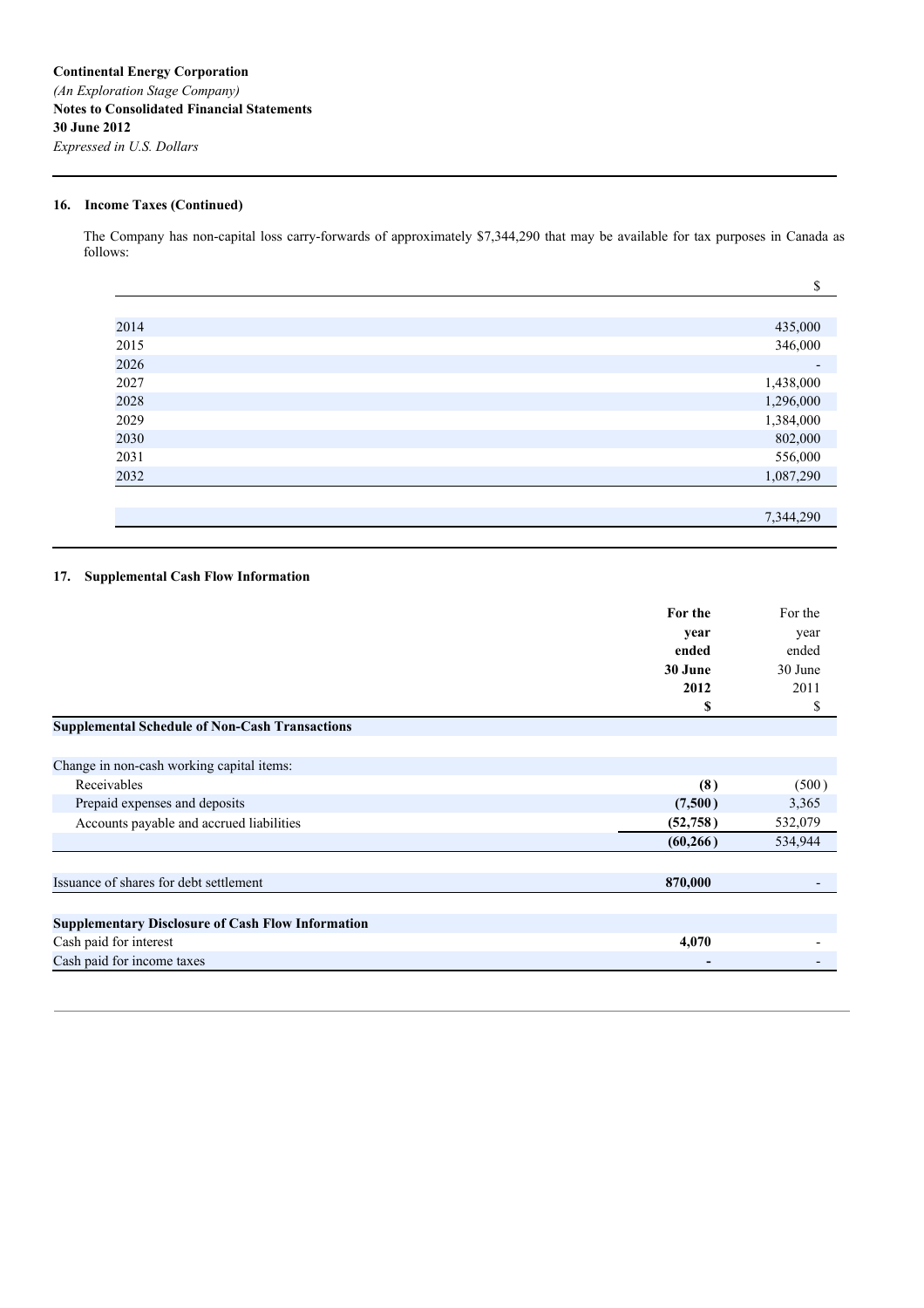**Continental Energy Corporation**
*(An Exploration Stage Company)*
**Notes to Consolidated Financial Statements**
**30 June 2012**
*Expressed in U.S. Dollars*

## 16. Income Taxes (Continued)

The Company has non-capital loss carry-forwards of approximately $7,344,290 that may be available for tax purposes in Canada as follows:

| | $ |
|---|---:|
| 2014 | 435,000 |
| 2015 | 346,000 |
| 2026 | - |
| 2027 | 1,438,000 |
| 2028 | 1,296,000 |
| 2029 | 1,384,000 |
| 2030 | 802,000 |
| 2031 | 556,000 |
| 2032 | 1,087,290 |
| | 7,344,290 |

## 17. Supplemental Cash Flow Information

| | **For the year ended 30 June 2012 $** | For the year ended 30 June 2011 $ |
|---|---:|---:|
| **Supplemental Schedule of Non-Cash Transactions** | | |
| Change in non-cash working capital items: | | |
| Receivables | **(8)** | (500) |
| Prepaid expenses and deposits | **(7,500)** | 3,365 |
| Accounts payable and accrued liabilities | **(52,758)** | 532,079 |
| | **(60,266)** | 534,944 |
| Issuance of shares for debt settlement | **870,000** | - |
| **Supplementary Disclosure of Cash Flow Information** | | |
| Cash paid for interest | **4,070** | - |
| Cash paid for income taxes | **-** | - |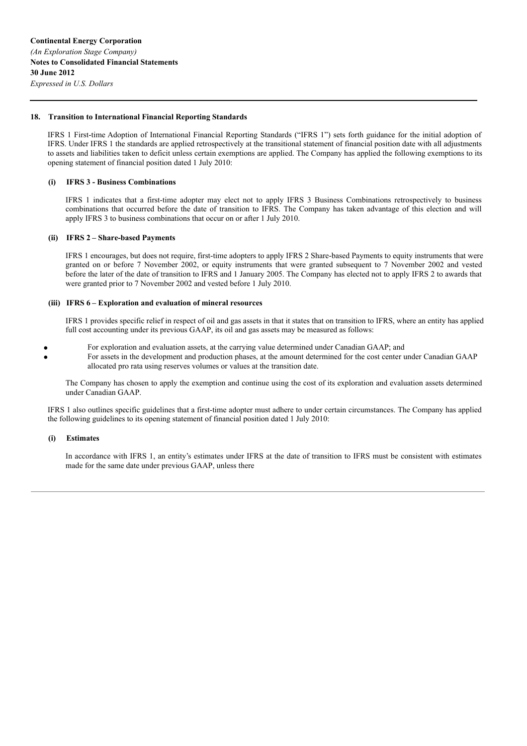**Continental Energy Corporation**
*(An Exploration Stage Company)*
**Notes to Consolidated Financial Statements**
**30 June 2012**
*Expressed in U.S. Dollars*

## 18. Transition to International Financial Reporting Standards

IFRS 1 First-time Adoption of International Financial Reporting Standards ("IFRS 1") sets forth guidance for the initial adoption of IFRS. Under IFRS 1 the standards are applied retrospectively at the transitional statement of financial position date with all adjustments to assets and liabilities taken to deficit unless certain exemptions are applied. The Company has applied the following exemptions to its opening statement of financial position dated 1 July 2010:

### (i) IFRS 3 - Business Combinations

IFRS 1 indicates that a first-time adopter may elect not to apply IFRS 3 Business Combinations retrospectively to business combinations that occurred before the date of transition to IFRS. The Company has taken advantage of this election and will apply IFRS 3 to business combinations that occur on or after 1 July 2010.

### (ii) IFRS 2 – Share-based Payments

IFRS 1 encourages, but does not require, first-time adopters to apply IFRS 2 Share-based Payments to equity instruments that were granted on or before 7 November 2002, or equity instruments that were granted subsequent to 7 November 2002 and vested before the later of the date of transition to IFRS and 1 January 2005. The Company has elected not to apply IFRS 2 to awards that were granted prior to 7 November 2002 and vested before 1 July 2010.

### (iii) IFRS 6 – Exploration and evaluation of mineral resources

IFRS 1 provides specific relief in respect of oil and gas assets in that it states that on transition to IFRS, where an entity has applied full cost accounting under its previous GAAP, its oil and gas assets may be measured as follows:

- For exploration and evaluation assets, at the carrying value determined under Canadian GAAP; and
- For assets in the development and production phases, at the amount determined for the cost center under Canadian GAAP allocated pro rata using reserves volumes or values at the transition date.

The Company has chosen to apply the exemption and continue using the cost of its exploration and evaluation assets determined under Canadian GAAP.

IFRS 1 also outlines specific guidelines that a first-time adopter must adhere to under certain circumstances. The Company has applied the following guidelines to its opening statement of financial position dated 1 July 2010:

### (i) Estimates

In accordance with IFRS 1, an entity's estimates under IFRS at the date of transition to IFRS must be consistent with estimates made for the same date under previous GAAP, unless there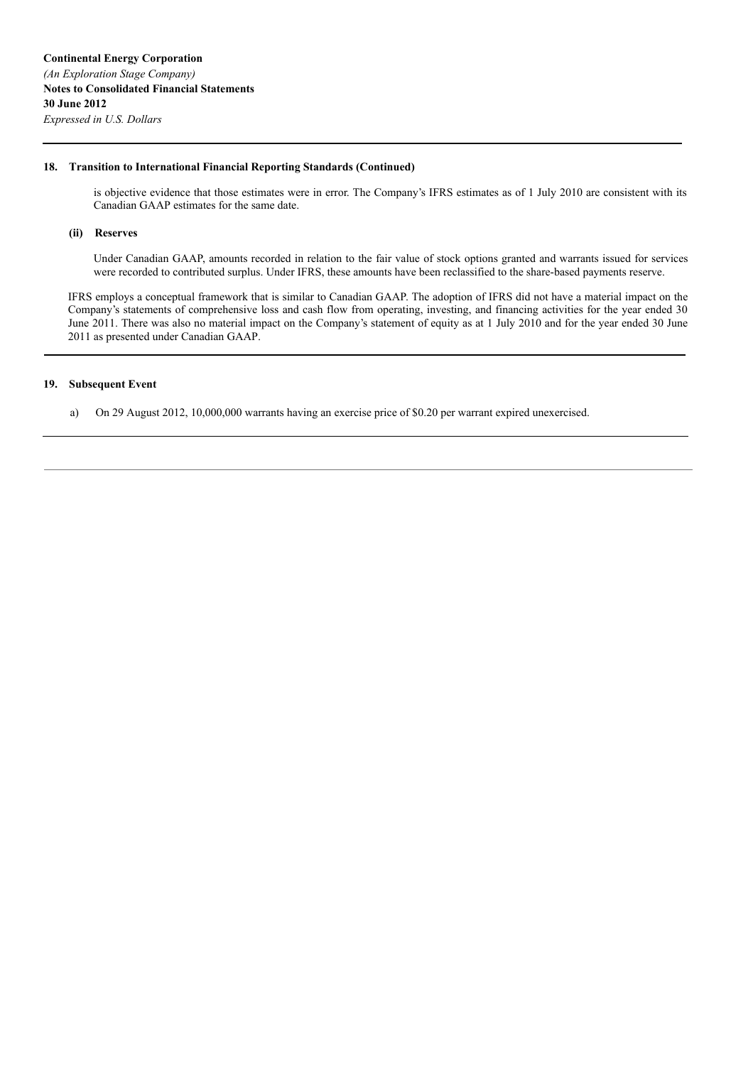## 18. Transition to International Financial Reporting Standards (Continued)

is objective evidence that those estimates were in error. The Company's IFRS estimates as of 1 July 2010 are consistent with its Canadian GAAP estimates for the same date.

### (ii) Reserves

Under Canadian GAAP, amounts recorded in relation to the fair value of stock options granted and warrants issued for services were recorded to contributed surplus. Under IFRS, these amounts have been reclassified to the share-based payments reserve.

IFRS employs a conceptual framework that is similar to Canadian GAAP. The adoption of IFRS did not have a material impact on the Company's statements of comprehensive loss and cash flow from operating, investing, and financing activities for the year ended 30 June 2011. There was also no material impact on the Company's statement of equity as at 1 July 2010 and for the year ended 30 June 2011 as presented under Canadian GAAP.

## 19. Subsequent Event

a) On 29 August 2012, 10,000,000 warrants having an exercise price of $0.20 per warrant expired unexercised.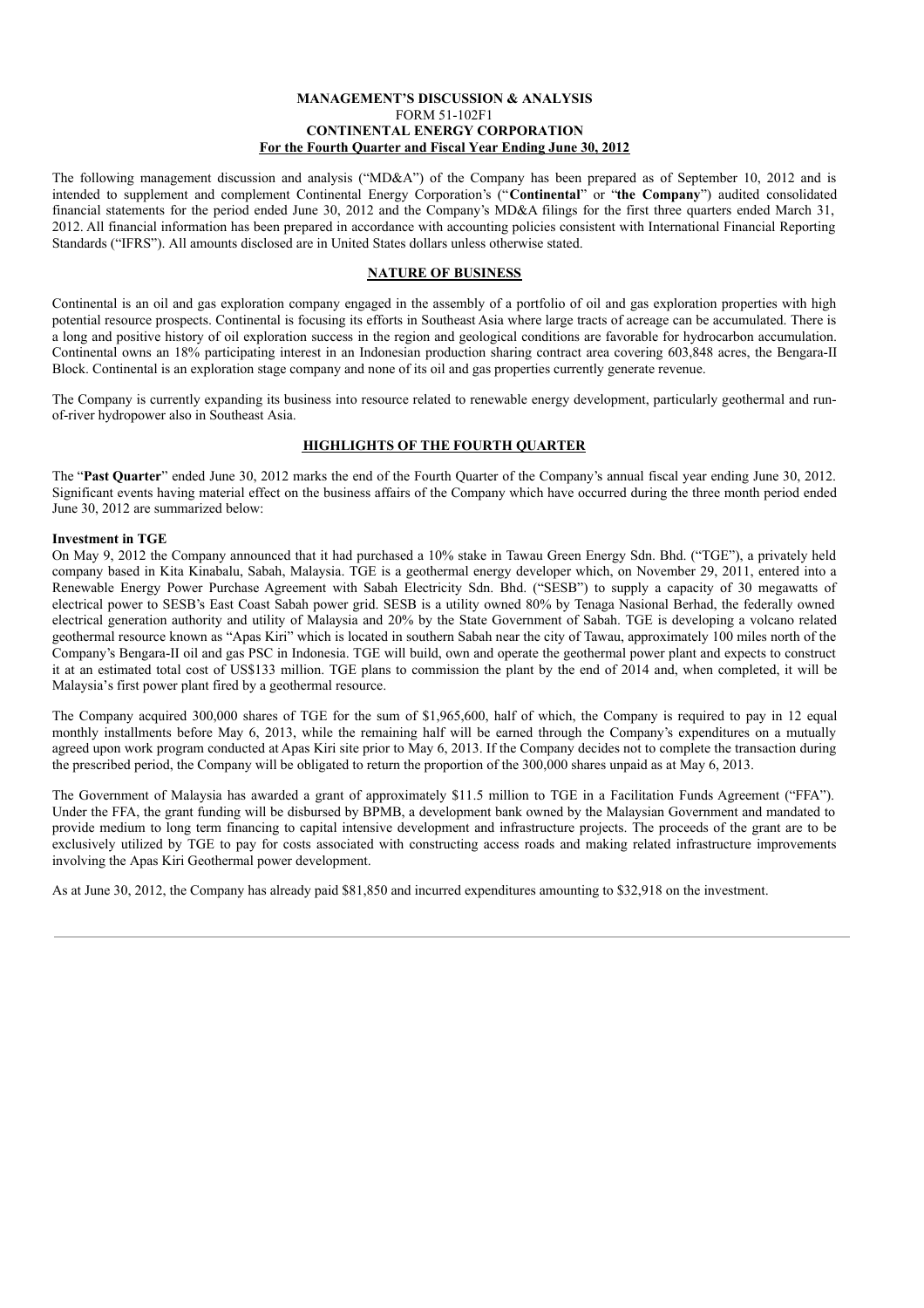# MANAGEMENT'S DISCUSSION & ANALYSIS
FORM 51-102F1
**CONTINENTAL ENERGY CORPORATION**
**For the Fourth Quarter and Fiscal Year Ending June 30, 2012**

The following management discussion and analysis ("MD&A") of the Company has been prepared as of September 10, 2012 and is intended to supplement and complement Continental Energy Corporation's ("**Continental**" or "**the Company**") audited consolidated financial statements for the period ended June 30, 2012 and the Company's MD&A filings for the first three quarters ended March 31, 2012. All financial information has been prepared in accordance with accounting policies consistent with International Financial Reporting Standards ("IFRS"). All amounts disclosed are in United States dollars unless otherwise stated.

## NATURE OF BUSINESS

Continental is an oil and gas exploration company engaged in the assembly of a portfolio of oil and gas exploration properties with high potential resource prospects. Continental is focusing its efforts in Southeast Asia where large tracts of acreage can be accumulated. There is a long and positive history of oil exploration success in the region and geological conditions are favorable for hydrocarbon accumulation. Continental owns an 18% participating interest in an Indonesian production sharing contract area covering 603,848 acres, the Bengara-II Block. Continental is an exploration stage company and none of its oil and gas properties currently generate revenue.

The Company is currently expanding its business into resource related to renewable energy development, particularly geothermal and run-of-river hydropower also in Southeast Asia.

## HIGHLIGHTS OF THE FOURTH QUARTER

The "**Past Quarter**" ended June 30, 2012 marks the end of the Fourth Quarter of the Company's annual fiscal year ending June 30, 2012. Significant events having material effect on the business affairs of the Company which have occurred during the three month period ended June 30, 2012 are summarized below:

### Investment in TGE

On May 9, 2012 the Company announced that it had purchased a 10% stake in Tawau Green Energy Sdn. Bhd. ("TGE"), a privately held company based in Kita Kinabalu, Sabah, Malaysia. TGE is a geothermal energy developer which, on November 29, 2011, entered into a Renewable Energy Power Purchase Agreement with Sabah Electricity Sdn. Bhd. ("SESB") to supply a capacity of 30 megawatts of electrical power to SESB's East Coast Sabah power grid. SESB is a utility owned 80% by Tenaga Nasional Berhad, the federally owned electrical generation authority and utility of Malaysia and 20% by the State Government of Sabah. TGE is developing a volcano related geothermal resource known as "Apas Kiri" which is located in southern Sabah near the city of Tawau, approximately 100 miles north of the Company's Bengara-II oil and gas PSC in Indonesia. TGE will build, own and operate the geothermal power plant and expects to construct it at an estimated total cost of US$133 million. TGE plans to commission the plant by the end of 2014 and, when completed, it will be Malaysia's first power plant fired by a geothermal resource.

The Company acquired 300,000 shares of TGE for the sum of $1,965,600, half of which, the Company is required to pay in 12 equal monthly installments before May 6, 2013, while the remaining half will be earned through the Company's expenditures on a mutually agreed upon work program conducted at Apas Kiri site prior to May 6, 2013. If the Company decides not to complete the transaction during the prescribed period, the Company will be obligated to return the proportion of the 300,000 shares unpaid as at May 6, 2013.

The Government of Malaysia has awarded a grant of approximately $11.5 million to TGE in a Facilitation Funds Agreement ("FFA"). Under the FFA, the grant funding will be disbursed by BPMB, a development bank owned by the Malaysian Government and mandated to provide medium to long term financing to capital intensive development and infrastructure projects. The proceeds of the grant are to be exclusively utilized by TGE to pay for costs associated with constructing access roads and making related infrastructure improvements involving the Apas Kiri Geothermal power development.

As at June 30, 2012, the Company has already paid $81,850 and incurred expenditures amounting to $32,918 on the investment.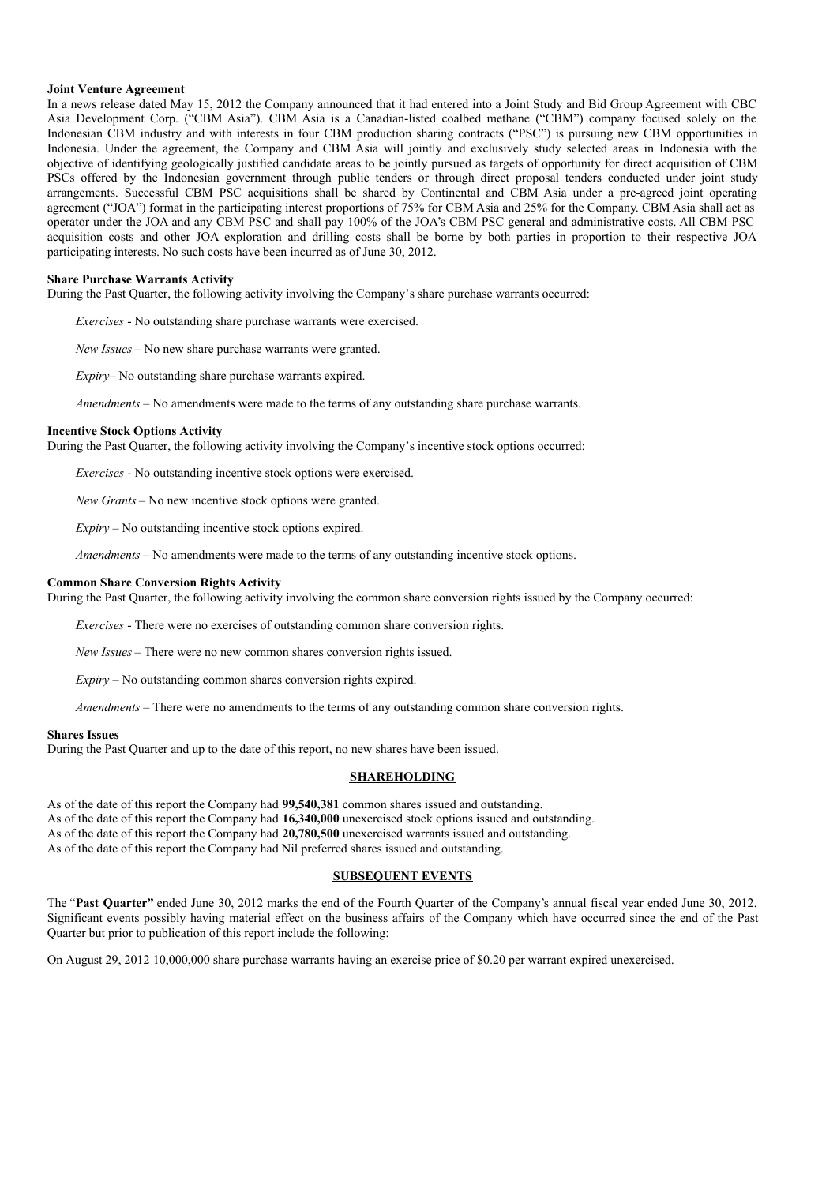**Joint Venture Agreement**

In a news release dated May 15, 2012 the Company announced that it had entered into a Joint Study and Bid Group Agreement with CBC Asia Development Corp. ("CBM Asia"). CBM Asia is a Canadian-listed coalbed methane ("CBM") company focused solely on the Indonesian CBM industry and with interests in four CBM production sharing contracts ("PSC") is pursuing new CBM opportunities in Indonesia. Under the agreement, the Company and CBM Asia will jointly and exclusively study selected areas in Indonesia with the objective of identifying geologically justified candidate areas to be jointly pursued as targets of opportunity for direct acquisition of CBM PSCs offered by the Indonesian government through public tenders or through direct proposal tenders conducted under joint study arrangements. Successful CBM PSC acquisitions shall be shared by Continental and CBM Asia under a pre-agreed joint operating agreement ("JOA") format in the participating interest proportions of 75% for CBM Asia and 25% for the Company. CBM Asia shall act as operator under the JOA and any CBM PSC and shall pay 100% of the JOA's CBM PSC general and administrative costs. All CBM PSC acquisition costs and other JOA exploration and drilling costs shall be borne by both parties in proportion to their respective JOA participating interests. No such costs have been incurred as of June 30, 2012.

**Share Purchase Warrants Activity**

During the Past Quarter, the following activity involving the Company's share purchase warrants occurred:

*Exercises* - No outstanding share purchase warrants were exercised.

*New Issues* – No new share purchase warrants were granted.

*Expiry*– No outstanding share purchase warrants expired.

*Amendments* – No amendments were made to the terms of any outstanding share purchase warrants.

**Incentive Stock Options Activity**

During the Past Quarter, the following activity involving the Company's incentive stock options occurred:

*Exercises* - No outstanding incentive stock options were exercised.

*New Grants* – No new incentive stock options were granted.

*Expiry* – No outstanding incentive stock options expired.

*Amendments* – No amendments were made to the terms of any outstanding incentive stock options.

**Common Share Conversion Rights Activity**

During the Past Quarter, the following activity involving the common share conversion rights issued by the Company occurred:

*Exercises* - There were no exercises of outstanding common share conversion rights.

*New Issues* – There were no new common shares conversion rights issued.

*Expiry* – No outstanding common shares conversion rights expired.

*Amendments* – There were no amendments to the terms of any outstanding common share conversion rights.

**Shares Issues**

During the Past Quarter and up to the date of this report, no new shares have been issued.

## SHAREHOLDING

As of the date of this report the Company had **99,540,381** common shares issued and outstanding.
As of the date of this report the Company had **16,340,000** unexercised stock options issued and outstanding.
As of the date of this report the Company had **20,780,500** unexercised warrants issued and outstanding.
As of the date of this report the Company had Nil preferred shares issued and outstanding.

## SUBSEQUENT EVENTS

The "**Past Quarter"** ended June 30, 2012 marks the end of the Fourth Quarter of the Company's annual fiscal year ended June 30, 2012. Significant events possibly having material effect on the business affairs of the Company which have occurred since the end of the Past Quarter but prior to publication of this report include the following:

On August 29, 2012 10,000,000 share purchase warrants having an exercise price of $0.20 per warrant expired unexercised.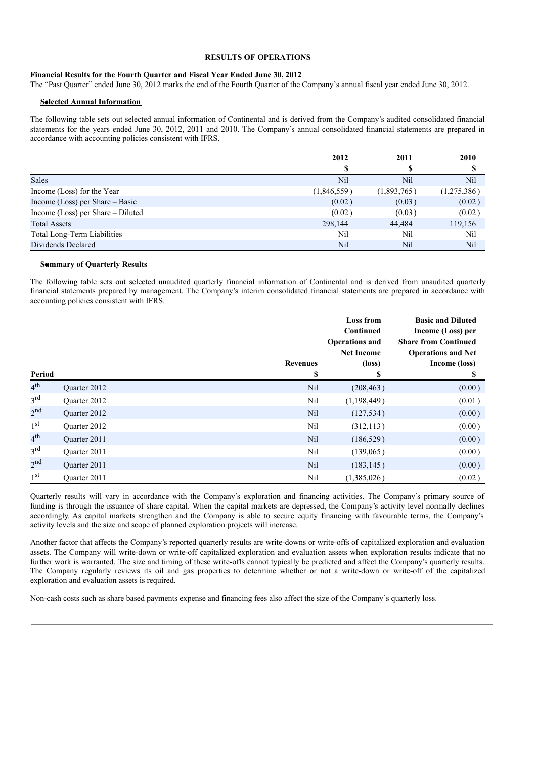## RESULTS OF OPERATIONS

**Financial Results for the Fourth Quarter and Fiscal Year Ended June 30, 2012**

The "Past Quarter" ended June 30, 2012 marks the end of the Fourth Quarter of the Company's annual fiscal year ended June 30, 2012.

### Selected Annual Information

The following table sets out selected annual information of Continental and is derived from the Company's audited consolidated financial statements for the years ended June 30, 2012, 2011 and 2010. The Company's annual consolidated financial statements are prepared in accordance with accounting policies consistent with IFRS.

| | 2012 | 2011 | 2010 |
|---|---|---|---|
| | $ | $ | $ |
| Sales | Nil | Nil | Nil |
| Income (Loss) for the Year | (1,846,559) | (1,893,765) | (1,275,386) |
| Income (Loss) per Share – Basic | (0.02) | (0.03) | (0.02) |
| Income (Loss) per Share – Diluted | (0.02) | (0.03) | (0.02) |
| Total Assets | 298,144 | 44,484 | 119,156 |
| Total Long-Term Liabilities | Nil | Nil | Nil |
| Dividends Declared | Nil | Nil | Nil |

### Summary of Quarterly Results

The following table sets out selected unaudited quarterly financial information of Continental and is derived from unaudited quarterly financial statements prepared by management. The Company's interim consolidated financial statements are prepared in accordance with accounting policies consistent with IFRS.

| Period | | Revenues | Loss from Continued Operations and Net Income (loss) | Basic and Diluted Income (Loss) per Share from Continued Operations and Net Income (loss) |
|---|---|---|---|---|
| | | $ | $ | $ |
| 4th | Quarter 2012 | Nil | (208,463) | (0.00) |
| 3rd | Quarter 2012 | Nil | (1,198,449) | (0.01) |
| 2nd | Quarter 2012 | Nil | (127,534) | (0.00) |
| 1st | Quarter 2012 | Nil | (312,113) | (0.00) |
| 4th | Quarter 2011 | Nil | (186,529) | (0.00) |
| 3rd | Quarter 2011 | Nil | (139,065) | (0.00) |
| 2nd | Quarter 2011 | Nil | (183,145) | (0.00) |
| 1st | Quarter 2011 | Nil | (1,385,026) | (0.02) |

Quarterly results will vary in accordance with the Company's exploration and financing activities. The Company's primary source of funding is through the issuance of share capital. When the capital markets are depressed, the Company's activity level normally declines accordingly. As capital markets strengthen and the Company is able to secure equity financing with favourable terms, the Company's activity levels and the size and scope of planned exploration projects will increase.

Another factor that affects the Company's reported quarterly results are write-downs or write-offs of capitalized exploration and evaluation assets. The Company will write-down or write-off capitalized exploration and evaluation assets when exploration results indicate that no further work is warranted. The size and timing of these write-offs cannot typically be predicted and affect the Company's quarterly results. The Company regularly reviews its oil and gas properties to determine whether or not a write-down or write-off of the capitalized exploration and evaluation assets is required.

Non-cash costs such as share based payments expense and financing fees also affect the size of the Company's quarterly loss.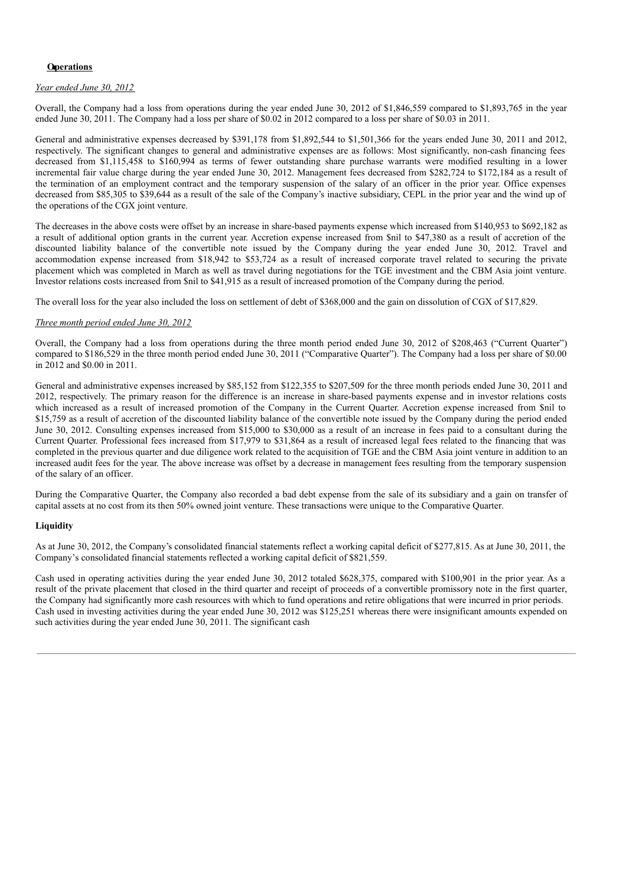**Operations**

*Year ended June 30, 2012*

Overall, the Company had a loss from operations during the year ended June 30, 2012 of $1,846,559 compared to $1,893,765 in the year ended June 30, 2011. The Company had a loss per share of $0.02 in 2012 compared to a loss per share of $0.03 in 2011.

General and administrative expenses decreased by $391,178 from $1,892,544 to $1,501,366 for the years ended June 30, 2011 and 2012, respectively. The significant changes to general and administrative expenses are as follows: Most significantly, non-cash financing fees decreased from $1,115,458 to $160,994 as terms of fewer outstanding share purchase warrants were modified resulting in a lower incremental fair value charge during the year ended June 30, 2012. Management fees decreased from $282,724 to $172,184 as a result of the termination of an employment contract and the temporary suspension of the salary of an officer in the prior year. Office expenses decreased from $85,305 to $39,644 as a result of the sale of the Company's inactive subsidiary, CEPL in the prior year and the wind up of the operations of the CGX joint venture.

The decreases in the above costs were offset by an increase in share-based payments expense which increased from $140,953 to $692,182 as a result of additional option grants in the current year. Accretion expense increased from $nil to $47,380 as a result of accretion of the discounted liability balance of the convertible note issued by the Company during the year ended June 30, 2012. Travel and accommodation expense increased from $18,942 to $53,724 as a result of increased corporate travel related to securing the private placement which was completed in March as well as travel during negotiations for the TGE investment and the CBM Asia joint venture. Investor relations costs increased from $nil to $41,915 as a result of increased promotion of the Company during the period.

The overall loss for the year also included the loss on settlement of debt of $368,000 and the gain on dissolution of CGX of $17,829.

*Three month period ended June 30, 2012*

Overall, the Company had a loss from operations during the three month period ended June 30, 2012 of $208,463 ("Current Quarter") compared to $186,529 in the three month period ended June 30, 2011 ("Comparative Quarter"). The Company had a loss per share of $0.00 in 2012 and $0.00 in 2011.

General and administrative expenses increased by $85,152 from $122,355 to $207,509 for the three month periods ended June 30, 2011 and 2012, respectively. The primary reason for the difference is an increase in share-based payments expense and in investor relations costs which increased as a result of increased promotion of the Company in the Current Quarter. Accretion expense increased from $nil to $15,759 as a result of accretion of the discounted liability balance of the convertible note issued by the Company during the period ended June 30, 2012. Consulting expenses increased from $15,000 to $30,000 as a result of an increase in fees paid to a consultant during the Current Quarter. Professional fees increased from $17,979 to $31,864 as a result of increased legal fees related to the financing that was completed in the previous quarter and due diligence work related to the acquisition of TGE and the CBM Asia joint venture in addition to an increased audit fees for the year. The above increase was offset by a decrease in management fees resulting from the temporary suspension of the salary of an officer.

During the Comparative Quarter, the Company also recorded a bad debt expense from the sale of its subsidiary and a gain on transfer of capital assets at no cost from its then 50% owned joint venture. These transactions were unique to the Comparative Quarter.

**Liquidity**

As at June 30, 2012, the Company's consolidated financial statements reflect a working capital deficit of $277,815. As at June 30, 2011, the Company's consolidated financial statements reflected a working capital deficit of $821,559.

Cash used in operating activities during the year ended June 30, 2012 totaled $628,375, compared with $100,901 in the prior year. As a result of the private placement that closed in the third quarter and receipt of proceeds of a convertible promissory note in the first quarter, the Company had significantly more cash resources with which to fund operations and retire obligations that were incurred in prior periods. Cash used in investing activities during the year ended June 30, 2012 was $125,251 whereas there were insignificant amounts expended on such activities during the year ended June 30, 2011. The significant cash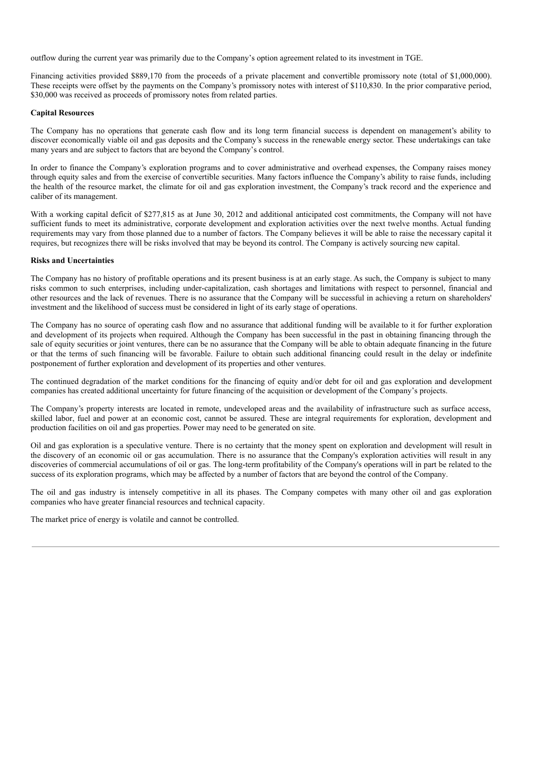outflow during the current year was primarily due to the Company's option agreement related to its investment in TGE.

Financing activities provided $889,170 from the proceeds of a private placement and convertible promissory note (total of $1,000,000). These receipts were offset by the payments on the Company's promissory notes with interest of $110,830. In the prior comparative period, $30,000 was received as proceeds of promissory notes from related parties.

**Capital Resources**

The Company has no operations that generate cash flow and its long term financial success is dependent on management's ability to discover economically viable oil and gas deposits and the Company's success in the renewable energy sector. These undertakings can take many years and are subject to factors that are beyond the Company's control.

In order to finance the Company's exploration programs and to cover administrative and overhead expenses, the Company raises money through equity sales and from the exercise of convertible securities. Many factors influence the Company's ability to raise funds, including the health of the resource market, the climate for oil and gas exploration investment, the Company's track record and the experience and caliber of its management.

With a working capital deficit of $277,815 as at June 30, 2012 and additional anticipated cost commitments, the Company will not have sufficient funds to meet its administrative, corporate development and exploration activities over the next twelve months. Actual funding requirements may vary from those planned due to a number of factors. The Company believes it will be able to raise the necessary capital it requires, but recognizes there will be risks involved that may be beyond its control. The Company is actively sourcing new capital.

**Risks and Uncertainties**

The Company has no history of profitable operations and its present business is at an early stage. As such, the Company is subject to many risks common to such enterprises, including under-capitalization, cash shortages and limitations with respect to personnel, financial and other resources and the lack of revenues. There is no assurance that the Company will be successful in achieving a return on shareholders' investment and the likelihood of success must be considered in light of its early stage of operations.

The Company has no source of operating cash flow and no assurance that additional funding will be available to it for further exploration and development of its projects when required. Although the Company has been successful in the past in obtaining financing through the sale of equity securities or joint ventures, there can be no assurance that the Company will be able to obtain adequate financing in the future or that the terms of such financing will be favorable. Failure to obtain such additional financing could result in the delay or indefinite postponement of further exploration and development of its properties and other ventures.

The continued degradation of the market conditions for the financing of equity and/or debt for oil and gas exploration and development companies has created additional uncertainty for future financing of the acquisition or development of the Company's projects.

The Company's property interests are located in remote, undeveloped areas and the availability of infrastructure such as surface access, skilled labor, fuel and power at an economic cost, cannot be assured. These are integral requirements for exploration, development and production facilities on oil and gas properties. Power may need to be generated on site.

Oil and gas exploration is a speculative venture. There is no certainty that the money spent on exploration and development will result in the discovery of an economic oil or gas accumulation. There is no assurance that the Company's exploration activities will result in any discoveries of commercial accumulations of oil or gas. The long-term profitability of the Company's operations will in part be related to the success of its exploration programs, which may be affected by a number of factors that are beyond the control of the Company.

The oil and gas industry is intensely competitive in all its phases. The Company competes with many other oil and gas exploration companies who have greater financial resources and technical capacity.

The market price of energy is volatile and cannot be controlled.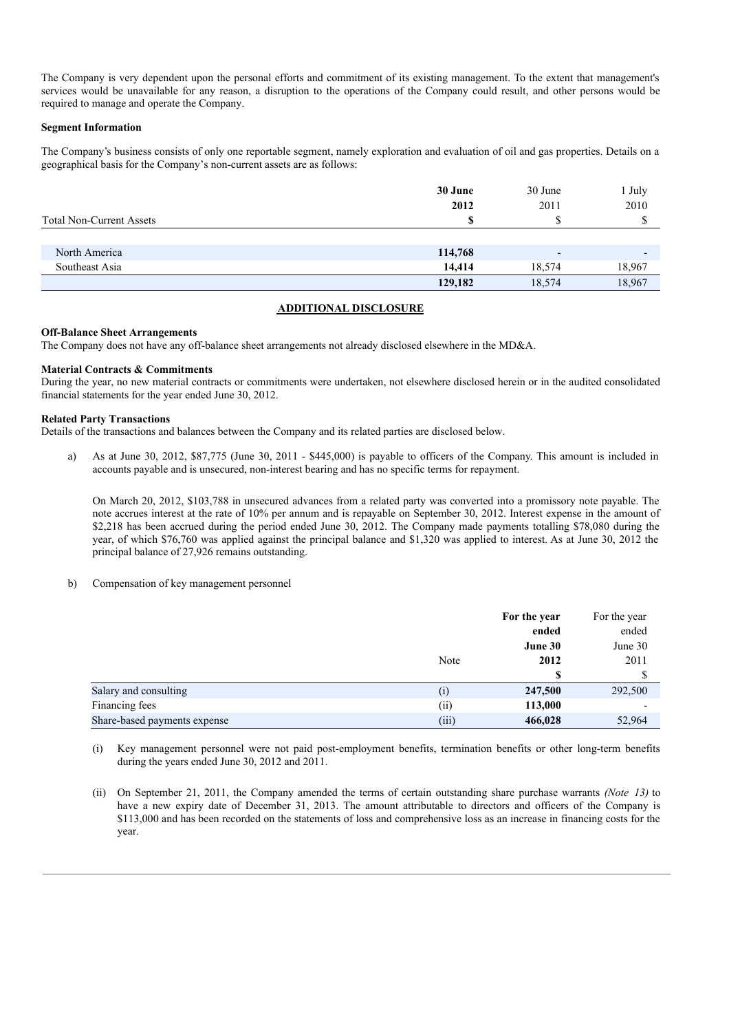The Company is very dependent upon the personal efforts and commitment of its existing management. To the extent that management's services would be unavailable for any reason, a disruption to the operations of the Company could result, and other persons would be required to manage and operate the Company.

**Segment Information**

The Company's business consists of only one reportable segment, namely exploration and evaluation of oil and gas properties. Details on a geographical basis for the Company's non-current assets are as follows:

| Total Non-Current Assets | **30 June 2012 $** | 30 June 2011 $ | 1 July 2010 $ |
|---|---|---|---|
| North America | **114,768** | - | - |
| Southeast Asia | **14,414** | 18,574 | 18,967 |
| | **129,182** | 18,574 | 18,967 |

## ADDITIONAL DISCLOSURE

**Off-Balance Sheet Arrangements**

The Company does not have any off-balance sheet arrangements not already disclosed elsewhere in the MD&A.

**Material Contracts & Commitments**

During the year, no new material contracts or commitments were undertaken, not elsewhere disclosed herein or in the audited consolidated financial statements for the year ended June 30, 2012.

**Related Party Transactions**

Details of the transactions and balances between the Company and its related parties are disclosed below.

a) As at June 30, 2012, $87,775 (June 30, 2011 - $445,000) is payable to officers of the Company. This amount is included in accounts payable and is unsecured, non-interest bearing and has no specific terms for repayment.

   On March 20, 2012, $103,788 in unsecured advances from a related party was converted into a promissory note payable. The note accrues interest at the rate of 10% per annum and is repayable on September 30, 2012. Interest expense in the amount of $2,218 has been accrued during the period ended June 30, 2012. The Company made payments totalling $78,080 during the year, of which $76,760 was applied against the principal balance and $1,320 was applied to interest. As at June 30, 2012 the principal balance of 27,926 remains outstanding.

b) Compensation of key management personnel

| | Note | **For the year ended June 30 2012 $** | For the year ended June 30 2011 $ |
|---|---|---|---|
| Salary and consulting | (i) | **247,500** | 292,500 |
| Financing fees | (ii) | **113,000** | - |
| Share-based payments expense | (iii) | **466,028** | 52,964 |

(i) Key management personnel were not paid post-employment benefits, termination benefits or other long-term benefits during the years ended June 30, 2012 and 2011.

(ii) On September 21, 2011, the Company amended the terms of certain outstanding share purchase warrants *(Note 13)* to have a new expiry date of December 31, 2013. The amount attributable to directors and officers of the Company is $113,000 and has been recorded on the statements of loss and comprehensive loss as an increase in financing costs for the year.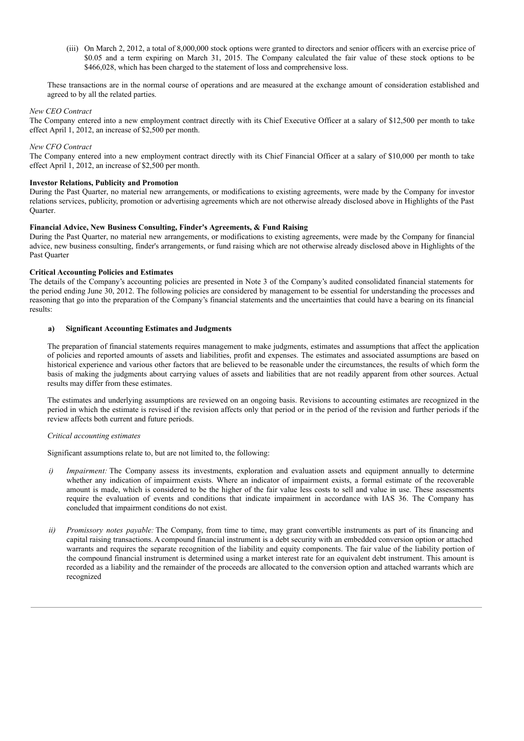(iii) On March 2, 2012, a total of 8,000,000 stock options were granted to directors and senior officers with an exercise price of $0.05 and a term expiring on March 31, 2015. The Company calculated the fair value of these stock options to be $466,028, which has been charged to the statement of loss and comprehensive loss.

These transactions are in the normal course of operations and are measured at the exchange amount of consideration established and agreed to by all the related parties.

*New CEO Contract*

The Company entered into a new employment contract directly with its Chief Executive Officer at a salary of $12,500 per month to take effect April 1, 2012, an increase of $2,500 per month.

*New CFO Contract*

The Company entered into a new employment contract directly with its Chief Financial Officer at a salary of $10,000 per month to take effect April 1, 2012, an increase of $2,500 per month.

**Investor Relations, Publicity and Promotion**

During the Past Quarter, no material new arrangements, or modifications to existing agreements, were made by the Company for investor relations services, publicity, promotion or advertising agreements which are not otherwise already disclosed above in Highlights of the Past Quarter.

**Financial Advice, New Business Consulting, Finder's Agreements, & Fund Raising**

During the Past Quarter, no material new arrangements, or modifications to existing agreements, were made by the Company for financial advice, new business consulting, finder's arrangements, or fund raising which are not otherwise already disclosed above in Highlights of the Past Quarter

**Critical Accounting Policies and Estimates**

The details of the Company's accounting policies are presented in Note 3 of the Company's audited consolidated financial statements for the period ending June 30, 2012. The following policies are considered by management to be essential for understanding the processes and reasoning that go into the preparation of the Company's financial statements and the uncertainties that could have a bearing on its financial results:

**a) Significant Accounting Estimates and Judgments**

The preparation of financial statements requires management to make judgments, estimates and assumptions that affect the application of policies and reported amounts of assets and liabilities, profit and expenses. The estimates and associated assumptions are based on historical experience and various other factors that are believed to be reasonable under the circumstances, the results of which form the basis of making the judgments about carrying values of assets and liabilities that are not readily apparent from other sources. Actual results may differ from these estimates.

The estimates and underlying assumptions are reviewed on an ongoing basis. Revisions to accounting estimates are recognized in the period in which the estimate is revised if the revision affects only that period or in the period of the revision and further periods if the review affects both current and future periods.

*Critical accounting estimates*

Significant assumptions relate to, but are not limited to, the following:

*i) Impairment:* The Company assess its investments, exploration and evaluation assets and equipment annually to determine whether any indication of impairment exists. Where an indicator of impairment exists, a formal estimate of the recoverable amount is made, which is considered to be the higher of the fair value less costs to sell and value in use. These assessments require the evaluation of events and conditions that indicate impairment in accordance with IAS 36. The Company has concluded that impairment conditions do not exist.

*ii) Promissory notes payable:* The Company, from time to time, may grant convertible instruments as part of its financing and capital raising transactions. A compound financial instrument is a debt security with an embedded conversion option or attached warrants and requires the separate recognition of the liability and equity components. The fair value of the liability portion of the compound financial instrument is determined using a market interest rate for an equivalent debt instrument. This amount is recorded as a liability and the remainder of the proceeds are allocated to the conversion option and attached warrants which are recognized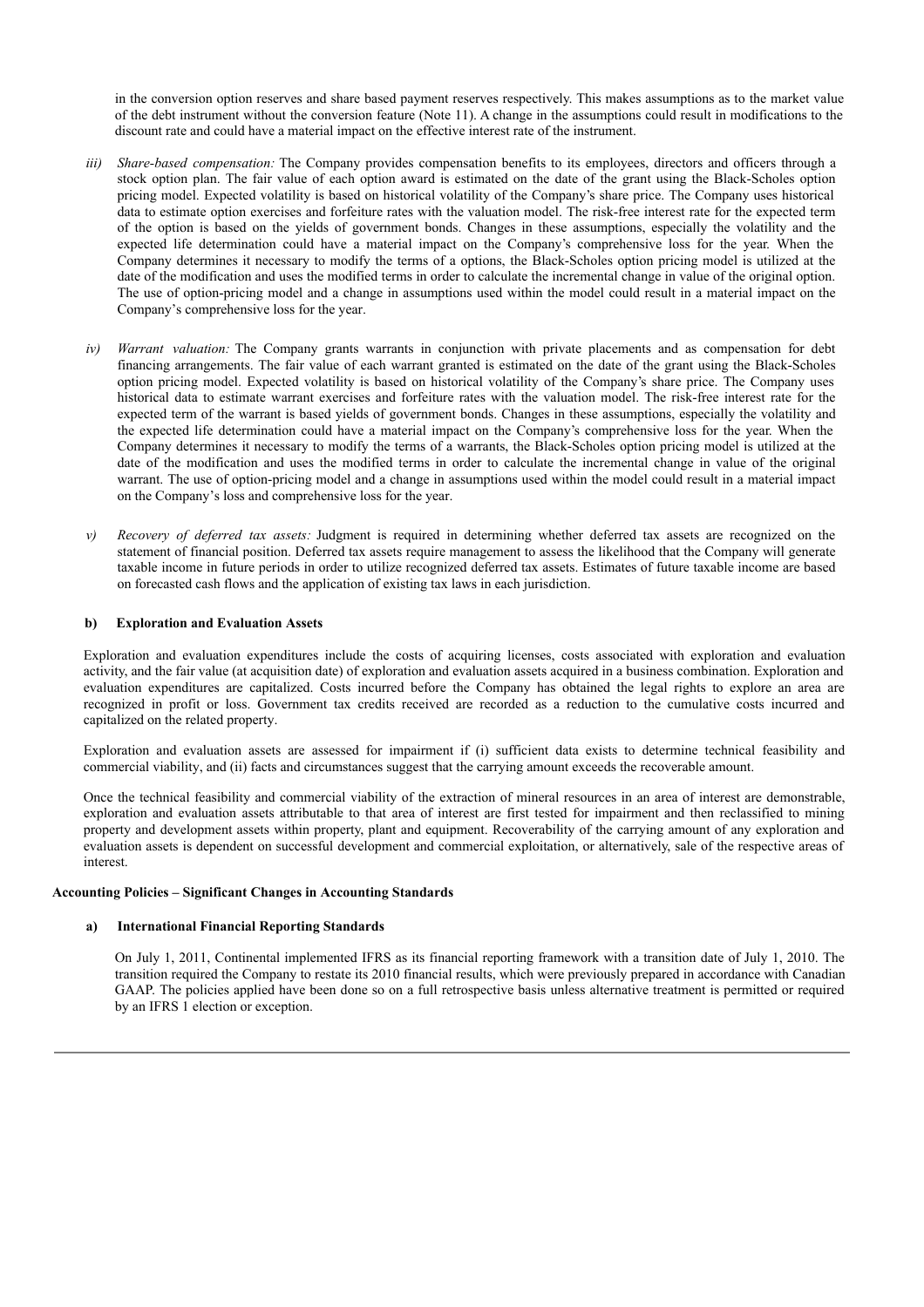in the conversion option reserves and share based payment reserves respectively. This makes assumptions as to the market value of the debt instrument without the conversion feature (Note 11). A change in the assumptions could result in modifications to the discount rate and could have a material impact on the effective interest rate of the instrument.

iii) *Share-based compensation:* The Company provides compensation benefits to its employees, directors and officers through a stock option plan. The fair value of each option award is estimated on the date of the grant using the Black-Scholes option pricing model. Expected volatility is based on historical volatility of the Company's share price. The Company uses historical data to estimate option exercises and forfeiture rates with the valuation model. The risk-free interest rate for the expected term of the option is based on the yields of government bonds. Changes in these assumptions, especially the volatility and the expected life determination could have a material impact on the Company's comprehensive loss for the year. When the Company determines it necessary to modify the terms of a options, the Black-Scholes option pricing model is utilized at the date of the modification and uses the modified terms in order to calculate the incremental change in value of the original option. The use of option-pricing model and a change in assumptions used within the model could result in a material impact on the Company's comprehensive loss for the year.

iv) *Warrant valuation:* The Company grants warrants in conjunction with private placements and as compensation for debt financing arrangements. The fair value of each warrant granted is estimated on the date of the grant using the Black-Scholes option pricing model. Expected volatility is based on historical volatility of the Company's share price. The Company uses historical data to estimate warrant exercises and forfeiture rates with the valuation model. The risk-free interest rate for the expected term of the warrant is based yields of government bonds. Changes in these assumptions, especially the volatility and the expected life determination could have a material impact on the Company's comprehensive loss for the year. When the Company determines it necessary to modify the terms of a warrants, the Black-Scholes option pricing model is utilized at the date of the modification and uses the modified terms in order to calculate the incremental change in value of the original warrant. The use of option-pricing model and a change in assumptions used within the model could result in a material impact on the Company's loss and comprehensive loss for the year.

v) *Recovery of deferred tax assets:* Judgment is required in determining whether deferred tax assets are recognized on the statement of financial position. Deferred tax assets require management to assess the likelihood that the Company will generate taxable income in future periods in order to utilize recognized deferred tax assets. Estimates of future taxable income are based on forecasted cash flows and the application of existing tax laws in each jurisdiction.

**b) Exploration and Evaluation Assets**

Exploration and evaluation expenditures include the costs of acquiring licenses, costs associated with exploration and evaluation activity, and the fair value (at acquisition date) of exploration and evaluation assets acquired in a business combination. Exploration and evaluation expenditures are capitalized. Costs incurred before the Company has obtained the legal rights to explore an area are recognized in profit or loss. Government tax credits received are recorded as a reduction to the cumulative costs incurred and capitalized on the related property.

Exploration and evaluation assets are assessed for impairment if (i) sufficient data exists to determine technical feasibility and commercial viability, and (ii) facts and circumstances suggest that the carrying amount exceeds the recoverable amount.

Once the technical feasibility and commercial viability of the extraction of mineral resources in an area of interest are demonstrable, exploration and evaluation assets attributable to that area of interest are first tested for impairment and then reclassified to mining property and development assets within property, plant and equipment. Recoverability of the carrying amount of any exploration and evaluation assets is dependent on successful development and commercial exploitation, or alternatively, sale of the respective areas of interest.

**Accounting Policies – Significant Changes in Accounting Standards**

**a) International Financial Reporting Standards**

On July 1, 2011, Continental implemented IFRS as its financial reporting framework with a transition date of July 1, 2010. The transition required the Company to restate its 2010 financial results, which were previously prepared in accordance with Canadian GAAP. The policies applied have been done so on a full retrospective basis unless alternative treatment is permitted or required by an IFRS 1 election or exception.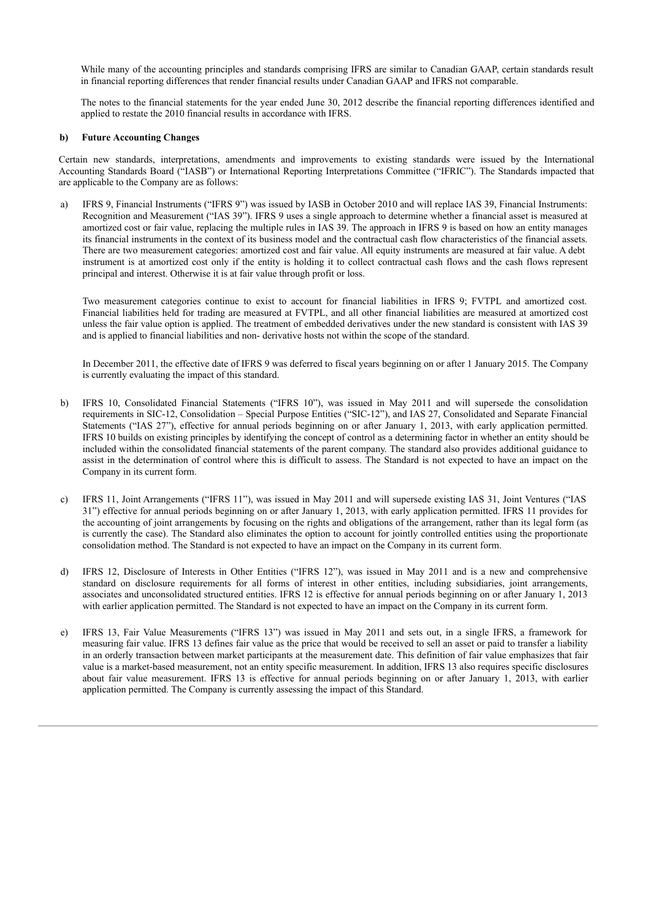While many of the accounting principles and standards comprising IFRS are similar to Canadian GAAP, certain standards result in financial reporting differences that render financial results under Canadian GAAP and IFRS not comparable.

The notes to the financial statements for the year ended June 30, 2012 describe the financial reporting differences identified and applied to restate the 2010 financial results in accordance with IFRS.

**b) Future Accounting Changes**

Certain new standards, interpretations, amendments and improvements to existing standards were issued by the International Accounting Standards Board ("IASB") or International Reporting Interpretations Committee ("IFRIC"). The Standards impacted that are applicable to the Company are as follows:

a) IFRS 9, Financial Instruments ("IFRS 9") was issued by IASB in October 2010 and will replace IAS 39, Financial Instruments: Recognition and Measurement ("IAS 39"). IFRS 9 uses a single approach to determine whether a financial asset is measured at amortized cost or fair value, replacing the multiple rules in IAS 39. The approach in IFRS 9 is based on how an entity manages its financial instruments in the context of its business model and the contractual cash flow characteristics of the financial assets. There are two measurement categories: amortized cost and fair value. All equity instruments are measured at fair value. A debt instrument is at amortized cost only if the entity is holding it to collect contractual cash flows and the cash flows represent principal and interest. Otherwise it is at fair value through profit or loss.

   Two measurement categories continue to exist to account for financial liabilities in IFRS 9; FVTPL and amortized cost. Financial liabilities held for trading are measured at FVTPL, and all other financial liabilities are measured at amortized cost unless the fair value option is applied. The treatment of embedded derivatives under the new standard is consistent with IAS 39 and is applied to financial liabilities and non- derivative hosts not within the scope of the standard.

   In December 2011, the effective date of IFRS 9 was deferred to fiscal years beginning on or after 1 January 2015. The Company is currently evaluating the impact of this standard.

b) IFRS 10, Consolidated Financial Statements ("IFRS 10"), was issued in May 2011 and will supersede the consolidation requirements in SIC-12, Consolidation – Special Purpose Entities ("SIC-12"), and IAS 27, Consolidated and Separate Financial Statements ("IAS 27"), effective for annual periods beginning on or after January 1, 2013, with early application permitted. IFRS 10 builds on existing principles by identifying the concept of control as a determining factor in whether an entity should be included within the consolidated financial statements of the parent company. The standard also provides additional guidance to assist in the determination of control where this is difficult to assess. The Standard is not expected to have an impact on the Company in its current form.

c) IFRS 11, Joint Arrangements ("IFRS 11"), was issued in May 2011 and will supersede existing IAS 31, Joint Ventures ("IAS 31") effective for annual periods beginning on or after January 1, 2013, with early application permitted. IFRS 11 provides for the accounting of joint arrangements by focusing on the rights and obligations of the arrangement, rather than its legal form (as is currently the case). The Standard also eliminates the option to account for jointly controlled entities using the proportionate consolidation method. The Standard is not expected to have an impact on the Company in its current form.

d) IFRS 12, Disclosure of Interests in Other Entities ("IFRS 12"), was issued in May 2011 and is a new and comprehensive standard on disclosure requirements for all forms of interest in other entities, including subsidiaries, joint arrangements, associates and unconsolidated structured entities. IFRS 12 is effective for annual periods beginning on or after January 1, 2013 with earlier application permitted. The Standard is not expected to have an impact on the Company in its current form.

e) IFRS 13, Fair Value Measurements ("IFRS 13") was issued in May 2011 and sets out, in a single IFRS, a framework for measuring fair value. IFRS 13 defines fair value as the price that would be received to sell an asset or paid to transfer a liability in an orderly transaction between market participants at the measurement date. This definition of fair value emphasizes that fair value is a market-based measurement, not an entity specific measurement. In addition, IFRS 13 also requires specific disclosures about fair value measurement. IFRS 13 is effective for annual periods beginning on or after January 1, 2013, with earlier application permitted. The Company is currently assessing the impact of this Standard.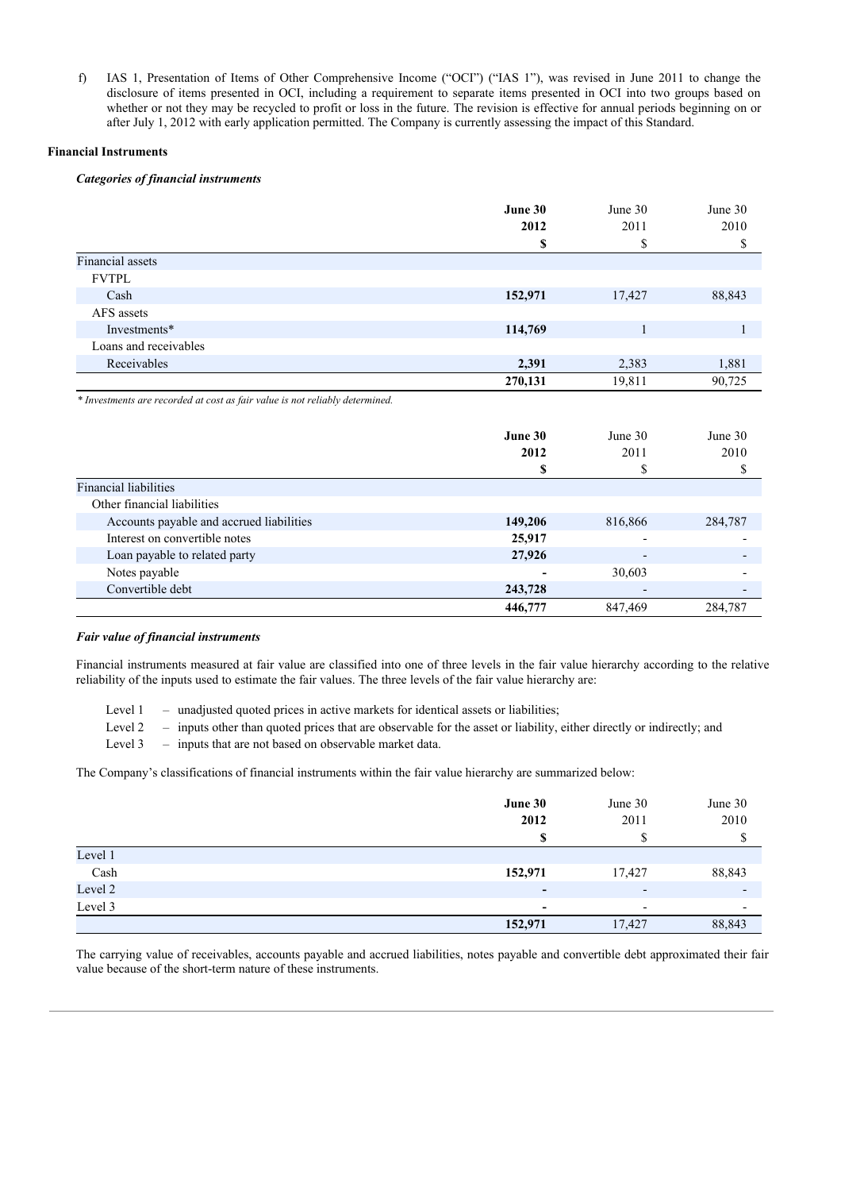f) IAS 1, Presentation of Items of Other Comprehensive Income ("OCI") ("IAS 1"), was revised in June 2011 to change the disclosure of items presented in OCI, including a requirement to separate items presented in OCI into two groups based on whether or not they may be recycled to profit or loss in the future. The revision is effective for annual periods beginning on or after July 1, 2012 with early application permitted. The Company is currently assessing the impact of this Standard.

**Financial Instruments**

***Categories of financial instruments***

| | **June 30 2012 $** | June 30 2011 $ | June 30 2010 $ |
|---|---|---|---|
| Financial assets | | | |
| FVTPL | | | |
| Cash | **152,971** | 17,427 | 88,843 |
| AFS assets | | | |
| Investments* | **114,769** | 1 | 1 |
| Loans and receivables | | | |
| Receivables | **2,391** | 2,383 | 1,881 |
| | **270,131** | 19,811 | 90,725 |

*\* Investments are recorded at cost as fair value is not reliably determined.*

| | **June 30 2012 $** | June 30 2011 $ | June 30 2010 $ |
|---|---|---|---|
| Financial liabilities | | | |
| Other financial liabilities | | | |
| Accounts payable and accrued liabilities | **149,206** | 816,866 | 284,787 |
| Interest on convertible notes | **25,917** | - | - |
| Loan payable to related party | **27,926** | - | - |
| Notes payable | **-** | 30,603 | - |
| Convertible debt | **243,728** | - | - |
| | **446,777** | 847,469 | 284,787 |

***Fair value of financial instruments***

Financial instruments measured at fair value are classified into one of three levels in the fair value hierarchy according to the relative reliability of the inputs used to estimate the fair values. The three levels of the fair value hierarchy are:

- Level 1 – unadjusted quoted prices in active markets for identical assets or liabilities;
- Level 2 – inputs other than quoted prices that are observable for the asset or liability, either directly or indirectly; and
- Level 3 – inputs that are not based on observable market data.

The Company's classifications of financial instruments within the fair value hierarchy are summarized below:

| | **June 30 2012 $** | June 30 2011 $ | June 30 2010 $ |
|---|---|---|---|
| Level 1 | | | |
| Cash | **152,971** | 17,427 | 88,843 |
| Level 2 | **-** | - | - |
| Level 3 | **-** | - | - |
| | **152,971** | 17,427 | 88,843 |

The carrying value of receivables, accounts payable and accrued liabilities, notes payable and convertible debt approximated their fair value because of the short-term nature of these instruments.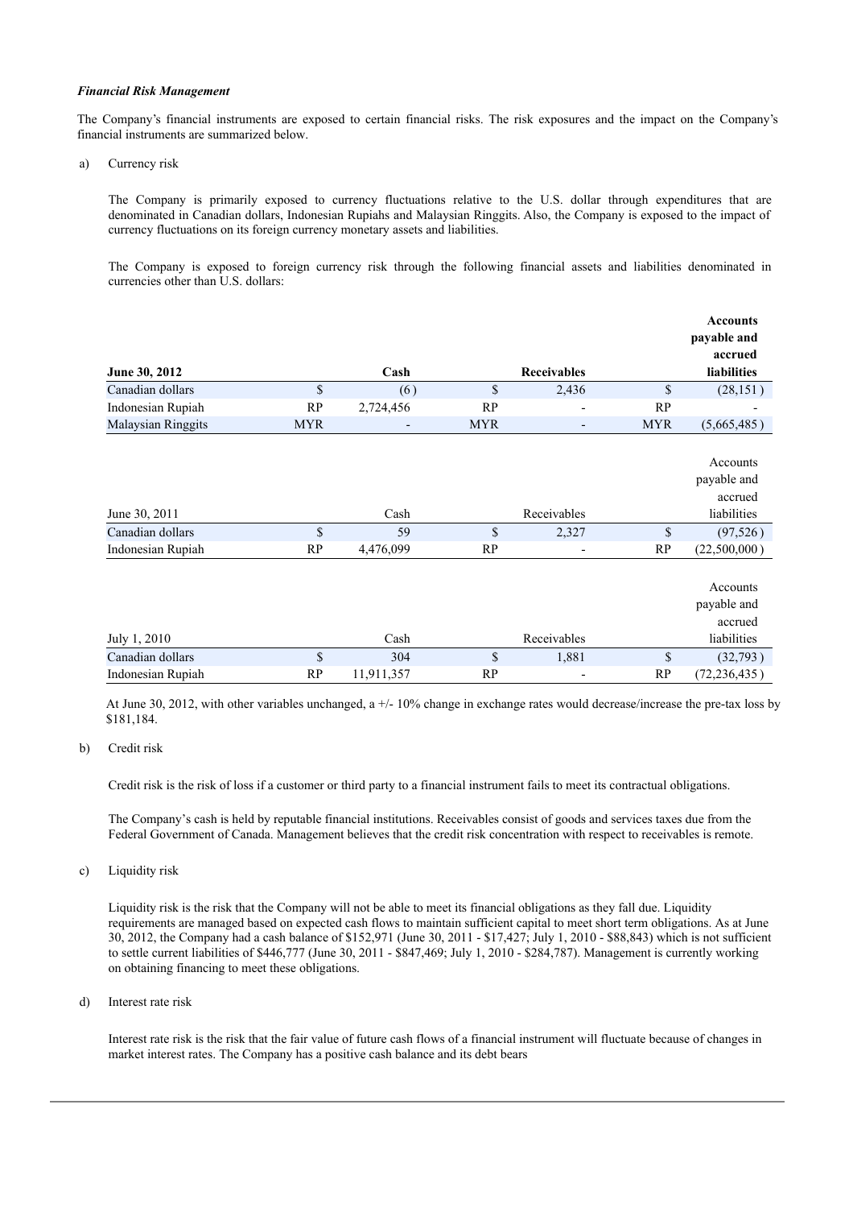***Financial Risk Management***

The Company's financial instruments are exposed to certain financial risks. The risk exposures and the impact on the Company's financial instruments are summarized below.

a) Currency risk

The Company is primarily exposed to currency fluctuations relative to the U.S. dollar through expenditures that are denominated in Canadian dollars, Indonesian Rupiahs and Malaysian Ringgits. Also, the Company is exposed to the impact of currency fluctuations on its foreign currency monetary assets and liabilities.

The Company is exposed to foreign currency risk through the following financial assets and liabilities denominated in currencies other than U.S. dollars:

| **June 30, 2012** | | **Cash** | | **Receivables** | | **Accounts payable and accrued liabilities** |
|---|---|---|---|---|---|---|
| Canadian dollars | $ | (6) | $ | 2,436 | $ | (28,151) |
| Indonesian Rupiah | RP | 2,724,456 | RP | - | RP | - |
| Malaysian Ringgits | MYR | - | MYR | - | MYR | (5,665,485) |

| June 30, 2011 | | Cash | | Receivables | | Accounts payable and accrued liabilities |
|---|---|---|---|---|---|---|
| Canadian dollars | $ | 59 | $ | 2,327 | $ | (97,526) |
| Indonesian Rupiah | RP | 4,476,099 | RP | - | RP | (22,500,000) |

| July 1, 2010 | | Cash | | Receivables | | Accounts payable and accrued liabilities |
|---|---|---|---|---|---|---|
| Canadian dollars | $ | 304 | $ | 1,881 | $ | (32,793) |
| Indonesian Rupiah | RP | 11,911,357 | RP | - | RP | (72,236,435) |

At June 30, 2012, with other variables unchanged, a +/- 10% change in exchange rates would decrease/increase the pre-tax loss by $181,184.

b) Credit risk

Credit risk is the risk of loss if a customer or third party to a financial instrument fails to meet its contractual obligations.

The Company's cash is held by reputable financial institutions. Receivables consist of goods and services taxes due from the Federal Government of Canada. Management believes that the credit risk concentration with respect to receivables is remote.

c) Liquidity risk

Liquidity risk is the risk that the Company will not be able to meet its financial obligations as they fall due. Liquidity requirements are managed based on expected cash flows to maintain sufficient capital to meet short term obligations. As at June 30, 2012, the Company had a cash balance of $152,971 (June 30, 2011 - $17,427; July 1, 2010 - $88,843) which is not sufficient to settle current liabilities of $446,777 (June 30, 2011 - $847,469; July 1, 2010 - $284,787). Management is currently working on obtaining financing to meet these obligations.

d) Interest rate risk

Interest rate risk is the risk that the fair value of future cash flows of a financial instrument will fluctuate because of changes in market interest rates. The Company has a positive cash balance and its debt bears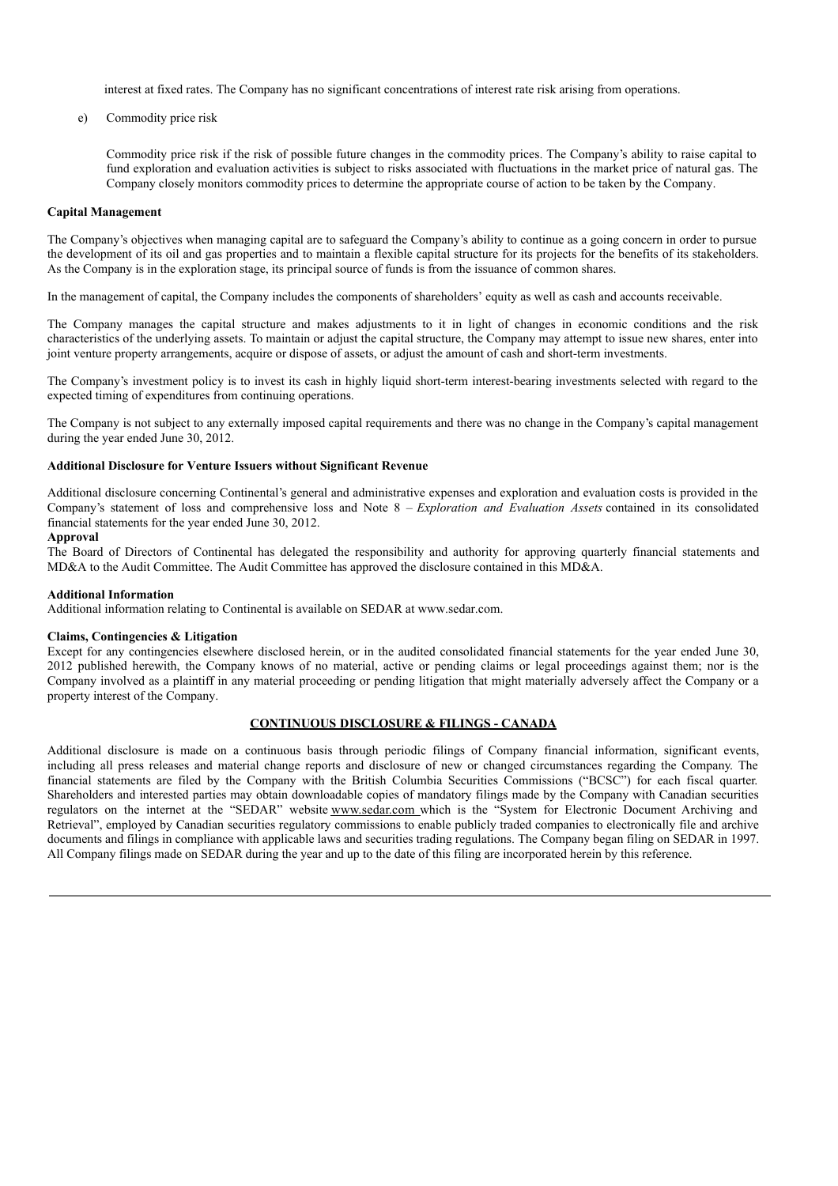interest at fixed rates. The Company has no significant concentrations of interest rate risk arising from operations.

e) Commodity price risk

Commodity price risk if the risk of possible future changes in the commodity prices. The Company's ability to raise capital to fund exploration and evaluation activities is subject to risks associated with fluctuations in the market price of natural gas. The Company closely monitors commodity prices to determine the appropriate course of action to be taken by the Company.

**Capital Management**

The Company's objectives when managing capital are to safeguard the Company's ability to continue as a going concern in order to pursue the development of its oil and gas properties and to maintain a flexible capital structure for its projects for the benefits of its stakeholders. As the Company is in the exploration stage, its principal source of funds is from the issuance of common shares.

In the management of capital, the Company includes the components of shareholders' equity as well as cash and accounts receivable.

The Company manages the capital structure and makes adjustments to it in light of changes in economic conditions and the risk characteristics of the underlying assets. To maintain or adjust the capital structure, the Company may attempt to issue new shares, enter into joint venture property arrangements, acquire or dispose of assets, or adjust the amount of cash and short-term investments.

The Company's investment policy is to invest its cash in highly liquid short-term interest-bearing investments selected with regard to the expected timing of expenditures from continuing operations.

The Company is not subject to any externally imposed capital requirements and there was no change in the Company's capital management during the year ended June 30, 2012.

**Additional Disclosure for Venture Issuers without Significant Revenue**

Additional disclosure concerning Continental's general and administrative expenses and exploration and evaluation costs is provided in the Company's statement of loss and comprehensive loss and Note 8 – *Exploration and Evaluation Assets* contained in its consolidated financial statements for the year ended June 30, 2012.

**Approval**

The Board of Directors of Continental has delegated the responsibility and authority for approving quarterly financial statements and MD&A to the Audit Committee. The Audit Committee has approved the disclosure contained in this MD&A.

**Additional Information**

Additional information relating to Continental is available on SEDAR at www.sedar.com.

**Claims, Contingencies & Litigation**

Except for any contingencies elsewhere disclosed herein, or in the audited consolidated financial statements for the year ended June 30, 2012 published herewith, the Company knows of no material, active or pending claims or legal proceedings against them; nor is the Company involved as a plaintiff in any material proceeding or pending litigation that might materially adversely affect the Company or a property interest of the Company.

**CONTINUOUS DISCLOSURE & FILINGS - CANADA**

Additional disclosure is made on a continuous basis through periodic filings of Company financial information, significant events, including all press releases and material change reports and disclosure of new or changed circumstances regarding the Company. The financial statements are filed by the Company with the British Columbia Securities Commissions ("BCSC") for each fiscal quarter. Shareholders and interested parties may obtain downloadable copies of mandatory filings made by the Company with Canadian securities regulators on the internet at the "SEDAR" website www.sedar.com which is the "System for Electronic Document Archiving and Retrieval", employed by Canadian securities regulatory commissions to enable publicly traded companies to electronically file and archive documents and filings in compliance with applicable laws and securities trading regulations. The Company began filing on SEDAR in 1997. All Company filings made on SEDAR during the year and up to the date of this filing are incorporated herein by this reference.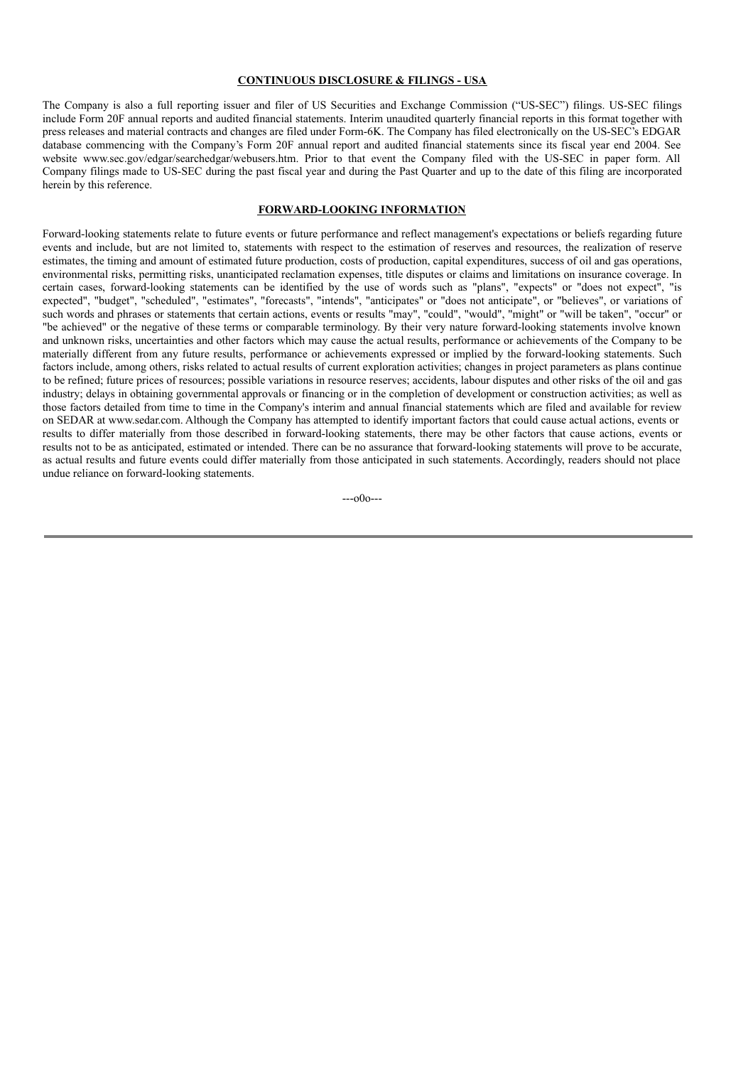## CONTINUOUS DISCLOSURE & FILINGS - USA

The Company is also a full reporting issuer and filer of US Securities and Exchange Commission ("US-SEC") filings. US-SEC filings include Form 20F annual reports and audited financial statements. Interim unaudited quarterly financial reports in this format together with press releases and material contracts and changes are filed under Form-6K. The Company has filed electronically on the US-SEC's EDGAR database commencing with the Company's Form 20F annual report and audited financial statements since its fiscal year end 2004. See website www.sec.gov/edgar/searchedgar/webusers.htm. Prior to that event the Company filed with the US-SEC in paper form. All Company filings made to US-SEC during the past fiscal year and during the Past Quarter and up to the date of this filing are incorporated herein by this reference.

## FORWARD-LOOKING INFORMATION

Forward-looking statements relate to future events or future performance and reflect management's expectations or beliefs regarding future events and include, but are not limited to, statements with respect to the estimation of reserves and resources, the realization of reserve estimates, the timing and amount of estimated future production, costs of production, capital expenditures, success of oil and gas operations, environmental risks, permitting risks, unanticipated reclamation expenses, title disputes or claims and limitations on insurance coverage. In certain cases, forward-looking statements can be identified by the use of words such as "plans", "expects" or "does not expect", "is expected", "budget", "scheduled", "estimates", "forecasts", "intends", "anticipates" or "does not anticipate", or "believes", or variations of such words and phrases or statements that certain actions, events or results "may", "could", "would", "might" or "will be taken", "occur" or "be achieved" or the negative of these terms or comparable terminology. By their very nature forward-looking statements involve known and unknown risks, uncertainties and other factors which may cause the actual results, performance or achievements of the Company to be materially different from any future results, performance or achievements expressed or implied by the forward-looking statements. Such factors include, among others, risks related to actual results of current exploration activities; changes in project parameters as plans continue to be refined; future prices of resources; possible variations in resource reserves; accidents, labour disputes and other risks of the oil and gas industry; delays in obtaining governmental approvals or financing or in the completion of development or construction activities; as well as those factors detailed from time to time in the Company's interim and annual financial statements which are filed and available for review on SEDAR at www.sedar.com. Although the Company has attempted to identify important factors that could cause actual actions, events or results to differ materially from those described in forward-looking statements, there may be other factors that cause actions, events or results not to be as anticipated, estimated or intended. There can be no assurance that forward-looking statements will prove to be accurate, as actual results and future events could differ materially from those anticipated in such statements. Accordingly, readers should not place undue reliance on forward-looking statements.

---o0o---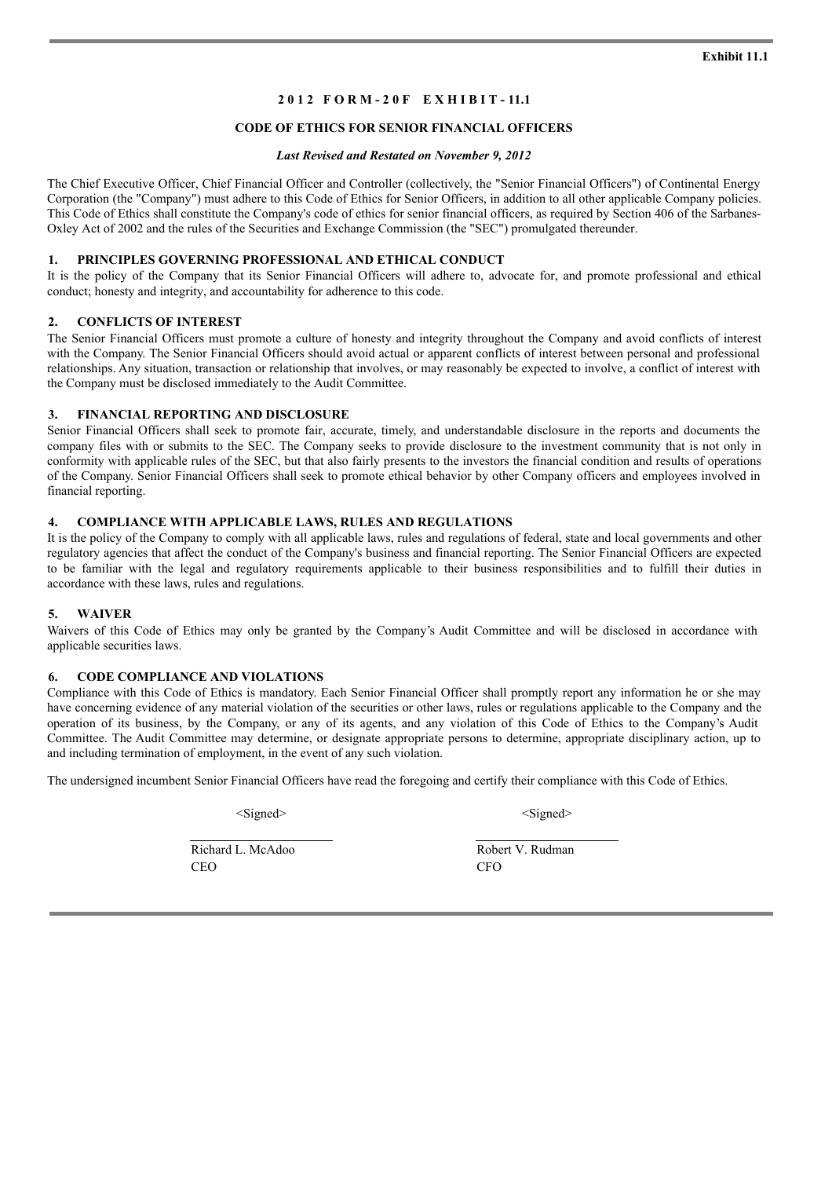**Exhibit 11.1**

## 2012 FORM-20F EXHIBIT-11.1

## CODE OF ETHICS FOR SENIOR FINANCIAL OFFICERS

***Last Revised and Restated on November 9, 2012***

The Chief Executive Officer, Chief Financial Officer and Controller (collectively, the "Senior Financial Officers") of Continental Energy Corporation (the "Company") must adhere to this Code of Ethics for Senior Officers, in addition to all other applicable Company policies. This Code of Ethics shall constitute the Company's code of ethics for senior financial officers, as required by Section 406 of the Sarbanes-Oxley Act of 2002 and the rules of the Securities and Exchange Commission (the "SEC") promulgated thereunder.

### 1. PRINCIPLES GOVERNING PROFESSIONAL AND ETHICAL CONDUCT

It is the policy of the Company that its Senior Financial Officers will adhere to, advocate for, and promote professional and ethical conduct; honesty and integrity, and accountability for adherence to this code.

### 2. CONFLICTS OF INTEREST

The Senior Financial Officers must promote a culture of honesty and integrity throughout the Company and avoid conflicts of interest with the Company. The Senior Financial Officers should avoid actual or apparent conflicts of interest between personal and professional relationships. Any situation, transaction or relationship that involves, or may reasonably be expected to involve, a conflict of interest with the Company must be disclosed immediately to the Audit Committee.

### 3. FINANCIAL REPORTING AND DISCLOSURE

Senior Financial Officers shall seek to promote fair, accurate, timely, and understandable disclosure in the reports and documents the company files with or submits to the SEC. The Company seeks to provide disclosure to the investment community that is not only in conformity with applicable rules of the SEC, but that also fairly presents to the investors the financial condition and results of operations of the Company. Senior Financial Officers shall seek to promote ethical behavior by other Company officers and employees involved in financial reporting.

### 4. COMPLIANCE WITH APPLICABLE LAWS, RULES AND REGULATIONS

It is the policy of the Company to comply with all applicable laws, rules and regulations of federal, state and local governments and other regulatory agencies that affect the conduct of the Company's business and financial reporting. The Senior Financial Officers are expected to be familiar with the legal and regulatory requirements applicable to their business responsibilities and to fulfill their duties in accordance with these laws, rules and regulations.

### 5. WAIVER

Waivers of this Code of Ethics may only be granted by the Company's Audit Committee and will be disclosed in accordance with applicable securities laws.

### 6. CODE COMPLIANCE AND VIOLATIONS

Compliance with this Code of Ethics is mandatory. Each Senior Financial Officer shall promptly report any information he or she may have concerning evidence of any material violation of the securities or other laws, rules or regulations applicable to the Company and the operation of its business, by the Company, or any of its agents, and any violation of this Code of Ethics to the Company's Audit Committee. The Audit Committee may determine, or designate appropriate persons to determine, appropriate disciplinary action, up to and including termination of employment, in the event of any such violation.

The undersigned incumbent Senior Financial Officers have read the foregoing and certify their compliance with this Code of Ethics.

| <Signed> | <Signed> |
|---|---|
| Richard L. McAdoo | Robert V. Rudman |
| CEO | CFO |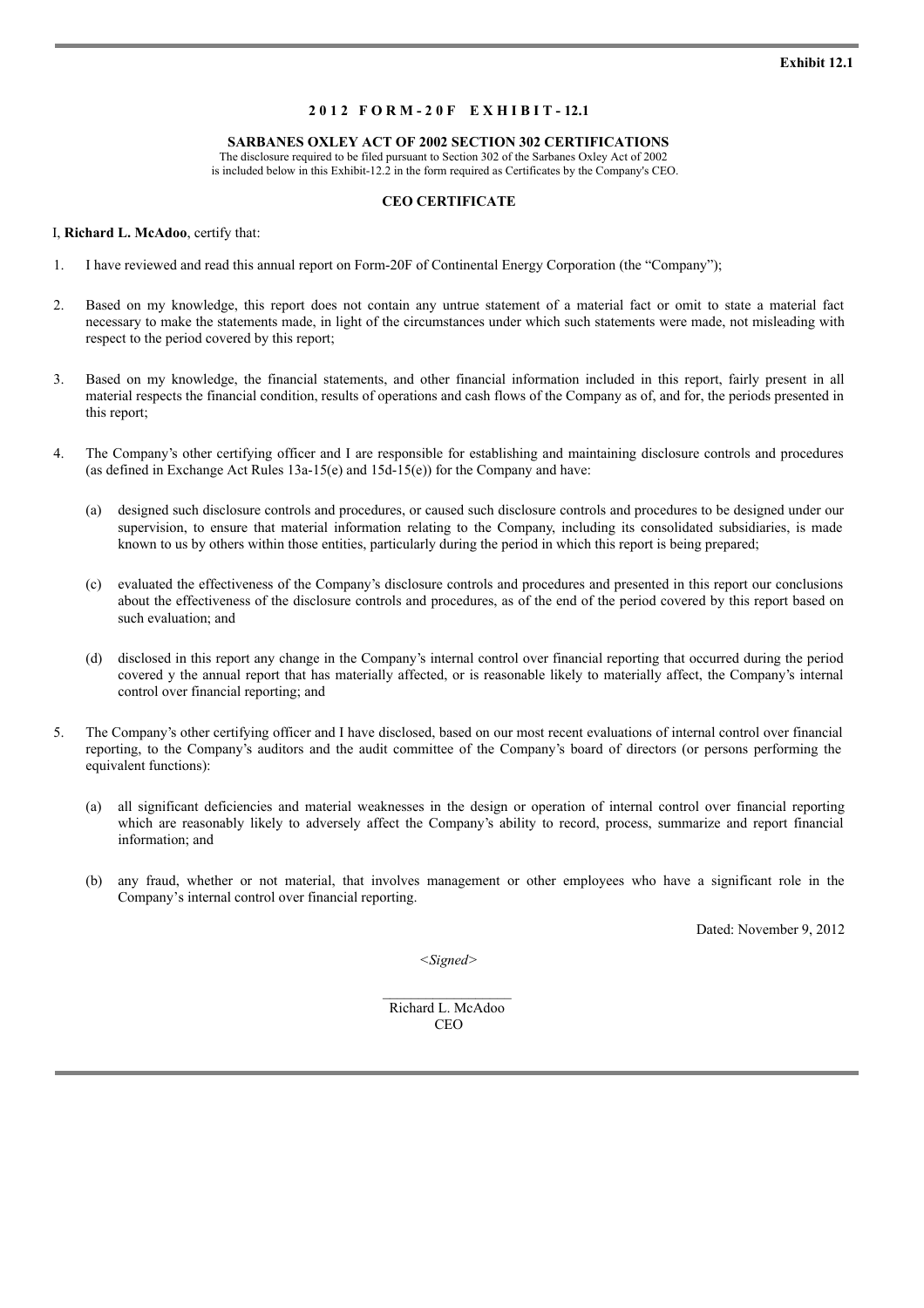**Exhibit 12.1**

**2012 FORM-20F EXHIBIT-12.1**

**SARBANES OXLEY ACT OF 2002 SECTION 302 CERTIFICATIONS**

The disclosure required to be filed pursuant to Section 302 of the Sarbanes Oxley Act of 2002 is included below in this Exhibit-12.2 in the form required as Certificates by the Company's CEO.

**CEO CERTIFICATE**

I, **Richard L. McAdoo**, certify that:

1. I have reviewed and read this annual report on Form-20F of Continental Energy Corporation (the "Company");

2. Based on my knowledge, this report does not contain any untrue statement of a material fact or omit to state a material fact necessary to make the statements made, in light of the circumstances under which such statements were made, not misleading with respect to the period covered by this report;

3. Based on my knowledge, the financial statements, and other financial information included in this report, fairly present in all material respects the financial condition, results of operations and cash flows of the Company as of, and for, the periods presented in this report;

4. The Company's other certifying officer and I are responsible for establishing and maintaining disclosure controls and procedures (as defined in Exchange Act Rules 13a-15(e) and 15d-15(e)) for the Company and have:

   (a) designed such disclosure controls and procedures, or caused such disclosure controls and procedures to be designed under our supervision, to ensure that material information relating to the Company, including its consolidated subsidiaries, is made known to us by others within those entities, particularly during the period in which this report is being prepared;

   (c) evaluated the effectiveness of the Company's disclosure controls and procedures and presented in this report our conclusions about the effectiveness of the disclosure controls and procedures, as of the end of the period covered by this report based on such evaluation; and

   (d) disclosed in this report any change in the Company's internal control over financial reporting that occurred during the period covered y the annual report that has materially affected, or is reasonable likely to materially affect, the Company's internal control over financial reporting; and

5. The Company's other certifying officer and I have disclosed, based on our most recent evaluations of internal control over financial reporting, to the Company's auditors and the audit committee of the Company's board of directors (or persons performing the equivalent functions):

   (a) all significant deficiencies and material weaknesses in the design or operation of internal control over financial reporting which are reasonably likely to adversely affect the Company's ability to record, process, summarize and report financial information; and

   (b) any fraud, whether or not material, that involves management or other employees who have a significant role in the Company's internal control over financial reporting.

Dated: November 9, 2012

*<Signed>*

Richard L. McAdoo
CEO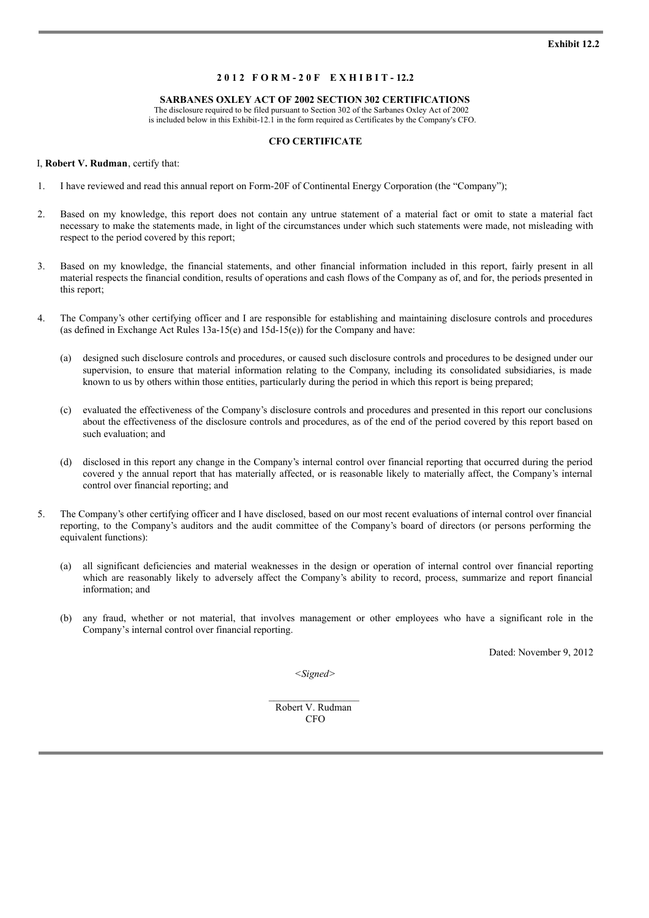**Exhibit 12.2**

## 2012 FORM-20F EXHIBIT-12.2

### SARBANES OXLEY ACT OF 2002 SECTION 302 CERTIFICATIONS

The disclosure required to be filed pursuant to Section 302 of the Sarbanes Oxley Act of 2002 is included below in this Exhibit-12.1 in the form required as Certificates by the Company's CFO.

### CFO CERTIFICATE

I, **Robert V. Rudman**, certify that:

1. I have reviewed and read this annual report on Form-20F of Continental Energy Corporation (the "Company");

2. Based on my knowledge, this report does not contain any untrue statement of a material fact or omit to state a material fact necessary to make the statements made, in light of the circumstances under which such statements were made, not misleading with respect to the period covered by this report;

3. Based on my knowledge, the financial statements, and other financial information included in this report, fairly present in all material respects the financial condition, results of operations and cash flows of the Company as of, and for, the periods presented in this report;

4. The Company's other certifying officer and I are responsible for establishing and maintaining disclosure controls and procedures (as defined in Exchange Act Rules 13a-15(e) and 15d-15(e)) for the Company and have:

   (a) designed such disclosure controls and procedures, or caused such disclosure controls and procedures to be designed under our supervision, to ensure that material information relating to the Company, including its consolidated subsidiaries, is made known to us by others within those entities, particularly during the period in which this report is being prepared;

   (c) evaluated the effectiveness of the Company's disclosure controls and procedures and presented in this report our conclusions about the effectiveness of the disclosure controls and procedures, as of the end of the period covered by this report based on such evaluation; and

   (d) disclosed in this report any change in the Company's internal control over financial reporting that occurred during the period covered y the annual report that has materially affected, or is reasonable likely to materially affect, the Company's internal control over financial reporting; and

5. The Company's other certifying officer and I have disclosed, based on our most recent evaluations of internal control over financial reporting, to the Company's auditors and the audit committee of the Company's board of directors (or persons performing the equivalent functions):

   (a) all significant deficiencies and material weaknesses in the design or operation of internal control over financial reporting which are reasonably likely to adversely affect the Company's ability to record, process, summarize and report financial information; and

   (b) any fraud, whether or not material, that involves management or other employees who have a significant role in the Company's internal control over financial reporting.

Dated: November 9, 2012

*<Signed>*

\_\_\_\_\_\_\_\_\_\_\_\_\_\_\_\_\_\_

Robert V. Rudman
CFO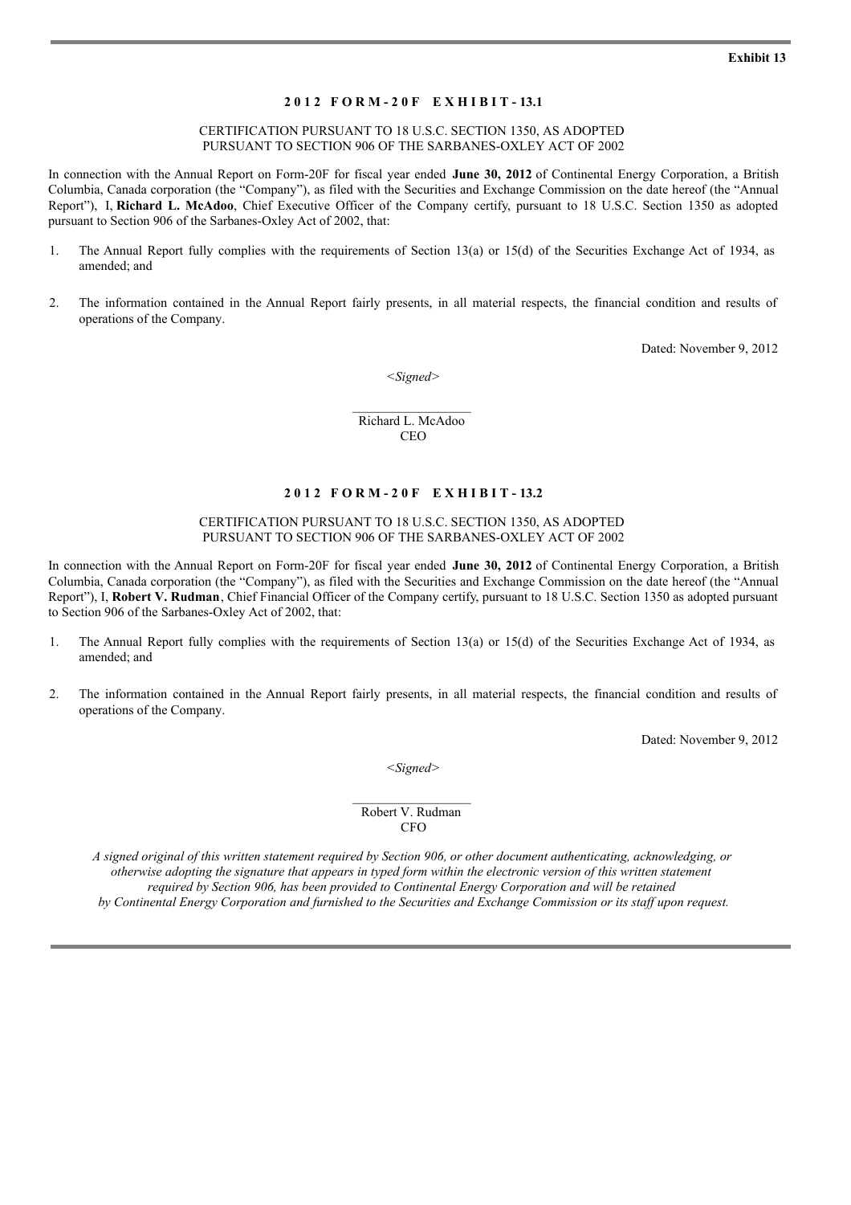**Exhibit 13**

## 2012 FORM-20F EXHIBIT-13.1

CERTIFICATION PURSUANT TO 18 U.S.C. SECTION 1350, AS ADOPTED PURSUANT TO SECTION 906 OF THE SARBANES-OXLEY ACT OF 2002

In connection with the Annual Report on Form-20F for fiscal year ended **June 30, 2012** of Continental Energy Corporation, a British Columbia, Canada corporation (the "Company"), as filed with the Securities and Exchange Commission on the date hereof (the "Annual Report"), I, **Richard L. McAdoo**, Chief Executive Officer of the Company certify, pursuant to 18 U.S.C. Section 1350 as adopted pursuant to Section 906 of the Sarbanes-Oxley Act of 2002, that:

1. The Annual Report fully complies with the requirements of Section 13(a) or 15(d) of the Securities Exchange Act of 1934, as amended; and
2. The information contained in the Annual Report fairly presents, in all material respects, the financial condition and results of operations of the Company.

Dated: November 9, 2012

*<Signed>*

Richard L. McAdoo
CEO

## 2012 FORM-20F EXHIBIT-13.2

CERTIFICATION PURSUANT TO 18 U.S.C. SECTION 1350, AS ADOPTED PURSUANT TO SECTION 906 OF THE SARBANES-OXLEY ACT OF 2002

In connection with the Annual Report on Form-20F for fiscal year ended **June 30, 2012** of Continental Energy Corporation, a British Columbia, Canada corporation (the "Company"), as filed with the Securities and Exchange Commission on the date hereof (the "Annual Report"), I, **Robert V. Rudman**, Chief Financial Officer of the Company certify, pursuant to 18 U.S.C. Section 1350 as adopted pursuant to Section 906 of the Sarbanes-Oxley Act of 2002, that:

1. The Annual Report fully complies with the requirements of Section 13(a) or 15(d) of the Securities Exchange Act of 1934, as amended; and
2. The information contained in the Annual Report fairly presents, in all material respects, the financial condition and results of operations of the Company.

Dated: November 9, 2012

*<Signed>*

Robert V. Rudman
CFO

*A signed original of this written statement required by Section 906, or other document authenticating, acknowledging, or otherwise adopting the signature that appears in typed form within the electronic version of this written statement required by Section 906, has been provided to Continental Energy Corporation and will be retained by Continental Energy Corporation and furnished to the Securities and Exchange Commission or its staff upon request.*